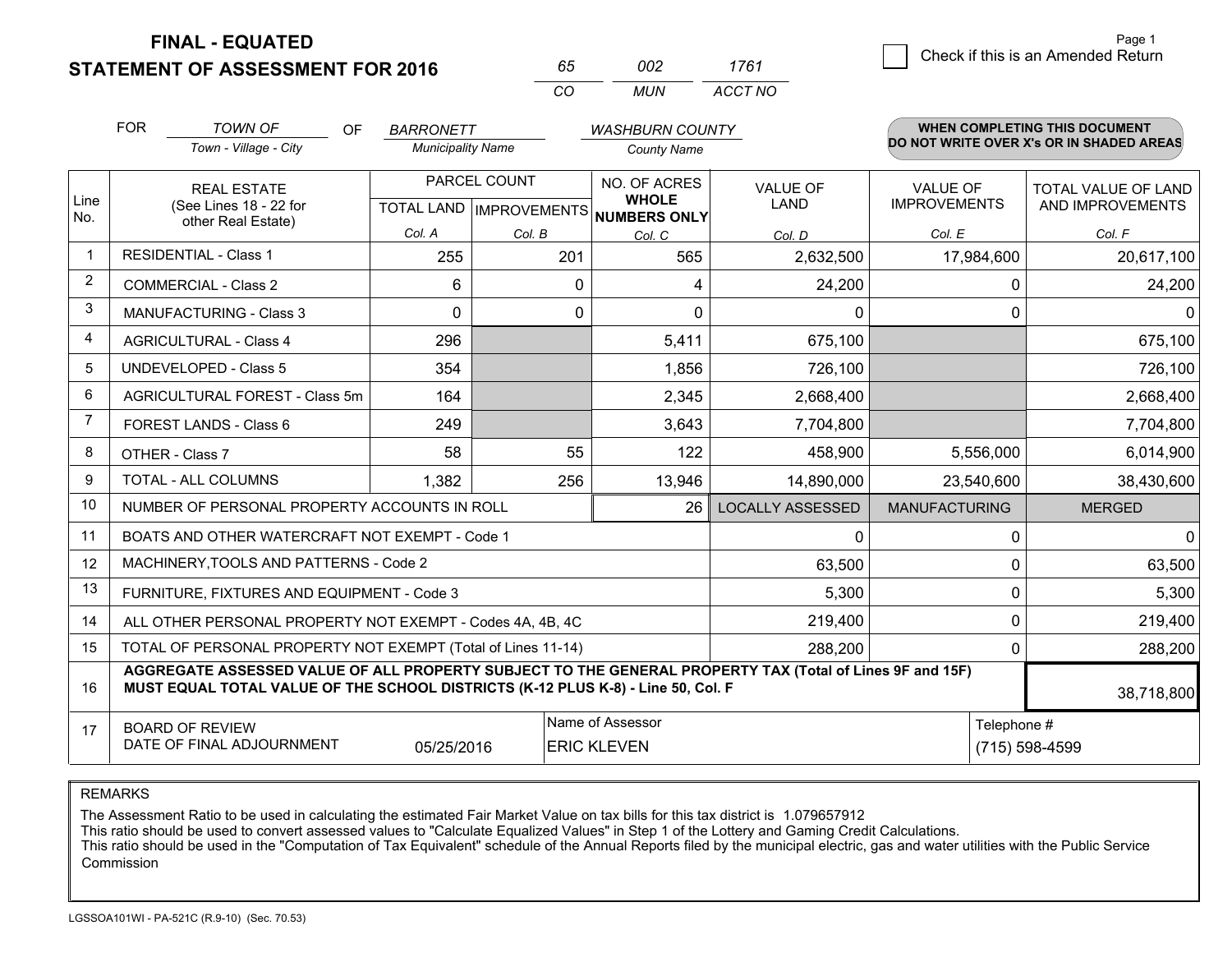# FINAL - EQUATED
# STATEMENT OF ASSESSMENT FOR 2016

| 65 | 002 | 1761 |
|---|---|---|
| CO | MUN | ACCT NO |

Page 1

☐ Check if this is an Amended Return

FOR *TOWN OF* (Town - Village - City) OF *BARRONETT* (Municipality Name) *WASHBURN COUNTY* (County Name)

**WHEN COMPLETING THIS DOCUMENT DO NOT WRITE OVER X's OR IN SHADED AREAS**

| Line No. | REAL ESTATE (See Lines 18 - 22 for other Real Estate) | PARCEL COUNT TOTAL LAND Col. A | PARCEL COUNT IMPROVEMENTS Col. B | NO. OF ACRES WHOLE NUMBERS ONLY Col. C | VALUE OF LAND Col. D | VALUE OF IMPROVEMENTS Col. E | TOTAL VALUE OF LAND AND IMPROVEMENTS Col. F |
|---|---|---|---|---|---|---|---|
| 1 | RESIDENTIAL - Class 1 | 255 | 201 | 565 | 2,632,500 | 17,984,600 | 20,617,100 |
| 2 | COMMERCIAL - Class 2 | 6 | 0 | 4 | 24,200 | 0 | 24,200 |
| 3 | MANUFACTURING - Class 3 | 0 | 0 | 0 | 0 | 0 | 0 |
| 4 | AGRICULTURAL - Class 4 | 296 | | 5,411 | 675,100 | | 675,100 |
| 5 | UNDEVELOPED - Class 5 | 354 | | 1,856 | 726,100 | | 726,100 |
| 6 | AGRICULTURAL FOREST - Class 5m | 164 | | 2,345 | 2,668,400 | | 2,668,400 |
| 7 | FOREST LANDS - Class 6 | 249 | | 3,643 | 7,704,800 | | 7,704,800 |
| 8 | OTHER - Class 7 | 58 | 55 | 122 | 458,900 | 5,556,000 | 6,014,900 |
| 9 | TOTAL - ALL COLUMNS | 1,382 | 256 | 13,946 | 14,890,000 | 23,540,600 | 38,430,600 |
| 10 | NUMBER OF PERSONAL PROPERTY ACCOUNTS IN ROLL | | | 26 | LOCALLY ASSESSED | MANUFACTURING | MERGED |
| 11 | BOATS AND OTHER WATERCRAFT NOT EXEMPT - Code 1 | | | | 0 | 0 | 0 |
| 12 | MACHINERY,TOOLS AND PATTERNS - Code 2 | | | | 63,500 | 0 | 63,500 |
| 13 | FURNITURE, FIXTURES AND EQUIPMENT - Code 3 | | | | 5,300 | 0 | 5,300 |
| 14 | ALL OTHER PERSONAL PROPERTY NOT EXEMPT - Codes 4A, 4B, 4C | | | | 219,400 | 0 | 219,400 |
| 15 | TOTAL OF PERSONAL PROPERTY NOT EXEMPT (Total of Lines 11-14) | | | | 288,200 | 0 | 288,200 |
| 16 | **AGGREGATE ASSESSED VALUE OF ALL PROPERTY SUBJECT TO THE GENERAL PROPERTY TAX (Total of Lines 9F and 15F) MUST EQUAL TOTAL VALUE OF THE SCHOOL DISTRICTS (K-12 PLUS K-8) - Line 50, Col. F** | | | | | | 38,718,800 |
| 17 | BOARD OF REVIEW DATE OF FINAL ADJOURNMENT | 05/25/2016 | Name of Assessor: ERIC KLEVEN | | | Telephone #: (715) 598-4599 | |

REMARKS

The Assessment Ratio to be used in calculating the estimated Fair Market Value on tax bills for this tax district is 1.079657912
This ratio should be used to convert assessed values to "Calculate Equalized Values" in Step 1 of the Lottery and Gaming Credit Calculations.
This ratio should be used in the "Computation of Tax Equivalent" schedule of the Annual Reports filed by the municipal electric, gas and water utilities with the Public Service Commission

LGSSOA101WI - PA-521C (R.9-10) (Sec. 70.53)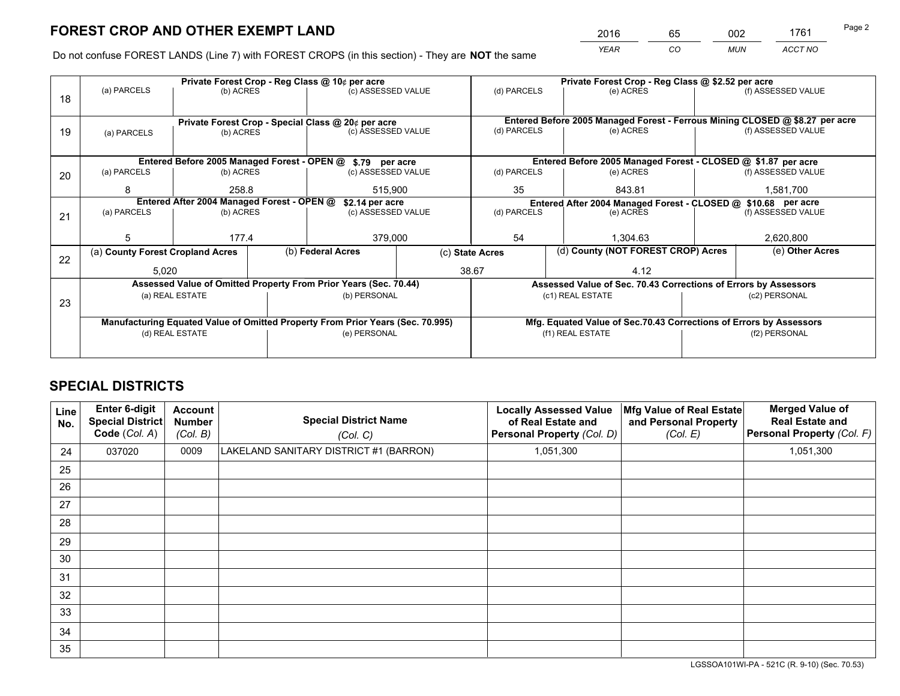# FOREST CROP AND OTHER EXEMPT LAND

| 2016 | 65 | 002 | 1761 |
|---|---|---|---|
| YEAR | CO | MUN | ACCT NO |

Do not confuse FOREST LANDS (Line 7) with FOREST CROPS (in this section) - They are **NOT** the same

| Line | | | | | | |
|---|---|---|---|---|---|---|
| 18 | Private Forest Crop - Reg Class @ 10¢ per acre | | | Private Forest Crop - Reg Class @ $2.52 per acre | | |
| | (a) PARCELS | (b) ACRES | (c) ASSESSED VALUE | (d) PARCELS | (e) ACRES | (f) ASSESSED VALUE |
| | | | | | | |
| 19 | Private Forest Crop - Special Class @ 20¢ per acre | | | Entered Before 2005 Managed Forest - Ferrous Mining CLOSED @ $8.27 per acre | | |
| | (a) PARCELS | (b) ACRES | (c) ASSESSED VALUE | (d) PARCELS | (e) ACRES | (f) ASSESSED VALUE |
| | | | | | | |
| 20 | Entered Before 2005 Managed Forest - OPEN @ $.79 per acre | | | Entered Before 2005 Managed Forest - CLOSED @ $1.87 per acre | | |
| | (a) PARCELS | (b) ACRES | (c) ASSESSED VALUE | (d) PARCELS | (e) ACRES | (f) ASSESSED VALUE |
| | 8 | 258.8 | 515,900 | 35 | 843.81 | 1,581,700 |
| 21 | Entered After 2004 Managed Forest - OPEN @ $2.14 per acre | | | Entered After 2004 Managed Forest - CLOSED @ $10.68 per acre | | |
| | (a) PARCELS | (b) ACRES | (c) ASSESSED VALUE | (d) PARCELS | (e) ACRES | (f) ASSESSED VALUE |
| | 5 | 177.4 | 379,000 | 54 | 1,304.63 | 2,620,800 |

| Line | (a) County Forest Cropland Acres | (b) Federal Acres | (c) State Acres | (d) County (NOT FOREST CROP) Acres | (e) Other Acres |
|---|---|---|---|---|---|
| 22 | 5,020 | | 38.67 | 4.12 | |

| Line | Assessed Value of Omitted Property From Prior Years (Sec. 70.44) | | Assessed Value of Sec. 70.43 Corrections of Errors by Assessors | |
|---|---|---|---|---|
| 23 | (a) REAL ESTATE | (b) PERSONAL | (c1) REAL ESTATE | (c2) PERSONAL |
| | | | | |
| | Manufacturing Equated Value of Omitted Property From Prior Years (Sec. 70.995) | | Mfg. Equated Value of Sec.70.43 Corrections of Errors by Assessors | |
| | (d) REAL ESTATE | (e) PERSONAL | (f1) REAL ESTATE | (f2) PERSONAL |
| | | | | |

# SPECIAL DISTRICTS

| Line No. | Enter 6-digit Special District Code (Col. A) | Account Number (Col. B) | Special District Name (Col. C) | Locally Assessed Value of Real Estate and Personal Property (Col. D) | Mfg Value of Real Estate and Personal Property (Col. E) | Merged Value of Real Estate and Personal Property (Col. F) |
|---|---|---|---|---|---|---|
| 24 | 037020 | 0009 | LAKELAND SANITARY DISTRICT #1 (BARRON) | 1,051,300 | | 1,051,300 |
| 25 | | | | | | |
| 26 | | | | | | |
| 27 | | | | | | |
| 28 | | | | | | |
| 29 | | | | | | |
| 30 | | | | | | |
| 31 | | | | | | |
| 32 | | | | | | |
| 33 | | | | | | |
| 34 | | | | | | |
| 35 | | | | | | |

LGSSOA101WI-PA - 521C (R. 9-10) (Sec. 70.53)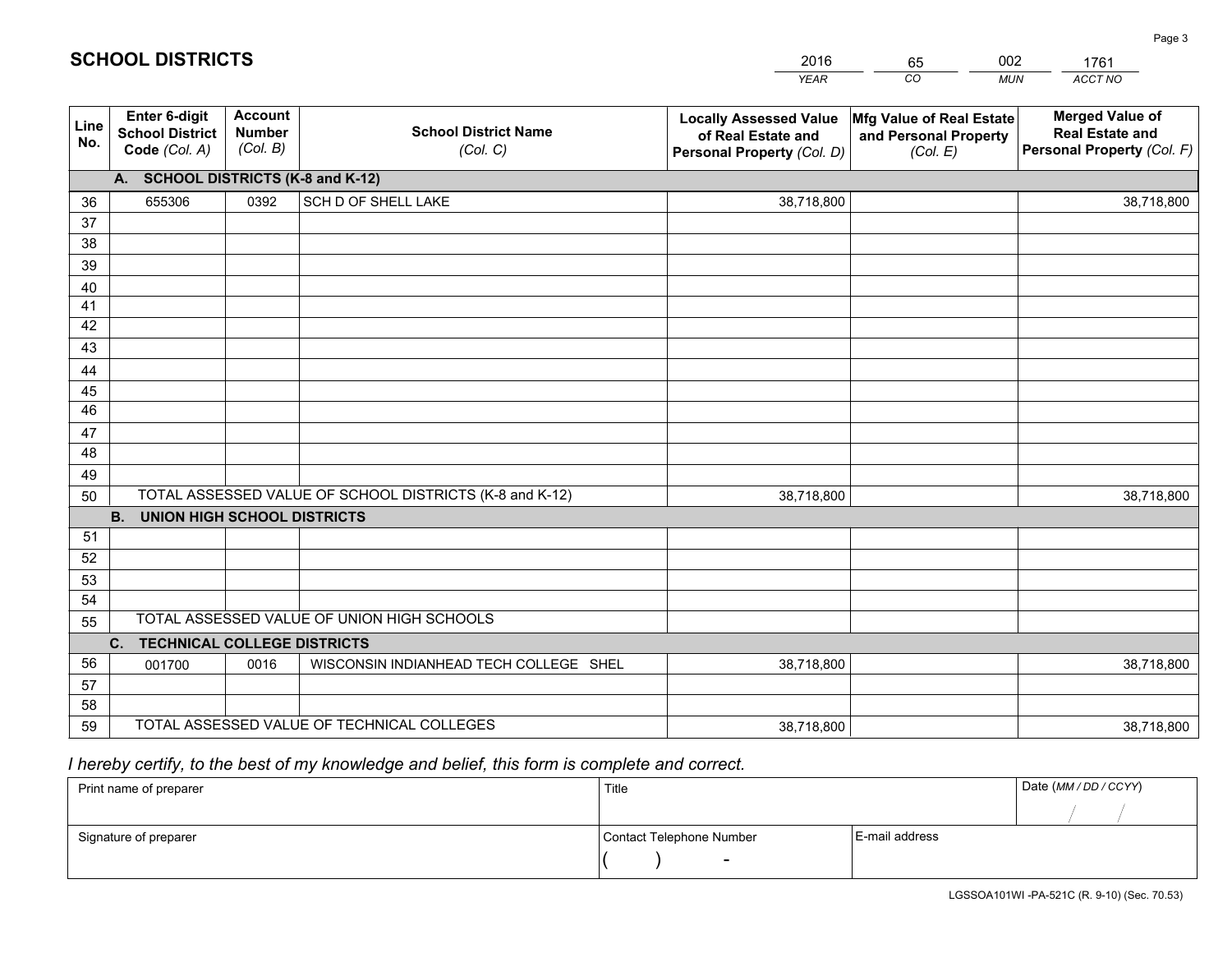# SCHOOL DISTRICTS

| 2016 | 65 | 002 | 1761 |
|---|---|---|---|
| *YEAR* | *CO* | *MUN* | *ACCT NO* |

| Line No. | Enter 6-digit School District Code *(Col. A)* | Account Number *(Col. B)* | School District Name *(Col. C)* | Locally Assessed Value of Real Estate and Personal Property *(Col. D)* | Mfg Value of Real Estate and Personal Property *(Col. E)* | Merged Value of Real Estate and Personal Property *(Col. F)* |
|---|---|---|---|---|---|---|
| **A.** | **SCHOOL DISTRICTS (K-8 and K-12)** | | | | | |
| 36 | 655306 | 0392 | SCH D OF SHELL LAKE | 38,718,800 | | 38,718,800 |
| 37 | | | | | | |
| 38 | | | | | | |
| 39 | | | | | | |
| 40 | | | | | | |
| 41 | | | | | | |
| 42 | | | | | | |
| 43 | | | | | | |
| 44 | | | | | | |
| 45 | | | | | | |
| 46 | | | | | | |
| 47 | | | | | | |
| 48 | | | | | | |
| 49 | | | | | | |
| 50 | TOTAL ASSESSED VALUE OF SCHOOL DISTRICTS (K-8 and K-12) | | | 38,718,800 | | 38,718,800 |
| **B.** | **UNION HIGH SCHOOL DISTRICTS** | | | | | |
| 51 | | | | | | |
| 52 | | | | | | |
| 53 | | | | | | |
| 54 | | | | | | |
| 55 | TOTAL ASSESSED VALUE OF UNION HIGH SCHOOLS | | | | | |
| **C.** | **TECHNICAL COLLEGE DISTRICTS** | | | | | |
| 56 | 001700 | 0016 | WISCONSIN INDIANHEAD TECH COLLEGE SHEL | 38,718,800 | | 38,718,800 |
| 57 | | | | | | |
| 58 | | | | | | |
| 59 | TOTAL ASSESSED VALUE OF TECHNICAL COLLEGES | | | 38,718,800 | | 38,718,800 |

*I hereby certify, to the best of my knowledge and belief, this form is complete and correct.*

| Print name of preparer | Title | | Date *(MM / DD / CCYY)* |
|---|---|---|---|
| | | | / / |
| Signature of preparer | Contact Telephone Number | E-mail address | |
| | ( ) - | | |

LGSSOA101WI -PA-521C (R. 9-10) (Sec. 70.53)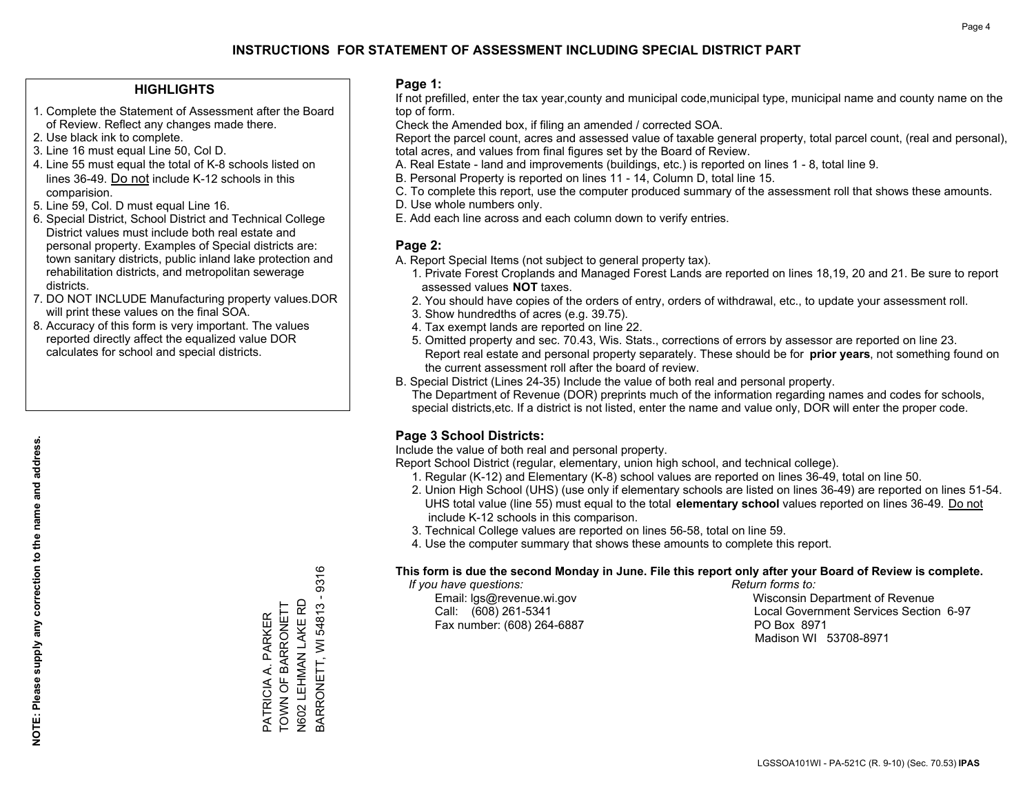# INSTRUCTIONS FOR STATEMENT OF ASSESSMENT INCLUDING SPECIAL DISTRICT PART

## HIGHLIGHTS

1. Complete the Statement of Assessment after the Board of Review. Reflect any changes made there.
2. Use black ink to complete.
3. Line 16 must equal Line 50, Col D.
4. Line 55 must equal the total of K-8 schools listed on lines 36-49. Do not include K-12 schools in this comparision.
5. Line 59, Col. D must equal Line 16.
6. Special District, School District and Technical College District values must include both real estate and personal property. Examples of Special districts are: town sanitary districts, public inland lake protection and rehabilitation districts, and metropolitan sewerage districts.
7. DO NOT INCLUDE Manufacturing property values.DOR will print these values on the final SOA.
8. Accuracy of this form is very important. The values reported directly affect the equalized value DOR calculates for school and special districts.

**NOTE: Please supply any correction to the name and address.**

PATRICIA A. PARKER
TOWN OF BARRONETT
N602 LEHMAN LAKE RD
BARRONETT, WI 54813 - 9316

## Page 1:

If not prefilled, enter the tax year,county and municipal code,municipal type, municipal name and county name on the top of form.

Check the Amended box, if filing an amended / corrected SOA.

Report the parcel count, acres and assessed value of taxable general property, total parcel count, (real and personal), total acres, and values from final figures set by the Board of Review.

A. Real Estate - land and improvements (buildings, etc.) is reported on lines 1 - 8, total line 9.
B. Personal Property is reported on lines 11 - 14, Column D, total line 15.
C. To complete this report, use the computer produced summary of the assessment roll that shows these amounts.
D. Use whole numbers only.
E. Add each line across and each column down to verify entries.

## Page 2:

A. Report Special Items (not subject to general property tax).
   1. Private Forest Croplands and Managed Forest Lands are reported on lines 18,19, 20 and 21. Be sure to report assessed values **NOT** taxes.
   2. You should have copies of the orders of entry, orders of withdrawal, etc., to update your assessment roll.
   3. Show hundredths of acres (e.g. 39.75).
   4. Tax exempt lands are reported on line 22.
   5. Omitted property and sec. 70.43, Wis. Stats., corrections of errors by assessor are reported on line 23. Report real estate and personal property separately. These should be for **prior years**, not something found on the current assessment roll after the board of review.
B. Special District (Lines 24-35) Include the value of both real and personal property.
   The Department of Revenue (DOR) preprints much of the information regarding names and codes for schools, special districts,etc. If a district is not listed, enter the name and value only, DOR will enter the proper code.

## Page 3 School Districts:

Include the value of both real and personal property.

Report School District (regular, elementary, union high school, and technical college).

1. Regular (K-12) and Elementary (K-8) school values are reported on lines 36-49, total on line 50.
2. Union High School (UHS) (use only if elementary schools are listed on lines 36-49) are reported on lines 51-54. UHS total value (line 55) must equal to the total **elementary school** values reported on lines 36-49. Do not include K-12 schools in this comparison.
3. Technical College values are reported on lines 56-58, total on line 59.
4. Use the computer summary that shows these amounts to complete this report.

**This form is due the second Monday in June. File this report only after your Board of Review is complete.**

*If you have questions:*
Email: lgs@revenue.wi.gov
Call: (608) 261-5341
Fax number: (608) 264-6887

*Return forms to:*
Wisconsin Department of Revenue
Local Government Services Section 6-97
PO Box 8971
Madison WI 53708-8971

LGSSOA101WI - PA-521C (R. 9-10) (Sec. 70.53) **IPAS**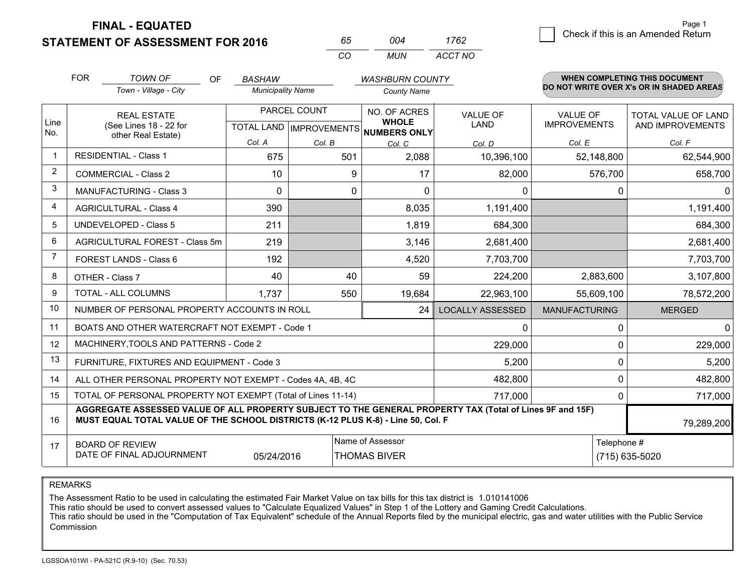# FINAL - EQUATED
## STATEMENT OF ASSESSMENT FOR 2016

| 65 | 004 | 1762 |
|---|---|---|
| CO | MUN | ACCT NO |

Check if this is an Amended Return

FOR *TOWN OF* (Town - Village - City) OF *BASHAW* (Municipality Name) *WASHBURN COUNTY* (County Name)

**WHEN COMPLETING THIS DOCUMENT DO NOT WRITE OVER X's OR IN SHADED AREAS**

| Line No. | REAL ESTATE (See Lines 18 - 22 for other Real Estate) | PARCEL COUNT TOTAL LAND Col. A | PARCEL COUNT IMPROVEMENTS Col. B | NO. OF ACRES WHOLE NUMBERS ONLY Col. C | VALUE OF LAND Col. D | VALUE OF IMPROVEMENTS Col. E | TOTAL VALUE OF LAND AND IMPROVEMENTS Col. F |
|---|---|---|---|---|---|---|---|
| 1 | RESIDENTIAL - Class 1 | 675 | 501 | 2,088 | 10,396,100 | 52,148,800 | 62,544,900 |
| 2 | COMMERCIAL - Class 2 | 10 | 9 | 17 | 82,000 | 576,700 | 658,700 |
| 3 | MANUFACTURING - Class 3 | 0 | 0 | 0 | 0 | 0 | 0 |
| 4 | AGRICULTURAL - Class 4 | 390 | | 8,035 | 1,191,400 | | 1,191,400 |
| 5 | UNDEVELOPED - Class 5 | 211 | | 1,819 | 684,300 | | 684,300 |
| 6 | AGRICULTURAL FOREST - Class 5m | 219 | | 3,146 | 2,681,400 | | 2,681,400 |
| 7 | FOREST LANDS - Class 6 | 192 | | 4,520 | 7,703,700 | | 7,703,700 |
| 8 | OTHER - Class 7 | 40 | 40 | 59 | 224,200 | 2,883,600 | 3,107,800 |
| 9 | TOTAL - ALL COLUMNS | 1,737 | 550 | 19,684 | 22,963,100 | 55,609,100 | 78,572,200 |
| 10 | NUMBER OF PERSONAL PROPERTY ACCOUNTS IN ROLL | | | 24 | LOCALLY ASSESSED | MANUFACTURING | MERGED |
| 11 | BOATS AND OTHER WATERCRAFT NOT EXEMPT - Code 1 | | | | 0 | 0 | 0 |
| 12 | MACHINERY,TOOLS AND PATTERNS - Code 2 | | | | 229,000 | 0 | 229,000 |
| 13 | FURNITURE, FIXTURES AND EQUIPMENT - Code 3 | | | | 5,200 | 0 | 5,200 |
| 14 | ALL OTHER PERSONAL PROPERTY NOT EXEMPT - Codes 4A, 4B, 4C | | | | 482,800 | 0 | 482,800 |
| 15 | TOTAL OF PERSONAL PROPERTY NOT EXEMPT (Total of Lines 11-14) | | | | 717,000 | 0 | 717,000 |
| 16 | **AGGREGATE ASSESSED VALUE OF ALL PROPERTY SUBJECT TO THE GENERAL PROPERTY TAX (Total of Lines 9F and 15F) MUST EQUAL TOTAL VALUE OF THE SCHOOL DISTRICTS (K-12 PLUS K-8) - Line 50, Col. F** | | | | | | 79,289,200 |
| 17 | BOARD OF REVIEW DATE OF FINAL ADJOURNMENT | 05/24/2016 | Name of Assessor | THOMAS BIVER | | Telephone # | (715) 635-5020 |

REMARKS

The Assessment Ratio to be used in calculating the estimated Fair Market Value on tax bills for this tax district is 1.010141006
This ratio should be used to convert assessed values to "Calculate Equalized Values" in Step 1 of the Lottery and Gaming Credit Calculations.
This ratio should be used in the "Computation of Tax Equivalent" schedule of the Annual Reports filed by the municipal electric, gas and water utilities with the Public Service Commission

LGSSOA101WI - PA-521C (R.9-10) (Sec. 70.53)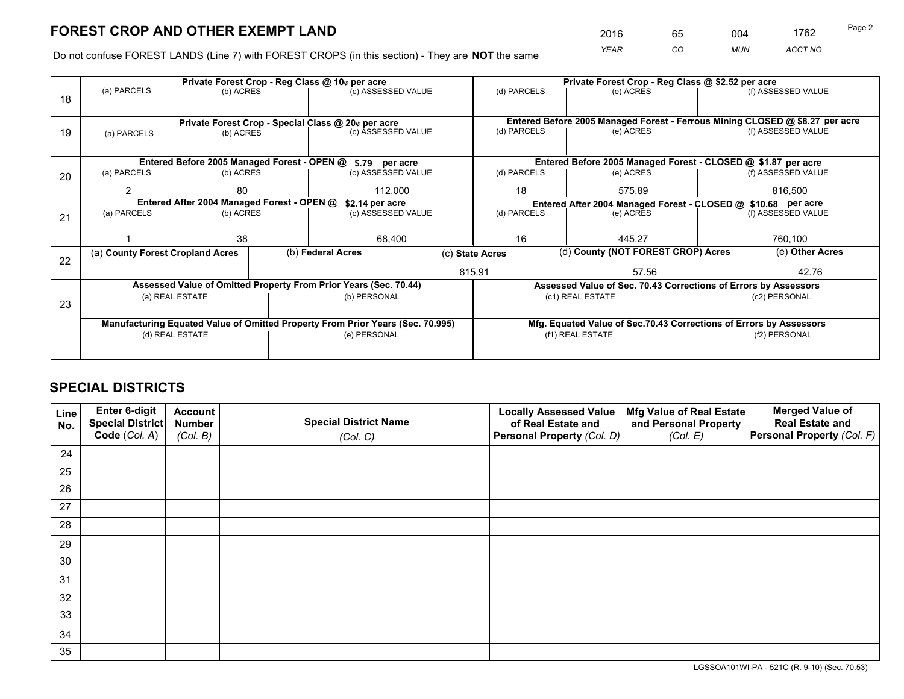# FOREST CROP AND OTHER EXEMPT LAND

| 2016 | 65 | 004 | 1762 |
|---|---|---|---|
| *YEAR* | *CO* | *MUN* | *ACCT NO* |

Do not confuse FOREST LANDS (Line 7) with FOREST CROPS (in this section) - They are **NOT** the same

| Line | Private Forest Crop - Reg Class @ 10¢ per acre | | | Private Forest Crop - Reg Class @ $2.52 per acre | | |
|---|---|---|---|---|---|---|
| 18 | (a) PARCELS | (b) ACRES | (c) ASSESSED VALUE | (d) PARCELS | (e) ACRES | (f) ASSESSED VALUE |
| | | | | | | |
| | **Private Forest Crop - Special Class @ 20¢ per acre** | | | **Entered Before 2005 Managed Forest - Ferrous Mining CLOSED @ $8.27 per acre** | | |
| 19 | (a) PARCELS | (b) ACRES | (c) ASSESSED VALUE | (d) PARCELS | (e) ACRES | (f) ASSESSED VALUE |
| | | | | | | |
| | **Entered Before 2005 Managed Forest - OPEN @ $.79 per acre** | | | **Entered Before 2005 Managed Forest - CLOSED @ $1.87 per acre** | | |
| 20 | (a) PARCELS | (b) ACRES | (c) ASSESSED VALUE | (d) PARCELS | (e) ACRES | (f) ASSESSED VALUE |
| | 2 | 80 | 112,000 | 18 | 575.89 | 816,500 |
| | **Entered After 2004 Managed Forest - OPEN @ $2.14 per acre** | | | **Entered After 2004 Managed Forest - CLOSED @ $10.68 per acre** | | |
| 21 | (a) PARCELS | (b) ACRES | (c) ASSESSED VALUE | (d) PARCELS | (e) ACRES | (f) ASSESSED VALUE |
| | 1 | 38 | 68,400 | 16 | 445.27 | 760,100 |

| Line | (a) County Forest Cropland Acres | (b) Federal Acres | (c) State Acres | (d) County (NOT FOREST CROP) Acres | (e) Other Acres |
|---|---|---|---|---|---|
| 22 | | | 815.91 | 57.56 | 42.76 |

| Line | Assessed Value of Omitted Property From Prior Years (Sec. 70.44) | | Assessed Value of Sec. 70.43 Corrections of Errors by Assessors | |
|---|---|---|---|---|
| 23 | (a) REAL ESTATE | (b) PERSONAL | (c1) REAL ESTATE | (c2) PERSONAL |
| | | | | |
| | **Manufacturing Equated Value of Omitted Property From Prior Years (Sec. 70.995)** | | **Mfg. Equated Value of Sec.70.43 Corrections of Errors by Assessors** | |
| | (d) REAL ESTATE | (e) PERSONAL | (f1) REAL ESTATE | (f2) PERSONAL |
| | | | | |

# SPECIAL DISTRICTS

| Line No. | Enter 6-digit Special District Code (*Col. A*) | Account Number (*Col. B*) | Special District Name (*Col. C*) | Locally Assessed Value of Real Estate and Personal Property (*Col. D*) | Mfg Value of Real Estate and Personal Property (*Col. E*) | Merged Value of Real Estate and Personal Property (*Col. F*) |
|---|---|---|---|---|---|---|
| 24 | | | | | | |
| 25 | | | | | | |
| 26 | | | | | | |
| 27 | | | | | | |
| 28 | | | | | | |
| 29 | | | | | | |
| 30 | | | | | | |
| 31 | | | | | | |
| 32 | | | | | | |
| 33 | | | | | | |
| 34 | | | | | | |
| 35 | | | | | | |

LGSSOA101WI-PA - 521C (R. 9-10) (Sec. 70.53)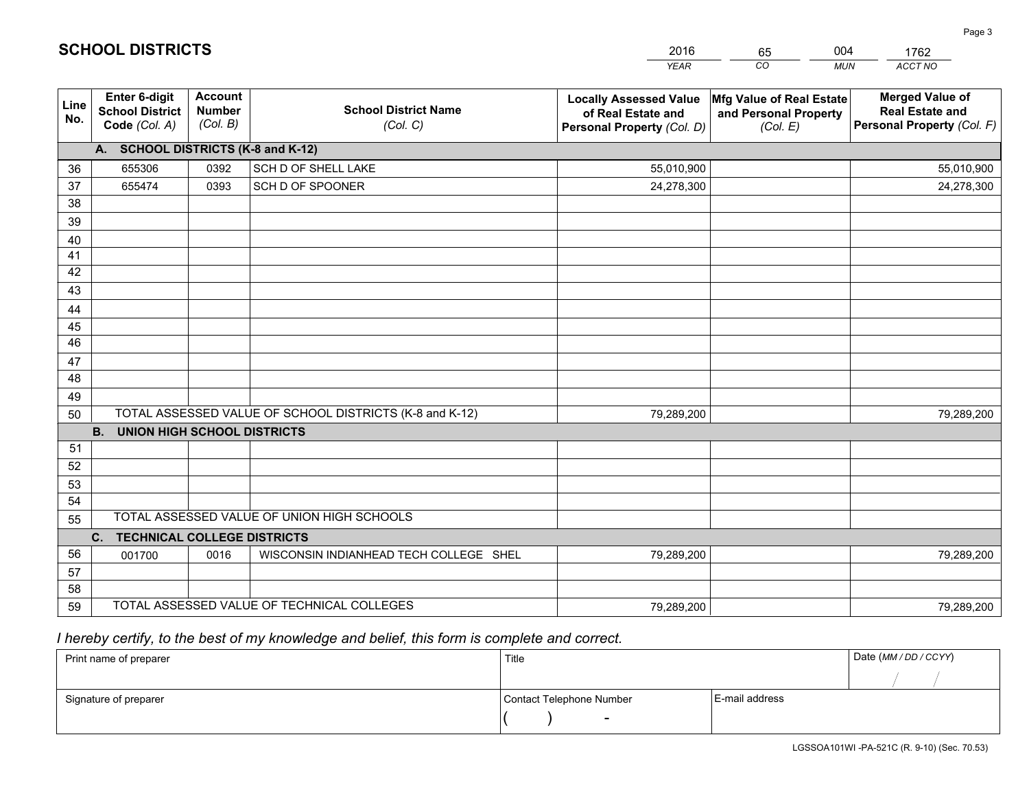# SCHOOL DISTRICTS

| 2016 | 65 | 004 | 1762 |
|---|---|---|---|
| *YEAR* | *CO* | *MUN* | *ACCT NO* |

| Line No. | Enter 6-digit School District Code *(Col. A)* | Account Number *(Col. B)* | School District Name *(Col. C)* | Locally Assessed Value of Real Estate and Personal Property *(Col. D)* | Mfg Value of Real Estate and Personal Property *(Col. E)* | Merged Value of Real Estate and Personal Property *(Col. F)* |
|---|---|---|---|---|---|---|
| | **A. SCHOOL DISTRICTS (K-8 and K-12)** | | | | | |
| 36 | 655306 | 0392 | SCH D OF SHELL LAKE | 55,010,900 | | 55,010,900 |
| 37 | 655474 | 0393 | SCH D OF SPOONER | 24,278,300 | | 24,278,300 |
| 38 | | | | | | |
| 39 | | | | | | |
| 40 | | | | | | |
| 41 | | | | | | |
| 42 | | | | | | |
| 43 | | | | | | |
| 44 | | | | | | |
| 45 | | | | | | |
| 46 | | | | | | |
| 47 | | | | | | |
| 48 | | | | | | |
| 49 | | | | | | |
| 50 | TOTAL ASSESSED VALUE OF SCHOOL DISTRICTS (K-8 and K-12) | | | 79,289,200 | | 79,289,200 |
| | **B. UNION HIGH SCHOOL DISTRICTS** | | | | | |
| 51 | | | | | | |
| 52 | | | | | | |
| 53 | | | | | | |
| 54 | | | | | | |
| 55 | TOTAL ASSESSED VALUE OF UNION HIGH SCHOOLS | | | | | |
| | **C. TECHNICAL COLLEGE DISTRICTS** | | | | | |
| 56 | 001700 | 0016 | WISCONSIN INDIANHEAD TECH COLLEGE SHEL | 79,289,200 | | 79,289,200 |
| 57 | | | | | | |
| 58 | | | | | | |
| 59 | TOTAL ASSESSED VALUE OF TECHNICAL COLLEGES | | | 79,289,200 | | 79,289,200 |

*I hereby certify, to the best of my knowledge and belief, this form is complete and correct.*

| Print name of preparer | Title | | Date *(MM / DD / CCYY)* |
|---|---|---|---|
| | | | / / |
| Signature of preparer | Contact Telephone Number | E-mail address | |
| | ( ) - | | |

LGSSOA101WI -PA-521C (R. 9-10) (Sec. 70.53)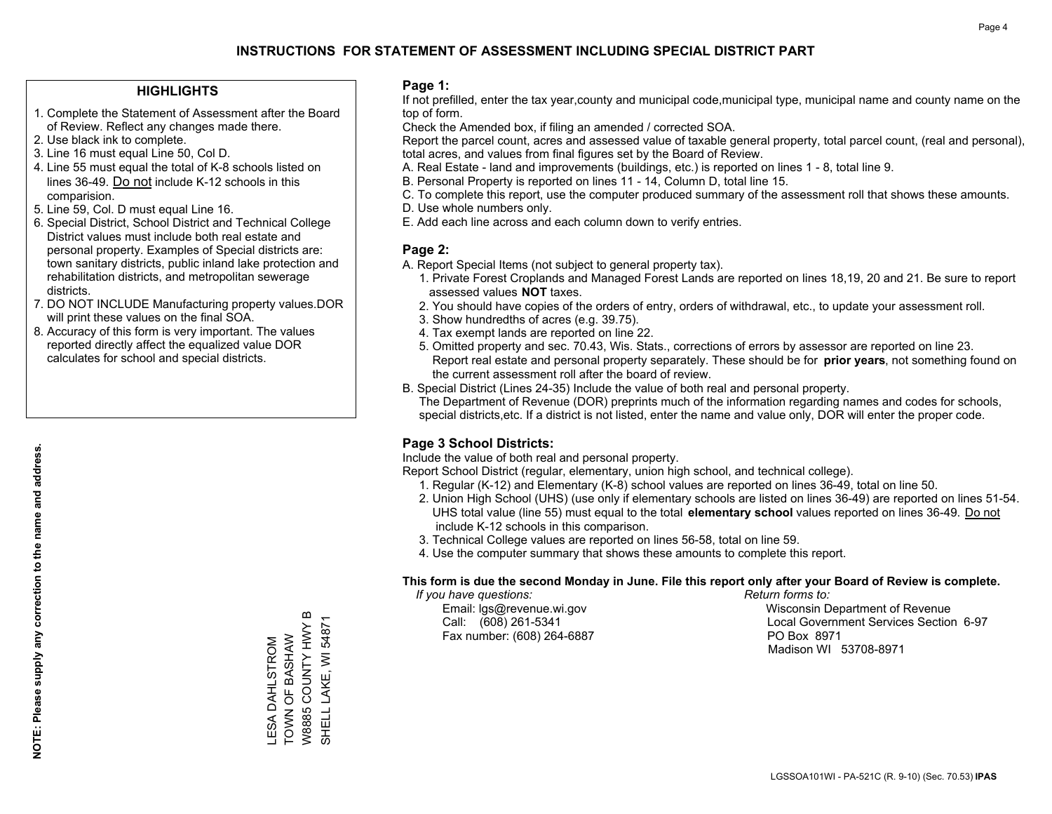# INSTRUCTIONS FOR STATEMENT OF ASSESSMENT INCLUDING SPECIAL DISTRICT PART

## HIGHLIGHTS

1. Complete the Statement of Assessment after the Board of Review. Reflect any changes made there.
2. Use black ink to complete.
3. Line 16 must equal Line 50, Col D.
4. Line 55 must equal the total of K-8 schools listed on lines 36-49. Do not include K-12 schools in this comparision.
5. Line 59, Col. D must equal Line 16.
6. Special District, School District and Technical College District values must include both real estate and personal property. Examples of Special districts are: town sanitary districts, public inland lake protection and rehabilitation districts, and metropolitan sewerage districts.
7. DO NOT INCLUDE Manufacturing property values.DOR will print these values on the final SOA.
8. Accuracy of this form is very important. The values reported directly affect the equalized value DOR calculates for school and special districts.

**NOTE: Please supply any correction to the name and address.**

LESA DAHLSTROM
TOWN OF BASHAW
W8885 COUNTY HWY B
SHELL LAKE, WI 54871

## Page 1:

If not prefilled, enter the tax year,county and municipal code,municipal type, municipal name and county name on the top of form.

Check the Amended box, if filing an amended / corrected SOA.

Report the parcel count, acres and assessed value of taxable general property, total parcel count, (real and personal), total acres, and values from final figures set by the Board of Review.

A. Real Estate - land and improvements (buildings, etc.) is reported on lines 1 - 8, total line 9.
B. Personal Property is reported on lines 11 - 14, Column D, total line 15.
C. To complete this report, use the computer produced summary of the assessment roll that shows these amounts.
D. Use whole numbers only.
E. Add each line across and each column down to verify entries.

## Page 2:

A. Report Special Items (not subject to general property tax).
   1. Private Forest Croplands and Managed Forest Lands are reported on lines 18,19, 20 and 21. Be sure to report assessed values **NOT** taxes.
   2. You should have copies of the orders of entry, orders of withdrawal, etc., to update your assessment roll.
   3. Show hundredths of acres (e.g. 39.75).
   4. Tax exempt lands are reported on line 22.
   5. Omitted property and sec. 70.43, Wis. Stats., corrections of errors by assessor are reported on line 23. Report real estate and personal property separately. These should be for **prior years**, not something found on the current assessment roll after the board of review.

B. Special District (Lines 24-35) Include the value of both real and personal property.
   The Department of Revenue (DOR) preprints much of the information regarding names and codes for schools, special districts,etc. If a district is not listed, enter the name and value only, DOR will enter the proper code.

## Page 3 School Districts:

Include the value of both real and personal property.

Report School District (regular, elementary, union high school, and technical college).

1. Regular (K-12) and Elementary (K-8) school values are reported on lines 36-49, total on line 50.
2. Union High School (UHS) (use only if elementary schools are listed on lines 36-49) are reported on lines 51-54. UHS total value (line 55) must equal to the total **elementary school** values reported on lines 36-49. Do not include K-12 schools in this comparison.
3. Technical College values are reported on lines 56-58, total on line 59.
4. Use the computer summary that shows these amounts to complete this report.

**This form is due the second Monday in June. File this report only after your Board of Review is complete.**

*If you have questions:*
Email: lgs@revenue.wi.gov
Call: (608) 261-5341
Fax number: (608) 264-6887

*Return forms to:*
Wisconsin Department of Revenue
Local Government Services Section 6-97
PO Box 8971
Madison WI 53708-8971

LGSSOA101WI - PA-521C (R. 9-10) (Sec. 70.53) **IPAS**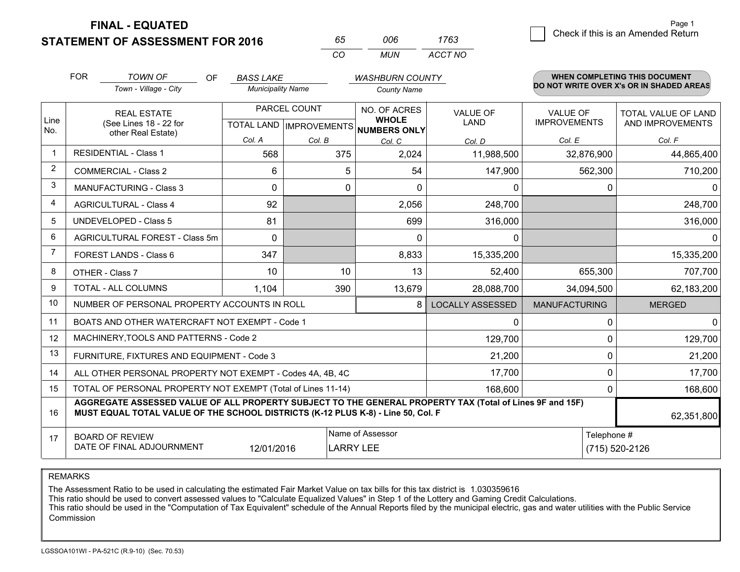# FINAL - EQUATED
## STATEMENT OF ASSESSMENT FOR 2016

| 65 | 006 | 1763 |
|---|---|---|
| CO | MUN | ACCT NO |

☐ Check if this is an Amended Return

FOR *TOWN OF* (Town - Village - City) OF *BASS LAKE* (Municipality Name) *WASHBURN COUNTY* (County Name)

**WHEN COMPLETING THIS DOCUMENT DO NOT WRITE OVER X's OR IN SHADED AREAS**

| Line No. | REAL ESTATE (See Lines 18 - 22 for other Real Estate) | PARCEL COUNT | | NO. OF ACRES WHOLE NUMBERS ONLY | VALUE OF LAND | VALUE OF IMPROVEMENTS | TOTAL VALUE OF LAND AND IMPROVEMENTS |
|---|---|---|---|---|---|---|---|
| | | TOTAL LAND | IMPROVEMENTS | | | | |
| | | Col. A | Col. B | Col. C | Col. D | Col. E | Col. F |
| 1 | RESIDENTIAL - Class 1 | 568 | 375 | 2,024 | 11,988,500 | 32,876,900 | 44,865,400 |
| 2 | COMMERCIAL - Class 2 | 6 | 5 | 54 | 147,900 | 562,300 | 710,200 |
| 3 | MANUFACTURING - Class 3 | 0 | 0 | 0 | 0 | 0 | 0 |
| 4 | AGRICULTURAL - Class 4 | 92 | | 2,056 | 248,700 | | 248,700 |
| 5 | UNDEVELOPED - Class 5 | 81 | | 699 | 316,000 | | 316,000 |
| 6 | AGRICULTURAL FOREST - Class 5m | 0 | | 0 | 0 | | 0 |
| 7 | FOREST LANDS - Class 6 | 347 | | 8,833 | 15,335,200 | | 15,335,200 |
| 8 | OTHER - Class 7 | 10 | 10 | 13 | 52,400 | 655,300 | 707,700 |
| 9 | TOTAL - ALL COLUMNS | 1,104 | 390 | 13,679 | 28,088,700 | 34,094,500 | 62,183,200 |
| 10 | NUMBER OF PERSONAL PROPERTY ACCOUNTS IN ROLL | | | 8 | LOCALLY ASSESSED | MANUFACTURING | MERGED |
| 11 | BOATS AND OTHER WATERCRAFT NOT EXEMPT - Code 1 | | | | 0 | 0 | 0 |
| 12 | MACHINERY,TOOLS AND PATTERNS - Code 2 | | | | 129,700 | 0 | 129,700 |
| 13 | FURNITURE, FIXTURES AND EQUIPMENT - Code 3 | | | | 21,200 | 0 | 21,200 |
| 14 | ALL OTHER PERSONAL PROPERTY NOT EXEMPT - Codes 4A, 4B, 4C | | | | 17,700 | 0 | 17,700 |
| 15 | TOTAL OF PERSONAL PROPERTY NOT EXEMPT (Total of Lines 11-14) | | | | 168,600 | 0 | 168,600 |
| 16 | **AGGREGATE ASSESSED VALUE OF ALL PROPERTY SUBJECT TO THE GENERAL PROPERTY TAX (Total of Lines 9F and 15F) MUST EQUAL TOTAL VALUE OF THE SCHOOL DISTRICTS (K-12 PLUS K-8) - Line 50, Col. F** | | | | | | 62,351,800 |
| 17 | BOARD OF REVIEW DATE OF FINAL ADJOURNMENT | 12/01/2016 | | Name of Assessor: LARRY LEE | | | Telephone #: (715) 520-2126 |

REMARKS

The Assessment Ratio to be used in calculating the estimated Fair Market Value on tax bills for this tax district is 1.030359616
This ratio should be used to convert assessed values to "Calculate Equalized Values" in Step 1 of the Lottery and Gaming Credit Calculations.
This ratio should be used in the "Computation of Tax Equivalent" schedule of the Annual Reports filed by the municipal electric, gas and water utilities with the Public Service Commission

LGSSOA101WI - PA-521C (R.9-10) (Sec. 70.53)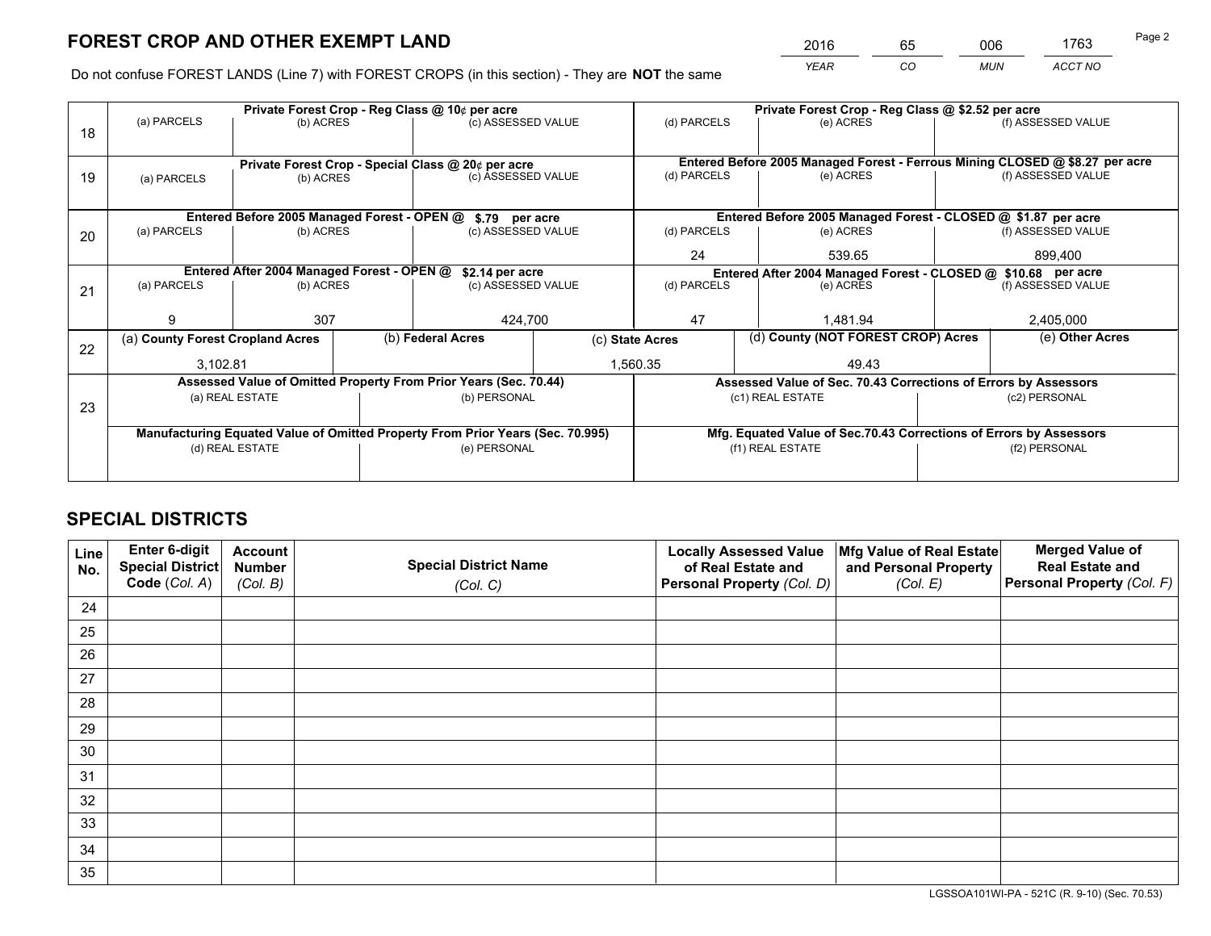# FOREST CROP AND OTHER EXEMPT LAND

| 2016 | 65 | 006 | 1763 |
|---|---|---|---|
| YEAR | CO | MUN | ACCT NO |

Do not confuse FOREST LANDS (Line 7) with FOREST CROPS (in this section) - They are **NOT** the same

| Line | Private Forest Crop - Reg Class @ 10¢ per acre | | | Private Forest Crop - Reg Class @ $2.52 per acre | | |
|---|---|---|---|---|---|---|
| 18 | (a) PARCELS | (b) ACRES | (c) ASSESSED VALUE | (d) PARCELS | (e) ACRES | (f) ASSESSED VALUE |
| | | | | | | |
| | **Private Forest Crop - Special Class @ 20¢ per acre** | | | **Entered Before 2005 Managed Forest - Ferrous Mining CLOSED @ $8.27 per acre** | | |
| 19 | (a) PARCELS | (b) ACRES | (c) ASSESSED VALUE | (d) PARCELS | (e) ACRES | (f) ASSESSED VALUE |
| | | | | | | |
| | **Entered Before 2005 Managed Forest - OPEN @ $.79 per acre** | | | **Entered Before 2005 Managed Forest - CLOSED @ $1.87 per acre** | | |
| 20 | (a) PARCELS | (b) ACRES | (c) ASSESSED VALUE | (d) PARCELS | (e) ACRES | (f) ASSESSED VALUE |
| | | | | 24 | 539.65 | 899,400 |
| | **Entered After 2004 Managed Forest - OPEN @ $2.14 per acre** | | | **Entered After 2004 Managed Forest - CLOSED @ $10.68 per acre** | | |
| 21 | (a) PARCELS | (b) ACRES | (c) ASSESSED VALUE | (d) PARCELS | (e) ACRES | (f) ASSESSED VALUE |
| | 9 | 307 | 424,700 | 47 | 1,481.94 | 2,405,000 |

| Line | (a) County Forest Cropland Acres | (b) Federal Acres | (c) State Acres | (d) County (NOT FOREST CROP) Acres | (e) Other Acres |
|---|---|---|---|---|---|
| 22 | 3,102.81 | | 1,560.35 | 49.43 | |

| Line | Assessed Value of Omitted Property From Prior Years (Sec. 70.44) | | Assessed Value of Sec. 70.43 Corrections of Errors by Assessors | |
|---|---|---|---|---|
| 23 | (a) REAL ESTATE | (b) PERSONAL | (c1) REAL ESTATE | (c2) PERSONAL |
| | | | | |
| | **Manufacturing Equated Value of Omitted Property From Prior Years (Sec. 70.995)** | | **Mfg. Equated Value of Sec.70.43 Corrections of Errors by Assessors** | |
| | (d) REAL ESTATE | (e) PERSONAL | (f1) REAL ESTATE | (f2) PERSONAL |
| | | | | |

# SPECIAL DISTRICTS

| Line No. | Enter 6-digit Special District Code (Col. A) | Account Number (Col. B) | Special District Name (Col. C) | Locally Assessed Value of Real Estate and Personal Property (Col. D) | Mfg Value of Real Estate and Personal Property (Col. E) | Merged Value of Real Estate and Personal Property (Col. F) |
|---|---|---|---|---|---|---|
| 24 | | | | | | |
| 25 | | | | | | |
| 26 | | | | | | |
| 27 | | | | | | |
| 28 | | | | | | |
| 29 | | | | | | |
| 30 | | | | | | |
| 31 | | | | | | |
| 32 | | | | | | |
| 33 | | | | | | |
| 34 | | | | | | |
| 35 | | | | | | |

LGSSOA101WI-PA - 521C (R. 9-10) (Sec. 70.53)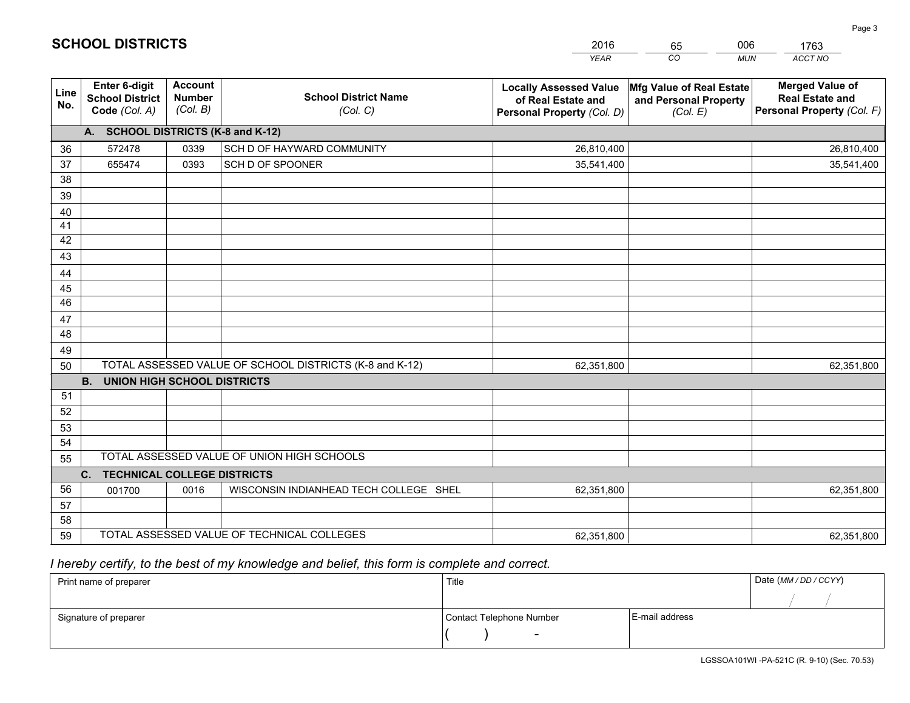# SCHOOL DISTRICTS

| 2016 | 65 | 006 | 1763 |
|---|---|---|---|
| *YEAR* | *CO* | *MUN* | *ACCT NO* |

| Line No. | Enter 6-digit School District Code *(Col. A)* | Account Number *(Col. B)* | School District Name *(Col. C)* | Locally Assessed Value of Real Estate and Personal Property *(Col. D)* | Mfg Value of Real Estate and Personal Property *(Col. E)* | Merged Value of Real Estate and Personal Property *(Col. F)* |
|---|---|---|---|---|---|---|
| | **A. SCHOOL DISTRICTS (K-8 and K-12)** | | | | | |
| 36 | 572478 | 0339 | SCH D OF HAYWARD COMMUNITY | 26,810,400 | | 26,810,400 |
| 37 | 655474 | 0393 | SCH D OF SPOONER | 35,541,400 | | 35,541,400 |
| 38 | | | | | | |
| 39 | | | | | | |
| 40 | | | | | | |
| 41 | | | | | | |
| 42 | | | | | | |
| 43 | | | | | | |
| 44 | | | | | | |
| 45 | | | | | | |
| 46 | | | | | | |
| 47 | | | | | | |
| 48 | | | | | | |
| 49 | | | | | | |
| 50 | TOTAL ASSESSED VALUE OF SCHOOL DISTRICTS (K-8 and K-12) | | | 62,351,800 | | 62,351,800 |
| | **B. UNION HIGH SCHOOL DISTRICTS** | | | | | |
| 51 | | | | | | |
| 52 | | | | | | |
| 53 | | | | | | |
| 54 | | | | | | |
| 55 | TOTAL ASSESSED VALUE OF UNION HIGH SCHOOLS | | | | | |
| | **C. TECHNICAL COLLEGE DISTRICTS** | | | | | |
| 56 | 001700 | 0016 | WISCONSIN INDIANHEAD TECH COLLEGE SHEL | 62,351,800 | | 62,351,800 |
| 57 | | | | | | |
| 58 | | | | | | |
| 59 | TOTAL ASSESSED VALUE OF TECHNICAL COLLEGES | | | 62,351,800 | | 62,351,800 |

*I hereby certify, to the best of my knowledge and belief, this form is complete and correct.*

| Print name of preparer | Title | | Date *(MM / DD / CCYY)* |
|---|---|---|---|
| | | | / / |
| Signature of preparer | Contact Telephone Number | E-mail address | |
| | ( ) - | | |

LGSSOA101WI -PA-521C (R. 9-10) (Sec. 70.53)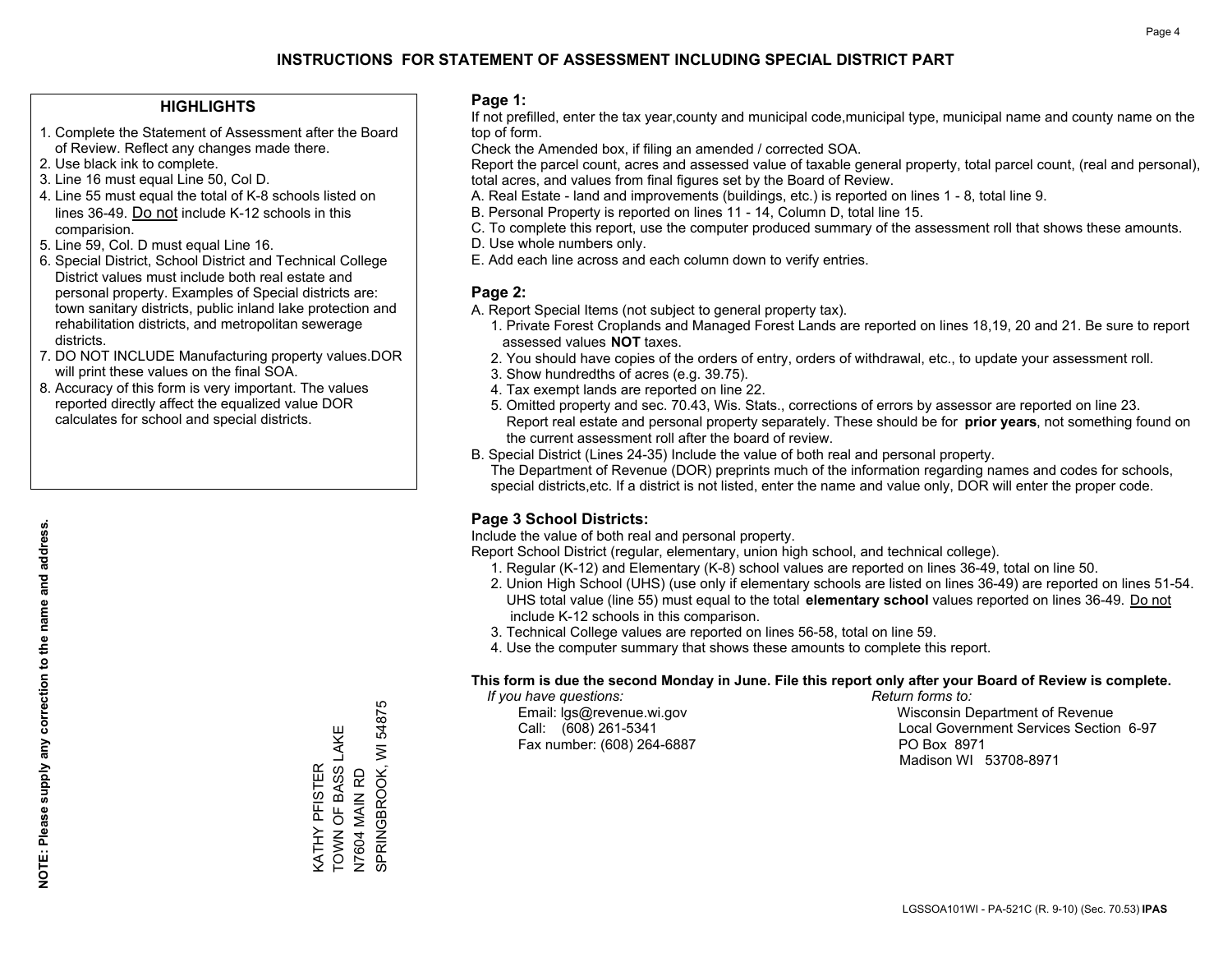# INSTRUCTIONS FOR STATEMENT OF ASSESSMENT INCLUDING SPECIAL DISTRICT PART

## HIGHLIGHTS

1. Complete the Statement of Assessment after the Board of Review. Reflect any changes made there.
2. Use black ink to complete.
3. Line 16 must equal Line 50, Col D.
4. Line 55 must equal the total of K-8 schools listed on lines 36-49. Do not include K-12 schools in this comparision.
5. Line 59, Col. D must equal Line 16.
6. Special District, School District and Technical College District values must include both real estate and personal property. Examples of Special districts are: town sanitary districts, public inland lake protection and rehabilitation districts, and metropolitan sewerage districts.
7. DO NOT INCLUDE Manufacturing property values.DOR will print these values on the final SOA.
8. Accuracy of this form is very important. The values reported directly affect the equalized value DOR calculates for school and special districts.

**NOTE: Please supply any correction to the name and address.**

KATHY PFISTER
TOWN OF BASS LAKE
N7604 MAIN RD
SPRINGBROOK, WI 54875

## Page 1:

If not prefilled, enter the tax year,county and municipal code,municipal type, municipal name and county name on the top of form.

Check the Amended box, if filing an amended / corrected SOA.

Report the parcel count, acres and assessed value of taxable general property, total parcel count, (real and personal), total acres, and values from final figures set by the Board of Review.

A. Real Estate - land and improvements (buildings, etc.) is reported on lines 1 - 8, total line 9.
B. Personal Property is reported on lines 11 - 14, Column D, total line 15.
C. To complete this report, use the computer produced summary of the assessment roll that shows these amounts.
D. Use whole numbers only.
E. Add each line across and each column down to verify entries.

## Page 2:

A. Report Special Items (not subject to general property tax).
   1. Private Forest Croplands and Managed Forest Lands are reported on lines 18,19, 20 and 21. Be sure to report assessed values **NOT** taxes.
   2. You should have copies of the orders of entry, orders of withdrawal, etc., to update your assessment roll.
   3. Show hundredths of acres (e.g. 39.75).
   4. Tax exempt lands are reported on line 22.
   5. Omitted property and sec. 70.43, Wis. Stats., corrections of errors by assessor are reported on line 23. Report real estate and personal property separately. These should be for **prior years**, not something found on the current assessment roll after the board of review.
B. Special District (Lines 24-35) Include the value of both real and personal property.
   The Department of Revenue (DOR) preprints much of the information regarding names and codes for schools, special districts,etc. If a district is not listed, enter the name and value only, DOR will enter the proper code.

## Page 3 School Districts:

Include the value of both real and personal property.

Report School District (regular, elementary, union high school, and technical college).

1. Regular (K-12) and Elementary (K-8) school values are reported on lines 36-49, total on line 50.
2. Union High School (UHS) (use only if elementary schools are listed on lines 36-49) are reported on lines 51-54. UHS total value (line 55) must equal to the total **elementary school** values reported on lines 36-49. Do not include K-12 schools in this comparison.
3. Technical College values are reported on lines 56-58, total on line 59.
4. Use the computer summary that shows these amounts to complete this report.

**This form is due the second Monday in June. File this report only after your Board of Review is complete.**

*If you have questions:*
Email: lgs@revenue.wi.gov
Call: (608) 261-5341
Fax number: (608) 264-6887

*Return forms to:*
Wisconsin Department of Revenue
Local Government Services Section 6-97
PO Box 8971
Madison WI 53708-8971

LGSSOA101WI - PA-521C (R. 9-10) (Sec. 70.53) **IPAS**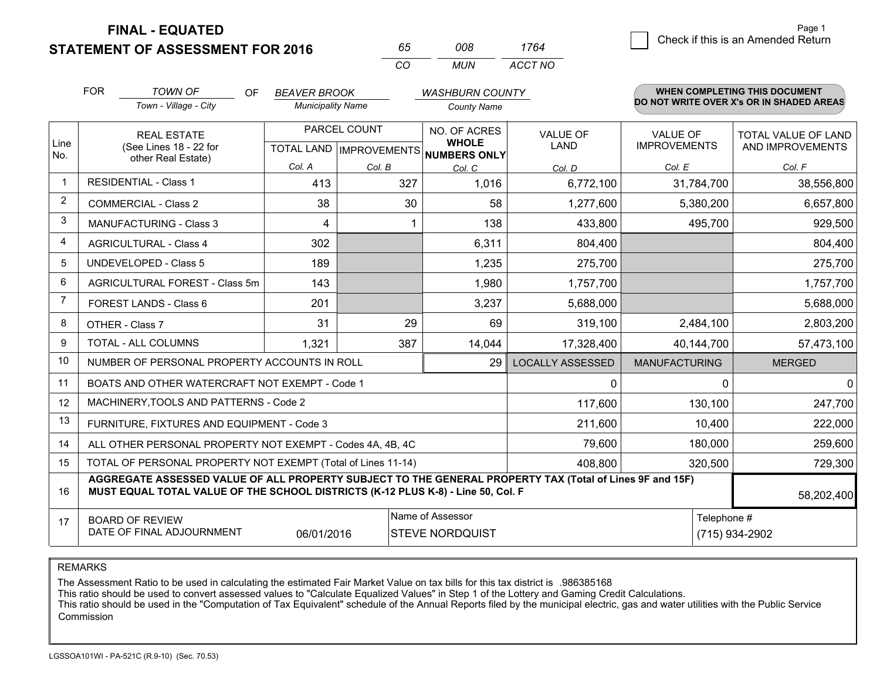**FINAL - EQUATED**
**STATEMENT OF ASSESSMENT FOR 2016**

| 65 | 008 | 1764 |
|---|---|---|
| CO | MUN | ACCT NO |

☐ Check if this is an Amended Return

FOR *TOWN OF* (Town - Village - City) OF *BEAVER BROOK* (Municipality Name) *WASHBURN COUNTY* (County Name)

**WHEN COMPLETING THIS DOCUMENT DO NOT WRITE OVER X's OR IN SHADED AREAS**

| Line No. | REAL ESTATE (See Lines 18 - 22 for other Real Estate) | PARCEL COUNT TOTAL LAND Col. A | PARCEL COUNT IMPROVEMENTS Col. B | NO. OF ACRES WHOLE NUMBERS ONLY Col. C | VALUE OF LAND Col. D | VALUE OF IMPROVEMENTS Col. E | TOTAL VALUE OF LAND AND IMPROVEMENTS Col. F |
|---|---|---|---|---|---|---|---|
| 1 | RESIDENTIAL - Class 1 | 413 | 327 | 1,016 | 6,772,100 | 31,784,700 | 38,556,800 |
| 2 | COMMERCIAL - Class 2 | 38 | 30 | 58 | 1,277,600 | 5,380,200 | 6,657,800 |
| 3 | MANUFACTURING - Class 3 | 4 | 1 | 138 | 433,800 | 495,700 | 929,500 |
| 4 | AGRICULTURAL - Class 4 | 302 | | 6,311 | 804,400 | | 804,400 |
| 5 | UNDEVELOPED - Class 5 | 189 | | 1,235 | 275,700 | | 275,700 |
| 6 | AGRICULTURAL FOREST - Class 5m | 143 | | 1,980 | 1,757,700 | | 1,757,700 |
| 7 | FOREST LANDS - Class 6 | 201 | | 3,237 | 5,688,000 | | 5,688,000 |
| 8 | OTHER - Class 7 | 31 | 29 | 69 | 319,100 | 2,484,100 | 2,803,200 |
| 9 | TOTAL - ALL COLUMNS | 1,321 | 387 | 14,044 | 17,328,400 | 40,144,700 | 57,473,100 |
| 10 | NUMBER OF PERSONAL PROPERTY ACCOUNTS IN ROLL | | | 29 | LOCALLY ASSESSED | MANUFACTURING | MERGED |
| 11 | BOATS AND OTHER WATERCRAFT NOT EXEMPT - Code 1 | | | | 0 | 0 | 0 |
| 12 | MACHINERY,TOOLS AND PATTERNS - Code 2 | | | | 117,600 | 130,100 | 247,700 |
| 13 | FURNITURE, FIXTURES AND EQUIPMENT - Code 3 | | | | 211,600 | 10,400 | 222,000 |
| 14 | ALL OTHER PERSONAL PROPERTY NOT EXEMPT - Codes 4A, 4B, 4C | | | | 79,600 | 180,000 | 259,600 |
| 15 | TOTAL OF PERSONAL PROPERTY NOT EXEMPT (Total of Lines 11-14) | | | | 408,800 | 320,500 | 729,300 |
| 16 | **AGGREGATE ASSESSED VALUE OF ALL PROPERTY SUBJECT TO THE GENERAL PROPERTY TAX (Total of Lines 9F and 15F) MUST EQUAL TOTAL VALUE OF THE SCHOOL DISTRICTS (K-12 PLUS K-8) - Line 50, Col. F** | | | | | | 58,202,400 |
| 17 | BOARD OF REVIEW DATE OF FINAL ADJOURNMENT | 06/01/2016 | Name of Assessor | STEVE NORDQUIST | | Telephone # | (715) 934-2902 |

REMARKS

The Assessment Ratio to be used in calculating the estimated Fair Market Value on tax bills for this tax district is .986385168
This ratio should be used to convert assessed values to "Calculate Equalized Values" in Step 1 of the Lottery and Gaming Credit Calculations.
This ratio should be used in the "Computation of Tax Equivalent" schedule of the Annual Reports filed by the municipal electric, gas and water utilities with the Public Service Commission

LGSSOA101WI - PA-521C (R.9-10) (Sec. 70.53)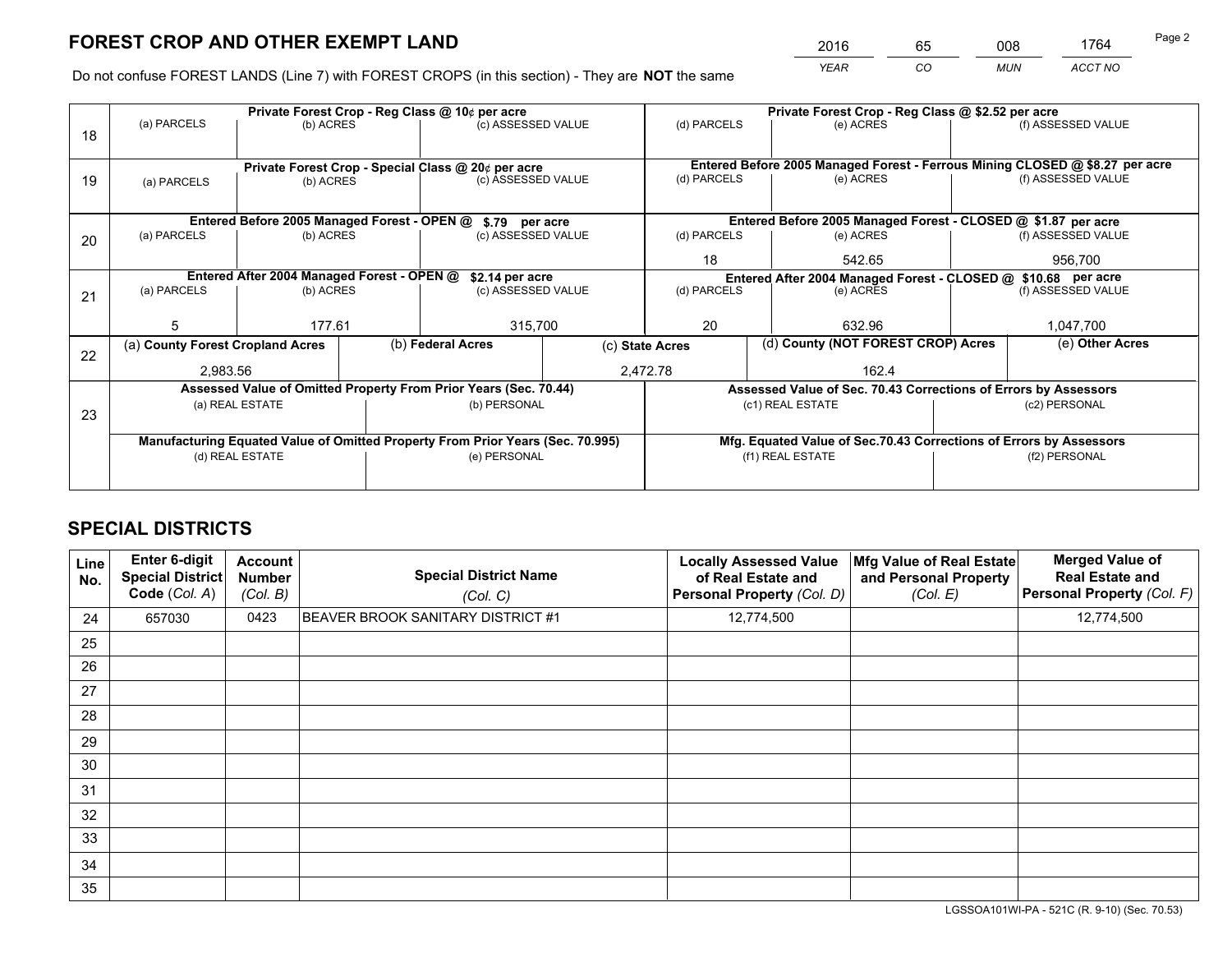# FOREST CROP AND OTHER EXEMPT LAND

| 2016 | 65 | 008 | 1764 |
|---|---|---|---|
| YEAR | CO | MUN | ACCT NO |

Do not confuse FOREST LANDS (Line 7) with FOREST CROPS (in this section) - They are **NOT** the same

| Line | Private Forest Crop - Reg Class @ 10¢ per acre | | | Private Forest Crop - Reg Class @ $2.52 per acre | | |
|---|---|---|---|---|---|---|
| 18 | (a) PARCELS | (b) ACRES | (c) ASSESSED VALUE | (d) PARCELS | (e) ACRES | (f) ASSESSED VALUE |
| | | | | | | |
| | **Private Forest Crop - Special Class @ 20¢ per acre** | | | **Entered Before 2005 Managed Forest - Ferrous Mining CLOSED @ $8.27 per acre** | | |
| 19 | (a) PARCELS | (b) ACRES | (c) ASSESSED VALUE | (d) PARCELS | (e) ACRES | (f) ASSESSED VALUE |
| | | | | | | |
| | **Entered Before 2005 Managed Forest - OPEN @ $.79 per acre** | | | **Entered Before 2005 Managed Forest - CLOSED @ $1.87 per acre** | | |
| 20 | (a) PARCELS | (b) ACRES | (c) ASSESSED VALUE | (d) PARCELS | (e) ACRES | (f) ASSESSED VALUE |
| | | | | 18 | 542.65 | 956,700 |
| | **Entered After 2004 Managed Forest - OPEN @ $2.14 per acre** | | | **Entered After 2004 Managed Forest - CLOSED @ $10.68 per acre** | | |
| 21 | (a) PARCELS | (b) ACRES | (c) ASSESSED VALUE | (d) PARCELS | (e) ACRES | (f) ASSESSED VALUE |
| | 5 | 177.61 | 315,700 | 20 | 632.96 | 1,047,700 |

| Line | (a) County Forest Cropland Acres | (b) Federal Acres | (c) State Acres | (d) County (NOT FOREST CROP) Acres | (e) Other Acres |
|---|---|---|---|---|---|
| 22 | 2,983.56 | | 2,472.78 | 162.4 | |

| Line | Assessed Value of Omitted Property From Prior Years (Sec. 70.44) | | Assessed Value of Sec. 70.43 Corrections of Errors by Assessors | |
|---|---|---|---|---|
| 23 | (a) REAL ESTATE | (b) PERSONAL | (c1) REAL ESTATE | (c2) PERSONAL |
| | | | | |
| | **Manufacturing Equated Value of Omitted Property From Prior Years (Sec. 70.995)** | | **Mfg. Equated Value of Sec.70.43 Corrections of Errors by Assessors** | |
| | (d) REAL ESTATE | (e) PERSONAL | (f1) REAL ESTATE | (f2) PERSONAL |
| | | | | |

# SPECIAL DISTRICTS

| Line No. | Enter 6-digit Special District Code (Col. A) | Account Number (Col. B) | Special District Name (Col. C) | Locally Assessed Value of Real Estate and Personal Property (Col. D) | Mfg Value of Real Estate and Personal Property (Col. E) | Merged Value of Real Estate and Personal Property (Col. F) |
|---|---|---|---|---|---|---|
| 24 | 657030 | 0423 | BEAVER BROOK SANITARY DISTRICT #1 | 12,774,500 | | 12,774,500 |
| 25 | | | | | | |
| 26 | | | | | | |
| 27 | | | | | | |
| 28 | | | | | | |
| 29 | | | | | | |
| 30 | | | | | | |
| 31 | | | | | | |
| 32 | | | | | | |
| 33 | | | | | | |
| 34 | | | | | | |
| 35 | | | | | | |

LGSSOA101WI-PA - 521C (R. 9-10) (Sec. 70.53)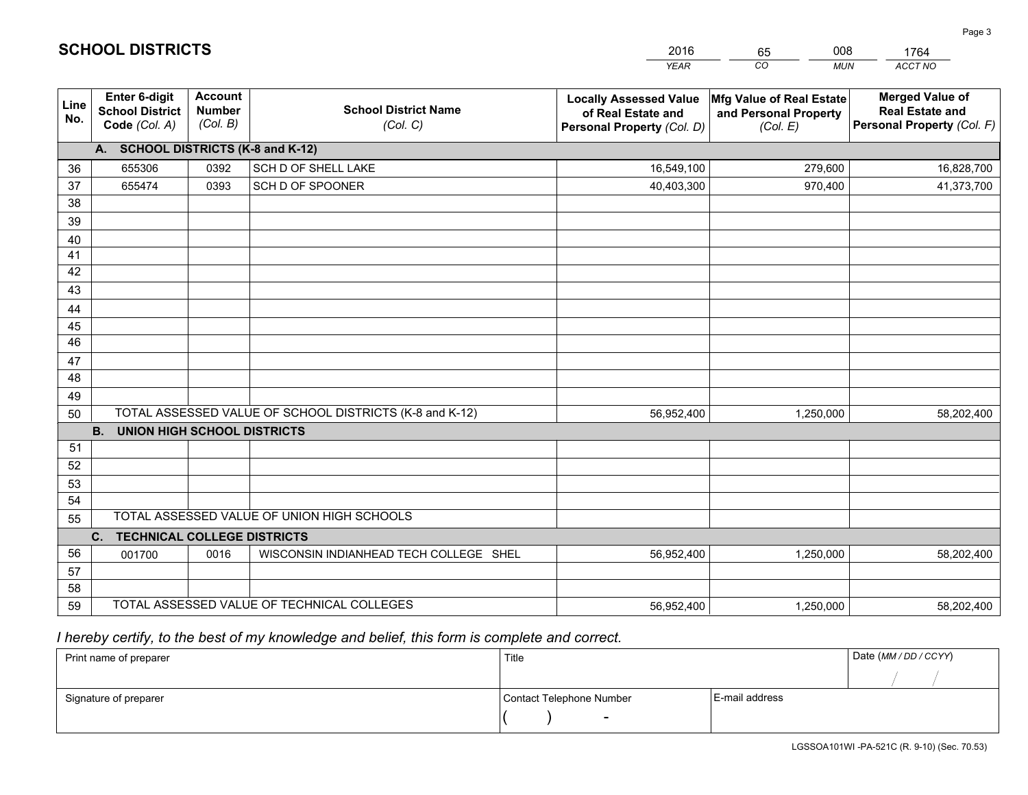# SCHOOL DISTRICTS

| 2016 | 65 | 008 | 1764 |
|---|---|---|---|
| *YEAR* | *CO* | *MUN* | *ACCT NO* |

| Line No. | Enter 6-digit School District Code *(Col. A)* | Account Number *(Col. B)* | School District Name *(Col. C)* | Locally Assessed Value of Real Estate and Personal Property *(Col. D)* | Mfg Value of Real Estate and Personal Property *(Col. E)* | Merged Value of Real Estate and Personal Property *(Col. F)* |
|---|---|---|---|---|---|---|
| | **A. SCHOOL DISTRICTS (K-8 and K-12)** | | | | | |
| 36 | 655306 | 0392 | SCH D OF SHELL LAKE | 16,549,100 | 279,600 | 16,828,700 |
| 37 | 655474 | 0393 | SCH D OF SPOONER | 40,403,300 | 970,400 | 41,373,700 |
| 38 | | | | | | |
| 39 | | | | | | |
| 40 | | | | | | |
| 41 | | | | | | |
| 42 | | | | | | |
| 43 | | | | | | |
| 44 | | | | | | |
| 45 | | | | | | |
| 46 | | | | | | |
| 47 | | | | | | |
| 48 | | | | | | |
| 49 | | | | | | |
| 50 | TOTAL ASSESSED VALUE OF SCHOOL DISTRICTS (K-8 and K-12) | | | 56,952,400 | 1,250,000 | 58,202,400 |
| | **B. UNION HIGH SCHOOL DISTRICTS** | | | | | |
| 51 | | | | | | |
| 52 | | | | | | |
| 53 | | | | | | |
| 54 | | | | | | |
| 55 | TOTAL ASSESSED VALUE OF UNION HIGH SCHOOLS | | | | | |
| | **C. TECHNICAL COLLEGE DISTRICTS** | | | | | |
| 56 | 001700 | 0016 | WISCONSIN INDIANHEAD TECH COLLEGE SHEL | 56,952,400 | 1,250,000 | 58,202,400 |
| 57 | | | | | | |
| 58 | | | | | | |
| 59 | TOTAL ASSESSED VALUE OF TECHNICAL COLLEGES | | | 56,952,400 | 1,250,000 | 58,202,400 |

*I hereby certify, to the best of my knowledge and belief, this form is complete and correct.*

| Print name of preparer | Title | | Date *(MM / DD / CCYY)* |
|---|---|---|---|
| | | | / / |
| Signature of preparer | Contact Telephone Number | E-mail address | |
| | ( ) - | | |

LGSSOA101WI -PA-521C (R. 9-10) (Sec. 70.53)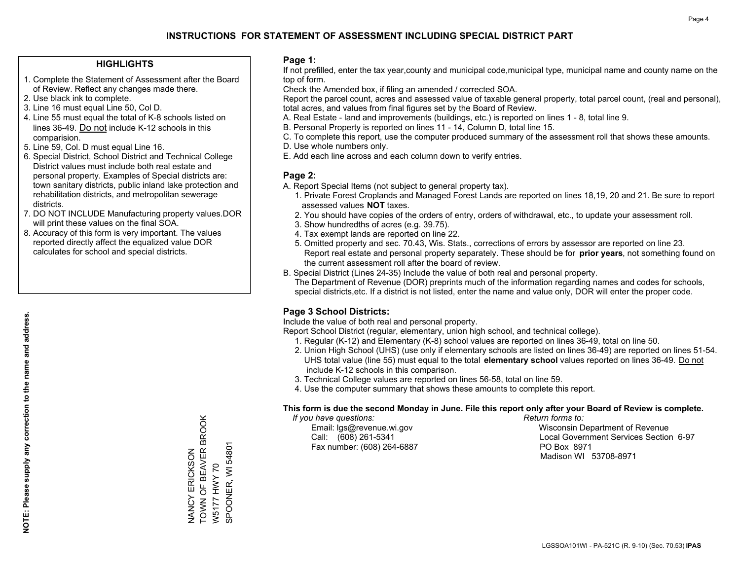# INSTRUCTIONS FOR STATEMENT OF ASSESSMENT INCLUDING SPECIAL DISTRICT PART

## HIGHLIGHTS

1. Complete the Statement of Assessment after the Board of Review. Reflect any changes made there.
2. Use black ink to complete.
3. Line 16 must equal Line 50, Col D.
4. Line 55 must equal the total of K-8 schools listed on lines 36-49. Do not include K-12 schools in this comparision.
5. Line 59, Col. D must equal Line 16.
6. Special District, School District and Technical College District values must include both real estate and personal property. Examples of Special districts are: town sanitary districts, public inland lake protection and rehabilitation districts, and metropolitan sewerage districts.
7. DO NOT INCLUDE Manufacturing property values.DOR will print these values on the final SOA.
8. Accuracy of this form is very important. The values reported directly affect the equalized value DOR calculates for school and special districts.

**NOTE: Please supply any correction to the name and address.**

NANCY ERICKSON
TOWN OF BEAVER BROOK
W5177 HWY 70
SPOONER, WI 54801

## Page 1:

If not prefilled, enter the tax year,county and municipal code,municipal type, municipal name and county name on the top of form.

Check the Amended box, if filing an amended / corrected SOA.

Report the parcel count, acres and assessed value of taxable general property, total parcel count, (real and personal), total acres, and values from final figures set by the Board of Review.

A. Real Estate - land and improvements (buildings, etc.) is reported on lines 1 - 8, total line 9.
B. Personal Property is reported on lines 11 - 14, Column D, total line 15.
C. To complete this report, use the computer produced summary of the assessment roll that shows these amounts.
D. Use whole numbers only.
E. Add each line across and each column down to verify entries.

## Page 2:

A. Report Special Items (not subject to general property tax).
   1. Private Forest Croplands and Managed Forest Lands are reported on lines 18,19, 20 and 21. Be sure to report assessed values **NOT** taxes.
   2. You should have copies of the orders of entry, orders of withdrawal, etc., to update your assessment roll.
   3. Show hundredths of acres (e.g. 39.75).
   4. Tax exempt lands are reported on line 22.
   5. Omitted property and sec. 70.43, Wis. Stats., corrections of errors by assessor are reported on line 23. Report real estate and personal property separately. These should be for **prior years**, not something found on the current assessment roll after the board of review.
B. Special District (Lines 24-35) Include the value of both real and personal property.
   The Department of Revenue (DOR) preprints much of the information regarding names and codes for schools, special districts,etc. If a district is not listed, enter the name and value only, DOR will enter the proper code.

## Page 3 School Districts:

Include the value of both real and personal property.

Report School District (regular, elementary, union high school, and technical college).

1. Regular (K-12) and Elementary (K-8) school values are reported on lines 36-49, total on line 50.
2. Union High School (UHS) (use only if elementary schools are listed on lines 36-49) are reported on lines 51-54. UHS total value (line 55) must equal to the total **elementary school** values reported on lines 36-49. Do not include K-12 schools in this comparison.
3. Technical College values are reported on lines 56-58, total on line 59.
4. Use the computer summary that shows these amounts to complete this report.

**This form is due the second Monday in June. File this report only after your Board of Review is complete.**

*If you have questions:*
Email: lgs@revenue.wi.gov
Call: (608) 261-5341
Fax number: (608) 264-6887

*Return forms to:*
Wisconsin Department of Revenue
Local Government Services Section 6-97
PO Box 8971
Madison WI 53708-8971

LGSSOA101WI - PA-521C (R. 9-10) (Sec. 70.53) **IPAS**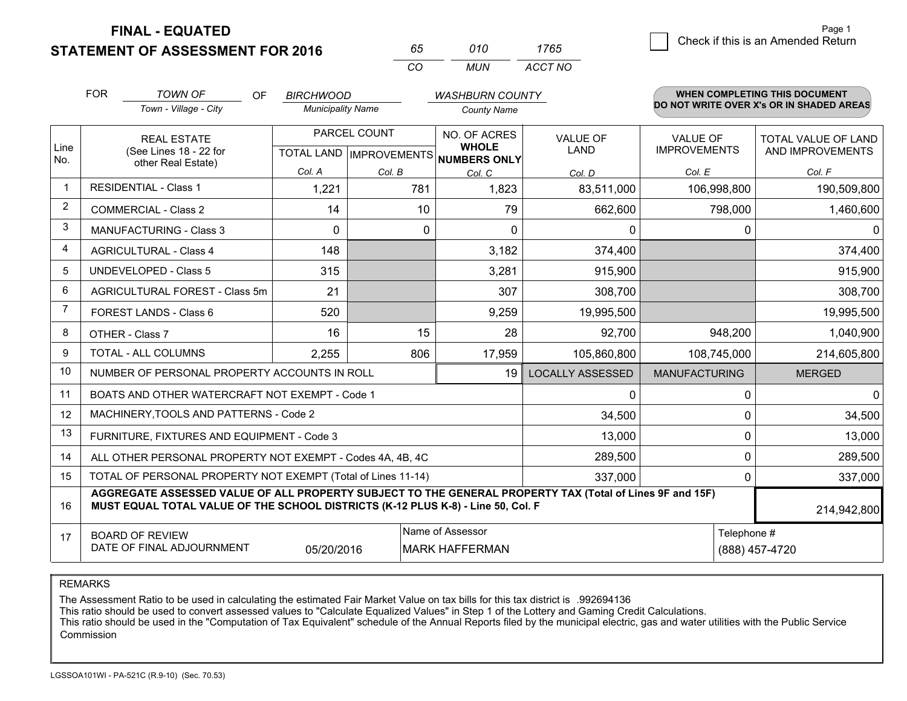**FINAL - EQUATED**
**STATEMENT OF ASSESSMENT FOR 2016**

| 65 | 010 | 1765 |
|---|---|---|
| CO | MUN | ACCT NO |

☐ Check if this is an Amended Return

Page 1

FOR *TOWN OF* (Town - Village - City) OF *BIRCHWOOD* (Municipality Name) *WASHBURN COUNTY* (County Name)

**WHEN COMPLETING THIS DOCUMENT DO NOT WRITE OVER X's OR IN SHADED AREAS**

| Line No. | REAL ESTATE (See Lines 18 - 22 for other Real Estate) | PARCEL COUNT TOTAL LAND Col. A | PARCEL COUNT IMPROVEMENTS Col. B | NO. OF ACRES WHOLE NUMBERS ONLY Col. C | VALUE OF LAND Col. D | VALUE OF IMPROVEMENTS Col. E | TOTAL VALUE OF LAND AND IMPROVEMENTS Col. F |
|---|---|---|---|---|---|---|---|
| 1 | RESIDENTIAL - Class 1 | 1,221 | 781 | 1,823 | 83,511,000 | 106,998,800 | 190,509,800 |
| 2 | COMMERCIAL - Class 2 | 14 | 10 | 79 | 662,600 | 798,000 | 1,460,600 |
| 3 | MANUFACTURING - Class 3 | 0 | 0 | 0 | 0 | 0 | 0 |
| 4 | AGRICULTURAL - Class 4 | 148 | | 3,182 | 374,400 | | 374,400 |
| 5 | UNDEVELOPED - Class 5 | 315 | | 3,281 | 915,900 | | 915,900 |
| 6 | AGRICULTURAL FOREST - Class 5m | 21 | | 307 | 308,700 | | 308,700 |
| 7 | FOREST LANDS - Class 6 | 520 | | 9,259 | 19,995,500 | | 19,995,500 |
| 8 | OTHER - Class 7 | 16 | 15 | 28 | 92,700 | 948,200 | 1,040,900 |
| 9 | TOTAL - ALL COLUMNS | 2,255 | 806 | 17,959 | 105,860,800 | 108,745,000 | 214,605,800 |
| 10 | NUMBER OF PERSONAL PROPERTY ACCOUNTS IN ROLL | | | 19 | LOCALLY ASSESSED | MANUFACTURING | MERGED |
| 11 | BOATS AND OTHER WATERCRAFT NOT EXEMPT - Code 1 | | | | 0 | 0 | 0 |
| 12 | MACHINERY,TOOLS AND PATTERNS - Code 2 | | | | 34,500 | 0 | 34,500 |
| 13 | FURNITURE, FIXTURES AND EQUIPMENT - Code 3 | | | | 13,000 | 0 | 13,000 |
| 14 | ALL OTHER PERSONAL PROPERTY NOT EXEMPT - Codes 4A, 4B, 4C | | | | 289,500 | 0 | 289,500 |
| 15 | TOTAL OF PERSONAL PROPERTY NOT EXEMPT (Total of Lines 11-14) | | | | 337,000 | 0 | 337,000 |
| 16 | **AGGREGATE ASSESSED VALUE OF ALL PROPERTY SUBJECT TO THE GENERAL PROPERTY TAX (Total of Lines 9F and 15F) MUST EQUAL TOTAL VALUE OF THE SCHOOL DISTRICTS (K-12 PLUS K-8) - Line 50, Col. F** | | | | | | 214,942,800 |
| 17 | BOARD OF REVIEW DATE OF FINAL ADJOURNMENT | 05/20/2016 | | Name of Assessor: MARK HAFFERMAN | | | Telephone #: (888) 457-4720 |

REMARKS

The Assessment Ratio to be used in calculating the estimated Fair Market Value on tax bills for this tax district is .992694136
This ratio should be used to convert assessed values to "Calculate Equalized Values" in Step 1 of the Lottery and Gaming Credit Calculations.
This ratio should be used in the "Computation of Tax Equivalent" schedule of the Annual Reports filed by the municipal electric, gas and water utilities with the Public Service Commission

LGSSOA101WI - PA-521C (R.9-10) (Sec. 70.53)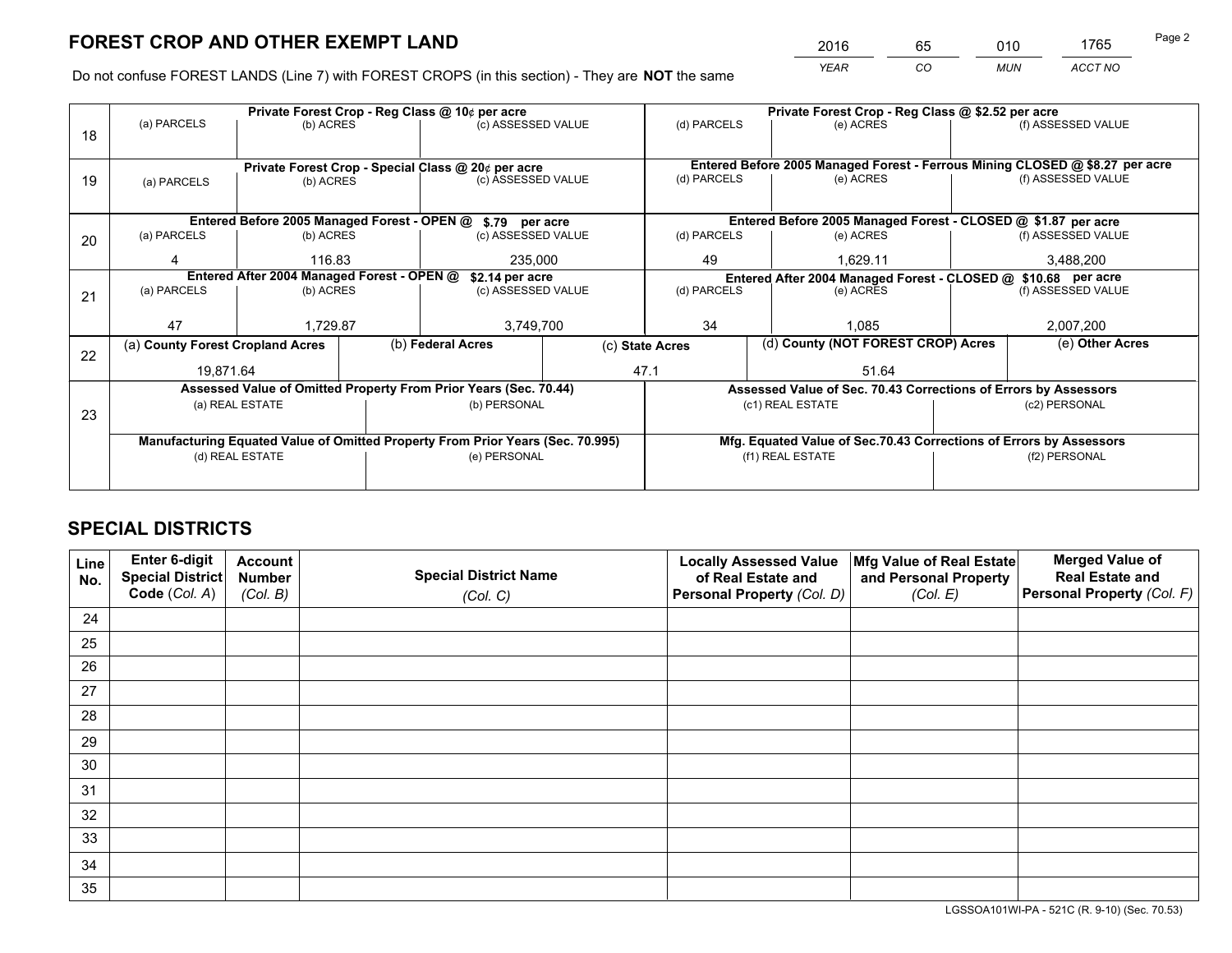# FOREST CROP AND OTHER EXEMPT LAND

| 2016 | 65 | 010 | 1765 |
|---|---|---|---|
| *YEAR* | *CO* | *MUN* | *ACCT NO* |

Do not confuse FOREST LANDS (Line 7) with FOREST CROPS (in this section) - They are **NOT** the same

| Line | | | | | | |
|---|---|---|---|---|---|---|
| 18 | **Private Forest Crop - Reg Class @ 10¢ per acre** | | | **Private Forest Crop - Reg Class @ $2.52 per acre** | | |
| | (a) PARCELS | (b) ACRES | (c) ASSESSED VALUE | (d) PARCELS | (e) ACRES | (f) ASSESSED VALUE |
| | | | | | | |
| 19 | **Private Forest Crop - Special Class @ 20¢ per acre** | | | **Entered Before 2005 Managed Forest - Ferrous Mining CLOSED @ $8.27 per acre** | | |
| | (a) PARCELS | (b) ACRES | (c) ASSESSED VALUE | (d) PARCELS | (e) ACRES | (f) ASSESSED VALUE |
| | | | | | | |
| 20 | **Entered Before 2005 Managed Forest - OPEN @ $.79 per acre** | | | **Entered Before 2005 Managed Forest - CLOSED @ $1.87 per acre** | | |
| | (a) PARCELS | (b) ACRES | (c) ASSESSED VALUE | (d) PARCELS | (e) ACRES | (f) ASSESSED VALUE |
| | 4 | 116.83 | 235,000 | 49 | 1,629.11 | 3,488,200 |
| 21 | **Entered After 2004 Managed Forest - OPEN @ $2.14 per acre** | | | **Entered After 2004 Managed Forest - CLOSED @ $10.68 per acre** | | |
| | (a) PARCELS | (b) ACRES | (c) ASSESSED VALUE | (d) PARCELS | (e) ACRES | (f) ASSESSED VALUE |
| | 47 | 1,729.87 | 3,749,700 | 34 | 1,085 | 2,007,200 |

| Line | (a) County Forest Cropland Acres | (b) Federal Acres | (c) State Acres | (d) County (NOT FOREST CROP) Acres | (e) Other Acres |
|---|---|---|---|---|---|
| 22 | 19,871.64 | | 47.1 | 51.64 | |

| Line | | | | |
|---|---|---|---|---|
| 23 | **Assessed Value of Omitted Property From Prior Years (Sec. 70.44)** | | **Assessed Value of Sec. 70.43 Corrections of Errors by Assessors** | |
| | (a) REAL ESTATE | (b) PERSONAL | (c1) REAL ESTATE | (c2) PERSONAL |
| | | | | |
| | **Manufacturing Equated Value of Omitted Property From Prior Years (Sec. 70.995)** | | **Mfg. Equated Value of Sec.70.43 Corrections of Errors by Assessors** | |
| | (d) REAL ESTATE | (e) PERSONAL | (f1) REAL ESTATE | (f2) PERSONAL |
| | | | | |

# SPECIAL DISTRICTS

| Line No. | Enter 6-digit Special District Code (*Col. A*) | Account Number (*Col. B*) | Special District Name (*Col. C*) | Locally Assessed Value of Real Estate and Personal Property (*Col. D*) | Mfg Value of Real Estate and Personal Property (*Col. E*) | Merged Value of Real Estate and Personal Property (*Col. F*) |
|---|---|---|---|---|---|---|
| 24 | | | | | | |
| 25 | | | | | | |
| 26 | | | | | | |
| 27 | | | | | | |
| 28 | | | | | | |
| 29 | | | | | | |
| 30 | | | | | | |
| 31 | | | | | | |
| 32 | | | | | | |
| 33 | | | | | | |
| 34 | | | | | | |
| 35 | | | | | | |

LGSSOA101WI-PA - 521C (R. 9-10) (Sec. 70.53)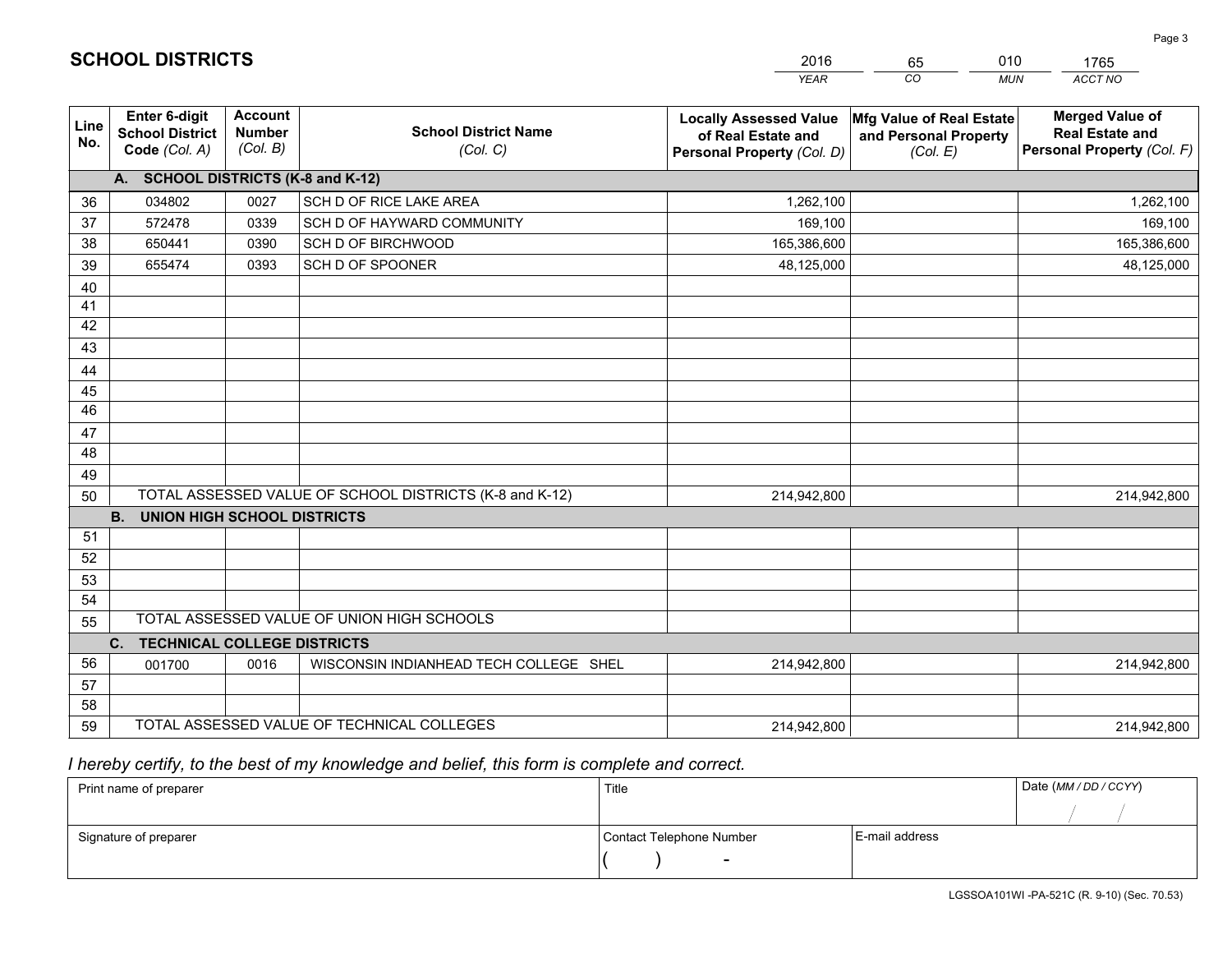# SCHOOL DISTRICTS

| 2016 | 65 | 010 | 1765 |
|---|---|---|---|
| *YEAR* | *CO* | *MUN* | *ACCT NO* |

| Line No. | Enter 6-digit School District Code *(Col. A)* | Account Number *(Col. B)* | School District Name *(Col. C)* | Locally Assessed Value of Real Estate and Personal Property *(Col. D)* | Mfg Value of Real Estate and Personal Property *(Col. E)* | Merged Value of Real Estate and Personal Property *(Col. F)* |
|---|---|---|---|---|---|---|
| | **A. SCHOOL DISTRICTS (K-8 and K-12)** | | | | | |
| 36 | 034802 | 0027 | SCH D OF RICE LAKE AREA | 1,262,100 | | 1,262,100 |
| 37 | 572478 | 0339 | SCH D OF HAYWARD COMMUNITY | 169,100 | | 169,100 |
| 38 | 650441 | 0390 | SCH D OF BIRCHWOOD | 165,386,600 | | 165,386,600 |
| 39 | 655474 | 0393 | SCH D OF SPOONER | 48,125,000 | | 48,125,000 |
| 40 | | | | | | |
| 41 | | | | | | |
| 42 | | | | | | |
| 43 | | | | | | |
| 44 | | | | | | |
| 45 | | | | | | |
| 46 | | | | | | |
| 47 | | | | | | |
| 48 | | | | | | |
| 49 | | | | | | |
| 50 | TOTAL ASSESSED VALUE OF SCHOOL DISTRICTS (K-8 and K-12) | | | 214,942,800 | | 214,942,800 |
| | **B. UNION HIGH SCHOOL DISTRICTS** | | | | | |
| 51 | | | | | | |
| 52 | | | | | | |
| 53 | | | | | | |
| 54 | | | | | | |
| 55 | TOTAL ASSESSED VALUE OF UNION HIGH SCHOOLS | | | | | |
| | **C. TECHNICAL COLLEGE DISTRICTS** | | | | | |
| 56 | 001700 | 0016 | WISCONSIN INDIANHEAD TECH COLLEGE SHEL | 214,942,800 | | 214,942,800 |
| 57 | | | | | | |
| 58 | | | | | | |
| 59 | TOTAL ASSESSED VALUE OF TECHNICAL COLLEGES | | | 214,942,800 | | 214,942,800 |

*I hereby certify, to the best of my knowledge and belief, this form is complete and correct.*

| Print name of preparer | Title | | Date *(MM / DD / CCYY)* |
|---|---|---|---|
| | | | / / |
| Signature of preparer | Contact Telephone Number | E-mail address | |
| | ( ) - | | |

LGSSOA101WI -PA-521C (R. 9-10) (Sec. 70.53)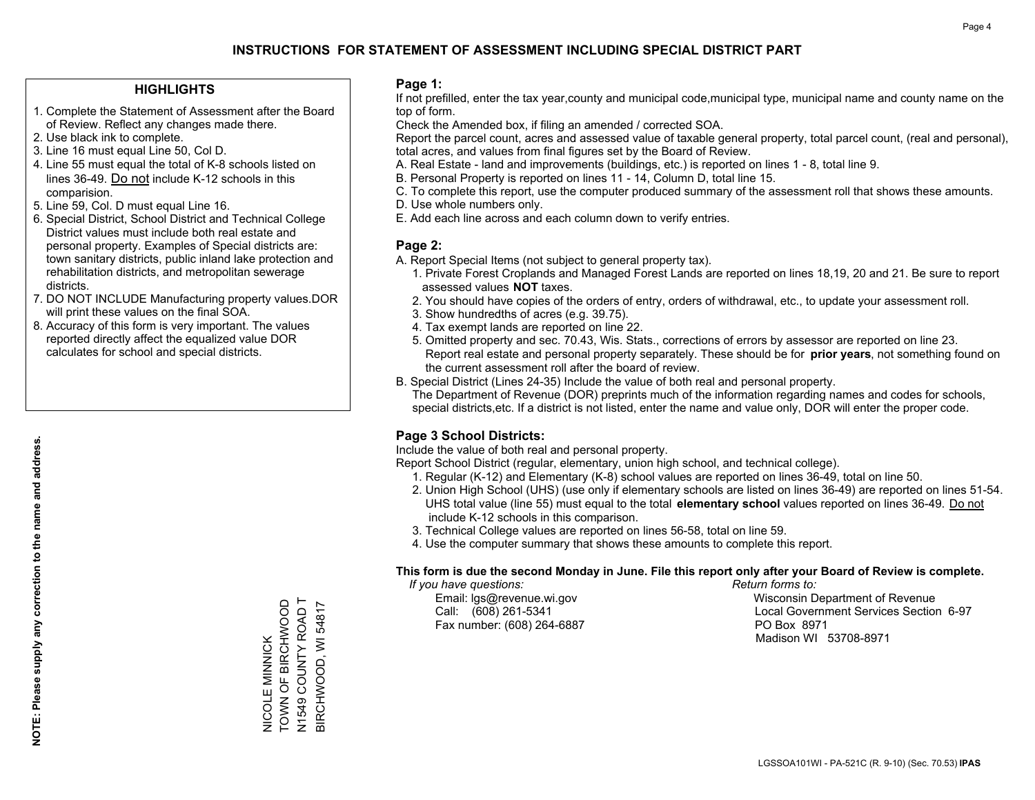# INSTRUCTIONS FOR STATEMENT OF ASSESSMENT INCLUDING SPECIAL DISTRICT PART

## HIGHLIGHTS

1. Complete the Statement of Assessment after the Board of Review. Reflect any changes made there.
2. Use black ink to complete.
3. Line 16 must equal Line 50, Col D.
4. Line 55 must equal the total of K-8 schools listed on lines 36-49. Do not include K-12 schools in this comparision.
5. Line 59, Col. D must equal Line 16.
6. Special District, School District and Technical College District values must include both real estate and personal property. Examples of Special districts are: town sanitary districts, public inland lake protection and rehabilitation districts, and metropolitan sewerage districts.
7. DO NOT INCLUDE Manufacturing property values.DOR will print these values on the final SOA.
8. Accuracy of this form is very important. The values reported directly affect the equalized value DOR calculates for school and special districts.

**NOTE: Please supply any correction to the name and address.**

NICOLE MINNICK
TOWN OF BIRCHWOOD
N1549 COUNTY ROAD T
BIRCHWOOD, WI 54817

## Page 1:

If not prefilled, enter the tax year,county and municipal code,municipal type, municipal name and county name on the top of form.

Check the Amended box, if filing an amended / corrected SOA.

Report the parcel count, acres and assessed value of taxable general property, total parcel count, (real and personal), total acres, and values from final figures set by the Board of Review.

A. Real Estate - land and improvements (buildings, etc.) is reported on lines 1 - 8, total line 9.
B. Personal Property is reported on lines 11 - 14, Column D, total line 15.
C. To complete this report, use the computer produced summary of the assessment roll that shows these amounts.
D. Use whole numbers only.
E. Add each line across and each column down to verify entries.

## Page 2:

A. Report Special Items (not subject to general property tax).
   1. Private Forest Croplands and Managed Forest Lands are reported on lines 18,19, 20 and 21. Be sure to report assessed values **NOT** taxes.
   2. You should have copies of the orders of entry, orders of withdrawal, etc., to update your assessment roll.
   3. Show hundredths of acres (e.g. 39.75).
   4. Tax exempt lands are reported on line 22.
   5. Omitted property and sec. 70.43, Wis. Stats., corrections of errors by assessor are reported on line 23. Report real estate and personal property separately. These should be for **prior years**, not something found on the current assessment roll after the board of review.
B. Special District (Lines 24-35) Include the value of both real and personal property.
   The Department of Revenue (DOR) preprints much of the information regarding names and codes for schools, special districts,etc. If a district is not listed, enter the name and value only, DOR will enter the proper code.

## Page 3 School Districts:

Include the value of both real and personal property.

Report School District (regular, elementary, union high school, and technical college).

1. Regular (K-12) and Elementary (K-8) school values are reported on lines 36-49, total on line 50.
2. Union High School (UHS) (use only if elementary schools are listed on lines 36-49) are reported on lines 51-54. UHS total value (line 55) must equal to the total **elementary school** values reported on lines 36-49. Do not include K-12 schools in this comparison.
3. Technical College values are reported on lines 56-58, total on line 59.
4. Use the computer summary that shows these amounts to complete this report.

**This form is due the second Monday in June. File this report only after your Board of Review is complete.**

*If you have questions:*
Email: lgs@revenue.wi.gov
Call: (608) 261-5341
Fax number: (608) 264-6887

*Return forms to:*
Wisconsin Department of Revenue
Local Government Services Section 6-97
PO Box 8971
Madison WI 53708-8971

LGSSOA101WI - PA-521C (R. 9-10) (Sec. 70.53) **IPAS**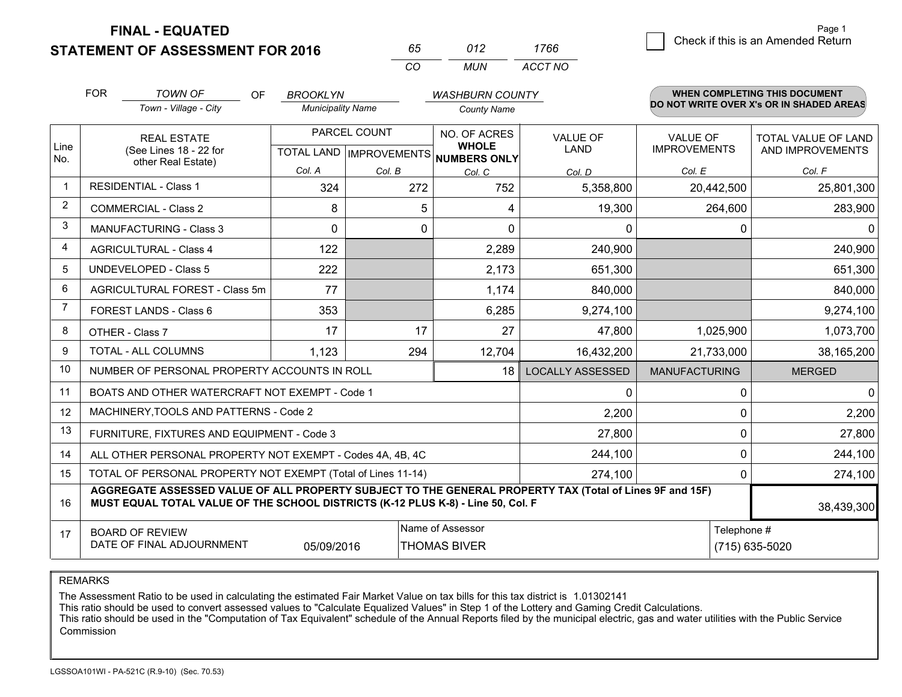**FINAL - EQUATED**

**STATEMENT OF ASSESSMENT FOR 2016**

| 65 | 012 | 1766 |
|---|---|---|
| CO | MUN | ACCT NO |

☐ Check if this is an Amended Return

FOR *TOWN OF* (Town - Village - City) OF *BROOKLYN* (Municipality Name) *WASHBURN COUNTY* (County Name)

**WHEN COMPLETING THIS DOCUMENT DO NOT WRITE OVER X's OR IN SHADED AREAS**

| Line No. | REAL ESTATE (See Lines 18 - 22 for other Real Estate) | PARCEL COUNT TOTAL LAND Col. A | PARCEL COUNT IMPROVEMENTS Col. B | NO. OF ACRES WHOLE NUMBERS ONLY Col. C | VALUE OF LAND Col. D | VALUE OF IMPROVEMENTS Col. E | TOTAL VALUE OF LAND AND IMPROVEMENTS Col. F |
|---|---|---|---|---|---|---|---|
| 1 | RESIDENTIAL - Class 1 | 324 | 272 | 752 | 5,358,800 | 20,442,500 | 25,801,300 |
| 2 | COMMERCIAL - Class 2 | 8 | 5 | 4 | 19,300 | 264,600 | 283,900 |
| 3 | MANUFACTURING - Class 3 | 0 | 0 | 0 | 0 | 0 | 0 |
| 4 | AGRICULTURAL - Class 4 | 122 | | 2,289 | 240,900 | | 240,900 |
| 5 | UNDEVELOPED - Class 5 | 222 | | 2,173 | 651,300 | | 651,300 |
| 6 | AGRICULTURAL FOREST - Class 5m | 77 | | 1,174 | 840,000 | | 840,000 |
| 7 | FOREST LANDS - Class 6 | 353 | | 6,285 | 9,274,100 | | 9,274,100 |
| 8 | OTHER - Class 7 | 17 | 17 | 27 | 47,800 | 1,025,900 | 1,073,700 |
| 9 | TOTAL - ALL COLUMNS | 1,123 | 294 | 12,704 | 16,432,200 | 21,733,000 | 38,165,200 |
| 10 | NUMBER OF PERSONAL PROPERTY ACCOUNTS IN ROLL | | | 18 | LOCALLY ASSESSED | MANUFACTURING | MERGED |
| 11 | BOATS AND OTHER WATERCRAFT NOT EXEMPT - Code 1 | | | | 0 | 0 | 0 |
| 12 | MACHINERY,TOOLS AND PATTERNS - Code 2 | | | | 2,200 | 0 | 2,200 |
| 13 | FURNITURE, FIXTURES AND EQUIPMENT - Code 3 | | | | 27,800 | 0 | 27,800 |
| 14 | ALL OTHER PERSONAL PROPERTY NOT EXEMPT - Codes 4A, 4B, 4C | | | | 244,100 | 0 | 244,100 |
| 15 | TOTAL OF PERSONAL PROPERTY NOT EXEMPT (Total of Lines 11-14) | | | | 274,100 | 0 | 274,100 |
| 16 | **AGGREGATE ASSESSED VALUE OF ALL PROPERTY SUBJECT TO THE GENERAL PROPERTY TAX (Total of Lines 9F and 15F) MUST EQUAL TOTAL VALUE OF THE SCHOOL DISTRICTS (K-12 PLUS K-8) - Line 50, Col. F** | | | | | | 38,439,300 |
| 17 | BOARD OF REVIEW DATE OF FINAL ADJOURNMENT | 05/09/2016 | Name of Assessor: THOMAS BIVER | | | Telephone #: (715) 635-5020 | |

REMARKS

The Assessment Ratio to be used in calculating the estimated Fair Market Value on tax bills for this tax district is 1.01302141
This ratio should be used to convert assessed values to "Calculate Equalized Values" in Step 1 of the Lottery and Gaming Credit Calculations.
This ratio should be used in the "Computation of Tax Equivalent" schedule of the Annual Reports filed by the municipal electric, gas and water utilities with the Public Service Commission

LGSSOA101WI - PA-521C (R.9-10) (Sec. 70.53)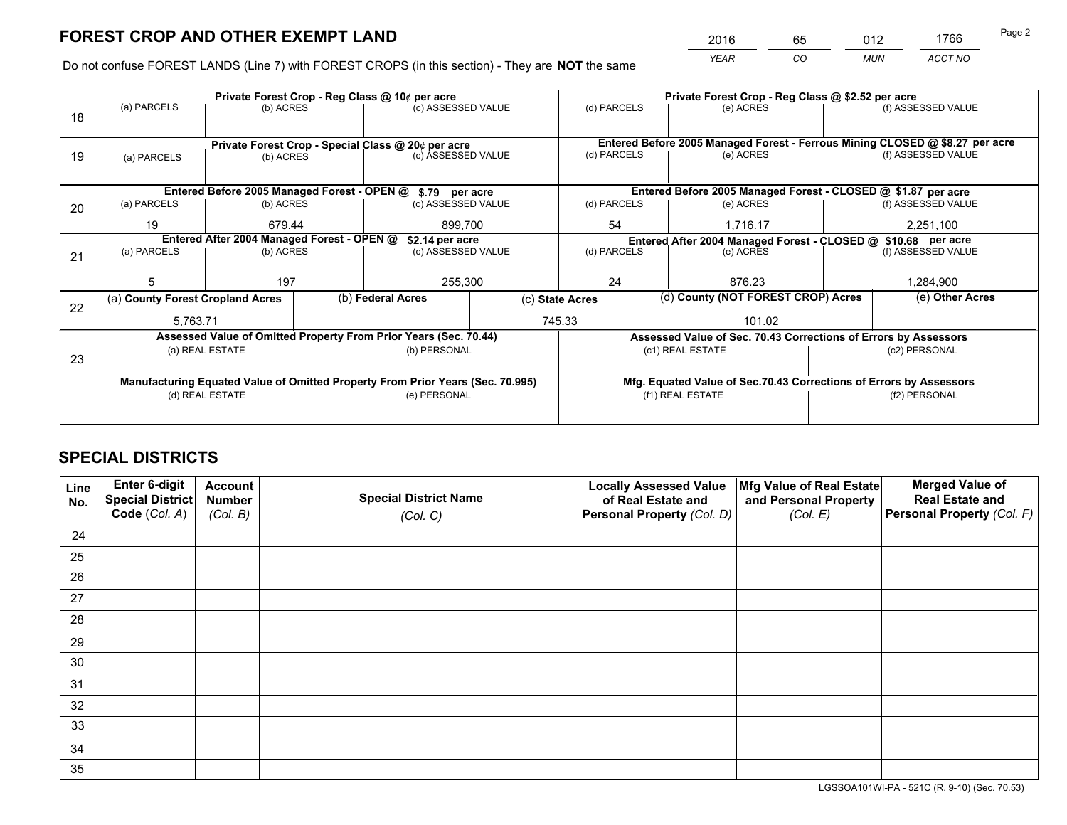# FOREST CROP AND OTHER EXEMPT LAND

| 2016 | 65 | 012 | 1766 |
|---|---|---|---|
| YEAR | CO | MUN | ACCT NO |

Do not confuse FOREST LANDS (Line 7) with FOREST CROPS (in this section) - They are **NOT** the same

| Line | Private Forest Crop - Reg Class @ 10¢ per acre | | | Private Forest Crop - Reg Class @ $2.52 per acre | | |
|---|---|---|---|---|---|---|
| 18 | (a) PARCELS | (b) ACRES | (c) ASSESSED VALUE | (d) PARCELS | (e) ACRES | (f) ASSESSED VALUE |
| | | | | | | |
| | **Private Forest Crop - Special Class @ 20¢ per acre** | | | **Entered Before 2005 Managed Forest - Ferrous Mining CLOSED @ $8.27 per acre** | | |
| 19 | (a) PARCELS | (b) ACRES | (c) ASSESSED VALUE | (d) PARCELS | (e) ACRES | (f) ASSESSED VALUE |
| | | | | | | |
| | **Entered Before 2005 Managed Forest - OPEN @ $.79 per acre** | | | **Entered Before 2005 Managed Forest - CLOSED @ $1.87 per acre** | | |
| 20 | (a) PARCELS | (b) ACRES | (c) ASSESSED VALUE | (d) PARCELS | (e) ACRES | (f) ASSESSED VALUE |
| | 19 | 679.44 | 899,700 | 54 | 1,716.17 | 2,251,100 |
| | **Entered After 2004 Managed Forest - OPEN @ $2.14 per acre** | | | **Entered After 2004 Managed Forest - CLOSED @ $10.68 per acre** | | |
| 21 | (a) PARCELS | (b) ACRES | (c) ASSESSED VALUE | (d) PARCELS | (e) ACRES | (f) ASSESSED VALUE |
| | 5 | 197 | 255,300 | 24 | 876.23 | 1,284,900 |

| Line | (a) County Forest Cropland Acres | (b) Federal Acres | (c) State Acres | (d) County (NOT FOREST CROP) Acres | (e) Other Acres |
|---|---|---|---|---|---|
| 22 | 5,763.71 | | 745.33 | 101.02 | |

| Line | Assessed Value of Omitted Property From Prior Years (Sec. 70.44) | | Assessed Value of Sec. 70.43 Corrections of Errors by Assessors | |
|---|---|---|---|---|
| 23 | (a) REAL ESTATE | (b) PERSONAL | (c1) REAL ESTATE | (c2) PERSONAL |
| | | | | |
| | **Manufacturing Equated Value of Omitted Property From Prior Years (Sec. 70.995)** | | **Mfg. Equated Value of Sec.70.43 Corrections of Errors by Assessors** | |
| | (d) REAL ESTATE | (e) PERSONAL | (f1) REAL ESTATE | (f2) PERSONAL |
| | | | | |

# SPECIAL DISTRICTS

| Line No. | Enter 6-digit Special District Code (Col. A) | Account Number (Col. B) | Special District Name (Col. C) | Locally Assessed Value of Real Estate and Personal Property (Col. D) | Mfg Value of Real Estate and Personal Property (Col. E) | Merged Value of Real Estate and Personal Property (Col. F) |
|---|---|---|---|---|---|---|
| 24 | | | | | | |
| 25 | | | | | | |
| 26 | | | | | | |
| 27 | | | | | | |
| 28 | | | | | | |
| 29 | | | | | | |
| 30 | | | | | | |
| 31 | | | | | | |
| 32 | | | | | | |
| 33 | | | | | | |
| 34 | | | | | | |
| 35 | | | | | | |

LGSSOA101WI-PA - 521C (R. 9-10) (Sec. 70.53)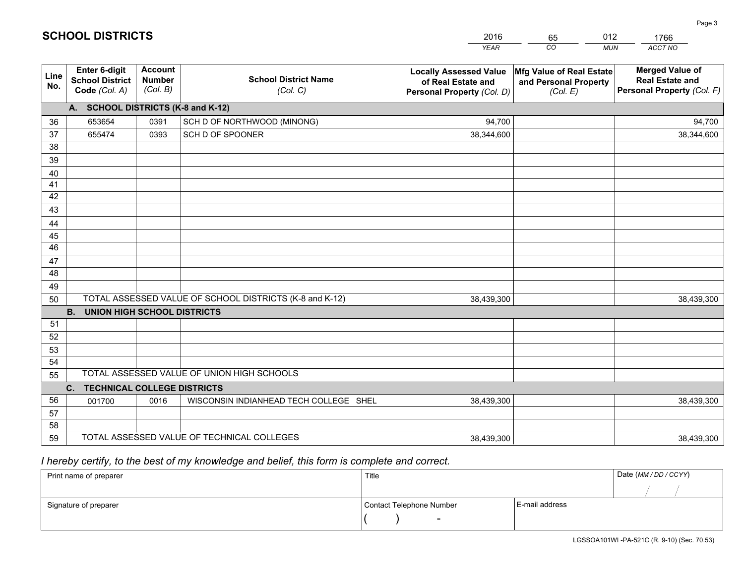# SCHOOL DISTRICTS

| 2016 | 65 | 012 | 1766 |
|---|---|---|---|
| YEAR | CO | MUN | ACCT NO |

| Line No. | Enter 6-digit School District Code (Col. A) | Account Number (Col. B) | School District Name (Col. C) | Locally Assessed Value of Real Estate and Personal Property (Col. D) | Mfg Value of Real Estate and Personal Property (Col. E) | Merged Value of Real Estate and Personal Property (Col. F) |
|---|---|---|---|---|---|---|
| | **A. SCHOOL DISTRICTS (K-8 and K-12)** | | | | | |
| 36 | 653654 | 0391 | SCH D OF NORTHWOOD (MINONG) | 94,700 | | 94,700 |
| 37 | 655474 | 0393 | SCH D OF SPOONER | 38,344,600 | | 38,344,600 |
| 38 | | | | | | |
| 39 | | | | | | |
| 40 | | | | | | |
| 41 | | | | | | |
| 42 | | | | | | |
| 43 | | | | | | |
| 44 | | | | | | |
| 45 | | | | | | |
| 46 | | | | | | |
| 47 | | | | | | |
| 48 | | | | | | |
| 49 | | | | | | |
| 50 | TOTAL ASSESSED VALUE OF SCHOOL DISTRICTS (K-8 and K-12) | | | 38,439,300 | | 38,439,300 |
| | **B. UNION HIGH SCHOOL DISTRICTS** | | | | | |
| 51 | | | | | | |
| 52 | | | | | | |
| 53 | | | | | | |
| 54 | | | | | | |
| 55 | TOTAL ASSESSED VALUE OF UNION HIGH SCHOOLS | | | | | |
| | **C. TECHNICAL COLLEGE DISTRICTS** | | | | | |
| 56 | 001700 | 0016 | WISCONSIN INDIANHEAD TECH COLLEGE SHEL | 38,439,300 | | 38,439,300 |
| 57 | | | | | | |
| 58 | | | | | | |
| 59 | TOTAL ASSESSED VALUE OF TECHNICAL COLLEGES | | | 38,439,300 | | 38,439,300 |

*I hereby certify, to the best of my knowledge and belief, this form is complete and correct.*

| Print name of preparer | Title | | Date (MM / DD / CCYY) |
|---|---|---|---|
| | | | / / |
| Signature of preparer | Contact Telephone Number | E-mail address | |
| | ( ) - | | |

LGSSOA101WI -PA-521C (R. 9-10) (Sec. 70.53)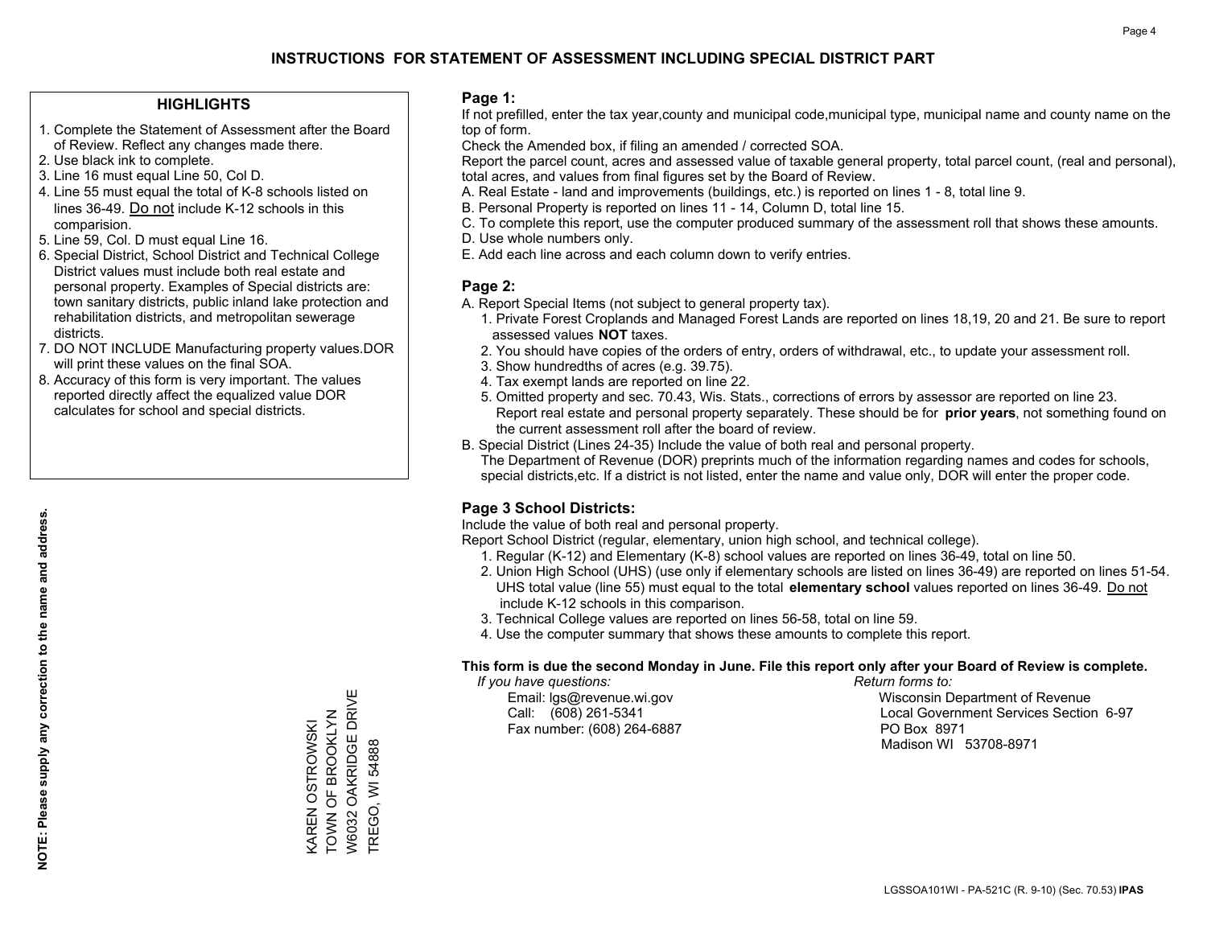# INSTRUCTIONS FOR STATEMENT OF ASSESSMENT INCLUDING SPECIAL DISTRICT PART

## HIGHLIGHTS

1. Complete the Statement of Assessment after the Board of Review. Reflect any changes made there.
2. Use black ink to complete.
3. Line 16 must equal Line 50, Col D.
4. Line 55 must equal the total of K-8 schools listed on lines 36-49. Do not include K-12 schools in this comparision.
5. Line 59, Col. D must equal Line 16.
6. Special District, School District and Technical College District values must include both real estate and personal property. Examples of Special districts are: town sanitary districts, public inland lake protection and rehabilitation districts, and metropolitan sewerage districts.
7. DO NOT INCLUDE Manufacturing property values.DOR will print these values on the final SOA.
8. Accuracy of this form is very important. The values reported directly affect the equalized value DOR calculates for school and special districts.

**NOTE: Please supply any correction to the name and address.**

KAREN OSTROWSKI
TOWN OF BROOKLYN
W6032 OAKRIDGE DRIVE
TREGO, WI 54888

## Page 1:

If not prefilled, enter the tax year,county and municipal code,municipal type, municipal name and county name on the top of form.

Check the Amended box, if filing an amended / corrected SOA.

Report the parcel count, acres and assessed value of taxable general property, total parcel count, (real and personal), total acres, and values from final figures set by the Board of Review.

A. Real Estate - land and improvements (buildings, etc.) is reported on lines 1 - 8, total line 9.
B. Personal Property is reported on lines 11 - 14, Column D, total line 15.
C. To complete this report, use the computer produced summary of the assessment roll that shows these amounts.
D. Use whole numbers only.
E. Add each line across and each column down to verify entries.

## Page 2:

A. Report Special Items (not subject to general property tax).
   1. Private Forest Croplands and Managed Forest Lands are reported on lines 18,19, 20 and 21. Be sure to report assessed values **NOT** taxes.
   2. You should have copies of the orders of entry, orders of withdrawal, etc., to update your assessment roll.
   3. Show hundredths of acres (e.g. 39.75).
   4. Tax exempt lands are reported on line 22.
   5. Omitted property and sec. 70.43, Wis. Stats., corrections of errors by assessor are reported on line 23. Report real estate and personal property separately. These should be for **prior years**, not something found on the current assessment roll after the board of review.
B. Special District (Lines 24-35) Include the value of both real and personal property.
   The Department of Revenue (DOR) preprints much of the information regarding names and codes for schools, special districts,etc. If a district is not listed, enter the name and value only, DOR will enter the proper code.

## Page 3 School Districts:

Include the value of both real and personal property.

Report School District (regular, elementary, union high school, and technical college).

1. Regular (K-12) and Elementary (K-8) school values are reported on lines 36-49, total on line 50.
2. Union High School (UHS) (use only if elementary schools are listed on lines 36-49) are reported on lines 51-54. UHS total value (line 55) must equal to the total **elementary school** values reported on lines 36-49. Do not include K-12 schools in this comparison.
3. Technical College values are reported on lines 56-58, total on line 59.
4. Use the computer summary that shows these amounts to complete this report.

**This form is due the second Monday in June. File this report only after your Board of Review is complete.**

*If you have questions:*
Email: lgs@revenue.wi.gov
Call: (608) 261-5341
Fax number: (608) 264-6887

*Return forms to:*
Wisconsin Department of Revenue
Local Government Services Section 6-97
PO Box 8971
Madison WI 53708-8971

LGSSOA101WI - PA-521C (R. 9-10) (Sec. 70.53) **IPAS**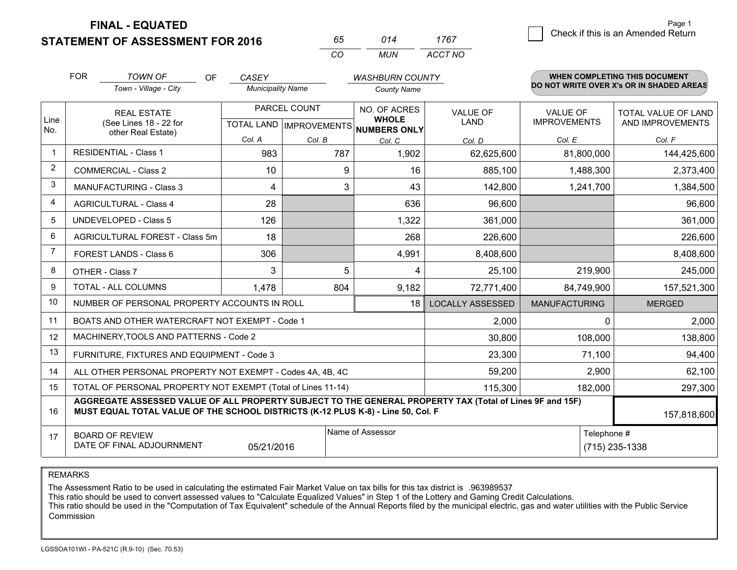**FINAL - EQUATED**
**STATEMENT OF ASSESSMENT FOR 2016**

| 65 | 014 | 1767 |
|---|---|---|
| CO | MUN | ACCT NO |

☐ Check if this is an Amended Return

FOR *TOWN OF* (Town - Village - City) OF *CASEY* (Municipality Name) *WASHBURN COUNTY* (County Name)

**WHEN COMPLETING THIS DOCUMENT DO NOT WRITE OVER X's OR IN SHADED AREAS**

| Line No. | REAL ESTATE (See Lines 18 - 22 for other Real Estate) | PARCEL COUNT TOTAL LAND Col. A | PARCEL COUNT IMPROVEMENTS Col. B | NO. OF ACRES WHOLE NUMBERS ONLY Col. C | VALUE OF LAND Col. D | VALUE OF IMPROVEMENTS Col. E | TOTAL VALUE OF LAND AND IMPROVEMENTS Col. F |
|---|---|---|---|---|---|---|---|
| 1 | RESIDENTIAL - Class 1 | 983 | 787 | 1,902 | 62,625,600 | 81,800,000 | 144,425,600 |
| 2 | COMMERCIAL - Class 2 | 10 | 9 | 16 | 885,100 | 1,488,300 | 2,373,400 |
| 3 | MANUFACTURING - Class 3 | 4 | 3 | 43 | 142,800 | 1,241,700 | 1,384,500 |
| 4 | AGRICULTURAL - Class 4 | 28 | | 636 | 96,600 | | 96,600 |
| 5 | UNDEVELOPED - Class 5 | 126 | | 1,322 | 361,000 | | 361,000 |
| 6 | AGRICULTURAL FOREST - Class 5m | 18 | | 268 | 226,600 | | 226,600 |
| 7 | FOREST LANDS - Class 6 | 306 | | 4,991 | 8,408,600 | | 8,408,600 |
| 8 | OTHER - Class 7 | 3 | 5 | 4 | 25,100 | 219,900 | 245,000 |
| 9 | TOTAL - ALL COLUMNS | 1,478 | 804 | 9,182 | 72,771,400 | 84,749,900 | 157,521,300 |
| 10 | NUMBER OF PERSONAL PROPERTY ACCOUNTS IN ROLL | | | 18 | LOCALLY ASSESSED | MANUFACTURING | MERGED |
| 11 | BOATS AND OTHER WATERCRAFT NOT EXEMPT - Code 1 | | | | 2,000 | 0 | 2,000 |
| 12 | MACHINERY,TOOLS AND PATTERNS - Code 2 | | | | 30,800 | 108,000 | 138,800 |
| 13 | FURNITURE, FIXTURES AND EQUIPMENT - Code 3 | | | | 23,300 | 71,100 | 94,400 |
| 14 | ALL OTHER PERSONAL PROPERTY NOT EXEMPT - Codes 4A, 4B, 4C | | | | 59,200 | 2,900 | 62,100 |
| 15 | TOTAL OF PERSONAL PROPERTY NOT EXEMPT (Total of Lines 11-14) | | | | 115,300 | 182,000 | 297,300 |
| 16 | **AGGREGATE ASSESSED VALUE OF ALL PROPERTY SUBJECT TO THE GENERAL PROPERTY TAX (Total of Lines 9F and 15F) MUST EQUAL TOTAL VALUE OF THE SCHOOL DISTRICTS (K-12 PLUS K-8) - Line 50, Col. F** | | | | | | 157,818,600 |
| 17 | BOARD OF REVIEW DATE OF FINAL ADJOURNMENT | 05/21/2016 | Name of Assessor | | | Telephone # | (715) 235-1338 |

REMARKS

The Assessment Ratio to be used in calculating the estimated Fair Market Value on tax bills for this tax district is .963989537
This ratio should be used to convert assessed values to "Calculate Equalized Values" in Step 1 of the Lottery and Gaming Credit Calculations.
This ratio should be used in the "Computation of Tax Equivalent" schedule of the Annual Reports filed by the municipal electric, gas and water utilities with the Public Service Commission

LGSSOA101WI - PA-521C (R.9-10) (Sec. 70.53)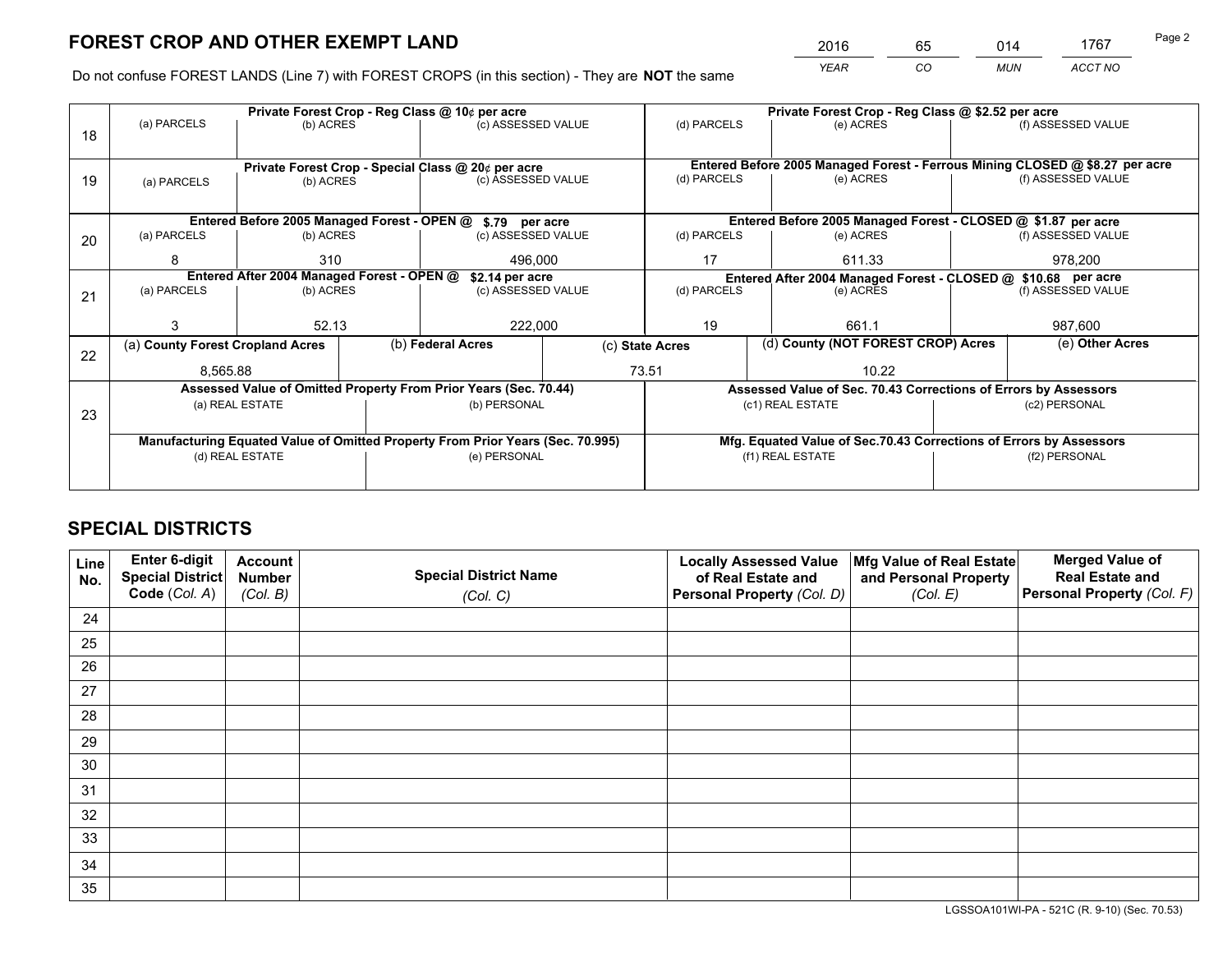# FOREST CROP AND OTHER EXEMPT LAND

| 2016 | 65 | 014 | 1767 |
|---|---|---|---|
| *YEAR* | *CO* | *MUN* | *ACCT NO* |

Do not confuse FOREST LANDS (Line 7) with FOREST CROPS (in this section) - They are **NOT** the same

| Line | Private Forest Crop - Reg Class @ 10¢ per acre | | | Private Forest Crop - Reg Class @ $2.52 per acre | | |
|---|---|---|---|---|---|---|
| 18 | (a) PARCELS | (b) ACRES | (c) ASSESSED VALUE | (d) PARCELS | (e) ACRES | (f) ASSESSED VALUE |
| | | | | | | |
| | **Private Forest Crop - Special Class @ 20¢ per acre** | | | **Entered Before 2005 Managed Forest - Ferrous Mining CLOSED @ $8.27 per acre** | | |
| 19 | (a) PARCELS | (b) ACRES | (c) ASSESSED VALUE | (d) PARCELS | (e) ACRES | (f) ASSESSED VALUE |
| | | | | | | |
| | **Entered Before 2005 Managed Forest - OPEN @ $.79 per acre** | | | **Entered Before 2005 Managed Forest - CLOSED @ $1.87 per acre** | | |
| 20 | (a) PARCELS | (b) ACRES | (c) ASSESSED VALUE | (d) PARCELS | (e) ACRES | (f) ASSESSED VALUE |
| | 8 | 310 | 496,000 | 17 | 611.33 | 978,200 |
| | **Entered After 2004 Managed Forest - OPEN @ $2.14 per acre** | | | **Entered After 2004 Managed Forest - CLOSED @ $10.68 per acre** | | |
| 21 | (a) PARCELS | (b) ACRES | (c) ASSESSED VALUE | (d) PARCELS | (e) ACRES | (f) ASSESSED VALUE |
| | 3 | 52.13 | 222,000 | 19 | 661.1 | 987,600 |

| Line | (a) County Forest Cropland Acres | (b) Federal Acres | (c) State Acres | (d) County (NOT FOREST CROP) Acres | (e) Other Acres |
|---|---|---|---|---|---|
| 22 | 8,565.88 | | 73.51 | 10.22 | |

| Line | Assessed Value of Omitted Property From Prior Years (Sec. 70.44) | | Assessed Value of Sec. 70.43 Corrections of Errors by Assessors | |
|---|---|---|---|---|
| 23 | (a) REAL ESTATE | (b) PERSONAL | (c1) REAL ESTATE | (c2) PERSONAL |
| | | | | |
| | **Manufacturing Equated Value of Omitted Property From Prior Years (Sec. 70.995)** | | **Mfg. Equated Value of Sec.70.43 Corrections of Errors by Assessors** | |
| | (d) REAL ESTATE | (e) PERSONAL | (f1) REAL ESTATE | (f2) PERSONAL |
| | | | | |

# SPECIAL DISTRICTS

| Line No. | Enter 6-digit Special District Code (Col. A) | Account Number (Col. B) | Special District Name (Col. C) | Locally Assessed Value of Real Estate and Personal Property (Col. D) | Mfg Value of Real Estate and Personal Property (Col. E) | Merged Value of Real Estate and Personal Property (Col. F) |
|---|---|---|---|---|---|---|
| 24 | | | | | | |
| 25 | | | | | | |
| 26 | | | | | | |
| 27 | | | | | | |
| 28 | | | | | | |
| 29 | | | | | | |
| 30 | | | | | | |
| 31 | | | | | | |
| 32 | | | | | | |
| 33 | | | | | | |
| 34 | | | | | | |
| 35 | | | | | | |

LGSSOA101WI-PA - 521C (R. 9-10) (Sec. 70.53)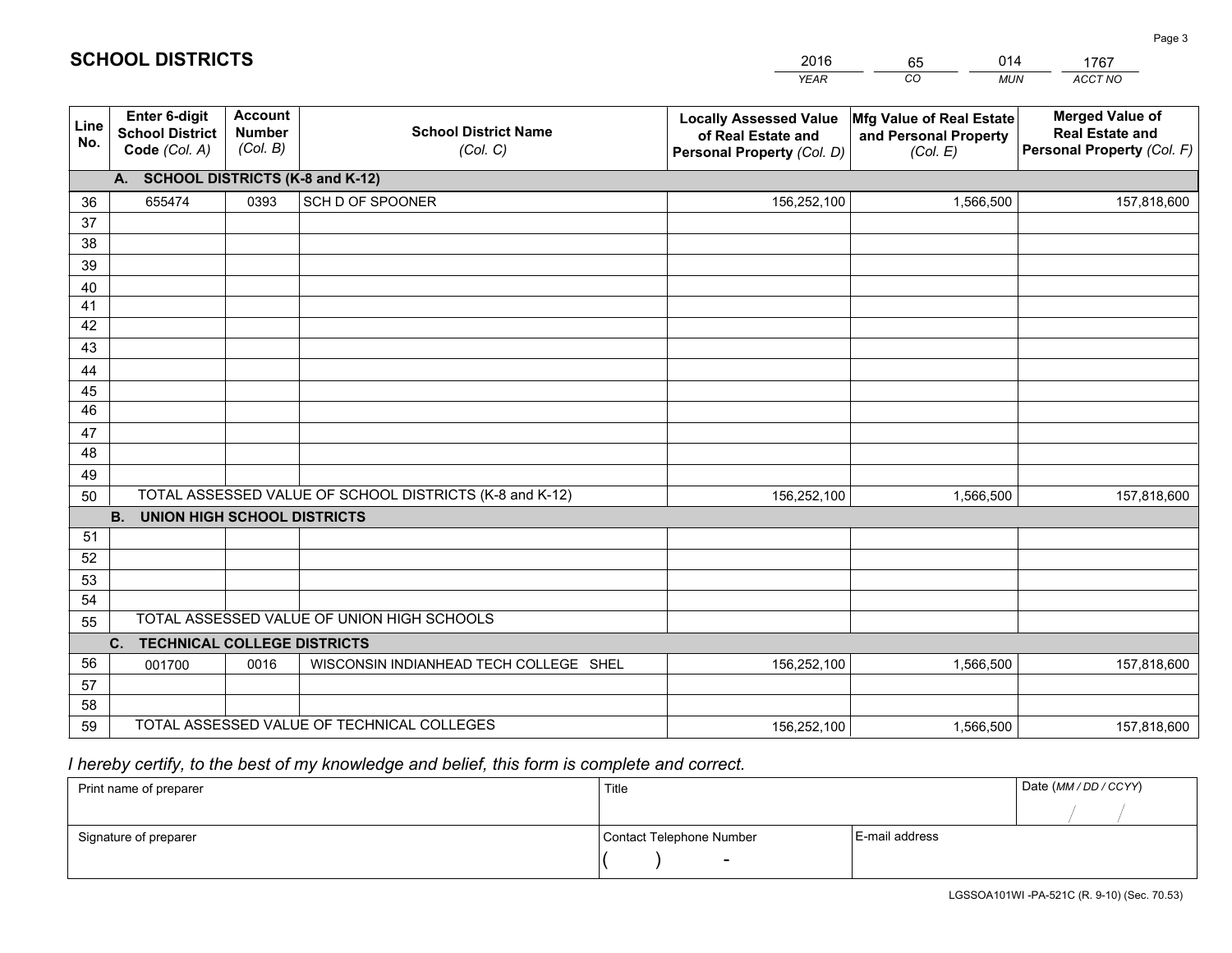# SCHOOL DISTRICTS

| 2016 | 65 | 014 | 1767 |
|---|---|---|---|
| YEAR | CO | MUN | ACCT NO |

| Line No. | Enter 6-digit School District Code (Col. A) | Account Number (Col. B) | School District Name (Col. C) | Locally Assessed Value of Real Estate and Personal Property (Col. D) | Mfg Value of Real Estate and Personal Property (Col. E) | Merged Value of Real Estate and Personal Property (Col. F) |
|---|---|---|---|---|---|---|
| | **A. SCHOOL DISTRICTS (K-8 and K-12)** | | | | | |
| 36 | 655474 | 0393 | SCH D OF SPOONER | 156,252,100 | 1,566,500 | 157,818,600 |
| 37 | | | | | | |
| 38 | | | | | | |
| 39 | | | | | | |
| 40 | | | | | | |
| 41 | | | | | | |
| 42 | | | | | | |
| 43 | | | | | | |
| 44 | | | | | | |
| 45 | | | | | | |
| 46 | | | | | | |
| 47 | | | | | | |
| 48 | | | | | | |
| 49 | | | | | | |
| 50 | TOTAL ASSESSED VALUE OF SCHOOL DISTRICTS (K-8 and K-12) | | | 156,252,100 | 1,566,500 | 157,818,600 |
| | **B. UNION HIGH SCHOOL DISTRICTS** | | | | | |
| 51 | | | | | | |
| 52 | | | | | | |
| 53 | | | | | | |
| 54 | | | | | | |
| 55 | TOTAL ASSESSED VALUE OF UNION HIGH SCHOOLS | | | | | |
| | **C. TECHNICAL COLLEGE DISTRICTS** | | | | | |
| 56 | 001700 | 0016 | WISCONSIN INDIANHEAD TECH COLLEGE SHEL | 156,252,100 | 1,566,500 | 157,818,600 |
| 57 | | | | | | |
| 58 | | | | | | |
| 59 | TOTAL ASSESSED VALUE OF TECHNICAL COLLEGES | | | 156,252,100 | 1,566,500 | 157,818,600 |

*I hereby certify, to the best of my knowledge and belief, this form is complete and correct.*

| Print name of preparer | Title | | Date (MM / DD / CCYY) |
|---|---|---|---|
| | | | / / |
| Signature of preparer | Contact Telephone Number | E-mail address | |
| | ( ) - | | |

LGSSOA101WI -PA-521C (R. 9-10) (Sec. 70.53)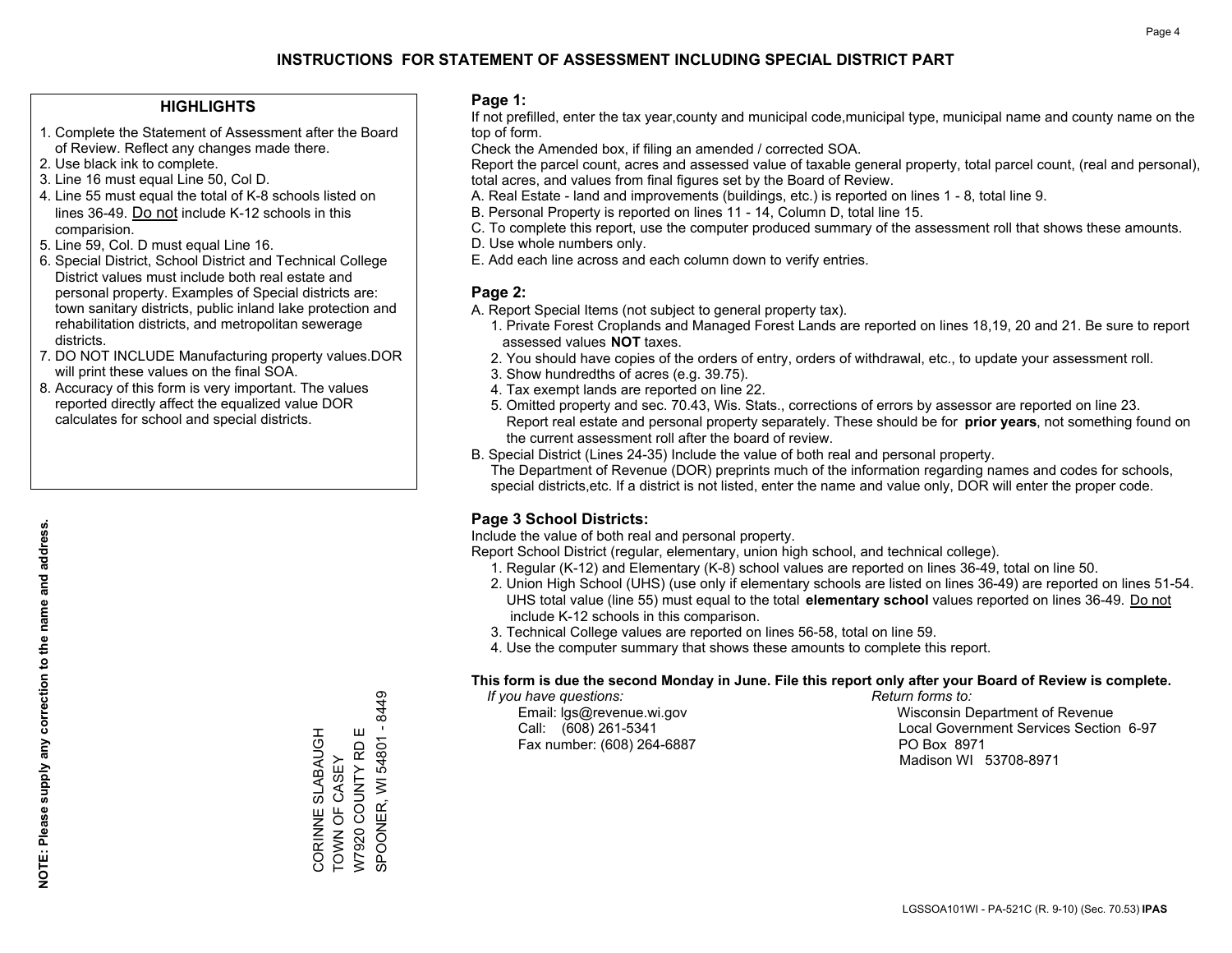# INSTRUCTIONS FOR STATEMENT OF ASSESSMENT INCLUDING SPECIAL DISTRICT PART

## HIGHLIGHTS

1. Complete the Statement of Assessment after the Board of Review. Reflect any changes made there.
2. Use black ink to complete.
3. Line 16 must equal Line 50, Col D.
4. Line 55 must equal the total of K-8 schools listed on lines 36-49. Do not include K-12 schools in this comparision.
5. Line 59, Col. D must equal Line 16.
6. Special District, School District and Technical College District values must include both real estate and personal property. Examples of Special districts are: town sanitary districts, public inland lake protection and rehabilitation districts, and metropolitan sewerage districts.
7. DO NOT INCLUDE Manufacturing property values.DOR will print these values on the final SOA.
8. Accuracy of this form is very important. The values reported directly affect the equalized value DOR calculates for school and special districts.

**NOTE: Please supply any correction to the name and address.**

CORINNE SLABAUGH
TOWN OF CASEY
W7920 COUNTY RD E
SPOONER, WI 54801 - 8449

## Page 1:

If not prefilled, enter the tax year,county and municipal code,municipal type, municipal name and county name on the top of form.

Check the Amended box, if filing an amended / corrected SOA.

Report the parcel count, acres and assessed value of taxable general property, total parcel count, (real and personal), total acres, and values from final figures set by the Board of Review.

A. Real Estate - land and improvements (buildings, etc.) is reported on lines 1 - 8, total line 9.
B. Personal Property is reported on lines 11 - 14, Column D, total line 15.
C. To complete this report, use the computer produced summary of the assessment roll that shows these amounts.
D. Use whole numbers only.
E. Add each line across and each column down to verify entries.

## Page 2:

A. Report Special Items (not subject to general property tax).
1. Private Forest Croplands and Managed Forest Lands are reported on lines 18,19, 20 and 21. Be sure to report assessed values **NOT** taxes.
2. You should have copies of the orders of entry, orders of withdrawal, etc., to update your assessment roll.
3. Show hundredths of acres (e.g. 39.75).
4. Tax exempt lands are reported on line 22.
5. Omitted property and sec. 70.43, Wis. Stats., corrections of errors by assessor are reported on line 23. Report real estate and personal property separately. These should be for **prior years**, not something found on the current assessment roll after the board of review.

B. Special District (Lines 24-35) Include the value of both real and personal property.
The Department of Revenue (DOR) preprints much of the information regarding names and codes for schools, special districts,etc. If a district is not listed, enter the name and value only, DOR will enter the proper code.

## Page 3 School Districts:

Include the value of both real and personal property.

Report School District (regular, elementary, union high school, and technical college).

1. Regular (K-12) and Elementary (K-8) school values are reported on lines 36-49, total on line 50.
2. Union High School (UHS) (use only if elementary schools are listed on lines 36-49) are reported on lines 51-54. UHS total value (line 55) must equal to the total **elementary school** values reported on lines 36-49. Do not include K-12 schools in this comparison.
3. Technical College values are reported on lines 56-58, total on line 59.
4. Use the computer summary that shows these amounts to complete this report.

**This form is due the second Monday in June. File this report only after your Board of Review is complete.**

*If you have questions:*
Email: lgs@revenue.wi.gov
Call: (608) 261-5341
Fax number: (608) 264-6887

*Return forms to:*
Wisconsin Department of Revenue
Local Government Services Section 6-97
PO Box 8971
Madison WI 53708-8971

LGSSOA101WI - PA-521C (R. 9-10) (Sec. 70.53) **IPAS**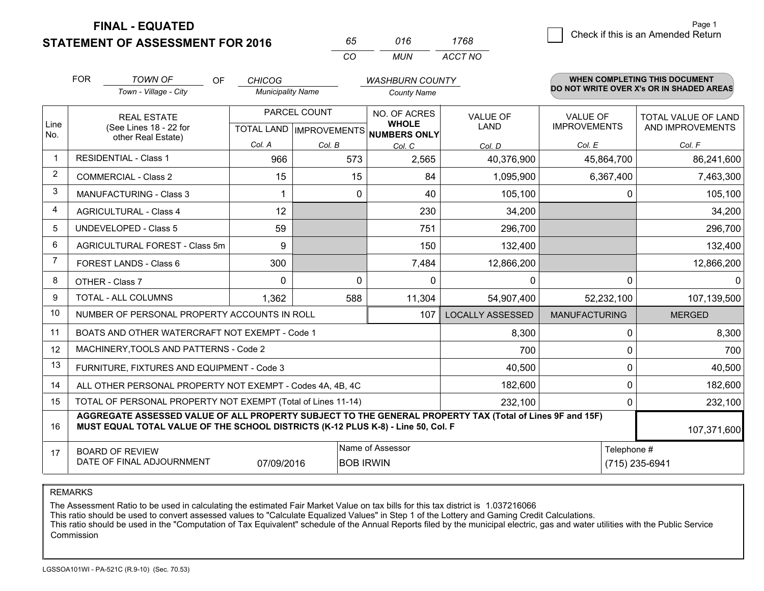# FINAL - EQUATED
## STATEMENT OF ASSESSMENT FOR 2016

| 65 | 016 | 1768 |
|---|---|---|
| CO | MUN | ACCT NO |

Page 1

☐ Check if this is an Amended Return

FOR *TOWN OF* (Town - Village - City) OF *CHICOG* (Municipality Name) *WASHBURN COUNTY* (County Name)

**WHEN COMPLETING THIS DOCUMENT DO NOT WRITE OVER X's OR IN SHADED AREAS**

| Line No. | REAL ESTATE (See Lines 18 - 22 for other Real Estate) | PARCEL COUNT TOTAL LAND Col. A | PARCEL COUNT IMPROVEMENTS Col. B | NO. OF ACRES WHOLE NUMBERS ONLY Col. C | VALUE OF LAND Col. D | VALUE OF IMPROVEMENTS Col. E | TOTAL VALUE OF LAND AND IMPROVEMENTS Col. F |
|---|---|---|---|---|---|---|---|
| 1 | RESIDENTIAL - Class 1 | 966 | 573 | 2,565 | 40,376,900 | 45,864,700 | 86,241,600 |
| 2 | COMMERCIAL - Class 2 | 15 | 15 | 84 | 1,095,900 | 6,367,400 | 7,463,300 |
| 3 | MANUFACTURING - Class 3 | 1 | 0 | 40 | 105,100 | 0 | 105,100 |
| 4 | AGRICULTURAL - Class 4 | 12 | | 230 | 34,200 | | 34,200 |
| 5 | UNDEVELOPED - Class 5 | 59 | | 751 | 296,700 | | 296,700 |
| 6 | AGRICULTURAL FOREST - Class 5m | 9 | | 150 | 132,400 | | 132,400 |
| 7 | FOREST LANDS - Class 6 | 300 | | 7,484 | 12,866,200 | | 12,866,200 |
| 8 | OTHER - Class 7 | 0 | 0 | 0 | 0 | 0 | 0 |
| 9 | TOTAL - ALL COLUMNS | 1,362 | 588 | 11,304 | 54,907,400 | 52,232,100 | 107,139,500 |
| 10 | NUMBER OF PERSONAL PROPERTY ACCOUNTS IN ROLL | | | 107 | LOCALLY ASSESSED | MANUFACTURING | MERGED |
| 11 | BOATS AND OTHER WATERCRAFT NOT EXEMPT - Code 1 | | | | 8,300 | 0 | 8,300 |
| 12 | MACHINERY,TOOLS AND PATTERNS - Code 2 | | | | 700 | 0 | 700 |
| 13 | FURNITURE, FIXTURES AND EQUIPMENT - Code 3 | | | | 40,500 | 0 | 40,500 |
| 14 | ALL OTHER PERSONAL PROPERTY NOT EXEMPT - Codes 4A, 4B, 4C | | | | 182,600 | 0 | 182,600 |
| 15 | TOTAL OF PERSONAL PROPERTY NOT EXEMPT (Total of Lines 11-14) | | | | 232,100 | 0 | 232,100 |
| 16 | **AGGREGATE ASSESSED VALUE OF ALL PROPERTY SUBJECT TO THE GENERAL PROPERTY TAX (Total of Lines 9F and 15F) MUST EQUAL TOTAL VALUE OF THE SCHOOL DISTRICTS (K-12 PLUS K-8) - Line 50, Col. F** | | | | | | 107,371,600 |
| 17 | BOARD OF REVIEW DATE OF FINAL ADJOURNMENT | 07/09/2016 | Name of Assessor: BOB IRWIN | | | Telephone #: (715) 235-6941 | |

REMARKS

The Assessment Ratio to be used in calculating the estimated Fair Market Value on tax bills for this tax district is 1.037216066
This ratio should be used to convert assessed values to "Calculate Equalized Values" in Step 1 of the Lottery and Gaming Credit Calculations.
This ratio should be used in the "Computation of Tax Equivalent" schedule of the Annual Reports filed by the municipal electric, gas and water utilities with the Public Service Commission

LGSSOA101WI - PA-521C (R.9-10) (Sec. 70.53)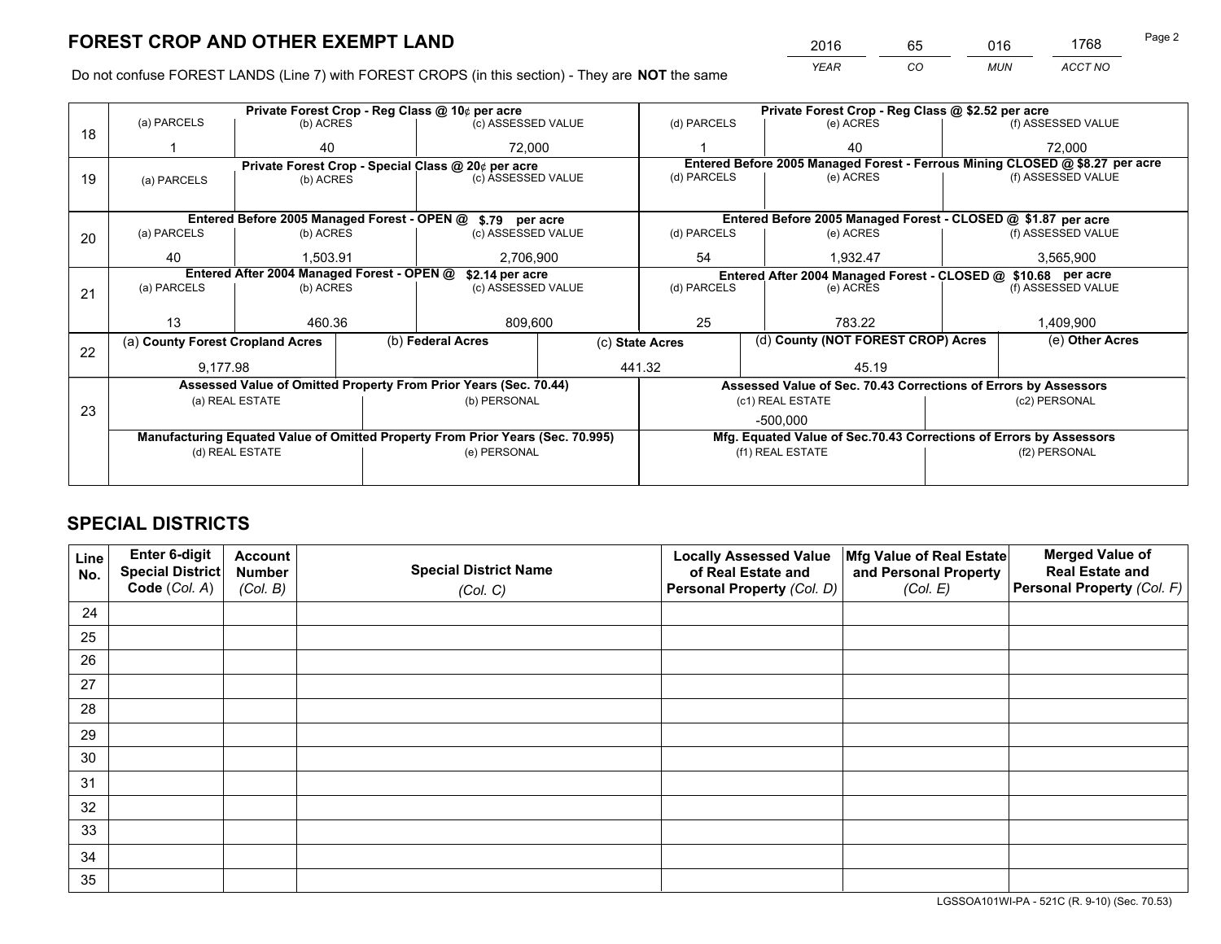# FOREST CROP AND OTHER EXEMPT LAND

| 2016 | 65 | 016 | 1768 |
|---|---|---|---|
| *YEAR* | *CO* | *MUN* | *ACCT NO* |

Do not confuse FOREST LANDS (Line 7) with FOREST CROPS (in this section) - They are **NOT** the same

| Line | Private Forest Crop - Reg Class @ 10¢ per acre | | | Private Forest Crop - Reg Class @ $2.52 per acre | | |
|---|---|---|---|---|---|---|
| | (a) PARCELS | (b) ACRES | (c) ASSESSED VALUE | (d) PARCELS | (e) ACRES | (f) ASSESSED VALUE |
| 18 | 1 | 40 | 72,000 | 1 | 40 | 72,000 |
| | **Private Forest Crop - Special Class @ 20¢ per acre** | | | **Entered Before 2005 Managed Forest - Ferrous Mining CLOSED @ $8.27 per acre** | | |
| 19 | (a) PARCELS | (b) ACRES | (c) ASSESSED VALUE | (d) PARCELS | (e) ACRES | (f) ASSESSED VALUE |
| | | | | | | |
| | **Entered Before 2005 Managed Forest - OPEN @ $.79 per acre** | | | **Entered Before 2005 Managed Forest - CLOSED @ $1.87 per acre** | | |
| 20 | (a) PARCELS | (b) ACRES | (c) ASSESSED VALUE | (d) PARCELS | (e) ACRES | (f) ASSESSED VALUE |
| | 40 | 1,503.91 | 2,706,900 | 54 | 1,932.47 | 3,565,900 |
| | **Entered After 2004 Managed Forest - OPEN @ $2.14 per acre** | | | **Entered After 2004 Managed Forest - CLOSED @ $10.68 per acre** | | |
| 21 | (a) PARCELS | (b) ACRES | (c) ASSESSED VALUE | (d) PARCELS | (e) ACRES | (f) ASSESSED VALUE |
| | 13 | 460.36 | 809,600 | 25 | 783.22 | 1,409,900 |

| Line | (a) County Forest Cropland Acres | (b) Federal Acres | (c) State Acres | (d) County (NOT FOREST CROP) Acres | (e) Other Acres |
|---|---|---|---|---|---|
| 22 | 9,177.98 | | 441.32 | 45.19 | |

| Line | Assessed Value of Omitted Property From Prior Years (Sec. 70.44) | | Assessed Value of Sec. 70.43 Corrections of Errors by Assessors | |
|---|---|---|---|---|
| | (a) REAL ESTATE | (b) PERSONAL | (c1) REAL ESTATE | (c2) PERSONAL |
| 23 | | | -500,000 | |
| | **Manufacturing Equated Value of Omitted Property From Prior Years (Sec. 70.995)** | | **Mfg. Equated Value of Sec.70.43 Corrections of Errors by Assessors** | |
| | (d) REAL ESTATE | (e) PERSONAL | (f1) REAL ESTATE | (f2) PERSONAL |
| | | | | |

# SPECIAL DISTRICTS

| Line No. | Enter 6-digit Special District Code (Col. A) | Account Number (Col. B) | Special District Name (Col. C) | Locally Assessed Value of Real Estate and Personal Property (Col. D) | Mfg Value of Real Estate and Personal Property (Col. E) | Merged Value of Real Estate and Personal Property (Col. F) |
|---|---|---|---|---|---|---|
| 24 | | | | | | |
| 25 | | | | | | |
| 26 | | | | | | |
| 27 | | | | | | |
| 28 | | | | | | |
| 29 | | | | | | |
| 30 | | | | | | |
| 31 | | | | | | |
| 32 | | | | | | |
| 33 | | | | | | |
| 34 | | | | | | |
| 35 | | | | | | |

LGSSOA101WI-PA - 521C (R. 9-10) (Sec. 70.53)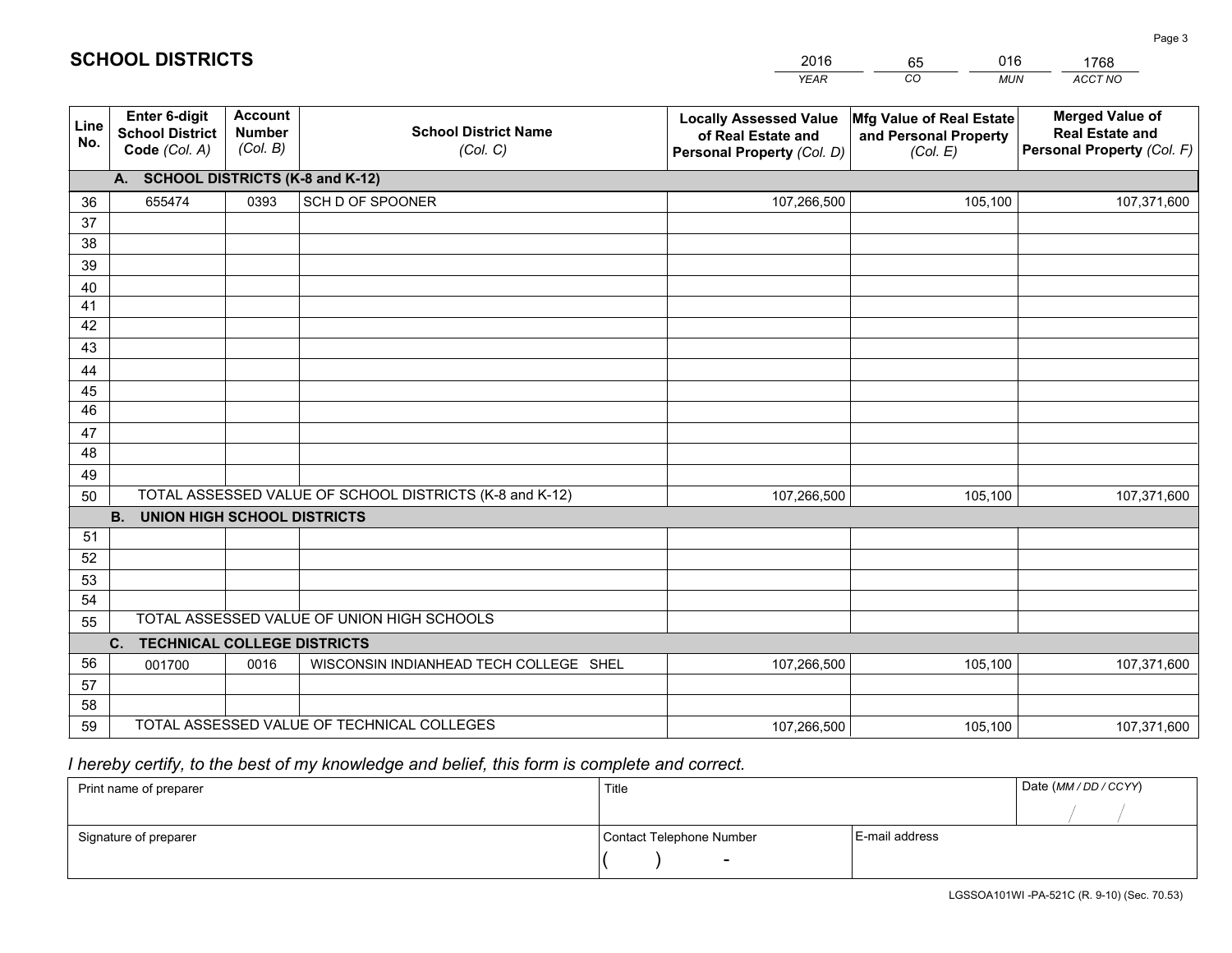# SCHOOL DISTRICTS

| 2016 | 65 | 016 | 1768 |
|---|---|---|---|
| *YEAR* | *CO* | *MUN* | *ACCT NO* |

| Line No. | Enter 6-digit School District Code *(Col. A)* | Account Number *(Col. B)* | School District Name *(Col. C)* | Locally Assessed Value of Real Estate and Personal Property *(Col. D)* | Mfg Value of Real Estate and Personal Property *(Col. E)* | Merged Value of Real Estate and Personal Property *(Col. F)* |
|---|---|---|---|---|---|---|
| | **A. SCHOOL DISTRICTS (K-8 and K-12)** | | | | | |
| 36 | 655474 | 0393 | SCH D OF SPOONER | 107,266,500 | 105,100 | 107,371,600 |
| 37 | | | | | | |
| 38 | | | | | | |
| 39 | | | | | | |
| 40 | | | | | | |
| 41 | | | | | | |
| 42 | | | | | | |
| 43 | | | | | | |
| 44 | | | | | | |
| 45 | | | | | | |
| 46 | | | | | | |
| 47 | | | | | | |
| 48 | | | | | | |
| 49 | | | | | | |
| 50 | TOTAL ASSESSED VALUE OF SCHOOL DISTRICTS (K-8 and K-12) | | | 107,266,500 | 105,100 | 107,371,600 |
| | **B. UNION HIGH SCHOOL DISTRICTS** | | | | | |
| 51 | | | | | | |
| 52 | | | | | | |
| 53 | | | | | | |
| 54 | | | | | | |
| 55 | TOTAL ASSESSED VALUE OF UNION HIGH SCHOOLS | | | | | |
| | **C. TECHNICAL COLLEGE DISTRICTS** | | | | | |
| 56 | 001700 | 0016 | WISCONSIN INDIANHEAD TECH COLLEGE SHEL | 107,266,500 | 105,100 | 107,371,600 |
| 57 | | | | | | |
| 58 | | | | | | |
| 59 | TOTAL ASSESSED VALUE OF TECHNICAL COLLEGES | | | 107,266,500 | 105,100 | 107,371,600 |

*I hereby certify, to the best of my knowledge and belief, this form is complete and correct.*

| Print name of preparer | Title | | Date *(MM / DD / CCYY)* |
|---|---|---|---|
| | | | / / |
| Signature of preparer | Contact Telephone Number | E-mail address | |
| | ( ) - | | |

LGSSOA101WI -PA-521C (R. 9-10) (Sec. 70.53)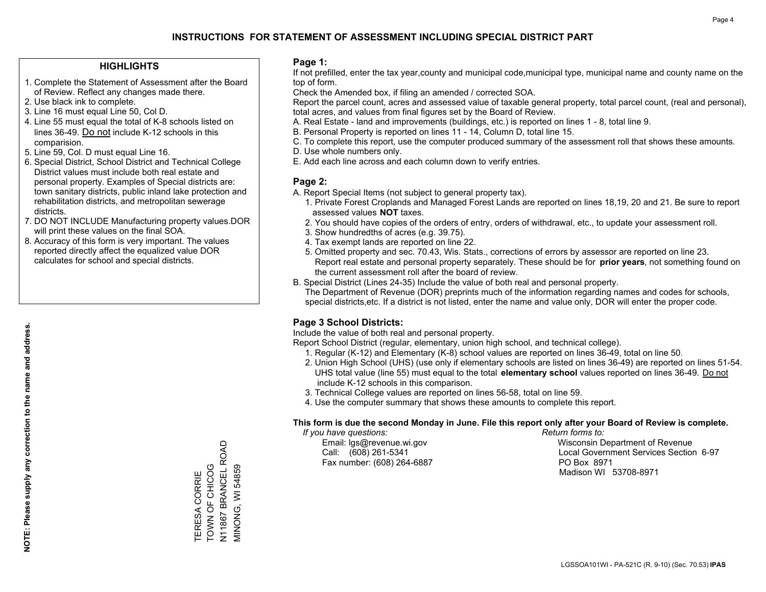# INSTRUCTIONS FOR STATEMENT OF ASSESSMENT INCLUDING SPECIAL DISTRICT PART

## HIGHLIGHTS

1. Complete the Statement of Assessment after the Board of Review. Reflect any changes made there.
2. Use black ink to complete.
3. Line 16 must equal Line 50, Col D.
4. Line 55 must equal the total of K-8 schools listed on lines 36-49. Do not include K-12 schools in this comparision.
5. Line 59, Col. D must equal Line 16.
6. Special District, School District and Technical College District values must include both real estate and personal property. Examples of Special districts are: town sanitary districts, public inland lake protection and rehabilitation districts, and metropolitan sewerage districts.
7. DO NOT INCLUDE Manufacturing property values.DOR will print these values on the final SOA.
8. Accuracy of this form is very important. The values reported directly affect the equalized value DOR calculates for school and special districts.

**NOTE: Please supply any correction to the name and address.**

TERESA CORRIE
TOWN OF CHICOG
N11867 BRANCEL ROAD
MINONG, WI 54859

## Page 1:

If not prefilled, enter the tax year,county and municipal code,municipal type, municipal name and county name on the top of form.

Check the Amended box, if filing an amended / corrected SOA.

Report the parcel count, acres and assessed value of taxable general property, total parcel count, (real and personal), total acres, and values from final figures set by the Board of Review.

A. Real Estate - land and improvements (buildings, etc.) is reported on lines 1 - 8, total line 9.
B. Personal Property is reported on lines 11 - 14, Column D, total line 15.
C. To complete this report, use the computer produced summary of the assessment roll that shows these amounts.
D. Use whole numbers only.
E. Add each line across and each column down to verify entries.

## Page 2:

A. Report Special Items (not subject to general property tax).
   1. Private Forest Croplands and Managed Forest Lands are reported on lines 18,19, 20 and 21. Be sure to report assessed values **NOT** taxes.
   2. You should have copies of the orders of entry, orders of withdrawal, etc., to update your assessment roll.
   3. Show hundredths of acres (e.g. 39.75).
   4. Tax exempt lands are reported on line 22.
   5. Omitted property and sec. 70.43, Wis. Stats., corrections of errors by assessor are reported on line 23. Report real estate and personal property separately. These should be for **prior years**, not something found on the current assessment roll after the board of review.
B. Special District (Lines 24-35) Include the value of both real and personal property.
   The Department of Revenue (DOR) preprints much of the information regarding names and codes for schools, special districts,etc. If a district is not listed, enter the name and value only, DOR will enter the proper code.

## Page 3 School Districts:

Include the value of both real and personal property.

Report School District (regular, elementary, union high school, and technical college).

1. Regular (K-12) and Elementary (K-8) school values are reported on lines 36-49, total on line 50.
2. Union High School (UHS) (use only if elementary schools are listed on lines 36-49) are reported on lines 51-54. UHS total value (line 55) must equal to the total **elementary school** values reported on lines 36-49. Do not include K-12 schools in this comparison.
3. Technical College values are reported on lines 56-58, total on line 59.
4. Use the computer summary that shows these amounts to complete this report.

**This form is due the second Monday in June. File this report only after your Board of Review is complete.**

*If you have questions:*
Email: lgs@revenue.wi.gov
Call: (608) 261-5341
Fax number: (608) 264-6887

*Return forms to:*
Wisconsin Department of Revenue
Local Government Services Section 6-97
PO Box 8971
Madison WI 53708-8971

LGSSOA101WI - PA-521C (R. 9-10) (Sec. 70.53) **IPAS**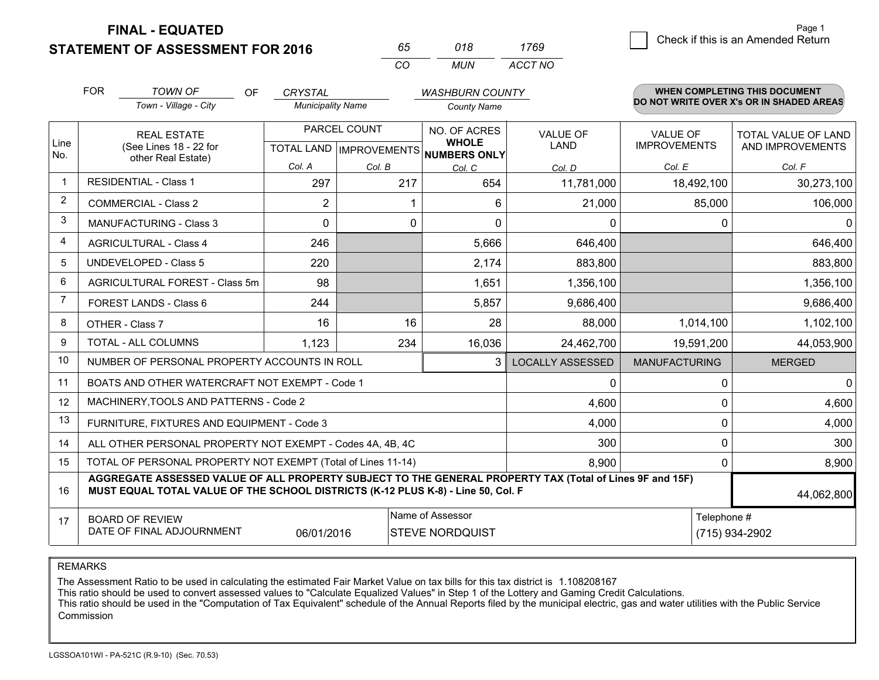# FINAL - EQUATED
## STATEMENT OF ASSESSMENT FOR 2016

| 65 | 018 | 1769 |
|---|---|---|
| CO | MUN | ACCT NO |

Check if this is an Amended Return

FOR *TOWN OF* (Town - Village - City) OF *CRYSTAL* (Municipality Name) *WASHBURN COUNTY* (County Name)

**WHEN COMPLETING THIS DOCUMENT DO NOT WRITE OVER X's OR IN SHADED AREAS**

| Line No. | REAL ESTATE (See Lines 18 - 22 for other Real Estate) | PARCEL COUNT TOTAL LAND Col. A | PARCEL COUNT IMPROVEMENTS Col. B | NO. OF ACRES WHOLE NUMBERS ONLY Col. C | VALUE OF LAND Col. D | VALUE OF IMPROVEMENTS Col. E | TOTAL VALUE OF LAND AND IMPROVEMENTS Col. F |
|---|---|---|---|---|---|---|---|
| 1 | RESIDENTIAL - Class 1 | 297 | 217 | 654 | 11,781,000 | 18,492,100 | 30,273,100 |
| 2 | COMMERCIAL - Class 2 | 2 | 1 | 6 | 21,000 | 85,000 | 106,000 |
| 3 | MANUFACTURING - Class 3 | 0 | 0 | 0 | 0 | 0 | 0 |
| 4 | AGRICULTURAL - Class 4 | 246 | | 5,666 | 646,400 | | 646,400 |
| 5 | UNDEVELOPED - Class 5 | 220 | | 2,174 | 883,800 | | 883,800 |
| 6 | AGRICULTURAL FOREST - Class 5m | 98 | | 1,651 | 1,356,100 | | 1,356,100 |
| 7 | FOREST LANDS - Class 6 | 244 | | 5,857 | 9,686,400 | | 9,686,400 |
| 8 | OTHER - Class 7 | 16 | 16 | 28 | 88,000 | 1,014,100 | 1,102,100 |
| 9 | TOTAL - ALL COLUMNS | 1,123 | 234 | 16,036 | 24,462,700 | 19,591,200 | 44,053,900 |
| 10 | NUMBER OF PERSONAL PROPERTY ACCOUNTS IN ROLL | | | 3 | LOCALLY ASSESSED | MANUFACTURING | MERGED |
| 11 | BOATS AND OTHER WATERCRAFT NOT EXEMPT - Code 1 | | | | 0 | 0 | 0 |
| 12 | MACHINERY,TOOLS AND PATTERNS - Code 2 | | | | 4,600 | 0 | 4,600 |
| 13 | FURNITURE, FIXTURES AND EQUIPMENT - Code 3 | | | | 4,000 | 0 | 4,000 |
| 14 | ALL OTHER PERSONAL PROPERTY NOT EXEMPT - Codes 4A, 4B, 4C | | | | 300 | 0 | 300 |
| 15 | TOTAL OF PERSONAL PROPERTY NOT EXEMPT (Total of Lines 11-14) | | | | 8,900 | 0 | 8,900 |
| 16 | **AGGREGATE ASSESSED VALUE OF ALL PROPERTY SUBJECT TO THE GENERAL PROPERTY TAX (Total of Lines 9F and 15F) MUST EQUAL TOTAL VALUE OF THE SCHOOL DISTRICTS (K-12 PLUS K-8) - Line 50, Col. F** | | | | | | 44,062,800 |
| 17 | BOARD OF REVIEW DATE OF FINAL ADJOURNMENT | 06/01/2016 | | Name of Assessor: STEVE NORDQUIST | | Telephone #: (715) 934-2902 | |

REMARKS

The Assessment Ratio to be used in calculating the estimated Fair Market Value on tax bills for this tax district is 1.108208167
This ratio should be used to convert assessed values to "Calculate Equalized Values" in Step 1 of the Lottery and Gaming Credit Calculations.
This ratio should be used in the "Computation of Tax Equivalent" schedule of the Annual Reports filed by the municipal electric, gas and water utilities with the Public Service Commission

LGSSOA101WI - PA-521C (R.9-10) (Sec. 70.53)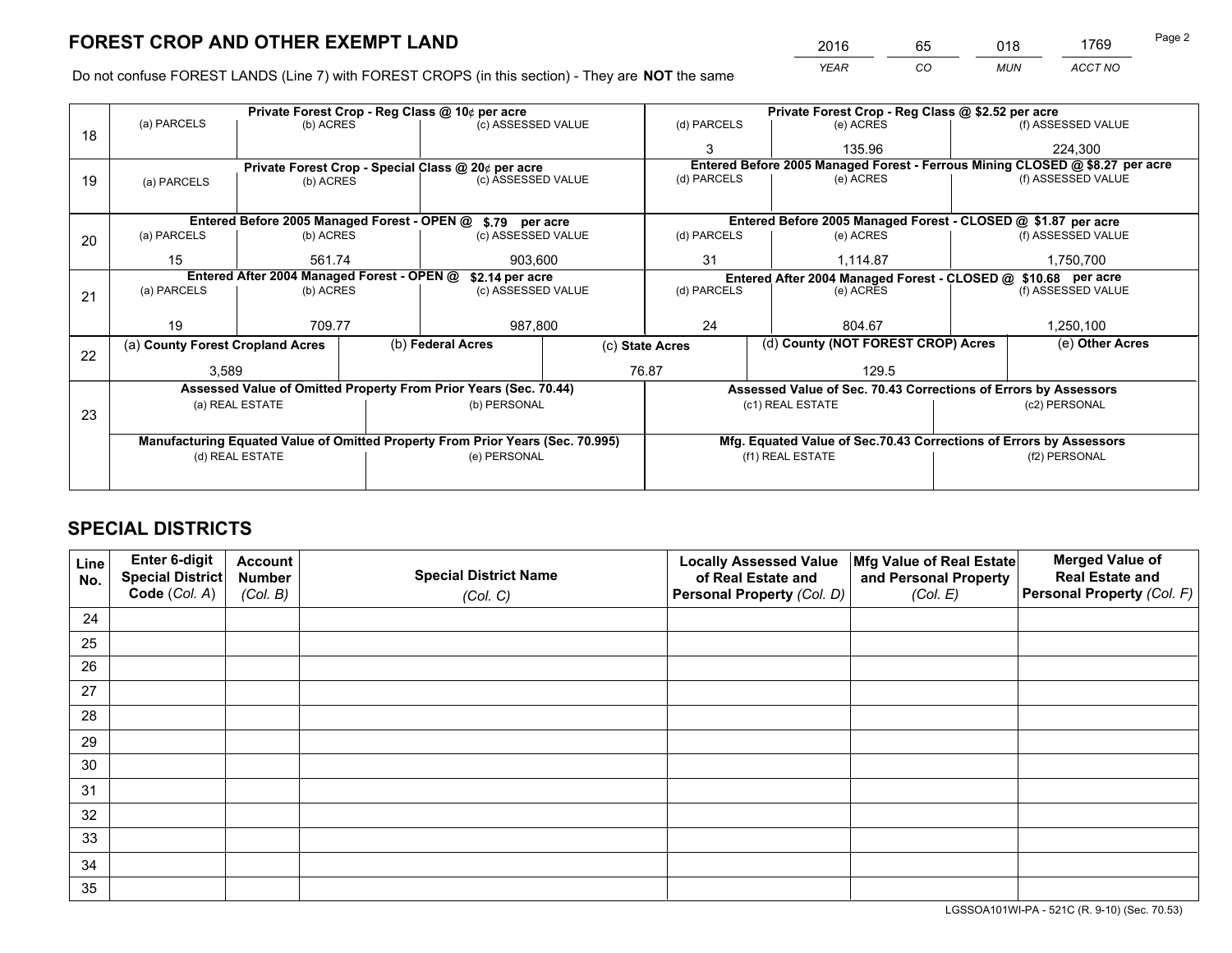# FOREST CROP AND OTHER EXEMPT LAND

| 2016 | 65 | 018 | 1769 |
|---|---|---|---|
| *YEAR* | *CO* | *MUN* | *ACCT NO* |

Do not confuse FOREST LANDS (Line 7) with FOREST CROPS (in this section) - They are **NOT** the same

| Line | Private Forest Crop - Reg Class @ 10¢ per acre | | | Private Forest Crop - Reg Class @ $2.52 per acre | | |
|---|---|---|---|---|---|---|
| | (a) PARCELS | (b) ACRES | (c) ASSESSED VALUE | (d) PARCELS | (e) ACRES | (f) ASSESSED VALUE |
| 18 | | | | 3 | 135.96 | 224,300 |
| | **Private Forest Crop - Special Class @ 20¢ per acre** | | | **Entered Before 2005 Managed Forest - Ferrous Mining CLOSED @ $8.27 per acre** | | |
| | (a) PARCELS | (b) ACRES | (c) ASSESSED VALUE | (d) PARCELS | (e) ACRES | (f) ASSESSED VALUE |
| 19 | | | | | | |
| | **Entered Before 2005 Managed Forest - OPEN @ $.79 per acre** | | | **Entered Before 2005 Managed Forest - CLOSED @ $1.87 per acre** | | |
| | (a) PARCELS | (b) ACRES | (c) ASSESSED VALUE | (d) PARCELS | (e) ACRES | (f) ASSESSED VALUE |
| 20 | 15 | 561.74 | 903,600 | 31 | 1,114.87 | 1,750,700 |
| | **Entered After 2004 Managed Forest - OPEN @ $2.14 per acre** | | | **Entered After 2004 Managed Forest - CLOSED @ $10.68 per acre** | | |
| | (a) PARCELS | (b) ACRES | (c) ASSESSED VALUE | (d) PARCELS | (e) ACRES | (f) ASSESSED VALUE |
| 21 | 19 | 709.77 | 987,800 | 24 | 804.67 | 1,250,100 |

| Line | (a) County Forest Cropland Acres | (b) Federal Acres | (c) State Acres | (d) County (NOT FOREST CROP) Acres | (e) Other Acres |
|---|---|---|---|---|---|
| 22 | 3,589 | | 76.87 | 129.5 | |

| Line | Assessed Value of Omitted Property From Prior Years (Sec. 70.44) | | Assessed Value of Sec. 70.43 Corrections of Errors by Assessors | |
|---|---|---|---|---|
| | (a) REAL ESTATE | (b) PERSONAL | (c1) REAL ESTATE | (c2) PERSONAL |
| 23 | | | | |
| | **Manufacturing Equated Value of Omitted Property From Prior Years (Sec. 70.995)** | | **Mfg. Equated Value of Sec.70.43 Corrections of Errors by Assessors** | |
| | (d) REAL ESTATE | (e) PERSONAL | (f1) REAL ESTATE | (f2) PERSONAL |
| | | | | |

# SPECIAL DISTRICTS

| Line No. | Enter 6-digit Special District Code (*Col. A*) | Account Number (*Col. B*) | Special District Name (*Col. C*) | Locally Assessed Value of Real Estate and Personal Property (*Col. D*) | Mfg Value of Real Estate and Personal Property (*Col. E*) | Merged Value of Real Estate and Personal Property (*Col. F*) |
|---|---|---|---|---|---|---|
| 24 | | | | | | |
| 25 | | | | | | |
| 26 | | | | | | |
| 27 | | | | | | |
| 28 | | | | | | |
| 29 | | | | | | |
| 30 | | | | | | |
| 31 | | | | | | |
| 32 | | | | | | |
| 33 | | | | | | |
| 34 | | | | | | |
| 35 | | | | | | |

LGSSOA101WI-PA - 521C (R. 9-10) (Sec. 70.53)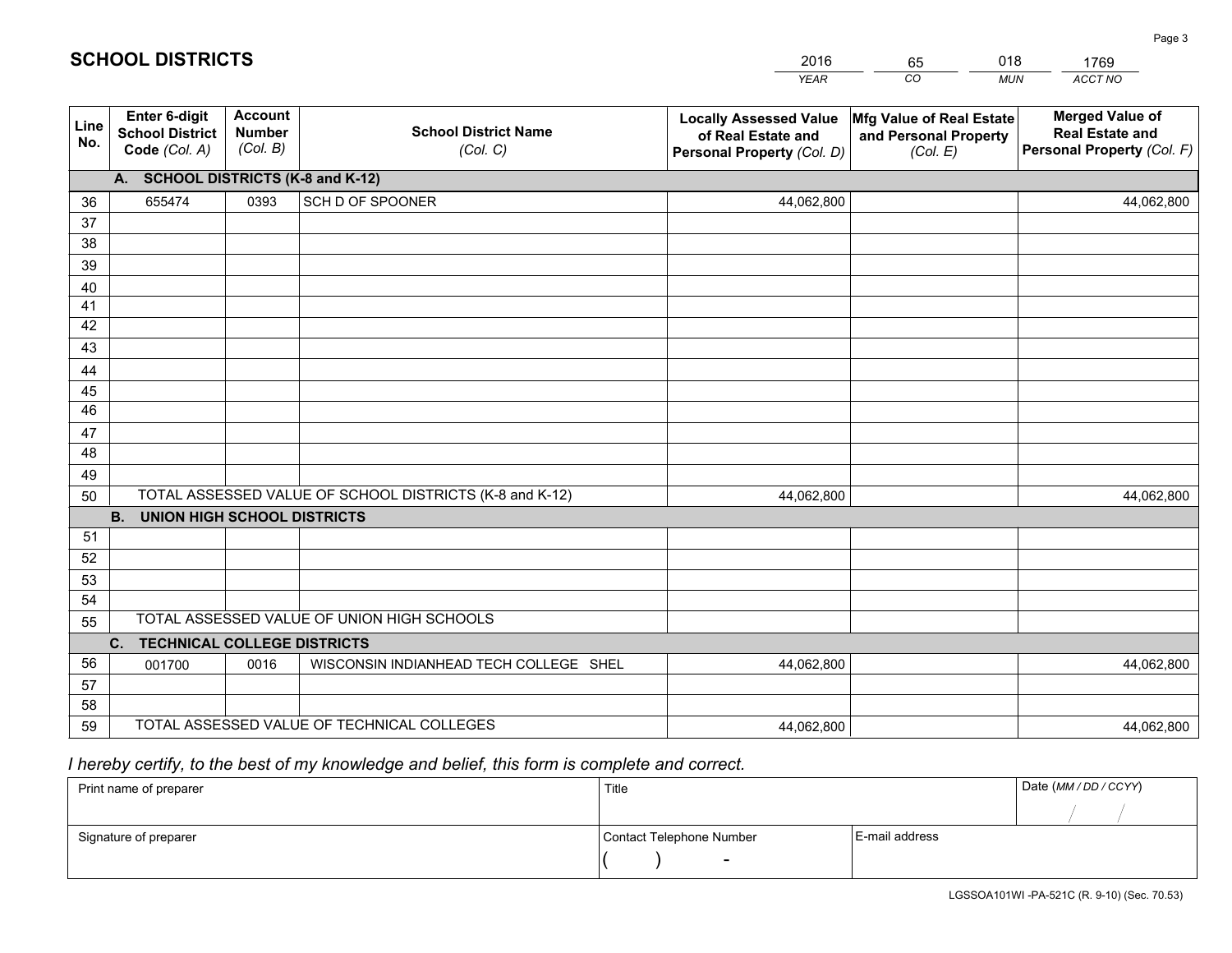# SCHOOL DISTRICTS

| 2016 | 65 | 018 | 1769 |
|---|---|---|---|
| *YEAR* | *CO* | *MUN* | *ACCT NO* |

| Line No. | Enter 6-digit School District Code *(Col. A)* | Account Number *(Col. B)* | School District Name *(Col. C)* | Locally Assessed Value of Real Estate and Personal Property *(Col. D)* | Mfg Value of Real Estate and Personal Property *(Col. E)* | Merged Value of Real Estate and Personal Property *(Col. F)* |
|---|---|---|---|---|---|---|
| **A. SCHOOL DISTRICTS (K-8 and K-12)** | | | | | | |
| 36 | 655474 | 0393 | SCH D OF SPOONER | 44,062,800 | | 44,062,800 |
| 37 | | | | | | |
| 38 | | | | | | |
| 39 | | | | | | |
| 40 | | | | | | |
| 41 | | | | | | |
| 42 | | | | | | |
| 43 | | | | | | |
| 44 | | | | | | |
| 45 | | | | | | |
| 46 | | | | | | |
| 47 | | | | | | |
| 48 | | | | | | |
| 49 | | | | | | |
| 50 | TOTAL ASSESSED VALUE OF SCHOOL DISTRICTS (K-8 and K-12) | | | 44,062,800 | | 44,062,800 |
| **B. UNION HIGH SCHOOL DISTRICTS** | | | | | | |
| 51 | | | | | | |
| 52 | | | | | | |
| 53 | | | | | | |
| 54 | | | | | | |
| 55 | TOTAL ASSESSED VALUE OF UNION HIGH SCHOOLS | | | | | |
| **C. TECHNICAL COLLEGE DISTRICTS** | | | | | | |
| 56 | 001700 | 0016 | WISCONSIN INDIANHEAD TECH COLLEGE SHEL | 44,062,800 | | 44,062,800 |
| 57 | | | | | | |
| 58 | | | | | | |
| 59 | TOTAL ASSESSED VALUE OF TECHNICAL COLLEGES | | | 44,062,800 | | 44,062,800 |

*I hereby certify, to the best of my knowledge and belief, this form is complete and correct.*

| Print name of preparer | Title | | Date *(MM / DD / CCYY)* |
|---|---|---|---|
| | | | / / |
| Signature of preparer | Contact Telephone Number | E-mail address | |
| | ( ) - | | |

LGSSOA101WI -PA-521C (R. 9-10) (Sec. 70.53)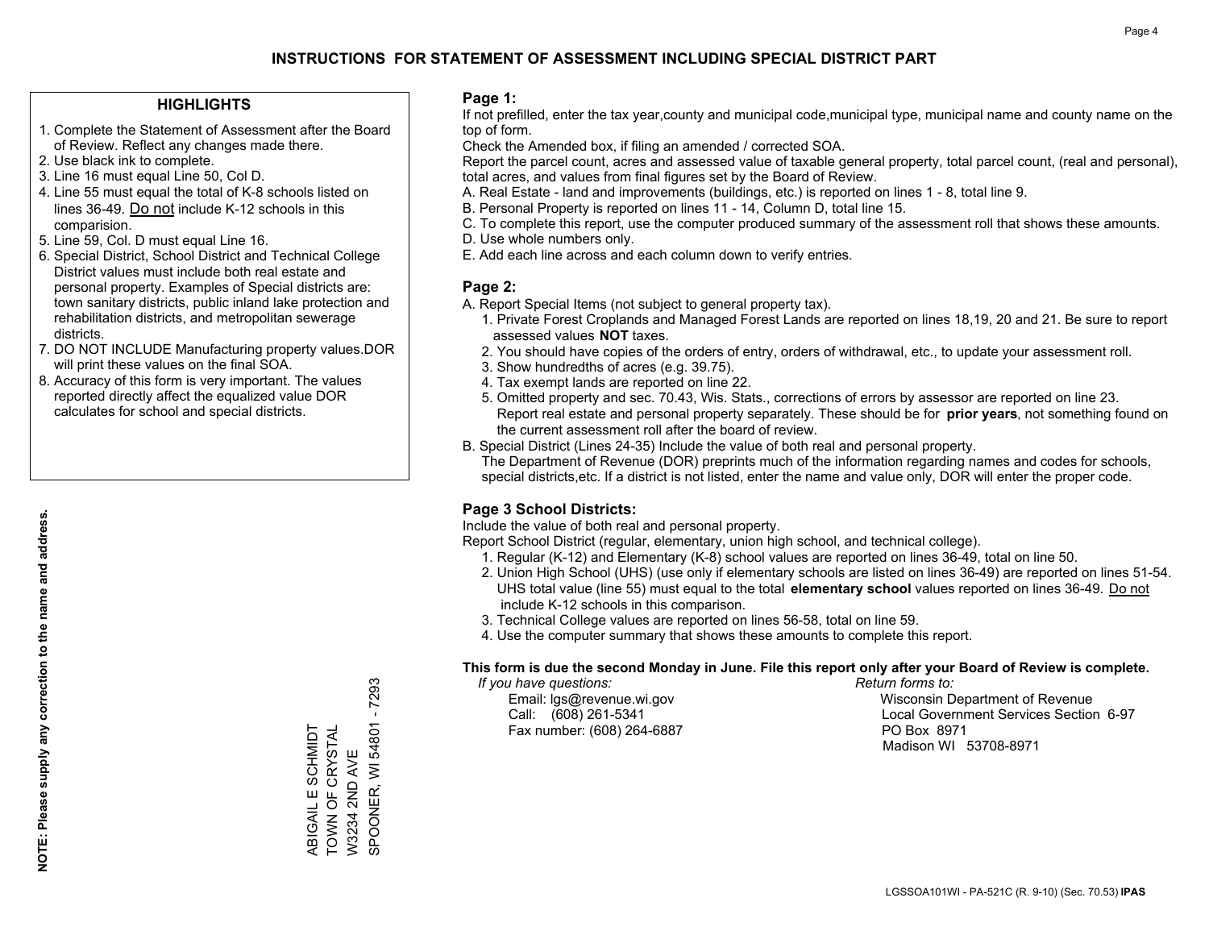# INSTRUCTIONS FOR STATEMENT OF ASSESSMENT INCLUDING SPECIAL DISTRICT PART

## HIGHLIGHTS

1. Complete the Statement of Assessment after the Board of Review. Reflect any changes made there.
2. Use black ink to complete.
3. Line 16 must equal Line 50, Col D.
4. Line 55 must equal the total of K-8 schools listed on lines 36-49. Do not include K-12 schools in this comparision.
5. Line 59, Col. D must equal Line 16.
6. Special District, School District and Technical College District values must include both real estate and personal property. Examples of Special districts are: town sanitary districts, public inland lake protection and rehabilitation districts, and metropolitan sewerage districts.
7. DO NOT INCLUDE Manufacturing property values.DOR will print these values on the final SOA.
8. Accuracy of this form is very important. The values reported directly affect the equalized value DOR calculates for school and special districts.

**NOTE: Please supply any correction to the name and address.**

ABIGAIL E SCHMIDT
TOWN OF CRYSTAL
W3234 2ND AVE
SPOONER, WI 54801 - 7293

## Page 1:

If not prefilled, enter the tax year,county and municipal code,municipal type, municipal name and county name on the top of form.

Check the Amended box, if filing an amended / corrected SOA.

Report the parcel count, acres and assessed value of taxable general property, total parcel count, (real and personal), total acres, and values from final figures set by the Board of Review.

A. Real Estate - land and improvements (buildings, etc.) is reported on lines 1 - 8, total line 9.
B. Personal Property is reported on lines 11 - 14, Column D, total line 15.
C. To complete this report, use the computer produced summary of the assessment roll that shows these amounts.
D. Use whole numbers only.
E. Add each line across and each column down to verify entries.

## Page 2:

A. Report Special Items (not subject to general property tax).
   1. Private Forest Croplands and Managed Forest Lands are reported on lines 18,19, 20 and 21. Be sure to report assessed values **NOT** taxes.
   2. You should have copies of the orders of entry, orders of withdrawal, etc., to update your assessment roll.
   3. Show hundredths of acres (e.g. 39.75).
   4. Tax exempt lands are reported on line 22.
   5. Omitted property and sec. 70.43, Wis. Stats., corrections of errors by assessor are reported on line 23. Report real estate and personal property separately. These should be for **prior years**, not something found on the current assessment roll after the board of review.
B. Special District (Lines 24-35) Include the value of both real and personal property.
   The Department of Revenue (DOR) preprints much of the information regarding names and codes for schools, special districts,etc. If a district is not listed, enter the name and value only, DOR will enter the proper code.

## Page 3 School Districts:

Include the value of both real and personal property.

Report School District (regular, elementary, union high school, and technical college).

1. Regular (K-12) and Elementary (K-8) school values are reported on lines 36-49, total on line 50.
2. Union High School (UHS) (use only if elementary schools are listed on lines 36-49) are reported on lines 51-54. UHS total value (line 55) must equal to the total **elementary school** values reported on lines 36-49. Do not include K-12 schools in this comparison.
3. Technical College values are reported on lines 56-58, total on line 59.
4. Use the computer summary that shows these amounts to complete this report.

**This form is due the second Monday in June. File this report only after your Board of Review is complete.**

*If you have questions:*
Email: lgs@revenue.wi.gov
Call: (608) 261-5341
Fax number: (608) 264-6887

*Return forms to:*
Wisconsin Department of Revenue
Local Government Services Section 6-97
PO Box 8971
Madison WI 53708-8971

LGSSOA101WI - PA-521C (R. 9-10) (Sec. 70.53) **IPAS**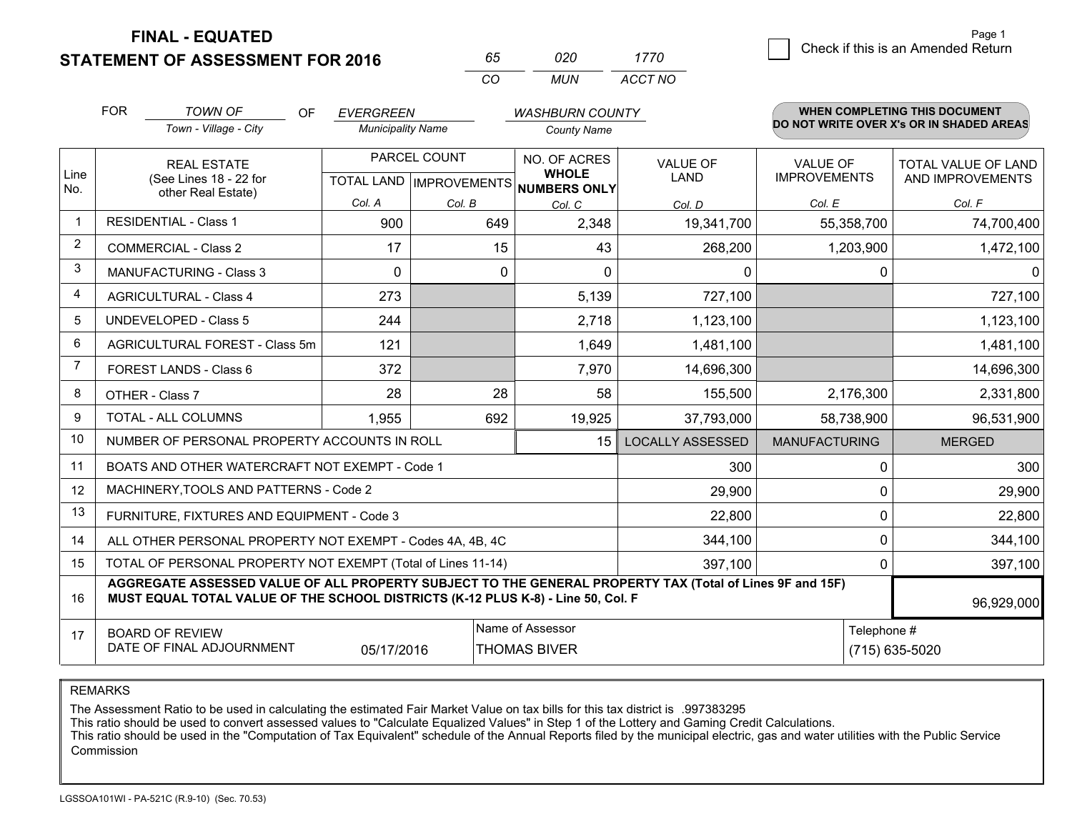# FINAL - EQUATED
## STATEMENT OF ASSESSMENT FOR 2016

| 65 | 020 | 1770 |
|---|---|---|
| CO | MUN | ACCT NO |

Page 1

☐ Check if this is an Amended Return

FOR *TOWN OF* (Town - Village - City) OF *EVERGREEN* (Municipality Name) *WASHBURN COUNTY* (County Name)

**WHEN COMPLETING THIS DOCUMENT DO NOT WRITE OVER X's OR IN SHADED AREAS**

| Line No. | REAL ESTATE (See Lines 18 - 22 for other Real Estate) | PARCEL COUNT TOTAL LAND Col. A | PARCEL COUNT IMPROVEMENTS Col. B | NO. OF ACRES WHOLE NUMBERS ONLY Col. C | VALUE OF LAND Col. D | VALUE OF IMPROVEMENTS Col. E | TOTAL VALUE OF LAND AND IMPROVEMENTS Col. F |
|---|---|---|---|---|---|---|---|
| 1 | RESIDENTIAL - Class 1 | 900 | 649 | 2,348 | 19,341,700 | 55,358,700 | 74,700,400 |
| 2 | COMMERCIAL - Class 2 | 17 | 15 | 43 | 268,200 | 1,203,900 | 1,472,100 |
| 3 | MANUFACTURING - Class 3 | 0 | 0 | 0 | 0 | 0 | 0 |
| 4 | AGRICULTURAL - Class 4 | 273 | | 5,139 | 727,100 | | 727,100 |
| 5 | UNDEVELOPED - Class 5 | 244 | | 2,718 | 1,123,100 | | 1,123,100 |
| 6 | AGRICULTURAL FOREST - Class 5m | 121 | | 1,649 | 1,481,100 | | 1,481,100 |
| 7 | FOREST LANDS - Class 6 | 372 | | 7,970 | 14,696,300 | | 14,696,300 |
| 8 | OTHER - Class 7 | 28 | 28 | 58 | 155,500 | 2,176,300 | 2,331,800 |
| 9 | TOTAL - ALL COLUMNS | 1,955 | 692 | 19,925 | 37,793,000 | 58,738,900 | 96,531,900 |
| 10 | NUMBER OF PERSONAL PROPERTY ACCOUNTS IN ROLL | | | 15 | LOCALLY ASSESSED | MANUFACTURING | MERGED |
| 11 | BOATS AND OTHER WATERCRAFT NOT EXEMPT - Code 1 | | | | 300 | 0 | 300 |
| 12 | MACHINERY,TOOLS AND PATTERNS - Code 2 | | | | 29,900 | 0 | 29,900 |
| 13 | FURNITURE, FIXTURES AND EQUIPMENT - Code 3 | | | | 22,800 | 0 | 22,800 |
| 14 | ALL OTHER PERSONAL PROPERTY NOT EXEMPT - Codes 4A, 4B, 4C | | | | 344,100 | 0 | 344,100 |
| 15 | TOTAL OF PERSONAL PROPERTY NOT EXEMPT (Total of Lines 11-14) | | | | 397,100 | 0 | 397,100 |
| 16 | **AGGREGATE ASSESSED VALUE OF ALL PROPERTY SUBJECT TO THE GENERAL PROPERTY TAX (Total of Lines 9F and 15F) MUST EQUAL TOTAL VALUE OF THE SCHOOL DISTRICTS (K-12 PLUS K-8) - Line 50, Col. F** | | | | | | 96,929,000 |
| 17 | BOARD OF REVIEW DATE OF FINAL ADJOURNMENT | 05/17/2016 | Name of Assessor | THOMAS BIVER | | Telephone # | (715) 635-5020 |

REMARKS

The Assessment Ratio to be used in calculating the estimated Fair Market Value on tax bills for this tax district is .997383295
This ratio should be used to convert assessed values to "Calculate Equalized Values" in Step 1 of the Lottery and Gaming Credit Calculations.
This ratio should be used in the "Computation of Tax Equivalent" schedule of the Annual Reports filed by the municipal electric, gas and water utilities with the Public Service Commission

LGSSOA101WI - PA-521C (R.9-10) (Sec. 70.53)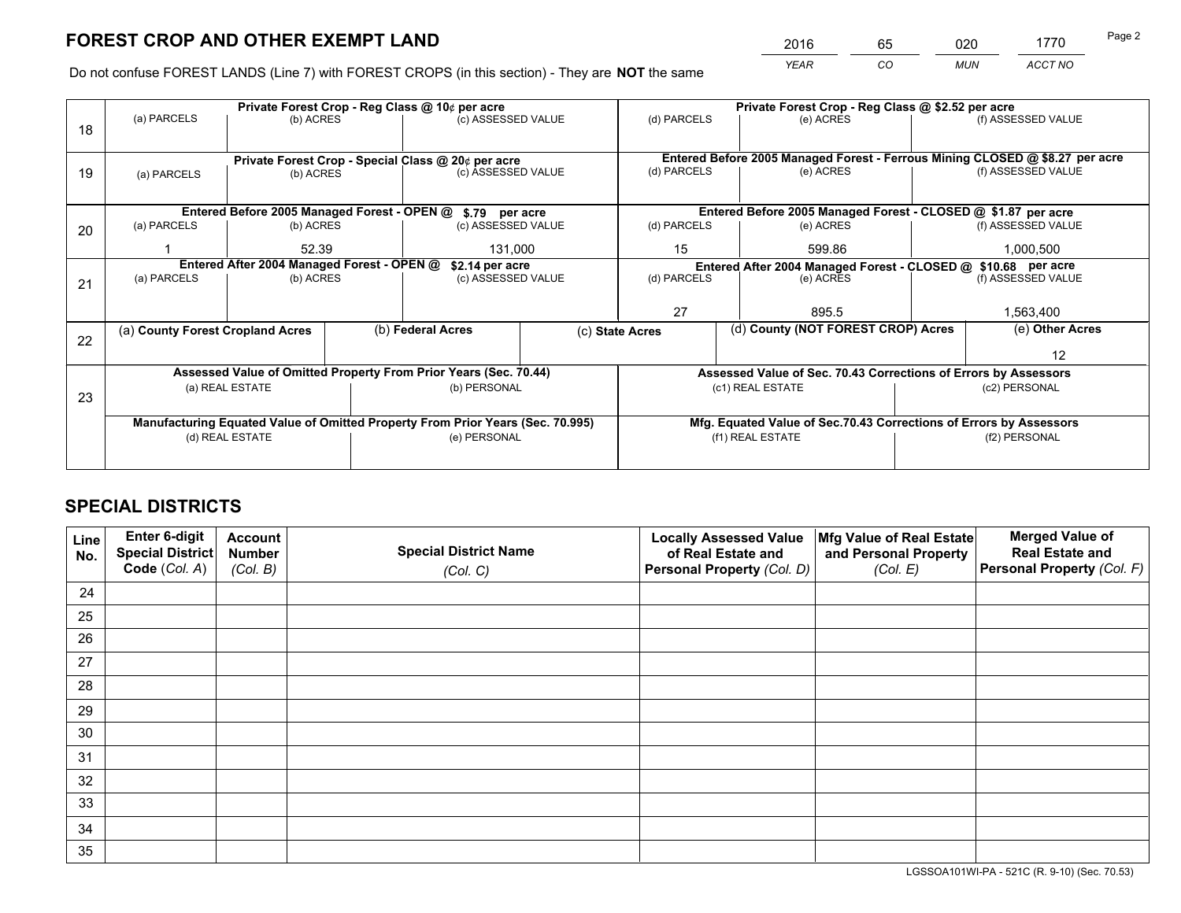# FOREST CROP AND OTHER EXEMPT LAND

| YEAR | CO | MUN | ACCT NO |
|---|---|---|---|
| 2016 | 65 | 020 | 1770 |

Do not confuse FOREST LANDS (Line 7) with FOREST CROPS (in this section) - They are **NOT** the same

| Line | Private Forest Crop - Reg Class @ 10¢ per acre | | | Private Forest Crop - Reg Class @ $2.52 per acre | | |
|---|---|---|---|---|---|---|
| 18 | (a) PARCELS | (b) ACRES | (c) ASSESSED VALUE | (d) PARCELS | (e) ACRES | (f) ASSESSED VALUE |
| | | | | | | |
| | **Private Forest Crop - Special Class @ 20¢ per acre** | | | **Entered Before 2005 Managed Forest - Ferrous Mining CLOSED @ $8.27 per acre** | | |
| 19 | (a) PARCELS | (b) ACRES | (c) ASSESSED VALUE | (d) PARCELS | (e) ACRES | (f) ASSESSED VALUE |
| | | | | | | |
| | **Entered Before 2005 Managed Forest - OPEN @ $.79 per acre** | | | **Entered Before 2005 Managed Forest - CLOSED @ $1.87 per acre** | | |
| 20 | (a) PARCELS | (b) ACRES | (c) ASSESSED VALUE | (d) PARCELS | (e) ACRES | (f) ASSESSED VALUE |
| | 1 | 52.39 | 131,000 | 15 | 599.86 | 1,000,500 |
| | **Entered After 2004 Managed Forest - OPEN @ $2.14 per acre** | | | **Entered After 2004 Managed Forest - CLOSED @ $10.68 per acre** | | |
| 21 | (a) PARCELS | (b) ACRES | (c) ASSESSED VALUE | (d) PARCELS | (e) ACRES | (f) ASSESSED VALUE |
| | | | | 27 | 895.5 | 1,563,400 |

| Line | (a) County Forest Cropland Acres | (b) Federal Acres | (c) State Acres | (d) County (NOT FOREST CROP) Acres | (e) Other Acres |
|---|---|---|---|---|---|
| 22 | | | | | 12 |

| Line | Assessed Value of Omitted Property From Prior Years (Sec. 70.44) | | Assessed Value of Sec. 70.43 Corrections of Errors by Assessors | |
|---|---|---|---|---|
| 23 | (a) REAL ESTATE | (b) PERSONAL | (c1) REAL ESTATE | (c2) PERSONAL |
| | | | | |
| | **Manufacturing Equated Value of Omitted Property From Prior Years (Sec. 70.995)** | | **Mfg. Equated Value of Sec.70.43 Corrections of Errors by Assessors** | |
| | (d) REAL ESTATE | (e) PERSONAL | (f1) REAL ESTATE | (f2) PERSONAL |
| | | | | |

# SPECIAL DISTRICTS

| Line No. | Enter 6-digit Special District Code (Col. A) | Account Number (Col. B) | Special District Name (Col. C) | Locally Assessed Value of Real Estate and Personal Property (Col. D) | Mfg Value of Real Estate and Personal Property (Col. E) | Merged Value of Real Estate and Personal Property (Col. F) |
|---|---|---|---|---|---|---|
| 24 | | | | | | |
| 25 | | | | | | |
| 26 | | | | | | |
| 27 | | | | | | |
| 28 | | | | | | |
| 29 | | | | | | |
| 30 | | | | | | |
| 31 | | | | | | |
| 32 | | | | | | |
| 33 | | | | | | |
| 34 | | | | | | |
| 35 | | | | | | |

LGSSOA101WI-PA - 521C (R. 9-10) (Sec. 70.53)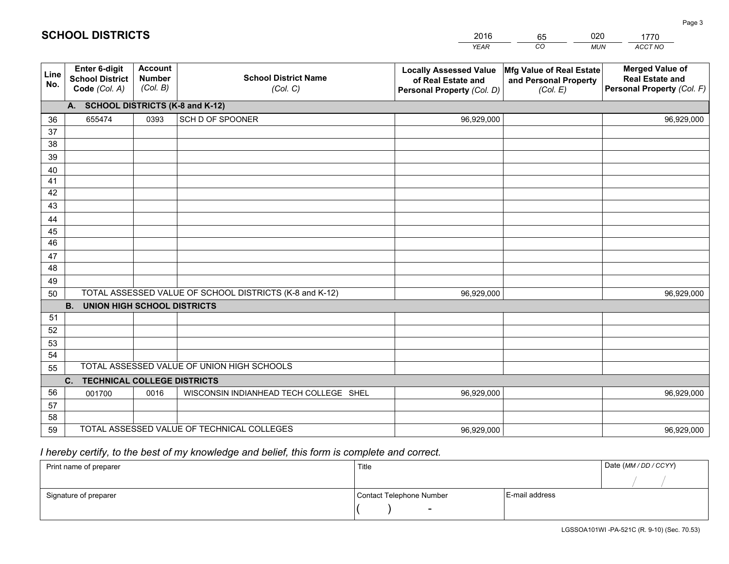## SCHOOL DISTRICTS

| 2016 | 65 | 020 | 1770 |
|---|---|---|---|
| *YEAR* | *CO* | *MUN* | *ACCT NO* |

| Line No. | Enter 6-digit School District Code *(Col. A)* | Account Number *(Col. B)* | School District Name *(Col. C)* | Locally Assessed Value of Real Estate and Personal Property *(Col. D)* | Mfg Value of Real Estate and Personal Property *(Col. E)* | Merged Value of Real Estate and Personal Property *(Col. F)* |
|---|---|---|---|---|---|---|
| **A. SCHOOL DISTRICTS (K-8 and K-12)** | | | | | | |
| 36 | 655474 | 0393 | SCH D OF SPOONER | 96,929,000 | | 96,929,000 |
| 37 | | | | | | |
| 38 | | | | | | |
| 39 | | | | | | |
| 40 | | | | | | |
| 41 | | | | | | |
| 42 | | | | | | |
| 43 | | | | | | |
| 44 | | | | | | |
| 45 | | | | | | |
| 46 | | | | | | |
| 47 | | | | | | |
| 48 | | | | | | |
| 49 | | | | | | |
| 50 | TOTAL ASSESSED VALUE OF SCHOOL DISTRICTS (K-8 and K-12) | | | 96,929,000 | | 96,929,000 |
| **B. UNION HIGH SCHOOL DISTRICTS** | | | | | | |
| 51 | | | | | | |
| 52 | | | | | | |
| 53 | | | | | | |
| 54 | | | | | | |
| 55 | TOTAL ASSESSED VALUE OF UNION HIGH SCHOOLS | | | | | |
| **C. TECHNICAL COLLEGE DISTRICTS** | | | | | | |
| 56 | 001700 | 0016 | WISCONSIN INDIANHEAD TECH COLLEGE SHEL | 96,929,000 | | 96,929,000 |
| 57 | | | | | | |
| 58 | | | | | | |
| 59 | TOTAL ASSESSED VALUE OF TECHNICAL COLLEGES | | | 96,929,000 | | 96,929,000 |

*I hereby certify, to the best of my knowledge and belief, this form is complete and correct.*

| Print name of preparer | Title | | Date *(MM / DD / CCYY)* |
|---|---|---|---|
| | | | / / |
| Signature of preparer | Contact Telephone Number | E-mail address | |
| | ( ) - | | |

LGSSOA101WI -PA-521C (R. 9-10) (Sec. 70.53)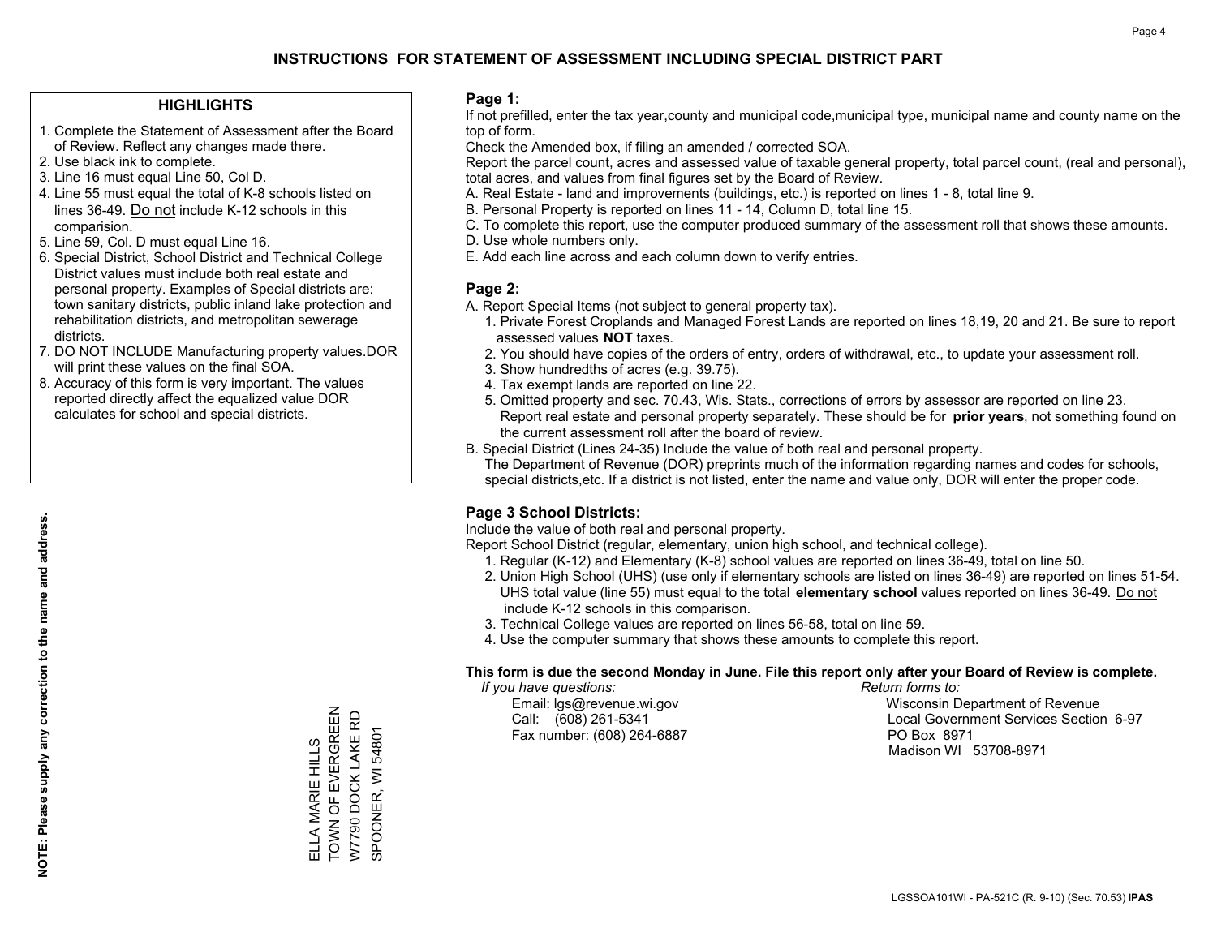# INSTRUCTIONS FOR STATEMENT OF ASSESSMENT INCLUDING SPECIAL DISTRICT PART

## HIGHLIGHTS

1. Complete the Statement of Assessment after the Board of Review. Reflect any changes made there.
2. Use black ink to complete.
3. Line 16 must equal Line 50, Col D.
4. Line 55 must equal the total of K-8 schools listed on lines 36-49. Do not include K-12 schools in this comparision.
5. Line 59, Col. D must equal Line 16.
6. Special District, School District and Technical College District values must include both real estate and personal property. Examples of Special districts are: town sanitary districts, public inland lake protection and rehabilitation districts, and metropolitan sewerage districts.
7. DO NOT INCLUDE Manufacturing property values.DOR will print these values on the final SOA.
8. Accuracy of this form is very important. The values reported directly affect the equalized value DOR calculates for school and special districts.

**NOTE: Please supply any correction to the name and address.**

ELLA MARIE HILLS
TOWN OF EVERGREEN
W7790 DOCK LAKE RD
SPOONER, WI 54801

## Page 1:

If not prefilled, enter the tax year,county and municipal code,municipal type, municipal name and county name on the top of form.

Check the Amended box, if filing an amended / corrected SOA.

Report the parcel count, acres and assessed value of taxable general property, total parcel count, (real and personal), total acres, and values from final figures set by the Board of Review.

A. Real Estate - land and improvements (buildings, etc.) is reported on lines 1 - 8, total line 9.
B. Personal Property is reported on lines 11 - 14, Column D, total line 15.
C. To complete this report, use the computer produced summary of the assessment roll that shows these amounts.
D. Use whole numbers only.
E. Add each line across and each column down to verify entries.

## Page 2:

A. Report Special Items (not subject to general property tax).
   1. Private Forest Croplands and Managed Forest Lands are reported on lines 18,19, 20 and 21. Be sure to report assessed values **NOT** taxes.
   2. You should have copies of the orders of entry, orders of withdrawal, etc., to update your assessment roll.
   3. Show hundredths of acres (e.g. 39.75).
   4. Tax exempt lands are reported on line 22.
   5. Omitted property and sec. 70.43, Wis. Stats., corrections of errors by assessor are reported on line 23. Report real estate and personal property separately. These should be for **prior years**, not something found on the current assessment roll after the board of review.
B. Special District (Lines 24-35) Include the value of both real and personal property.
   The Department of Revenue (DOR) preprints much of the information regarding names and codes for schools, special districts,etc. If a district is not listed, enter the name and value only, DOR will enter the proper code.

## Page 3 School Districts:

Include the value of both real and personal property.

Report School District (regular, elementary, union high school, and technical college).

1. Regular (K-12) and Elementary (K-8) school values are reported on lines 36-49, total on line 50.
2. Union High School (UHS) (use only if elementary schools are listed on lines 36-49) are reported on lines 51-54. UHS total value (line 55) must equal to the total **elementary school** values reported on lines 36-49. Do not include K-12 schools in this comparison.
3. Technical College values are reported on lines 56-58, total on line 59.
4. Use the computer summary that shows these amounts to complete this report.

**This form is due the second Monday in June. File this report only after your Board of Review is complete.**

*If you have questions:*
Email: lgs@revenue.wi.gov
Call: (608) 261-5341
Fax number: (608) 264-6887

*Return forms to:*
Wisconsin Department of Revenue
Local Government Services Section 6-97
PO Box 8971
Madison WI 53708-8971

LGSSOA101WI - PA-521C (R. 9-10) (Sec. 70.53) **IPAS**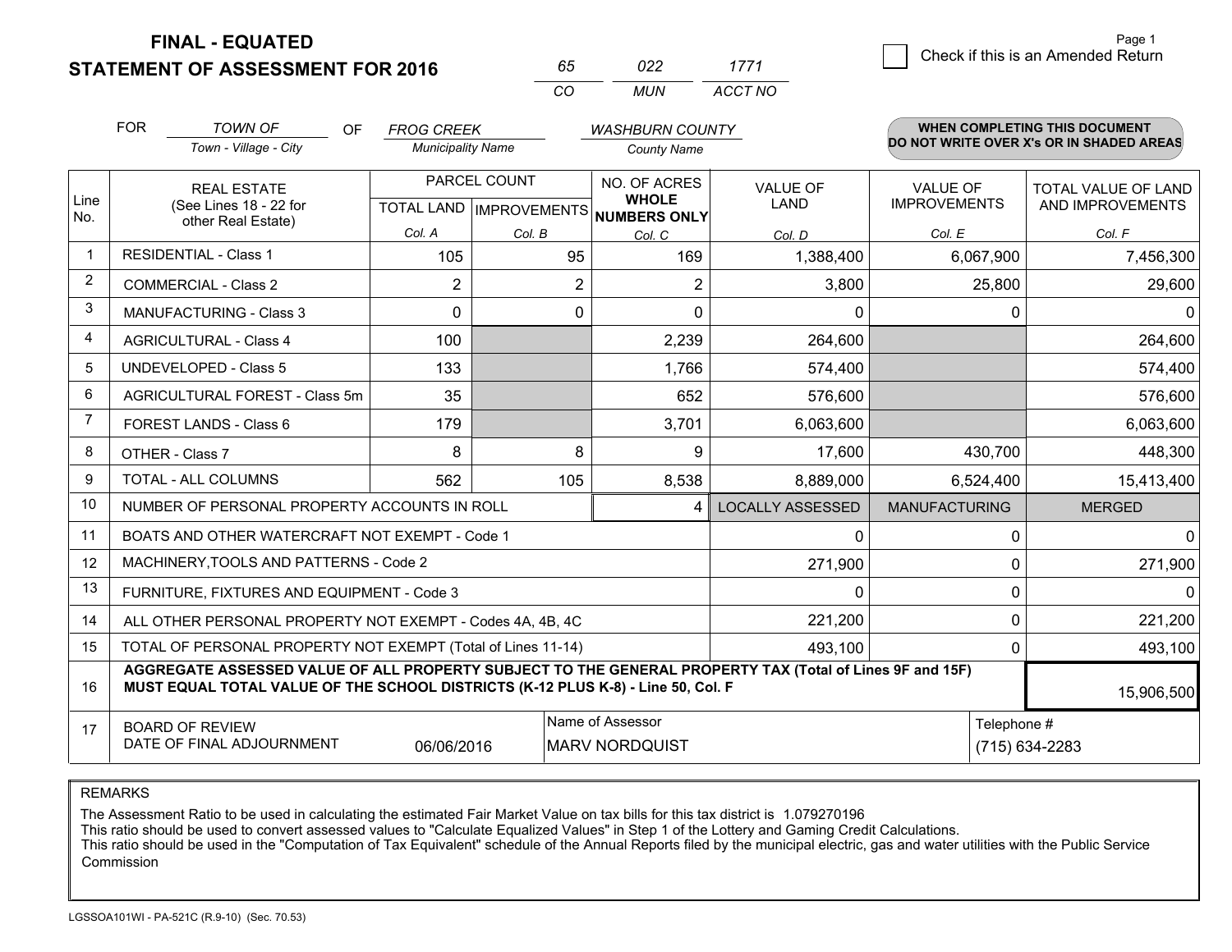# FINAL - EQUATED
# STATEMENT OF ASSESSMENT FOR 2016

| 65 | 022 | 1771 |
|---|---|---|
| CO | MUN | ACCT NO |

Page 1

☐ Check if this is an Amended Return

FOR *TOWN OF* (Town - Village - City) OF *FROG CREEK* (Municipality Name) *WASHBURN COUNTY* (County Name)

**WHEN COMPLETING THIS DOCUMENT DO NOT WRITE OVER X's OR IN SHADED AREAS**

| Line No. | REAL ESTATE (See Lines 18 - 22 for other Real Estate) | PARCEL COUNT TOTAL LAND Col. A | PARCEL COUNT IMPROVEMENTS Col. B | NO. OF ACRES WHOLE NUMBERS ONLY Col. C | VALUE OF LAND Col. D | VALUE OF IMPROVEMENTS Col. E | TOTAL VALUE OF LAND AND IMPROVEMENTS Col. F |
|---|---|---|---|---|---|---|---|
| 1 | RESIDENTIAL - Class 1 | 105 | 95 | 169 | 1,388,400 | 6,067,900 | 7,456,300 |
| 2 | COMMERCIAL - Class 2 | 2 | 2 | 2 | 3,800 | 25,800 | 29,600 |
| 3 | MANUFACTURING - Class 3 | 0 | 0 | 0 | 0 | 0 | 0 |
| 4 | AGRICULTURAL - Class 4 | 100 | | 2,239 | 264,600 | | 264,600 |
| 5 | UNDEVELOPED - Class 5 | 133 | | 1,766 | 574,400 | | 574,400 |
| 6 | AGRICULTURAL FOREST - Class 5m | 35 | | 652 | 576,600 | | 576,600 |
| 7 | FOREST LANDS - Class 6 | 179 | | 3,701 | 6,063,600 | | 6,063,600 |
| 8 | OTHER - Class 7 | 8 | 8 | 9 | 17,600 | 430,700 | 448,300 |
| 9 | TOTAL - ALL COLUMNS | 562 | 105 | 8,538 | 8,889,000 | 6,524,400 | 15,413,400 |
| 10 | NUMBER OF PERSONAL PROPERTY ACCOUNTS IN ROLL | | | 4 | LOCALLY ASSESSED | MANUFACTURING | MERGED |
| 11 | BOATS AND OTHER WATERCRAFT NOT EXEMPT - Code 1 | | | | 0 | 0 | 0 |
| 12 | MACHINERY,TOOLS AND PATTERNS - Code 2 | | | | 271,900 | 0 | 271,900 |
| 13 | FURNITURE, FIXTURES AND EQUIPMENT - Code 3 | | | | 0 | 0 | 0 |
| 14 | ALL OTHER PERSONAL PROPERTY NOT EXEMPT - Codes 4A, 4B, 4C | | | | 221,200 | 0 | 221,200 |
| 15 | TOTAL OF PERSONAL PROPERTY NOT EXEMPT (Total of Lines 11-14) | | | | 493,100 | 0 | 493,100 |
| 16 | **AGGREGATE ASSESSED VALUE OF ALL PROPERTY SUBJECT TO THE GENERAL PROPERTY TAX (Total of Lines 9F and 15F) MUST EQUAL TOTAL VALUE OF THE SCHOOL DISTRICTS (K-12 PLUS K-8) - Line 50, Col. F** | | | | | | 15,906,500 |
| 17 | BOARD OF REVIEW DATE OF FINAL ADJOURNMENT | 06/06/2016 | | Name of Assessor: MARV NORDQUIST | | | Telephone #: (715) 634-2283 |

REMARKS

The Assessment Ratio to be used in calculating the estimated Fair Market Value on tax bills for this tax district is 1.079270196
This ratio should be used to convert assessed values to "Calculate Equalized Values" in Step 1 of the Lottery and Gaming Credit Calculations.
This ratio should be used in the "Computation of Tax Equivalent" schedule of the Annual Reports filed by the municipal electric, gas and water utilities with the Public Service Commission

LGSSOA101WI - PA-521C (R.9-10) (Sec. 70.53)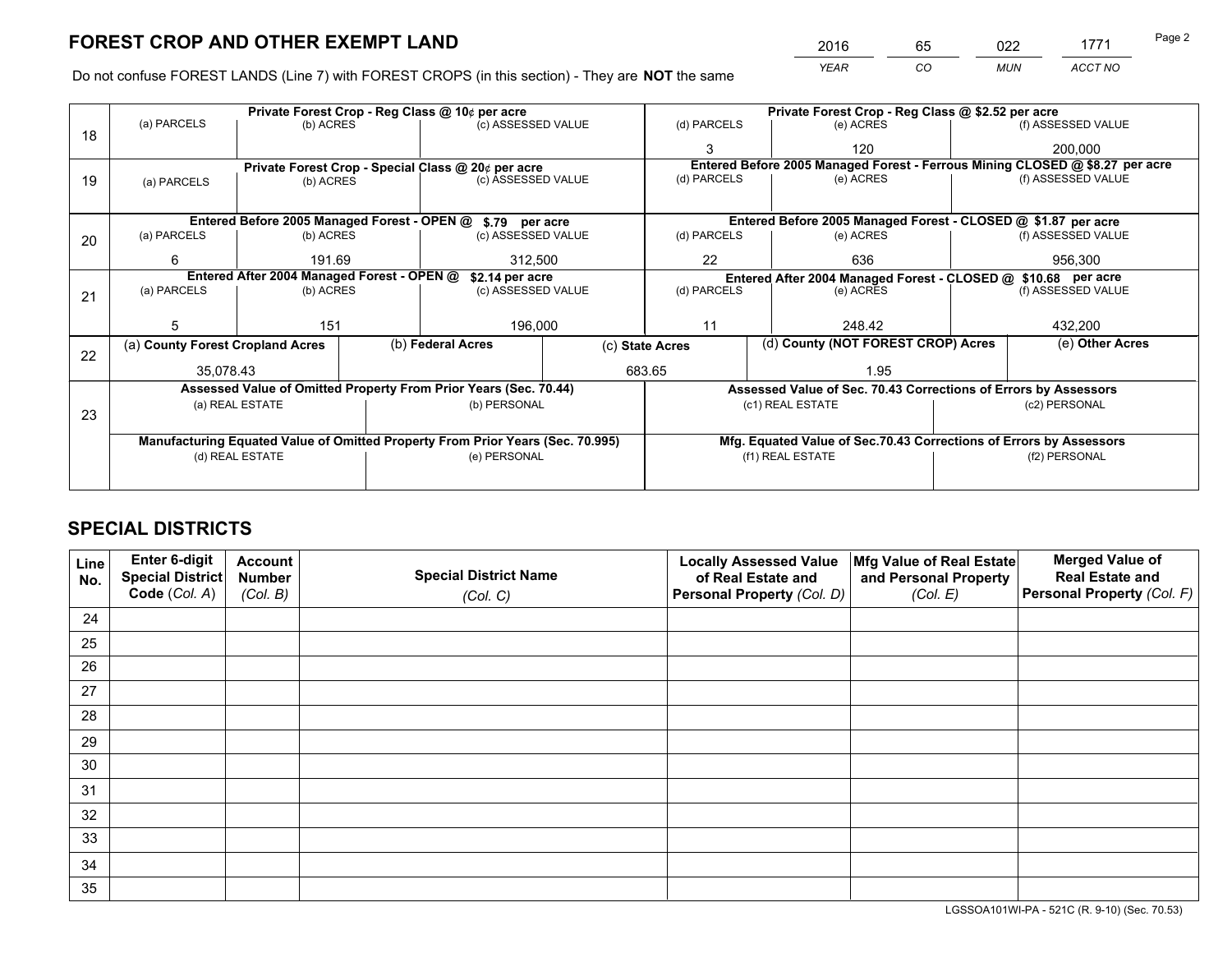# FOREST CROP AND OTHER EXEMPT LAND

| 2016 | 65 | 022 | 1771 |
|---|---|---|---|
| *YEAR* | *CO* | *MUN* | *ACCT NO* |

Do not confuse FOREST LANDS (Line 7) with FOREST CROPS (in this section) - They are **NOT** the same

| Line | Private Forest Crop - Reg Class @ 10¢ per acre | | | Private Forest Crop - Reg Class @ $2.52 per acre | | |
|---|---|---|---|---|---|---|
| | (a) PARCELS | (b) ACRES | (c) ASSESSED VALUE | (d) PARCELS | (e) ACRES | (f) ASSESSED VALUE |
| 18 | | | | 3 | 120 | 200,000 |
| | **Private Forest Crop - Special Class @ 20¢ per acre** | | | **Entered Before 2005 Managed Forest - Ferrous Mining CLOSED @ $8.27 per acre** | | |
| | (a) PARCELS | (b) ACRES | (c) ASSESSED VALUE | (d) PARCELS | (e) ACRES | (f) ASSESSED VALUE |
| 19 | | | | | | |
| | **Entered Before 2005 Managed Forest - OPEN @ $.79 per acre** | | | **Entered Before 2005 Managed Forest - CLOSED @ $1.87 per acre** | | |
| | (a) PARCELS | (b) ACRES | (c) ASSESSED VALUE | (d) PARCELS | (e) ACRES | (f) ASSESSED VALUE |
| 20 | 6 | 191.69 | 312,500 | 22 | 636 | 956,300 |
| | **Entered After 2004 Managed Forest - OPEN @ $2.14 per acre** | | | **Entered After 2004 Managed Forest - CLOSED @ $10.68 per acre** | | |
| | (a) PARCELS | (b) ACRES | (c) ASSESSED VALUE | (d) PARCELS | (e) ACRES | (f) ASSESSED VALUE |
| 21 | 5 | 151 | 196,000 | 11 | 248.42 | 432,200 |

| Line | (a) County Forest Cropland Acres | (b) Federal Acres | (c) State Acres | (d) County (NOT FOREST CROP) Acres | (e) Other Acres |
|---|---|---|---|---|---|
| 22 | 35,078.43 | | 683.65 | 1.95 | |

| Line | Assessed Value of Omitted Property From Prior Years (Sec. 70.44) | | Assessed Value of Sec. 70.43 Corrections of Errors by Assessors | |
|---|---|---|---|---|
| | (a) REAL ESTATE | (b) PERSONAL | (c1) REAL ESTATE | (c2) PERSONAL |
| 23 | | | | |
| | **Manufacturing Equated Value of Omitted Property From Prior Years (Sec. 70.995)** | | **Mfg. Equated Value of Sec.70.43 Corrections of Errors by Assessors** | |
| | (d) REAL ESTATE | (e) PERSONAL | (f1) REAL ESTATE | (f2) PERSONAL |
| | | | | |

# SPECIAL DISTRICTS

| Line No. | Enter 6-digit Special District Code (*Col. A*) | Account Number (*Col. B*) | Special District Name (*Col. C*) | Locally Assessed Value of Real Estate and Personal Property (*Col. D*) | Mfg Value of Real Estate and Personal Property (*Col. E*) | Merged Value of Real Estate and Personal Property (*Col. F*) |
|---|---|---|---|---|---|---|
| 24 | | | | | | |
| 25 | | | | | | |
| 26 | | | | | | |
| 27 | | | | | | |
| 28 | | | | | | |
| 29 | | | | | | |
| 30 | | | | | | |
| 31 | | | | | | |
| 32 | | | | | | |
| 33 | | | | | | |
| 34 | | | | | | |
| 35 | | | | | | |

LGSSOA101WI-PA - 521C (R. 9-10) (Sec. 70.53)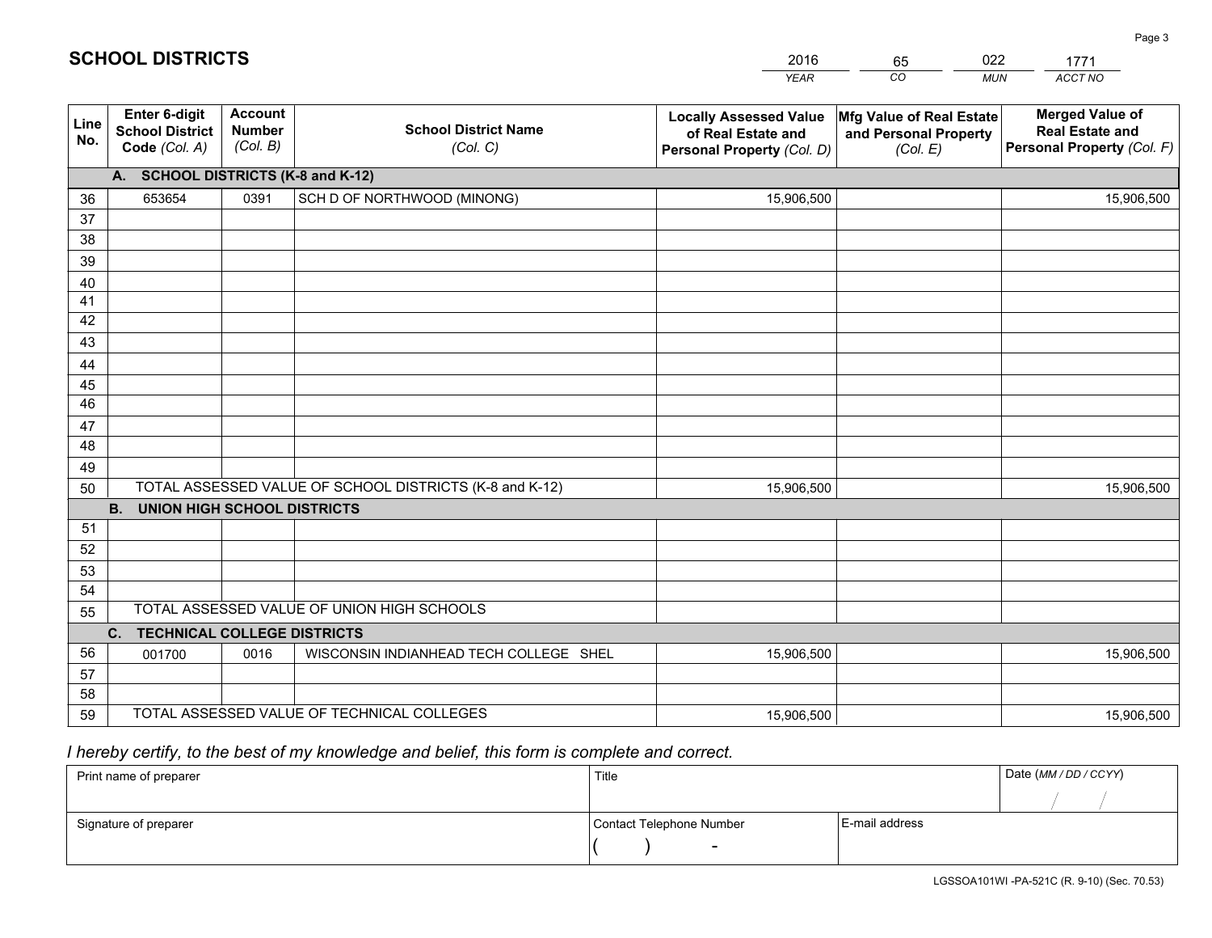# SCHOOL DISTRICTS

| 2016 | 65 | 022 | 1771 |
|---|---|---|---|
| *YEAR* | *CO* | *MUN* | *ACCT NO* |

| Line No. | Enter 6-digit School District Code *(Col. A)* | Account Number *(Col. B)* | School District Name *(Col. C)* | Locally Assessed Value of Real Estate and Personal Property *(Col. D)* | Mfg Value of Real Estate and Personal Property *(Col. E)* | Merged Value of Real Estate and Personal Property *(Col. F)* |
|---|---|---|---|---|---|---|
| | **A. SCHOOL DISTRICTS (K-8 and K-12)** | | | | | |
| 36 | 653654 | 0391 | SCH D OF NORTHWOOD (MINONG) | 15,906,500 | | 15,906,500 |
| 37 | | | | | | |
| 38 | | | | | | |
| 39 | | | | | | |
| 40 | | | | | | |
| 41 | | | | | | |
| 42 | | | | | | |
| 43 | | | | | | |
| 44 | | | | | | |
| 45 | | | | | | |
| 46 | | | | | | |
| 47 | | | | | | |
| 48 | | | | | | |
| 49 | | | | | | |
| 50 | TOTAL ASSESSED VALUE OF SCHOOL DISTRICTS (K-8 and K-12) | | | 15,906,500 | | 15,906,500 |
| | **B. UNION HIGH SCHOOL DISTRICTS** | | | | | |
| 51 | | | | | | |
| 52 | | | | | | |
| 53 | | | | | | |
| 54 | | | | | | |
| 55 | TOTAL ASSESSED VALUE OF UNION HIGH SCHOOLS | | | | | |
| | **C. TECHNICAL COLLEGE DISTRICTS** | | | | | |
| 56 | 001700 | 0016 | WISCONSIN INDIANHEAD TECH COLLEGE SHEL | 15,906,500 | | 15,906,500 |
| 57 | | | | | | |
| 58 | | | | | | |
| 59 | TOTAL ASSESSED VALUE OF TECHNICAL COLLEGES | | | 15,906,500 | | 15,906,500 |

*I hereby certify, to the best of my knowledge and belief, this form is complete and correct.*

| Print name of preparer | Title | | Date *(MM / DD / CCYY)* |
|---|---|---|---|
| | | | / / |
| Signature of preparer | Contact Telephone Number | E-mail address | |
| | ( ) - | | |

LGSSOA101WI -PA-521C (R. 9-10) (Sec. 70.53)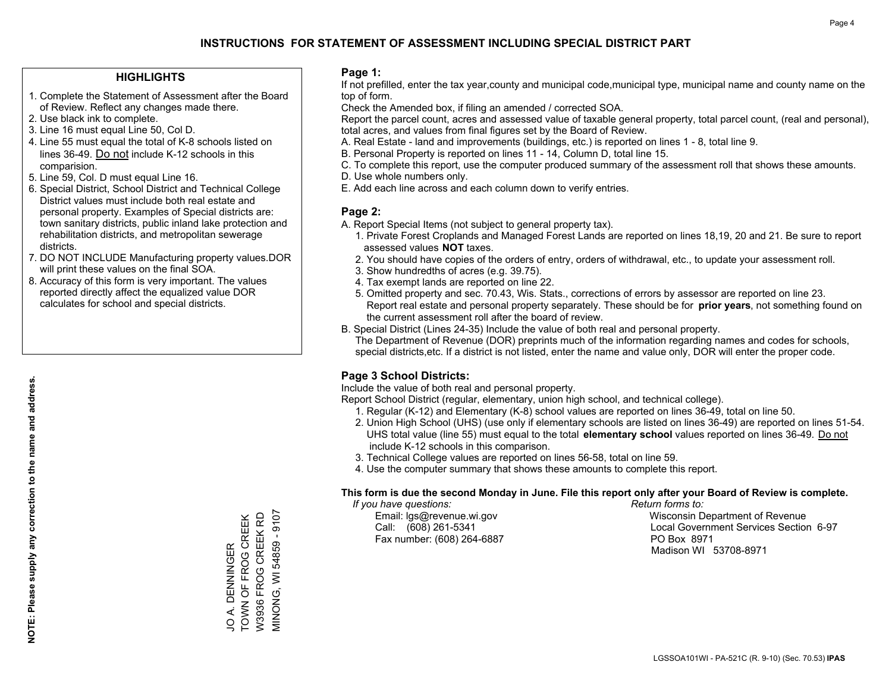# INSTRUCTIONS FOR STATEMENT OF ASSESSMENT INCLUDING SPECIAL DISTRICT PART

## HIGHLIGHTS

1. Complete the Statement of Assessment after the Board of Review. Reflect any changes made there.
2. Use black ink to complete.
3. Line 16 must equal Line 50, Col D.
4. Line 55 must equal the total of K-8 schools listed on lines 36-49. Do not include K-12 schools in this comparision.
5. Line 59, Col. D must equal Line 16.
6. Special District, School District and Technical College District values must include both real estate and personal property. Examples of Special districts are: town sanitary districts, public inland lake protection and rehabilitation districts, and metropolitan sewerage districts.
7. DO NOT INCLUDE Manufacturing property values.DOR will print these values on the final SOA.
8. Accuracy of this form is very important. The values reported directly affect the equalized value DOR calculates for school and special districts.

**NOTE: Please supply any correction to the name and address.**

JO A. DENNINGER
TOWN OF FROG CREEK
W3936 FROG CREEK RD
MINONG, WI 54859 - 9107

## Page 1:

If not prefilled, enter the tax year,county and municipal code,municipal type, municipal name and county name on the top of form.

Check the Amended box, if filing an amended / corrected SOA.

Report the parcel count, acres and assessed value of taxable general property, total parcel count, (real and personal), total acres, and values from final figures set by the Board of Review.

A. Real Estate - land and improvements (buildings, etc.) is reported on lines 1 - 8, total line 9.
B. Personal Property is reported on lines 11 - 14, Column D, total line 15.
C. To complete this report, use the computer produced summary of the assessment roll that shows these amounts.
D. Use whole numbers only.
E. Add each line across and each column down to verify entries.

## Page 2:

A. Report Special Items (not subject to general property tax).
   1. Private Forest Croplands and Managed Forest Lands are reported on lines 18,19, 20 and 21. Be sure to report assessed values **NOT** taxes.
   2. You should have copies of the orders of entry, orders of withdrawal, etc., to update your assessment roll.
   3. Show hundredths of acres (e.g. 39.75).
   4. Tax exempt lands are reported on line 22.
   5. Omitted property and sec. 70.43, Wis. Stats., corrections of errors by assessor are reported on line 23. Report real estate and personal property separately. These should be for **prior years**, not something found on the current assessment roll after the board of review.
B. Special District (Lines 24-35) Include the value of both real and personal property.
   The Department of Revenue (DOR) preprints much of the information regarding names and codes for schools, special districts,etc. If a district is not listed, enter the name and value only, DOR will enter the proper code.

## Page 3 School Districts:

Include the value of both real and personal property.

Report School District (regular, elementary, union high school, and technical college).

1. Regular (K-12) and Elementary (K-8) school values are reported on lines 36-49, total on line 50.
2. Union High School (UHS) (use only if elementary schools are listed on lines 36-49) are reported on lines 51-54. UHS total value (line 55) must equal to the total **elementary school** values reported on lines 36-49. Do not include K-12 schools in this comparison.
3. Technical College values are reported on lines 56-58, total on line 59.
4. Use the computer summary that shows these amounts to complete this report.

**This form is due the second Monday in June. File this report only after your Board of Review is complete.**

*If you have questions:*
Email: lgs@revenue.wi.gov
Call: (608) 261-5341
Fax number: (608) 264-6887

*Return forms to:*
Wisconsin Department of Revenue
Local Government Services Section 6-97
PO Box 8971
Madison WI 53708-8971

LGSSOA101WI - PA-521C (R. 9-10) (Sec. 70.53) **IPAS**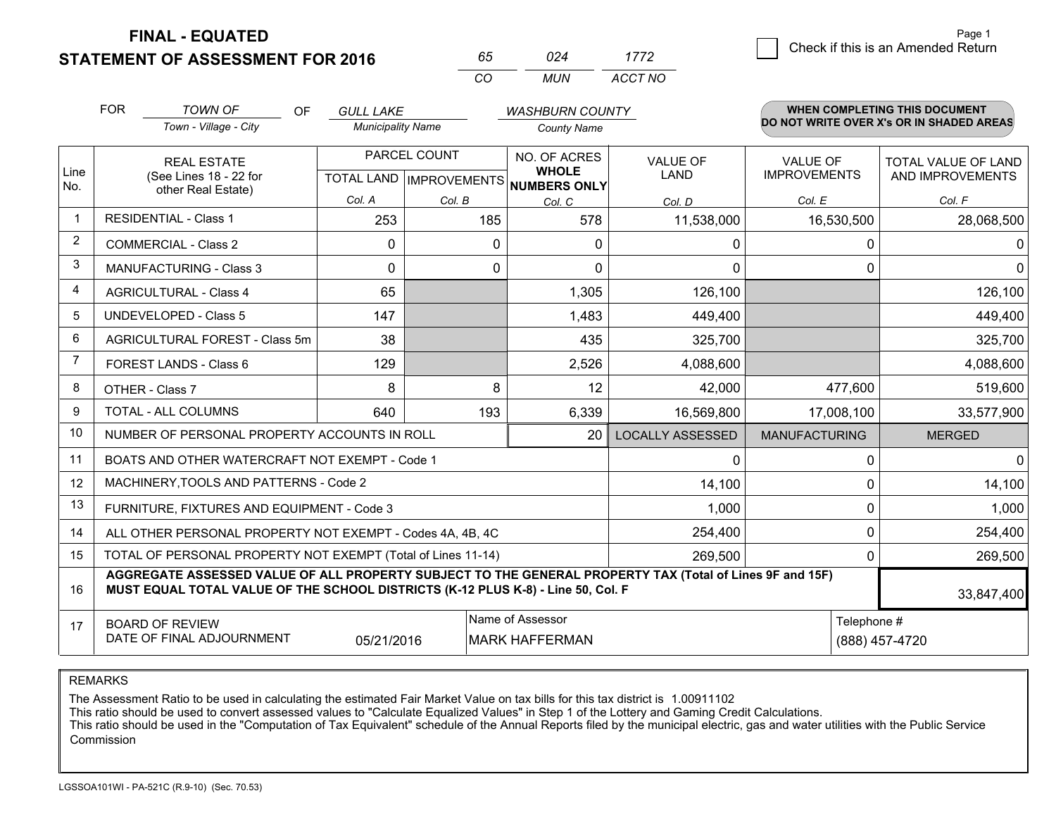# FINAL - EQUATED
# STATEMENT OF ASSESSMENT FOR 2016

| 65 | 024 | 1772 |
|---|---|---|
| CO | MUN | ACCT NO |

Page 1

☐ Check if this is an Amended Return

FOR *TOWN OF* (Town - Village - City) OF *GULL LAKE* (Municipality Name) *WASHBURN COUNTY* (County Name)

**WHEN COMPLETING THIS DOCUMENT DO NOT WRITE OVER X's OR IN SHADED AREAS**

| Line No. | REAL ESTATE (See Lines 18 - 22 for other Real Estate) | PARCEL COUNT TOTAL LAND Col. A | IMPROVEMENTS Col. B | NO. OF ACRES WHOLE NUMBERS ONLY Col. C | VALUE OF LAND Col. D | VALUE OF IMPROVEMENTS Col. E | TOTAL VALUE OF LAND AND IMPROVEMENTS Col. F |
|---|---|---|---|---|---|---|---|
| 1 | RESIDENTIAL - Class 1 | 253 | 185 | 578 | 11,538,000 | 16,530,500 | 28,068,500 |
| 2 | COMMERCIAL - Class 2 | 0 | 0 | 0 | 0 | 0 | 0 |
| 3 | MANUFACTURING - Class 3 | 0 | 0 | 0 | 0 | 0 | 0 |
| 4 | AGRICULTURAL - Class 4 | 65 | | 1,305 | 126,100 | | 126,100 |
| 5 | UNDEVELOPED - Class 5 | 147 | | 1,483 | 449,400 | | 449,400 |
| 6 | AGRICULTURAL FOREST - Class 5m | 38 | | 435 | 325,700 | | 325,700 |
| 7 | FOREST LANDS - Class 6 | 129 | | 2,526 | 4,088,600 | | 4,088,600 |
| 8 | OTHER - Class 7 | 8 | 8 | 12 | 42,000 | 477,600 | 519,600 |
| 9 | TOTAL - ALL COLUMNS | 640 | 193 | 6,339 | 16,569,800 | 17,008,100 | 33,577,900 |
| 10 | NUMBER OF PERSONAL PROPERTY ACCOUNTS IN ROLL | | | 20 | LOCALLY ASSESSED | MANUFACTURING | MERGED |
| 11 | BOATS AND OTHER WATERCRAFT NOT EXEMPT - Code 1 | | | | 0 | 0 | 0 |
| 12 | MACHINERY,TOOLS AND PATTERNS - Code 2 | | | | 14,100 | 0 | 14,100 |
| 13 | FURNITURE, FIXTURES AND EQUIPMENT - Code 3 | | | | 1,000 | 0 | 1,000 |
| 14 | ALL OTHER PERSONAL PROPERTY NOT EXEMPT - Codes 4A, 4B, 4C | | | | 254,400 | 0 | 254,400 |
| 15 | TOTAL OF PERSONAL PROPERTY NOT EXEMPT (Total of Lines 11-14) | | | | 269,500 | 0 | 269,500 |
| 16 | **AGGREGATE ASSESSED VALUE OF ALL PROPERTY SUBJECT TO THE GENERAL PROPERTY TAX (Total of Lines 9F and 15F) MUST EQUAL TOTAL VALUE OF THE SCHOOL DISTRICTS (K-12 PLUS K-8) - Line 50, Col. F** | | | | | | 33,847,400 |
| 17 | BOARD OF REVIEW DATE OF FINAL ADJOURNMENT | 05/21/2016 | | Name of Assessor: MARK HAFFERMAN | | Telephone #: (888) 457-4720 | |

REMARKS

The Assessment Ratio to be used in calculating the estimated Fair Market Value on tax bills for this tax district is 1.00911102
This ratio should be used to convert assessed values to "Calculate Equalized Values" in Step 1 of the Lottery and Gaming Credit Calculations.
This ratio should be used in the "Computation of Tax Equivalent" schedule of the Annual Reports filed by the municipal electric, gas and water utilities with the Public Service Commission

LGSSOA101WI - PA-521C (R.9-10) (Sec. 70.53)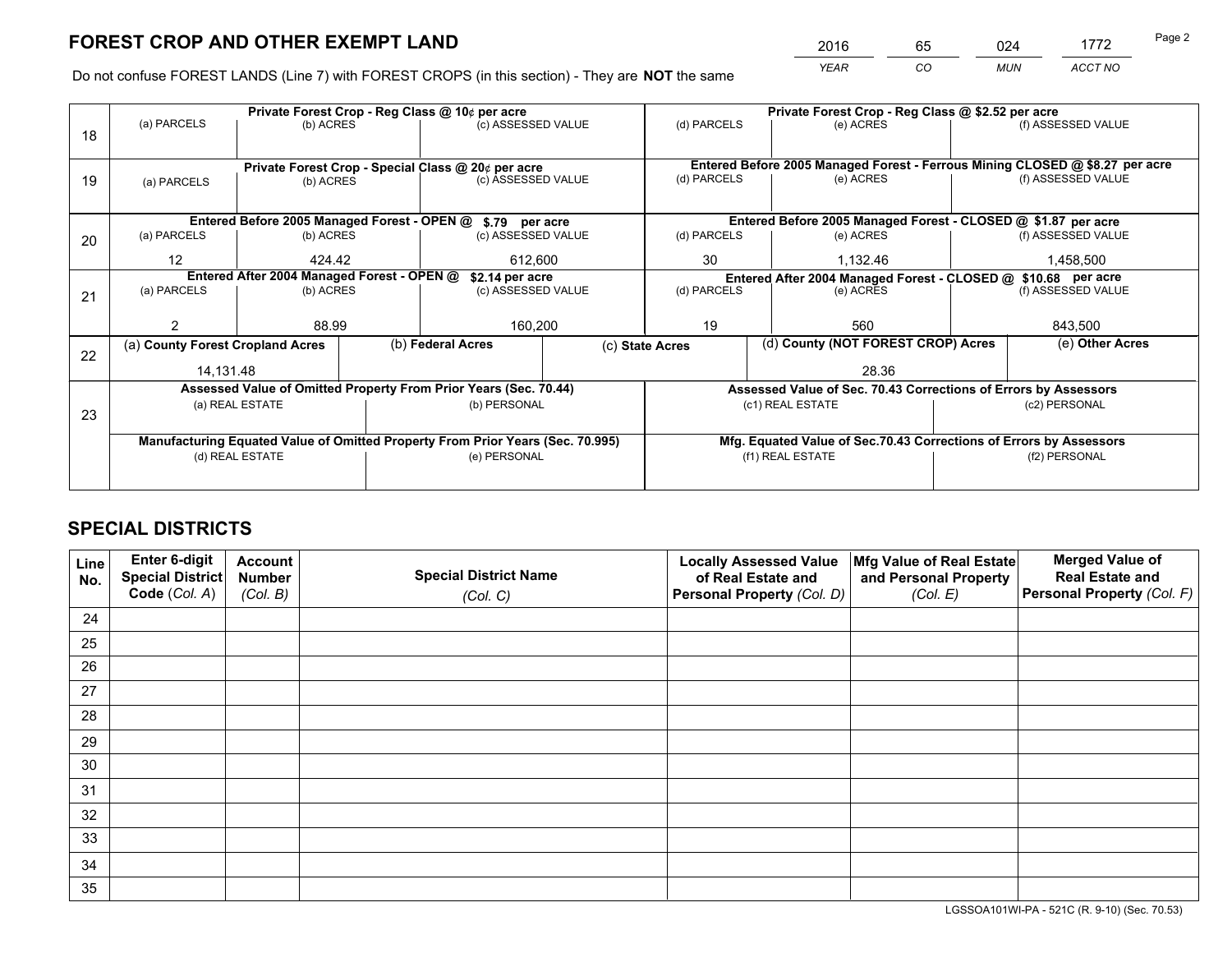# FOREST CROP AND OTHER EXEMPT LAND

| 2016 | 65 | 024 | 1772 |
|---|---|---|---|
| YEAR | CO | MUN | ACCT NO |

Do not confuse FOREST LANDS (Line 7) with FOREST CROPS (in this section) - They are **NOT** the same

| Line | Private Forest Crop - Reg Class @ 10¢ per acre | | | Private Forest Crop - Reg Class @ $2.52 per acre | | |
|---|---|---|---|---|---|---|
| 18 | (a) PARCELS | (b) ACRES | (c) ASSESSED VALUE | (d) PARCELS | (e) ACRES | (f) ASSESSED VALUE |
| | | | | | | |
| | **Private Forest Crop - Special Class @ 20¢ per acre** | | | **Entered Before 2005 Managed Forest - Ferrous Mining CLOSED @ $8.27 per acre** | | |
| 19 | (a) PARCELS | (b) ACRES | (c) ASSESSED VALUE | (d) PARCELS | (e) ACRES | (f) ASSESSED VALUE |
| | | | | | | |
| | **Entered Before 2005 Managed Forest - OPEN @ $.79 per acre** | | | **Entered Before 2005 Managed Forest - CLOSED @ $1.87 per acre** | | |
| 20 | (a) PARCELS | (b) ACRES | (c) ASSESSED VALUE | (d) PARCELS | (e) ACRES | (f) ASSESSED VALUE |
| | 12 | 424.42 | 612,600 | 30 | 1,132.46 | 1,458,500 |
| | **Entered After 2004 Managed Forest - OPEN @ $2.14 per acre** | | | **Entered After 2004 Managed Forest - CLOSED @ $10.68 per acre** | | |
| 21 | (a) PARCELS | (b) ACRES | (c) ASSESSED VALUE | (d) PARCELS | (e) ACRES | (f) ASSESSED VALUE |
| | 2 | 88.99 | 160,200 | 19 | 560 | 843,500 |

| Line | (a) County Forest Cropland Acres | (b) Federal Acres | (c) State Acres | (d) County (NOT FOREST CROP) Acres | (e) Other Acres |
|---|---|---|---|---|---|
| 22 | 14,131.48 | | | 28.36 | |

| Line | Assessed Value of Omitted Property From Prior Years (Sec. 70.44) | | Assessed Value of Sec. 70.43 Corrections of Errors by Assessors | |
|---|---|---|---|---|
| 23 | (a) REAL ESTATE | (b) PERSONAL | (c1) REAL ESTATE | (c2) PERSONAL |
| | | | | |
| | **Manufacturing Equated Value of Omitted Property From Prior Years (Sec. 70.995)** | | **Mfg. Equated Value of Sec.70.43 Corrections of Errors by Assessors** | |
| | (d) REAL ESTATE | (e) PERSONAL | (f1) REAL ESTATE | (f2) PERSONAL |
| | | | | |

# SPECIAL DISTRICTS

| Line No. | Enter 6-digit Special District Code (Col. A) | Account Number (Col. B) | Special District Name (Col. C) | Locally Assessed Value of Real Estate and Personal Property (Col. D) | Mfg Value of Real Estate and Personal Property (Col. E) | Merged Value of Real Estate and Personal Property (Col. F) |
|---|---|---|---|---|---|---|
| 24 | | | | | | |
| 25 | | | | | | |
| 26 | | | | | | |
| 27 | | | | | | |
| 28 | | | | | | |
| 29 | | | | | | |
| 30 | | | | | | |
| 31 | | | | | | |
| 32 | | | | | | |
| 33 | | | | | | |
| 34 | | | | | | |
| 35 | | | | | | |

LGSSOA101WI-PA - 521C (R. 9-10) (Sec. 70.53)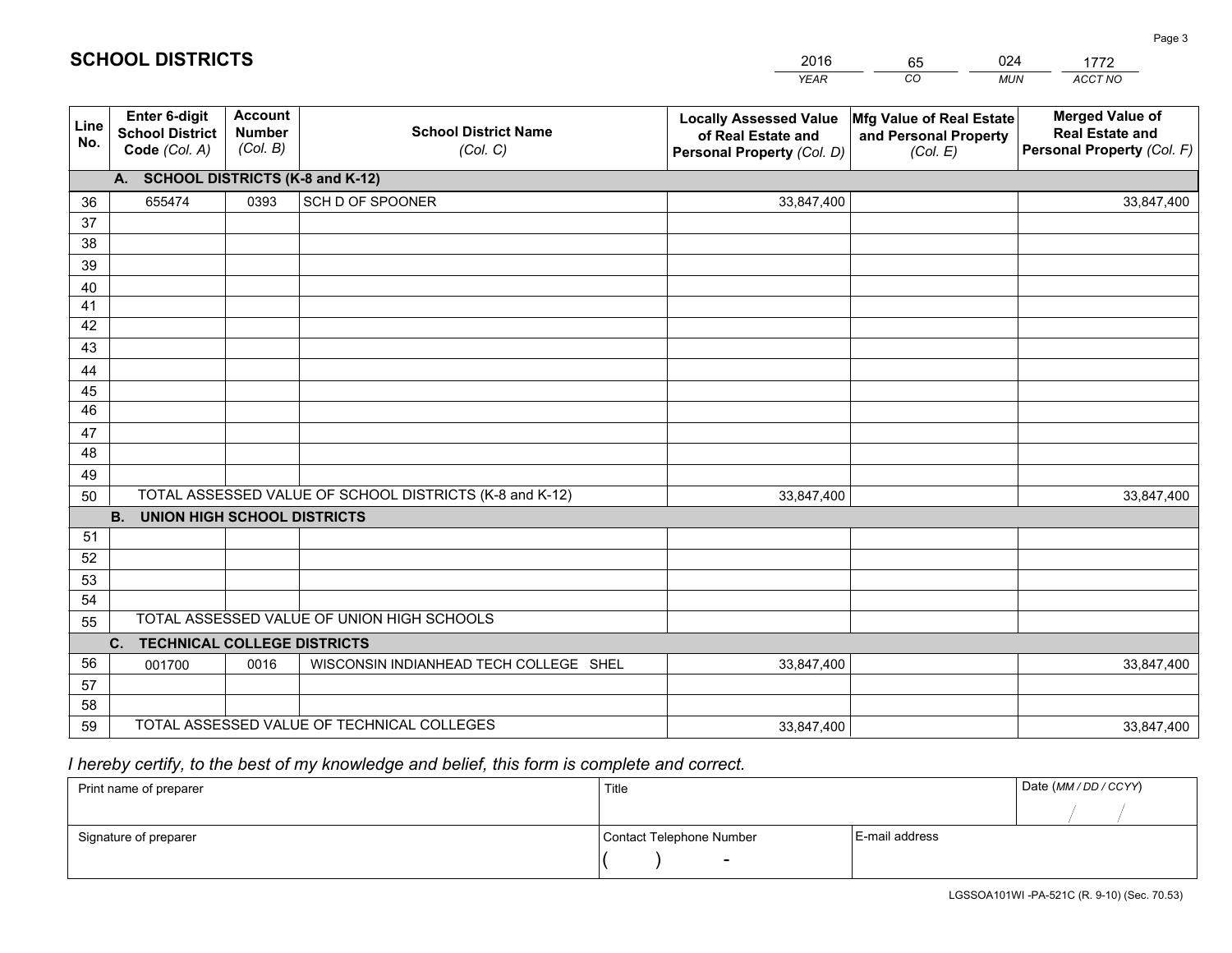# SCHOOL DISTRICTS

| 2016 | 65 | 024 | 1772 |
|---|---|---|---|
| *YEAR* | *CO* | *MUN* | *ACCT NO* |

| Line No. | Enter 6-digit School District Code *(Col. A)* | Account Number *(Col. B)* | School District Name *(Col. C)* | Locally Assessed Value of Real Estate and Personal Property *(Col. D)* | Mfg Value of Real Estate and Personal Property *(Col. E)* | Merged Value of Real Estate and Personal Property *(Col. F)* |
|---|---|---|---|---|---|---|
| | **A. SCHOOL DISTRICTS (K-8 and K-12)** | | | | | |
| 36 | 655474 | 0393 | SCH D OF SPOONER | 33,847,400 | | 33,847,400 |
| 37 | | | | | | |
| 38 | | | | | | |
| 39 | | | | | | |
| 40 | | | | | | |
| 41 | | | | | | |
| 42 | | | | | | |
| 43 | | | | | | |
| 44 | | | | | | |
| 45 | | | | | | |
| 46 | | | | | | |
| 47 | | | | | | |
| 48 | | | | | | |
| 49 | | | | | | |
| 50 | TOTAL ASSESSED VALUE OF SCHOOL DISTRICTS (K-8 and K-12) | | | 33,847,400 | | 33,847,400 |
| | **B. UNION HIGH SCHOOL DISTRICTS** | | | | | |
| 51 | | | | | | |
| 52 | | | | | | |
| 53 | | | | | | |
| 54 | | | | | | |
| 55 | TOTAL ASSESSED VALUE OF UNION HIGH SCHOOLS | | | | | |
| | **C. TECHNICAL COLLEGE DISTRICTS** | | | | | |
| 56 | 001700 | 0016 | WISCONSIN INDIANHEAD TECH COLLEGE SHEL | 33,847,400 | | 33,847,400 |
| 57 | | | | | | |
| 58 | | | | | | |
| 59 | TOTAL ASSESSED VALUE OF TECHNICAL COLLEGES | | | 33,847,400 | | 33,847,400 |

*I hereby certify, to the best of my knowledge and belief, this form is complete and correct.*

| Print name of preparer | Title | | Date *(MM / DD / CCYY)* |
|---|---|---|---|
| | | | / / |
| Signature of preparer | Contact Telephone Number | E-mail address | |
| | ( ) - | | |

LGSSOA101WI -PA-521C (R. 9-10) (Sec. 70.53)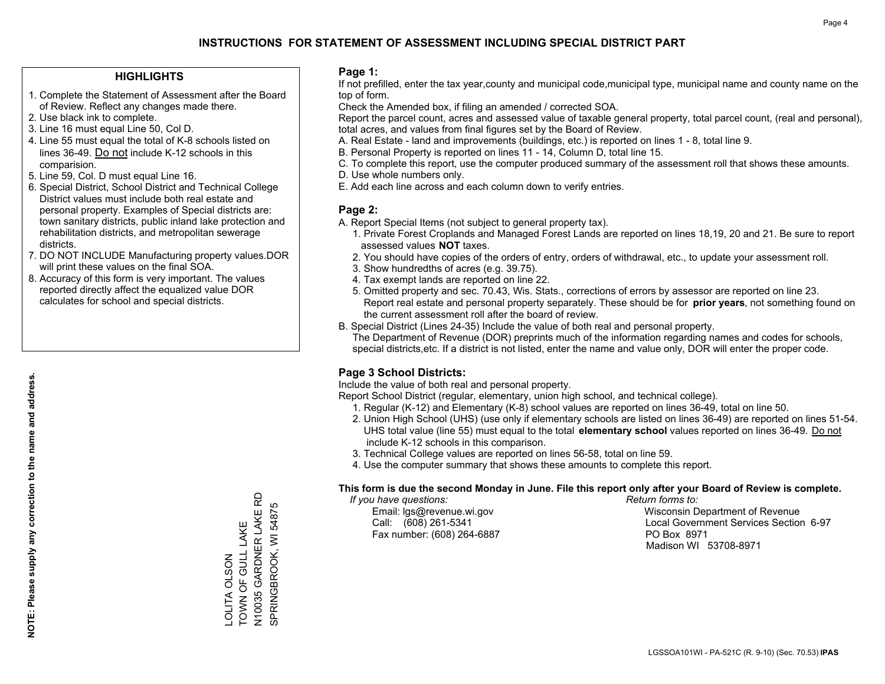# INSTRUCTIONS FOR STATEMENT OF ASSESSMENT INCLUDING SPECIAL DISTRICT PART

## HIGHLIGHTS

1. Complete the Statement of Assessment after the Board of Review. Reflect any changes made there.
2. Use black ink to complete.
3. Line 16 must equal Line 50, Col D.
4. Line 55 must equal the total of K-8 schools listed on lines 36-49. Do not include K-12 schools in this comparision.
5. Line 59, Col. D must equal Line 16.
6. Special District, School District and Technical College District values must include both real estate and personal property. Examples of Special districts are: town sanitary districts, public inland lake protection and rehabilitation districts, and metropolitan sewerage districts.
7. DO NOT INCLUDE Manufacturing property values.DOR will print these values on the final SOA.
8. Accuracy of this form is very important. The values reported directly affect the equalized value DOR calculates for school and special districts.

**NOTE: Please supply any correction to the name and address.**

LOLITA OLSON
TOWN OF GULL LAKE
N10035 GARDNER LAKE RD
SPRINGBROOK, WI 54875

## Page 1:

If not prefilled, enter the tax year,county and municipal code,municipal type, municipal name and county name on the top of form.

Check the Amended box, if filing an amended / corrected SOA.

Report the parcel count, acres and assessed value of taxable general property, total parcel count, (real and personal), total acres, and values from final figures set by the Board of Review.

A. Real Estate - land and improvements (buildings, etc.) is reported on lines 1 - 8, total line 9.
B. Personal Property is reported on lines 11 - 14, Column D, total line 15.
C. To complete this report, use the computer produced summary of the assessment roll that shows these amounts.
D. Use whole numbers only.
E. Add each line across and each column down to verify entries.

## Page 2:

A. Report Special Items (not subject to general property tax).
   1. Private Forest Croplands and Managed Forest Lands are reported on lines 18,19, 20 and 21. Be sure to report assessed values **NOT** taxes.
   2. You should have copies of the orders of entry, orders of withdrawal, etc., to update your assessment roll.
   3. Show hundredths of acres (e.g. 39.75).
   4. Tax exempt lands are reported on line 22.
   5. Omitted property and sec. 70.43, Wis. Stats., corrections of errors by assessor are reported on line 23. Report real estate and personal property separately. These should be for **prior years**, not something found on the current assessment roll after the board of review.
B. Special District (Lines 24-35) Include the value of both real and personal property.
   The Department of Revenue (DOR) preprints much of the information regarding names and codes for schools, special districts,etc. If a district is not listed, enter the name and value only, DOR will enter the proper code.

## Page 3 School Districts:

Include the value of both real and personal property.

Report School District (regular, elementary, union high school, and technical college).

1. Regular (K-12) and Elementary (K-8) school values are reported on lines 36-49, total on line 50.
2. Union High School (UHS) (use only if elementary schools are listed on lines 36-49) are reported on lines 51-54. UHS total value (line 55) must equal to the total **elementary school** values reported on lines 36-49. Do not include K-12 schools in this comparison.
3. Technical College values are reported on lines 56-58, total on line 59.
4. Use the computer summary that shows these amounts to complete this report.

**This form is due the second Monday in June. File this report only after your Board of Review is complete.**

*If you have questions:*
Email: lgs@revenue.wi.gov
Call: (608) 261-5341
Fax number: (608) 264-6887

*Return forms to:*
Wisconsin Department of Revenue
Local Government Services Section 6-97
PO Box 8971
Madison WI 53708-8971

LGSSOA101WI - PA-521C (R. 9-10) (Sec. 70.53) **IPAS**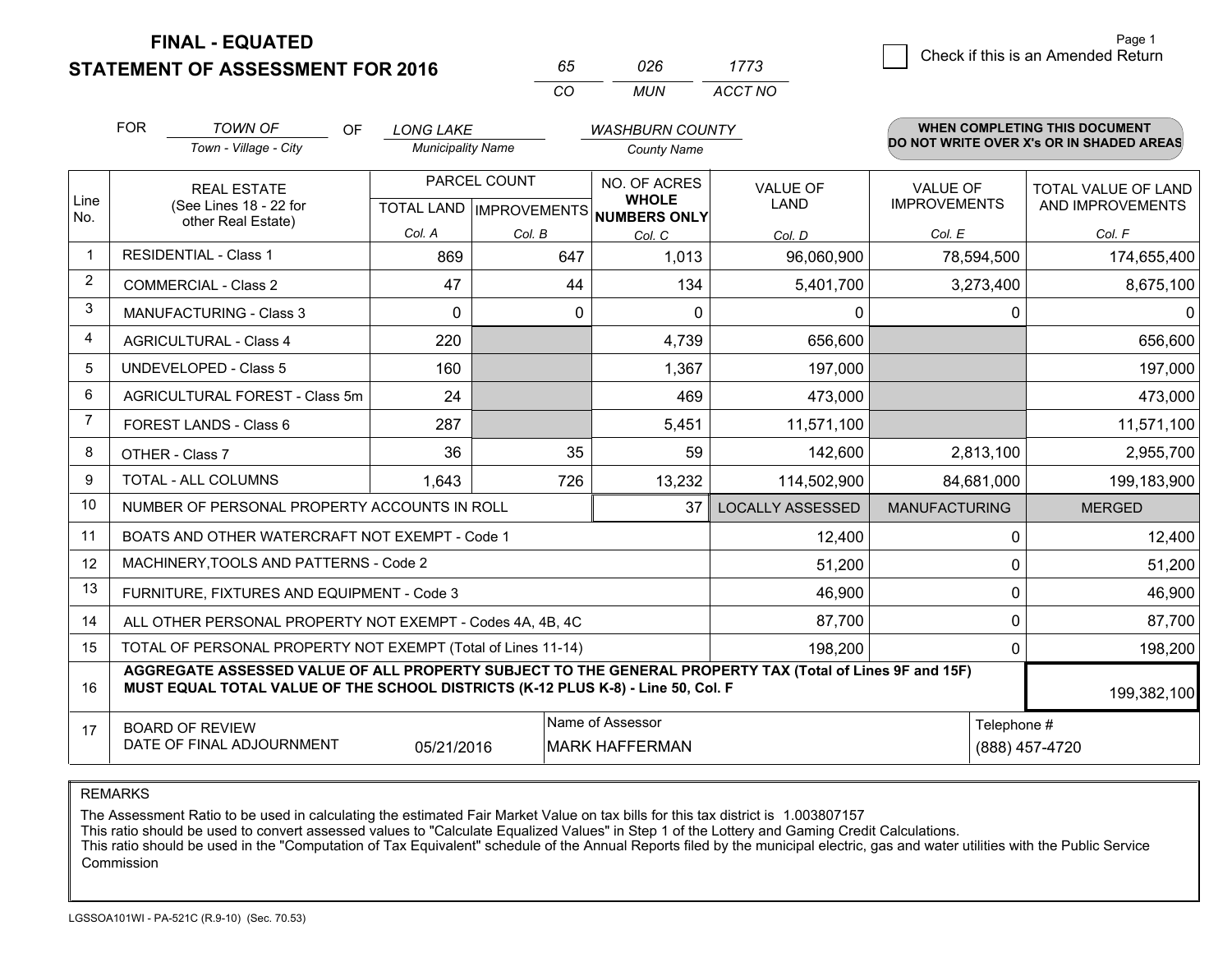# FINAL - EQUATED
# STATEMENT OF ASSESSMENT FOR 2016

| 65 | 026 | 1773 |
|---|---|---|
| CO | MUN | ACCT NO |

Page 1

☐ Check if this is an Amended Return

FOR *TOWN OF* (Town - Village - City) OF *LONG LAKE* (Municipality Name) *WASHBURN COUNTY* (County Name)

**WHEN COMPLETING THIS DOCUMENT DO NOT WRITE OVER X's OR IN SHADED AREAS**

| Line No. | REAL ESTATE (See Lines 18 - 22 for other Real Estate) | PARCEL COUNT | | NO. OF ACRES WHOLE NUMBERS ONLY | VALUE OF LAND | VALUE OF IMPROVEMENTS | TOTAL VALUE OF LAND AND IMPROVEMENTS |
|---|---|---|---|---|---|---|---|
| | | TOTAL LAND | IMPROVEMENTS | | | | |
| | | Col. A | Col. B | Col. C | Col. D | Col. E | Col. F |
| 1 | RESIDENTIAL - Class 1 | 869 | 647 | 1,013 | 96,060,900 | 78,594,500 | 174,655,400 |
| 2 | COMMERCIAL - Class 2 | 47 | 44 | 134 | 5,401,700 | 3,273,400 | 8,675,100 |
| 3 | MANUFACTURING - Class 3 | 0 | 0 | 0 | 0 | 0 | 0 |
| 4 | AGRICULTURAL - Class 4 | 220 | | 4,739 | 656,600 | | 656,600 |
| 5 | UNDEVELOPED - Class 5 | 160 | | 1,367 | 197,000 | | 197,000 |
| 6 | AGRICULTURAL FOREST - Class 5m | 24 | | 469 | 473,000 | | 473,000 |
| 7 | FOREST LANDS - Class 6 | 287 | | 5,451 | 11,571,100 | | 11,571,100 |
| 8 | OTHER - Class 7 | 36 | 35 | 59 | 142,600 | 2,813,100 | 2,955,700 |
| 9 | TOTAL - ALL COLUMNS | 1,643 | 726 | 13,232 | 114,502,900 | 84,681,000 | 199,183,900 |
| 10 | NUMBER OF PERSONAL PROPERTY ACCOUNTS IN ROLL | | | 37 | LOCALLY ASSESSED | MANUFACTURING | MERGED |
| 11 | BOATS AND OTHER WATERCRAFT NOT EXEMPT - Code 1 | | | | 12,400 | 0 | 12,400 |
| 12 | MACHINERY,TOOLS AND PATTERNS - Code 2 | | | | 51,200 | 0 | 51,200 |
| 13 | FURNITURE, FIXTURES AND EQUIPMENT - Code 3 | | | | 46,900 | 0 | 46,900 |
| 14 | ALL OTHER PERSONAL PROPERTY NOT EXEMPT - Codes 4A, 4B, 4C | | | | 87,700 | 0 | 87,700 |
| 15 | TOTAL OF PERSONAL PROPERTY NOT EXEMPT (Total of Lines 11-14) | | | | 198,200 | 0 | 198,200 |
| 16 | **AGGREGATE ASSESSED VALUE OF ALL PROPERTY SUBJECT TO THE GENERAL PROPERTY TAX (Total of Lines 9F and 15F) MUST EQUAL TOTAL VALUE OF THE SCHOOL DISTRICTS (K-12 PLUS K-8) - Line 50, Col. F** | | | | | | 199,382,100 |
| 17 | BOARD OF REVIEW DATE OF FINAL ADJOURNMENT | 05/21/2016 | | Name of Assessor: MARK HAFFERMAN | | Telephone #: (888) 457-4720 | |

REMARKS

The Assessment Ratio to be used in calculating the estimated Fair Market Value on tax bills for this tax district is 1.003807157
This ratio should be used to convert assessed values to "Calculate Equalized Values" in Step 1 of the Lottery and Gaming Credit Calculations.
This ratio should be used in the "Computation of Tax Equivalent" schedule of the Annual Reports filed by the municipal electric, gas and water utilities with the Public Service Commission

LGSSOA101WI - PA-521C (R.9-10) (Sec. 70.53)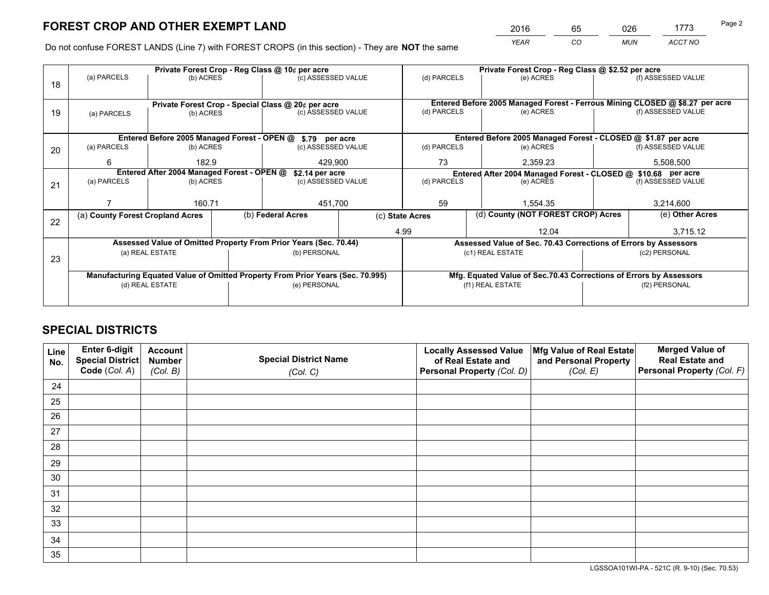# FOREST CROP AND OTHER EXEMPT LAND

| 2016 | 65 | 026 | 1773 |
|---|---|---|---|
| YEAR | CO | MUN | ACCT NO |

Do not confuse FOREST LANDS (Line 7) with FOREST CROPS (in this section) - They are **NOT** the same

| Line | Private Forest Crop - Reg Class @ 10¢ per acre | | | Private Forest Crop - Reg Class @ $2.52 per acre | | |
|---|---|---|---|---|---|---|
| 18 | (a) PARCELS | (b) ACRES | (c) ASSESSED VALUE | (d) PARCELS | (e) ACRES | (f) ASSESSED VALUE |
| | | | | | | |
| | **Private Forest Crop - Special Class @ 20¢ per acre** | | | **Entered Before 2005 Managed Forest - Ferrous Mining CLOSED @ $8.27 per acre** | | |
| 19 | (a) PARCELS | (b) ACRES | (c) ASSESSED VALUE | (d) PARCELS | (e) ACRES | (f) ASSESSED VALUE |
| | | | | | | |
| | **Entered Before 2005 Managed Forest - OPEN @ $.79 per acre** | | | **Entered Before 2005 Managed Forest - CLOSED @ $1.87 per acre** | | |
| 20 | (a) PARCELS | (b) ACRES | (c) ASSESSED VALUE | (d) PARCELS | (e) ACRES | (f) ASSESSED VALUE |
| | 6 | 182.9 | 429,900 | 73 | 2,359.23 | 5,508,500 |
| | **Entered After 2004 Managed Forest - OPEN @ $2.14 per acre** | | | **Entered After 2004 Managed Forest - CLOSED @ $10.68 per acre** | | |
| 21 | (a) PARCELS | (b) ACRES | (c) ASSESSED VALUE | (d) PARCELS | (e) ACRES | (f) ASSESSED VALUE |
| | 7 | 160.71 | 451,700 | 59 | 1,554.35 | 3,214,600 |

| Line | (a) County Forest Cropland Acres | (b) Federal Acres | (c) State Acres | (d) County (NOT FOREST CROP) Acres | (e) Other Acres |
|---|---|---|---|---|---|
| 22 | | | 4.99 | 12.04 | 3,715.12 |

| Line | Assessed Value of Omitted Property From Prior Years (Sec. 70.44) | | Assessed Value of Sec. 70.43 Corrections of Errors by Assessors | |
|---|---|---|---|---|
| 23 | (a) REAL ESTATE | (b) PERSONAL | (c1) REAL ESTATE | (c2) PERSONAL |
| | | | | |
| | **Manufacturing Equated Value of Omitted Property From Prior Years (Sec. 70.995)** | | **Mfg. Equated Value of Sec.70.43 Corrections of Errors by Assessors** | |
| | (d) REAL ESTATE | (e) PERSONAL | (f1) REAL ESTATE | (f2) PERSONAL |
| | | | | |

# SPECIAL DISTRICTS

| Line No. | Enter 6-digit Special District Code (Col. A) | Account Number (Col. B) | Special District Name (Col. C) | Locally Assessed Value of Real Estate and Personal Property (Col. D) | Mfg Value of Real Estate and Personal Property (Col. E) | Merged Value of Real Estate and Personal Property (Col. F) |
|---|---|---|---|---|---|---|
| 24 | | | | | | |
| 25 | | | | | | |
| 26 | | | | | | |
| 27 | | | | | | |
| 28 | | | | | | |
| 29 | | | | | | |
| 30 | | | | | | |
| 31 | | | | | | |
| 32 | | | | | | |
| 33 | | | | | | |
| 34 | | | | | | |
| 35 | | | | | | |

LGSSOA101WI-PA - 521C (R. 9-10) (Sec. 70.53)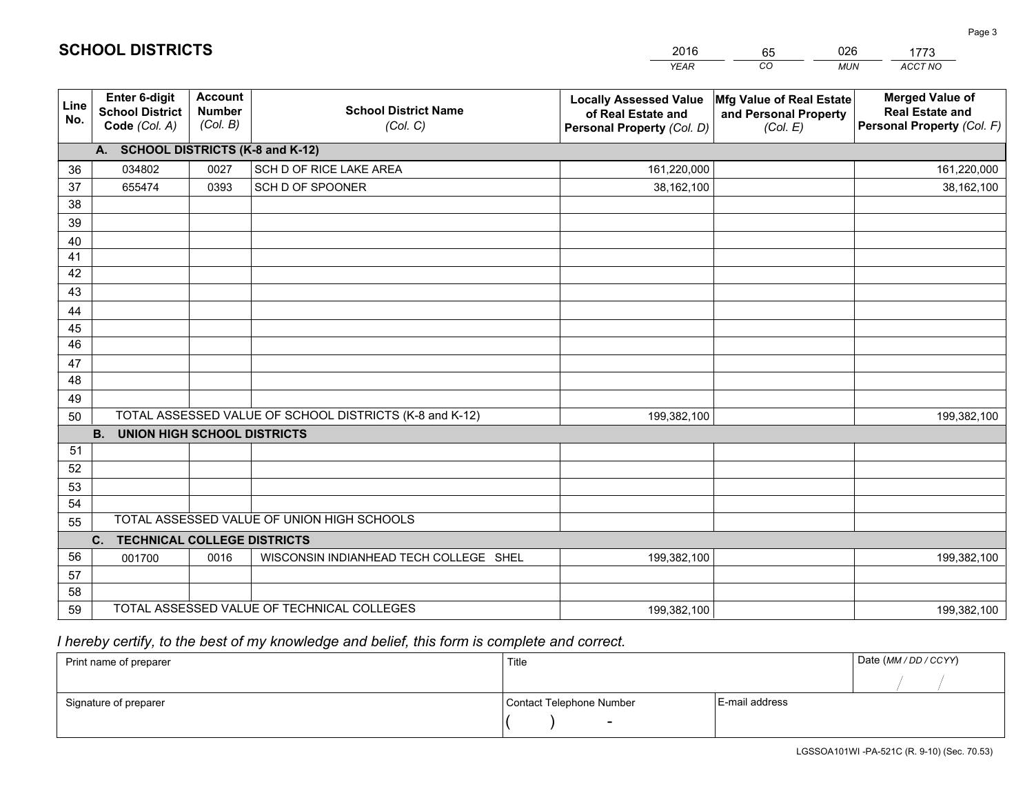# SCHOOL DISTRICTS

| 2016 | 65 | 026 | 1773 |
|---|---|---|---|
| *YEAR* | *CO* | *MUN* | *ACCT NO* |

| Line No. | Enter 6-digit School District Code (Col. A) | Account Number (Col. B) | School District Name (Col. C) | Locally Assessed Value of Real Estate and Personal Property (Col. D) | Mfg Value of Real Estate and Personal Property (Col. E) | Merged Value of Real Estate and Personal Property (Col. F) |
|---|---|---|---|---|---|---|
| | **A. SCHOOL DISTRICTS (K-8 and K-12)** | | | | | |
| 36 | 034802 | 0027 | SCH D OF RICE LAKE AREA | 161,220,000 | | 161,220,000 |
| 37 | 655474 | 0393 | SCH D OF SPOONER | 38,162,100 | | 38,162,100 |
| 38 | | | | | | |
| 39 | | | | | | |
| 40 | | | | | | |
| 41 | | | | | | |
| 42 | | | | | | |
| 43 | | | | | | |
| 44 | | | | | | |
| 45 | | | | | | |
| 46 | | | | | | |
| 47 | | | | | | |
| 48 | | | | | | |
| 49 | | | | | | |
| 50 | TOTAL ASSESSED VALUE OF SCHOOL DISTRICTS (K-8 and K-12) | | | 199,382,100 | | 199,382,100 |
| | **B. UNION HIGH SCHOOL DISTRICTS** | | | | | |
| 51 | | | | | | |
| 52 | | | | | | |
| 53 | | | | | | |
| 54 | | | | | | |
| 55 | TOTAL ASSESSED VALUE OF UNION HIGH SCHOOLS | | | | | |
| | **C. TECHNICAL COLLEGE DISTRICTS** | | | | | |
| 56 | 001700 | 0016 | WISCONSIN INDIANHEAD TECH COLLEGE SHEL | 199,382,100 | | 199,382,100 |
| 57 | | | | | | |
| 58 | | | | | | |
| 59 | TOTAL ASSESSED VALUE OF TECHNICAL COLLEGES | | | 199,382,100 | | 199,382,100 |

*I hereby certify, to the best of my knowledge and belief, this form is complete and correct.*

| Print name of preparer | Title | | Date (MM / DD / CCYY) |
|---|---|---|---|
| | | | / / |
| Signature of preparer | Contact Telephone Number | E-mail address | |
| | ( ) - | | |

LGSSOA101WI -PA-521C (R. 9-10) (Sec. 70.53)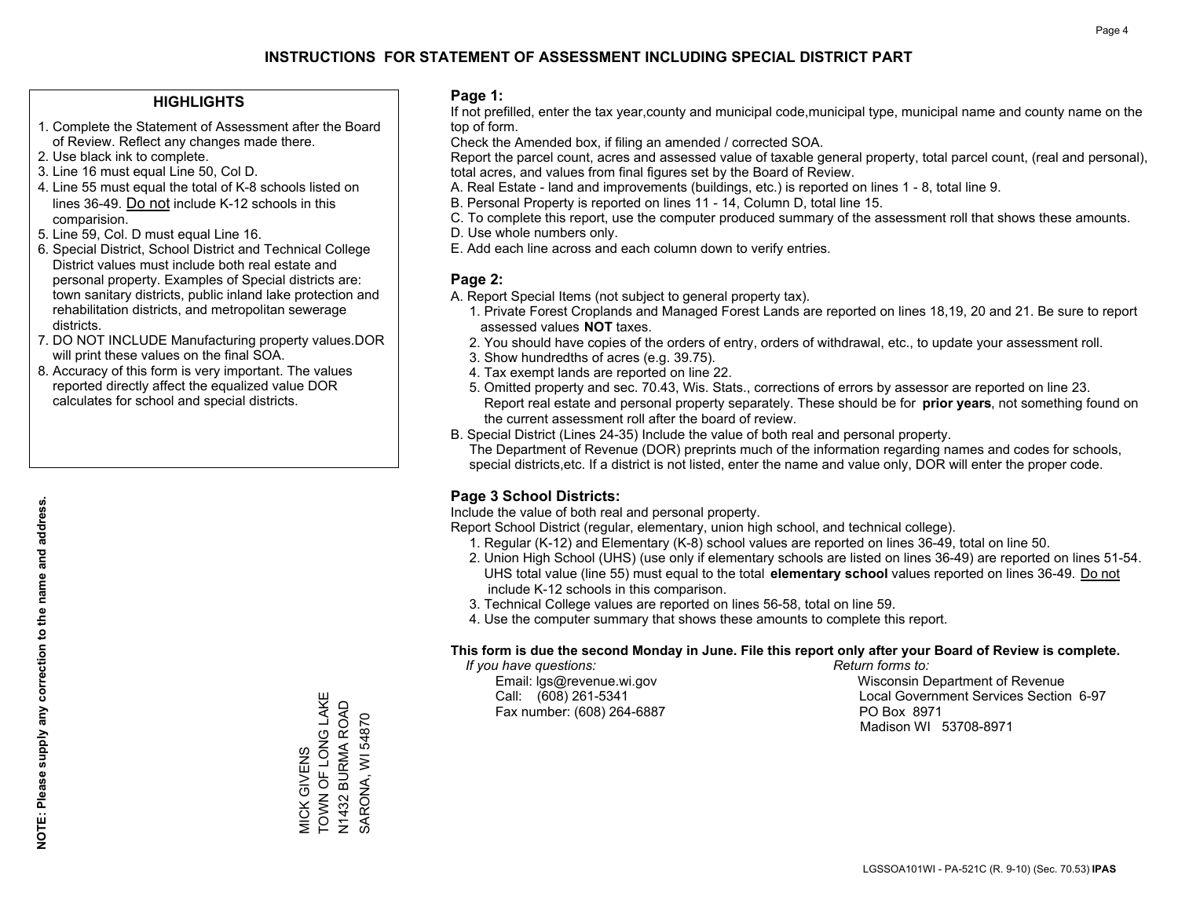# INSTRUCTIONS FOR STATEMENT OF ASSESSMENT INCLUDING SPECIAL DISTRICT PART

## HIGHLIGHTS

1. Complete the Statement of Assessment after the Board of Review. Reflect any changes made there.
2. Use black ink to complete.
3. Line 16 must equal Line 50, Col D.
4. Line 55 must equal the total of K-8 schools listed on lines 36-49. Do not include K-12 schools in this comparision.
5. Line 59, Col. D must equal Line 16.
6. Special District, School District and Technical College District values must include both real estate and personal property. Examples of Special districts are: town sanitary districts, public inland lake protection and rehabilitation districts, and metropolitan sewerage districts.
7. DO NOT INCLUDE Manufacturing property values.DOR will print these values on the final SOA.
8. Accuracy of this form is very important. The values reported directly affect the equalized value DOR calculates for school and special districts.

**NOTE: Please supply any correction to the name and address.**

MICK GIVENS
TOWN OF LONG LAKE
N1432 BURMA ROAD
SARONA, WI 54870

## Page 1:

If not prefilled, enter the tax year,county and municipal code,municipal type, municipal name and county name on the top of form.

Check the Amended box, if filing an amended / corrected SOA.

Report the parcel count, acres and assessed value of taxable general property, total parcel count, (real and personal), total acres, and values from final figures set by the Board of Review.

A. Real Estate - land and improvements (buildings, etc.) is reported on lines 1 - 8, total line 9.
B. Personal Property is reported on lines 11 - 14, Column D, total line 15.
C. To complete this report, use the computer produced summary of the assessment roll that shows these amounts.
D. Use whole numbers only.
E. Add each line across and each column down to verify entries.

## Page 2:

A. Report Special Items (not subject to general property tax).
   1. Private Forest Croplands and Managed Forest Lands are reported on lines 18,19, 20 and 21. Be sure to report assessed values **NOT** taxes.
   2. You should have copies of the orders of entry, orders of withdrawal, etc., to update your assessment roll.
   3. Show hundredths of acres (e.g. 39.75).
   4. Tax exempt lands are reported on line 22.
   5. Omitted property and sec. 70.43, Wis. Stats., corrections of errors by assessor are reported on line 23. Report real estate and personal property separately. These should be for **prior years**, not something found on the current assessment roll after the board of review.
B. Special District (Lines 24-35) Include the value of both real and personal property.
   The Department of Revenue (DOR) preprints much of the information regarding names and codes for schools, special districts,etc. If a district is not listed, enter the name and value only, DOR will enter the proper code.

## Page 3 School Districts:

Include the value of both real and personal property.

Report School District (regular, elementary, union high school, and technical college).

1. Regular (K-12) and Elementary (K-8) school values are reported on lines 36-49, total on line 50.
2. Union High School (UHS) (use only if elementary schools are listed on lines 36-49) are reported on lines 51-54. UHS total value (line 55) must equal to the total **elementary school** values reported on lines 36-49. Do not include K-12 schools in this comparison.
3. Technical College values are reported on lines 56-58, total on line 59.
4. Use the computer summary that shows these amounts to complete this report.

**This form is due the second Monday in June. File this report only after your Board of Review is complete.**

*If you have questions:*
Email: lgs@revenue.wi.gov
Call: (608) 261-5341
Fax number: (608) 264-6887

*Return forms to:*
Wisconsin Department of Revenue
Local Government Services Section 6-97
PO Box 8971
Madison WI 53708-8971

LGSSOA101WI - PA-521C (R. 9-10) (Sec. 70.53) **IPAS**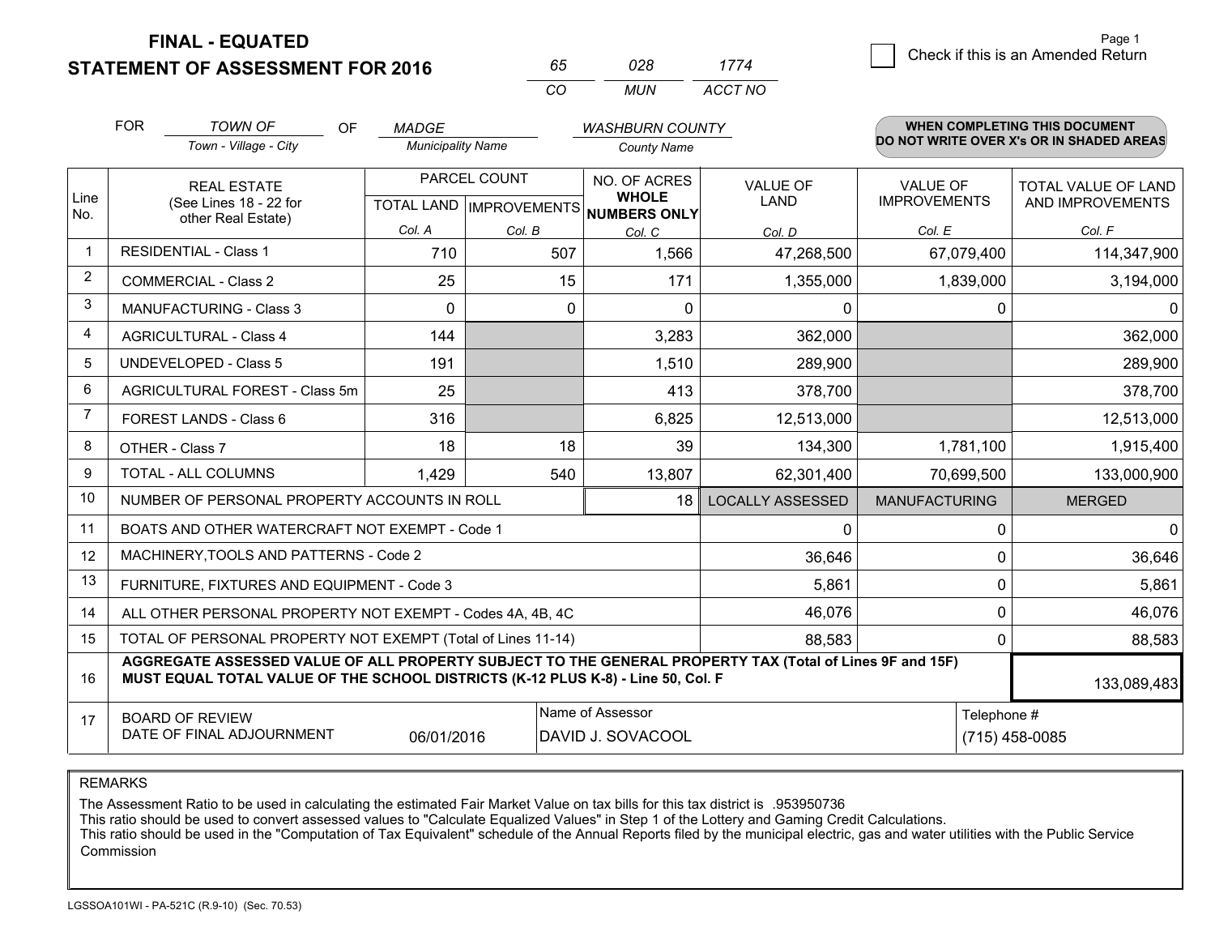# FINAL - EQUATED
# STATEMENT OF ASSESSMENT FOR 2016

| 65 | 028 | 1774 |
|---|---|---|
| CO | MUN | ACCT NO |

☐ Check if this is an Amended Return

FOR *TOWN OF* (Town - Village - City) OF *MADGE* (Municipality Name) *WASHBURN COUNTY* (County Name)

**WHEN COMPLETING THIS DOCUMENT DO NOT WRITE OVER X's OR IN SHADED AREAS**

| Line No. | REAL ESTATE (See Lines 18 - 22 for other Real Estate) | PARCEL COUNT | | NO. OF ACRES WHOLE NUMBERS ONLY | VALUE OF LAND | VALUE OF IMPROVEMENTS | TOTAL VALUE OF LAND AND IMPROVEMENTS |
|---|---|---|---|---|---|---|---|
| | | TOTAL LAND Col. A | IMPROVEMENTS Col. B | Col. C | Col. D | Col. E | Col. F |
| 1 | RESIDENTIAL - Class 1 | 710 | 507 | 1,566 | 47,268,500 | 67,079,400 | 114,347,900 |
| 2 | COMMERCIAL - Class 2 | 25 | 15 | 171 | 1,355,000 | 1,839,000 | 3,194,000 |
| 3 | MANUFACTURING - Class 3 | 0 | 0 | 0 | 0 | 0 | 0 |
| 4 | AGRICULTURAL - Class 4 | 144 | | 3,283 | 362,000 | | 362,000 |
| 5 | UNDEVELOPED - Class 5 | 191 | | 1,510 | 289,900 | | 289,900 |
| 6 | AGRICULTURAL FOREST - Class 5m | 25 | | 413 | 378,700 | | 378,700 |
| 7 | FOREST LANDS - Class 6 | 316 | | 6,825 | 12,513,000 | | 12,513,000 |
| 8 | OTHER - Class 7 | 18 | 18 | 39 | 134,300 | 1,781,100 | 1,915,400 |
| 9 | TOTAL - ALL COLUMNS | 1,429 | 540 | 13,807 | 62,301,400 | 70,699,500 | 133,000,900 |
| 10 | NUMBER OF PERSONAL PROPERTY ACCOUNTS IN ROLL | | | 18 | LOCALLY ASSESSED | MANUFACTURING | MERGED |
| 11 | BOATS AND OTHER WATERCRAFT NOT EXEMPT - Code 1 | | | | 0 | 0 | 0 |
| 12 | MACHINERY,TOOLS AND PATTERNS - Code 2 | | | | 36,646 | 0 | 36,646 |
| 13 | FURNITURE, FIXTURES AND EQUIPMENT - Code 3 | | | | 5,861 | 0 | 5,861 |
| 14 | ALL OTHER PERSONAL PROPERTY NOT EXEMPT - Codes 4A, 4B, 4C | | | | 46,076 | 0 | 46,076 |
| 15 | TOTAL OF PERSONAL PROPERTY NOT EXEMPT (Total of Lines 11-14) | | | | 88,583 | 0 | 88,583 |
| 16 | **AGGREGATE ASSESSED VALUE OF ALL PROPERTY SUBJECT TO THE GENERAL PROPERTY TAX (Total of Lines 9F and 15F) MUST EQUAL TOTAL VALUE OF THE SCHOOL DISTRICTS (K-12 PLUS K-8) - Line 50, Col. F** | | | | | | 133,089,483 |
| 17 | BOARD OF REVIEW DATE OF FINAL ADJOURNMENT | 06/01/2016 | | Name of Assessor: DAVID J. SOVACOOL | | Telephone #: (715) 458-0085 | |

REMARKS

The Assessment Ratio to be used in calculating the estimated Fair Market Value on tax bills for this tax district is .953950736
This ratio should be used to convert assessed values to "Calculate Equalized Values" in Step 1 of the Lottery and Gaming Credit Calculations.
This ratio should be used in the "Computation of Tax Equivalent" schedule of the Annual Reports filed by the municipal electric, gas and water utilities with the Public Service Commission

LGSSOA101WI - PA-521C (R.9-10) (Sec. 70.53)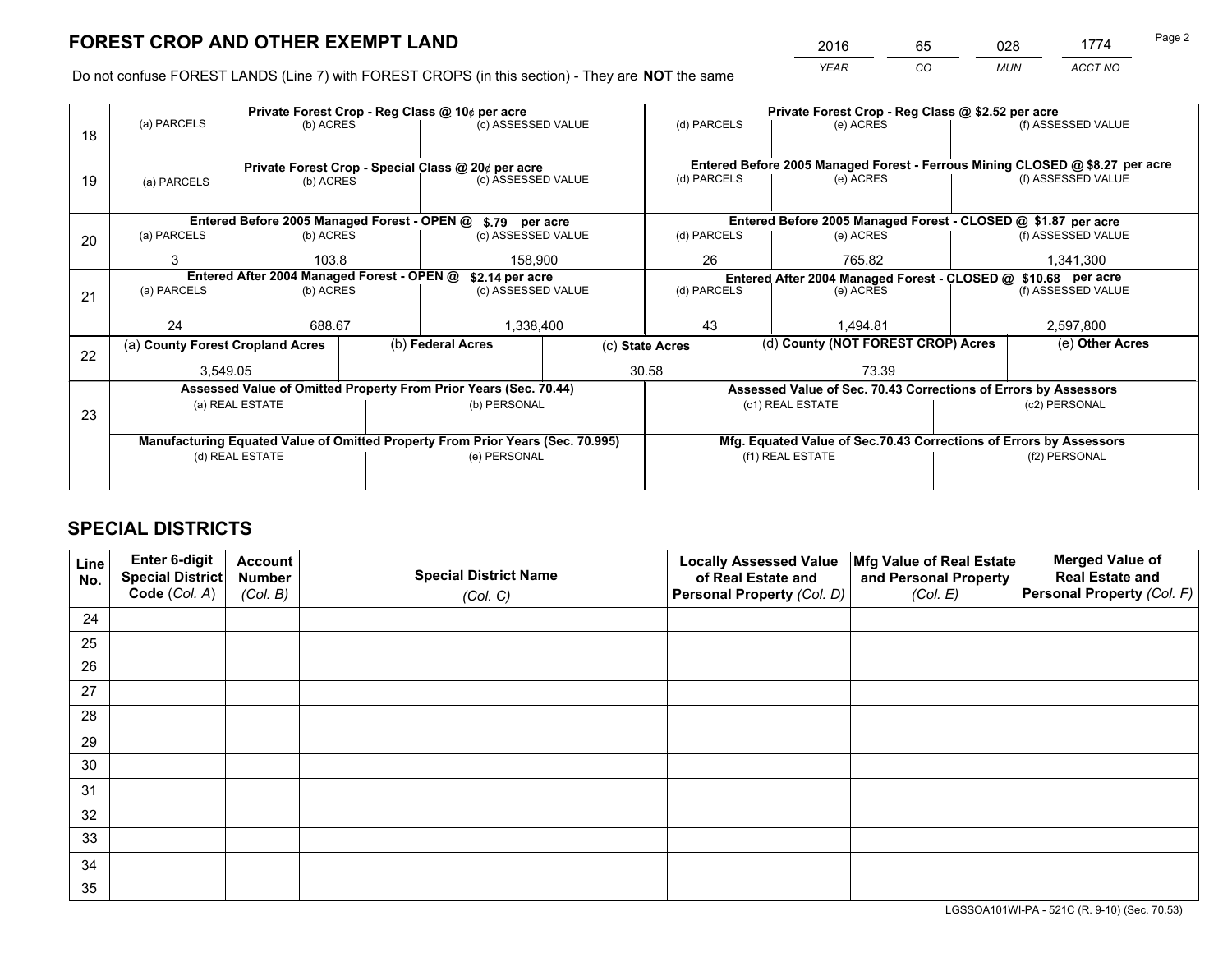# FOREST CROP AND OTHER EXEMPT LAND

| 2016 | 65 | 028 | 1774 |
|---|---|---|---|
| YEAR | CO | MUN | ACCT NO |

Do not confuse FOREST LANDS (Line 7) with FOREST CROPS (in this section) - They are **NOT** the same

| Line | Private Forest Crop - Reg Class @ 10¢ per acre | | | Private Forest Crop - Reg Class @ $2.52 per acre | | |
|---|---|---|---|---|---|---|
| 18 | (a) PARCELS | (b) ACRES | (c) ASSESSED VALUE | (d) PARCELS | (e) ACRES | (f) ASSESSED VALUE |
| | | | | | | |
| | **Private Forest Crop - Special Class @ 20¢ per acre** | | | **Entered Before 2005 Managed Forest - Ferrous Mining CLOSED @ $8.27 per acre** | | |
| 19 | (a) PARCELS | (b) ACRES | (c) ASSESSED VALUE | (d) PARCELS | (e) ACRES | (f) ASSESSED VALUE |
| | | | | | | |
| | **Entered Before 2005 Managed Forest - OPEN @ $.79 per acre** | | | **Entered Before 2005 Managed Forest - CLOSED @ $1.87 per acre** | | |
| 20 | (a) PARCELS | (b) ACRES | (c) ASSESSED VALUE | (d) PARCELS | (e) ACRES | (f) ASSESSED VALUE |
| | 3 | 103.8 | 158,900 | 26 | 765.82 | 1,341,300 |
| | **Entered After 2004 Managed Forest - OPEN @ $2.14 per acre** | | | **Entered After 2004 Managed Forest - CLOSED @ $10.68 per acre** | | |
| 21 | (a) PARCELS | (b) ACRES | (c) ASSESSED VALUE | (d) PARCELS | (e) ACRES | (f) ASSESSED VALUE |
| | 24 | 688.67 | 1,338,400 | 43 | 1,494.81 | 2,597,800 |

| Line | (a) County Forest Cropland Acres | (b) Federal Acres | (c) State Acres | (d) County (NOT FOREST CROP) Acres | (e) Other Acres |
|---|---|---|---|---|---|
| 22 | 3,549.05 | | 30.58 | 73.39 | |

| Line | Assessed Value of Omitted Property From Prior Years (Sec. 70.44) | | Assessed Value of Sec. 70.43 Corrections of Errors by Assessors | |
|---|---|---|---|---|
| 23 | (a) REAL ESTATE | (b) PERSONAL | (c1) REAL ESTATE | (c2) PERSONAL |
| | | | | |
| | **Manufacturing Equated Value of Omitted Property From Prior Years (Sec. 70.995)** | | **Mfg. Equated Value of Sec.70.43 Corrections of Errors by Assessors** | |
| | (d) REAL ESTATE | (e) PERSONAL | (f1) REAL ESTATE | (f2) PERSONAL |
| | | | | |

# SPECIAL DISTRICTS

| Line No. | Enter 6-digit Special District Code (Col. A) | Account Number (Col. B) | Special District Name (Col. C) | Locally Assessed Value of Real Estate and Personal Property (Col. D) | Mfg Value of Real Estate and Personal Property (Col. E) | Merged Value of Real Estate and Personal Property (Col. F) |
|---|---|---|---|---|---|---|
| 24 | | | | | | |
| 25 | | | | | | |
| 26 | | | | | | |
| 27 | | | | | | |
| 28 | | | | | | |
| 29 | | | | | | |
| 30 | | | | | | |
| 31 | | | | | | |
| 32 | | | | | | |
| 33 | | | | | | |
| 34 | | | | | | |
| 35 | | | | | | |

LGSSOA101WI-PA - 521C (R. 9-10) (Sec. 70.53)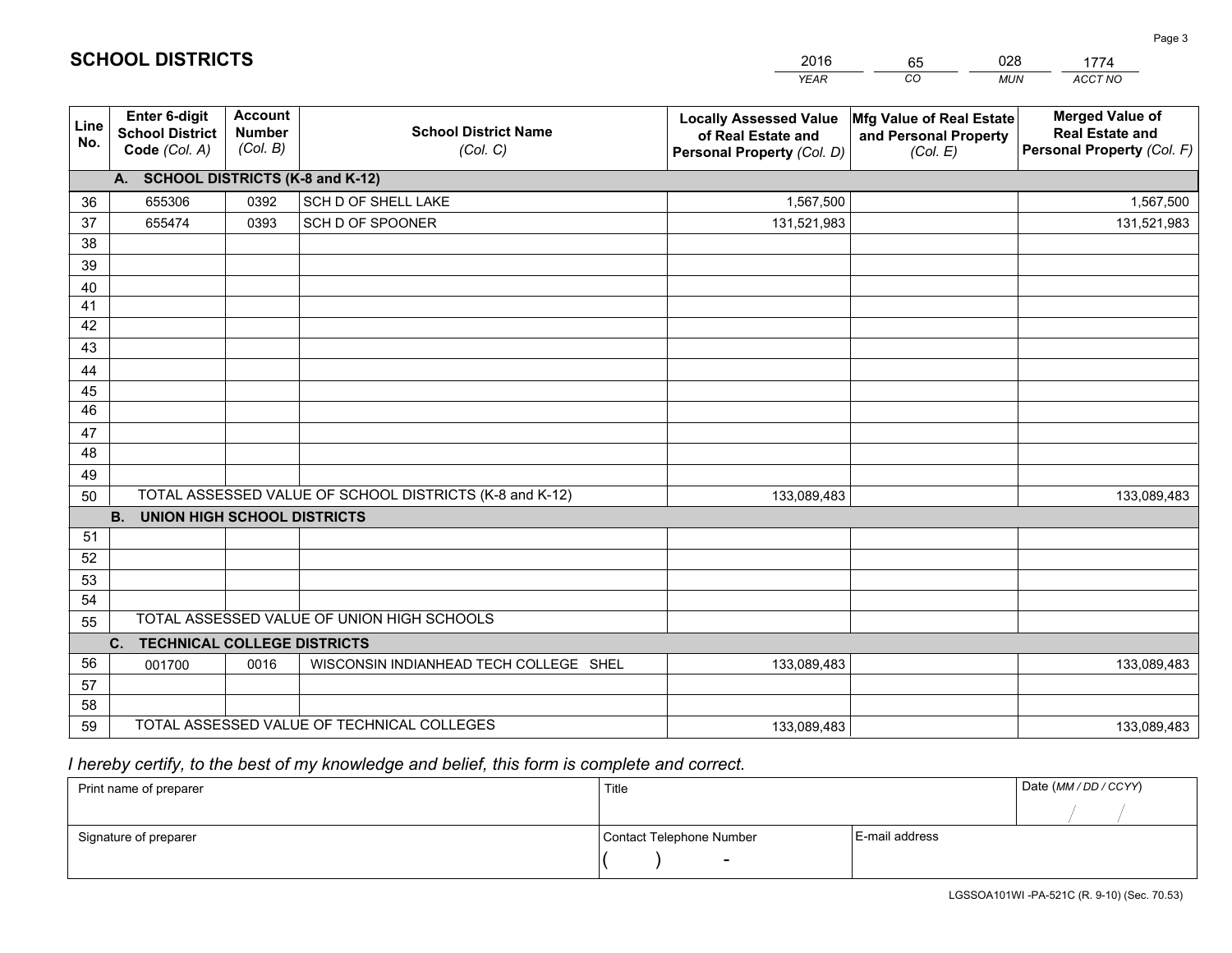# SCHOOL DISTRICTS

| 2016 | 65 | 028 | 1774 |
|---|---|---|---|
| *YEAR* | *CO* | *MUN* | *ACCT NO* |

| Line No. | Enter 6-digit School District Code *(Col. A)* | Account Number *(Col. B)* | School District Name *(Col. C)* | Locally Assessed Value of Real Estate and Personal Property *(Col. D)* | Mfg Value of Real Estate and Personal Property *(Col. E)* | Merged Value of Real Estate and Personal Property *(Col. F)* |
|---|---|---|---|---|---|---|
| | **A. SCHOOL DISTRICTS (K-8 and K-12)** | | | | | |
| 36 | 655306 | 0392 | SCH D OF SHELL LAKE | 1,567,500 | | 1,567,500 |
| 37 | 655474 | 0393 | SCH D OF SPOONER | 131,521,983 | | 131,521,983 |
| 38 | | | | | | |
| 39 | | | | | | |
| 40 | | | | | | |
| 41 | | | | | | |
| 42 | | | | | | |
| 43 | | | | | | |
| 44 | | | | | | |
| 45 | | | | | | |
| 46 | | | | | | |
| 47 | | | | | | |
| 48 | | | | | | |
| 49 | | | | | | |
| 50 | TOTAL ASSESSED VALUE OF SCHOOL DISTRICTS (K-8 and K-12) | | | 133,089,483 | | 133,089,483 |
| | **B. UNION HIGH SCHOOL DISTRICTS** | | | | | |
| 51 | | | | | | |
| 52 | | | | | | |
| 53 | | | | | | |
| 54 | | | | | | |
| 55 | TOTAL ASSESSED VALUE OF UNION HIGH SCHOOLS | | | | | |
| | **C. TECHNICAL COLLEGE DISTRICTS** | | | | | |
| 56 | 001700 | 0016 | WISCONSIN INDIANHEAD TECH COLLEGE SHEL | 133,089,483 | | 133,089,483 |
| 57 | | | | | | |
| 58 | | | | | | |
| 59 | TOTAL ASSESSED VALUE OF TECHNICAL COLLEGES | | | 133,089,483 | | 133,089,483 |

*I hereby certify, to the best of my knowledge and belief, this form is complete and correct.*

| Print name of preparer | Title | | Date *(MM / DD / CCYY)* |
|---|---|---|---|
| | | | / / |
| Signature of preparer | Contact Telephone Number | E-mail address | |
| | ( ) - | | |

LGSSOA101WI -PA-521C (R. 9-10) (Sec. 70.53)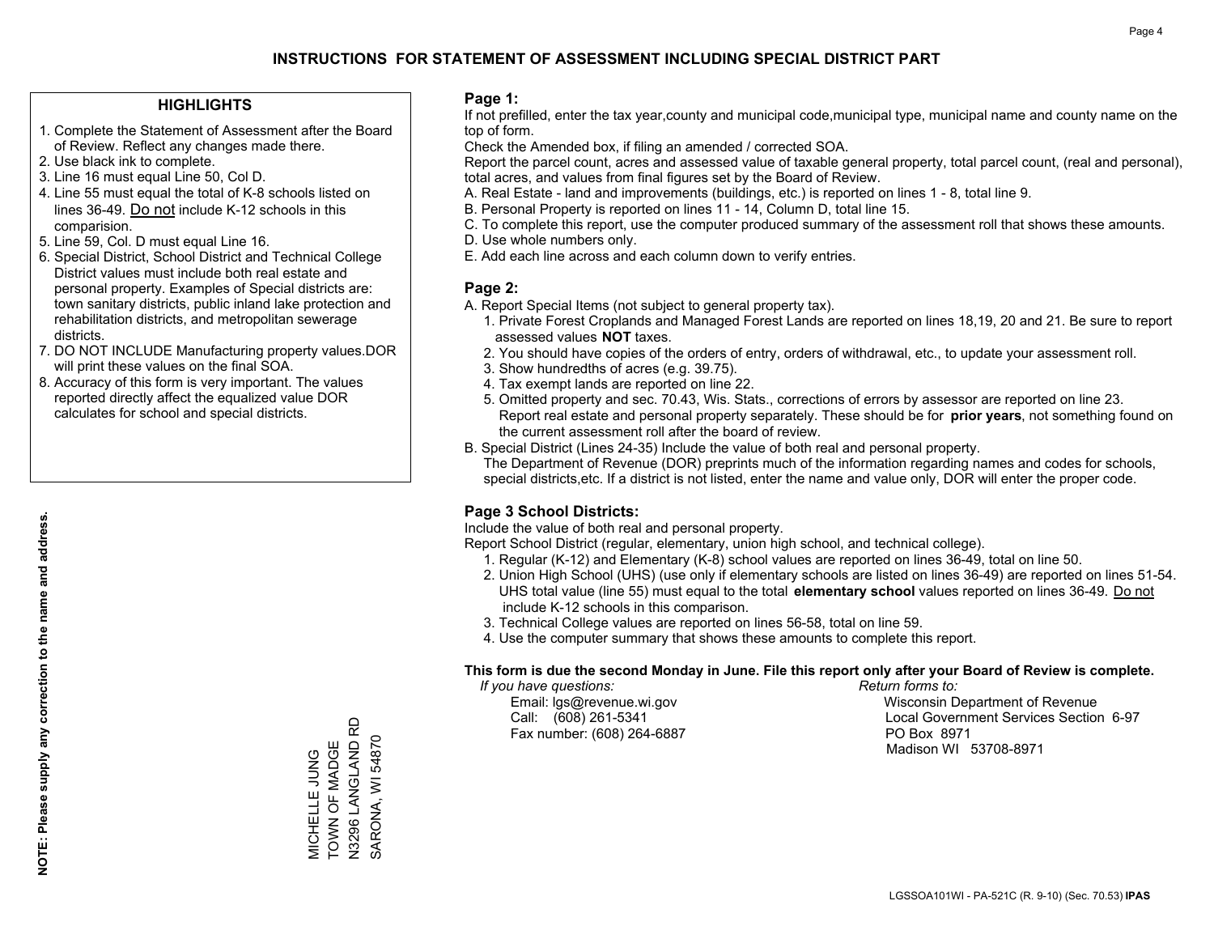# INSTRUCTIONS FOR STATEMENT OF ASSESSMENT INCLUDING SPECIAL DISTRICT PART

## HIGHLIGHTS

1. Complete the Statement of Assessment after the Board of Review. Reflect any changes made there.
2. Use black ink to complete.
3. Line 16 must equal Line 50, Col D.
4. Line 55 must equal the total of K-8 schools listed on lines 36-49. Do not include K-12 schools in this comparision.
5. Line 59, Col. D must equal Line 16.
6. Special District, School District and Technical College District values must include both real estate and personal property. Examples of Special districts are: town sanitary districts, public inland lake protection and rehabilitation districts, and metropolitan sewerage districts.
7. DO NOT INCLUDE Manufacturing property values.DOR will print these values on the final SOA.
8. Accuracy of this form is very important. The values reported directly affect the equalized value DOR calculates for school and special districts.

**NOTE: Please supply any correction to the name and address.**

MICHELLE JUNG
TOWN OF MADGE
N3296 LANGLAND RD
SARONA, WI 54870

## Page 1:

If not prefilled, enter the tax year,county and municipal code,municipal type, municipal name and county name on the top of form.

Check the Amended box, if filing an amended / corrected SOA.

Report the parcel count, acres and assessed value of taxable general property, total parcel count, (real and personal), total acres, and values from final figures set by the Board of Review.

A. Real Estate - land and improvements (buildings, etc.) is reported on lines 1 - 8, total line 9.
B. Personal Property is reported on lines 11 - 14, Column D, total line 15.
C. To complete this report, use the computer produced summary of the assessment roll that shows these amounts.
D. Use whole numbers only.
E. Add each line across and each column down to verify entries.

## Page 2:

A. Report Special Items (not subject to general property tax).
   1. Private Forest Croplands and Managed Forest Lands are reported on lines 18,19, 20 and 21. Be sure to report assessed values **NOT** taxes.
   2. You should have copies of the orders of entry, orders of withdrawal, etc., to update your assessment roll.
   3. Show hundredths of acres (e.g. 39.75).
   4. Tax exempt lands are reported on line 22.
   5. Omitted property and sec. 70.43, Wis. Stats., corrections of errors by assessor are reported on line 23. Report real estate and personal property separately. These should be for **prior years**, not something found on the current assessment roll after the board of review.
B. Special District (Lines 24-35) Include the value of both real and personal property.
   The Department of Revenue (DOR) preprints much of the information regarding names and codes for schools, special districts,etc. If a district is not listed, enter the name and value only, DOR will enter the proper code.

## Page 3 School Districts:

Include the value of both real and personal property.

Report School District (regular, elementary, union high school, and technical college).

1. Regular (K-12) and Elementary (K-8) school values are reported on lines 36-49, total on line 50.
2. Union High School (UHS) (use only if elementary schools are listed on lines 36-49) are reported on lines 51-54. UHS total value (line 55) must equal to the total **elementary school** values reported on lines 36-49. Do not include K-12 schools in this comparison.
3. Technical College values are reported on lines 56-58, total on line 59.
4. Use the computer summary that shows these amounts to complete this report.

**This form is due the second Monday in June. File this report only after your Board of Review is complete.**

*If you have questions:*
Email: lgs@revenue.wi.gov
Call: (608) 261-5341
Fax number: (608) 264-6887

*Return forms to:*
Wisconsin Department of Revenue
Local Government Services Section 6-97
PO Box 8971
Madison WI 53708-8971

LGSSOA101WI - PA-521C (R. 9-10) (Sec. 70.53) **IPAS**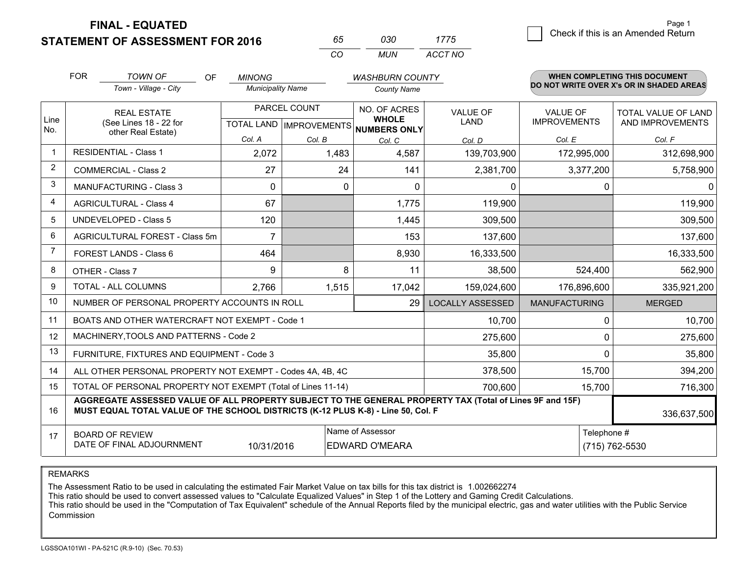# FINAL - EQUATED
## STATEMENT OF ASSESSMENT FOR 2016

| 65 | 030 | 1775 |
|---|---|---|
| CO | MUN | ACCT NO |

Page 1

☐ Check if this is an Amended Return

FOR *TOWN OF* (Town - Village - City) OF *MINONG* (Municipality Name) *WASHBURN COUNTY* (County Name)

**WHEN COMPLETING THIS DOCUMENT DO NOT WRITE OVER X's OR IN SHADED AREAS**

| Line No. | REAL ESTATE (See Lines 18 - 22 for other Real Estate) | PARCEL COUNT TOTAL LAND Col. A | PARCEL COUNT IMPROVEMENTS Col. B | NO. OF ACRES WHOLE NUMBERS ONLY Col. C | VALUE OF LAND Col. D | VALUE OF IMPROVEMENTS Col. E | TOTAL VALUE OF LAND AND IMPROVEMENTS Col. F |
|---|---|---|---|---|---|---|---|
| 1 | RESIDENTIAL - Class 1 | 2,072 | 1,483 | 4,587 | 139,703,900 | 172,995,000 | 312,698,900 |
| 2 | COMMERCIAL - Class 2 | 27 | 24 | 141 | 2,381,700 | 3,377,200 | 5,758,900 |
| 3 | MANUFACTURING - Class 3 | 0 | 0 | 0 | 0 | 0 | 0 |
| 4 | AGRICULTURAL - Class 4 | 67 | | 1,775 | 119,900 | | 119,900 |
| 5 | UNDEVELOPED - Class 5 | 120 | | 1,445 | 309,500 | | 309,500 |
| 6 | AGRICULTURAL FOREST - Class 5m | 7 | | 153 | 137,600 | | 137,600 |
| 7 | FOREST LANDS - Class 6 | 464 | | 8,930 | 16,333,500 | | 16,333,500 |
| 8 | OTHER - Class 7 | 9 | 8 | 11 | 38,500 | 524,400 | 562,900 |
| 9 | TOTAL - ALL COLUMNS | 2,766 | 1,515 | 17,042 | 159,024,600 | 176,896,600 | 335,921,200 |
| 10 | NUMBER OF PERSONAL PROPERTY ACCOUNTS IN ROLL | | | 29 | LOCALLY ASSESSED | MANUFACTURING | MERGED |
| 11 | BOATS AND OTHER WATERCRAFT NOT EXEMPT - Code 1 | | | | 10,700 | 0 | 10,700 |
| 12 | MACHINERY,TOOLS AND PATTERNS - Code 2 | | | | 275,600 | 0 | 275,600 |
| 13 | FURNITURE, FIXTURES AND EQUIPMENT - Code 3 | | | | 35,800 | 0 | 35,800 |
| 14 | ALL OTHER PERSONAL PROPERTY NOT EXEMPT - Codes 4A, 4B, 4C | | | | 378,500 | 15,700 | 394,200 |
| 15 | TOTAL OF PERSONAL PROPERTY NOT EXEMPT (Total of Lines 11-14) | | | | 700,600 | 15,700 | 716,300 |
| 16 | **AGGREGATE ASSESSED VALUE OF ALL PROPERTY SUBJECT TO THE GENERAL PROPERTY TAX (Total of Lines 9F and 15F) MUST EQUAL TOTAL VALUE OF THE SCHOOL DISTRICTS (K-12 PLUS K-8) - Line 50, Col. F** | | | | | | 336,637,500 |
| 17 | BOARD OF REVIEW DATE OF FINAL ADJOURNMENT | 10/31/2016 | | Name of Assessor: EDWARD O'MEARA | | Telephone #: (715) 762-5530 | |

REMARKS

The Assessment Ratio to be used in calculating the estimated Fair Market Value on tax bills for this tax district is 1.002662274
This ratio should be used to convert assessed values to "Calculate Equalized Values" in Step 1 of the Lottery and Gaming Credit Calculations.
This ratio should be used in the "Computation of Tax Equivalent" schedule of the Annual Reports filed by the municipal electric, gas and water utilities with the Public Service Commission

LGSSOA101WI - PA-521C (R.9-10) (Sec. 70.53)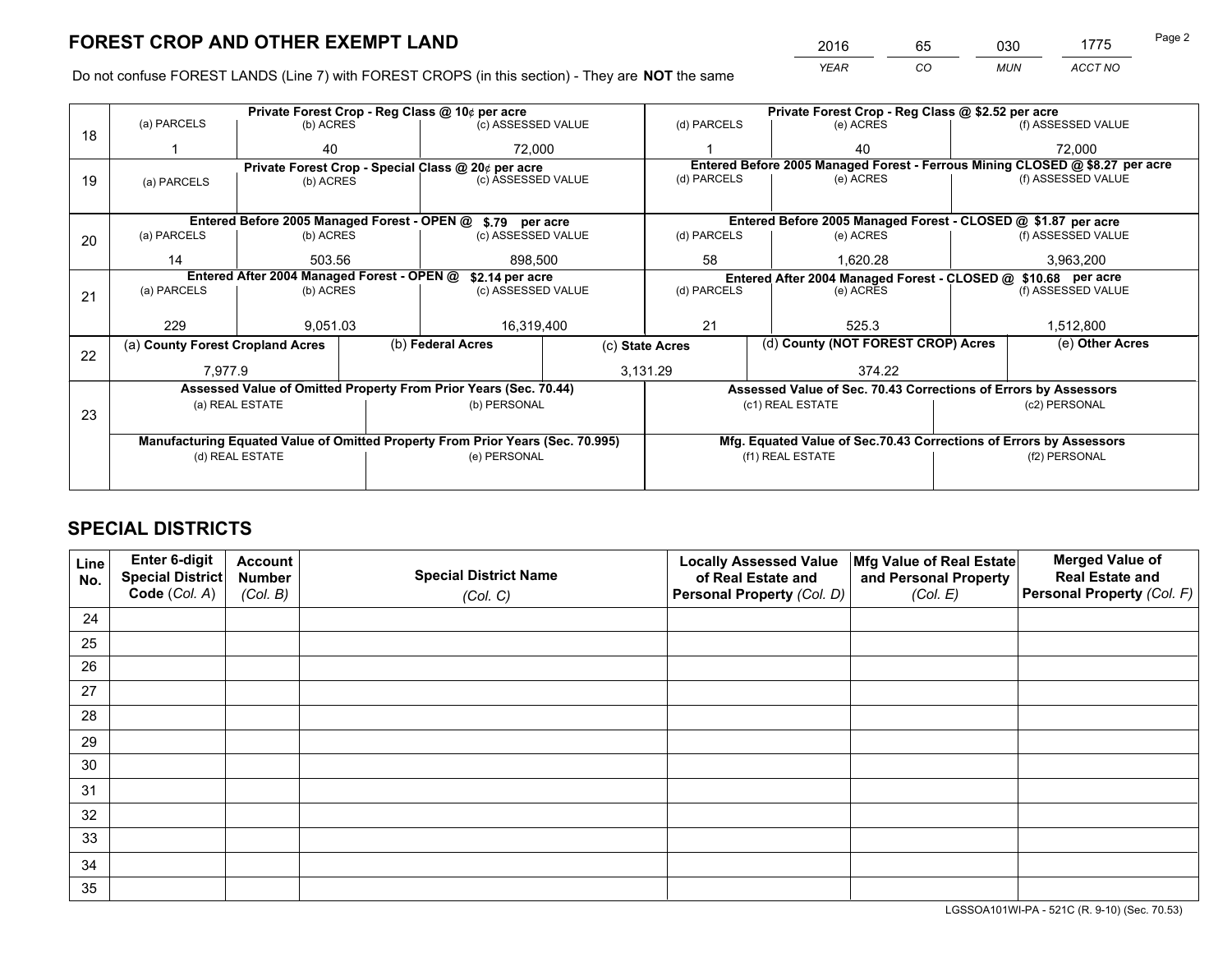# FOREST CROP AND OTHER EXEMPT LAND

| YEAR | CO | MUN | ACCT NO |
|---|---|---|---|
| 2016 | 65 | 030 | 1775 |

Do not confuse FOREST LANDS (Line 7) with FOREST CROPS (in this section) - They are **NOT** the same

| Line | | | | | | |
|---|---|---|---|---|---|---|
| 18 | Private Forest Crop - Reg Class @ 10¢ per acre | | | Private Forest Crop - Reg Class @ $2.52 per acre | | |
| | (a) PARCELS | (b) ACRES | (c) ASSESSED VALUE | (d) PARCELS | (e) ACRES | (f) ASSESSED VALUE |
| | 1 | 40 | 72,000 | 1 | 40 | 72,000 |
| 19 | Private Forest Crop - Special Class @ 20¢ per acre | | | Entered Before 2005 Managed Forest - Ferrous Mining CLOSED @ $8.27 per acre | | |
| | (a) PARCELS | (b) ACRES | (c) ASSESSED VALUE | (d) PARCELS | (e) ACRES | (f) ASSESSED VALUE |
| | | | | | | |
| 20 | Entered Before 2005 Managed Forest - OPEN @ $.79 per acre | | | Entered Before 2005 Managed Forest - CLOSED @ $1.87 per acre | | |
| | (a) PARCELS | (b) ACRES | (c) ASSESSED VALUE | (d) PARCELS | (e) ACRES | (f) ASSESSED VALUE |
| | 14 | 503.56 | 898,500 | 58 | 1,620.28 | 3,963,200 |
| 21 | Entered After 2004 Managed Forest - OPEN @ $2.14 per acre | | | Entered After 2004 Managed Forest - CLOSED @ $10.68 per acre | | |
| | (a) PARCELS | (b) ACRES | (c) ASSESSED VALUE | (d) PARCELS | (e) ACRES | (f) ASSESSED VALUE |
| | 229 | 9,051.03 | 16,319,400 | 21 | 525.3 | 1,512,800 |

| Line | (a) County Forest Cropland Acres | (b) Federal Acres | (c) State Acres | (d) County (NOT FOREST CROP) Acres | (e) Other Acres |
|---|---|---|---|---|---|
| 22 | 7,977.9 | | 3,131.29 | 374.22 | |

| Line | Assessed Value of Omitted Property From Prior Years (Sec. 70.44) | | Assessed Value of Sec. 70.43 Corrections of Errors by Assessors | |
|---|---|---|---|---|
| 23 | (a) REAL ESTATE | (b) PERSONAL | (c1) REAL ESTATE | (c2) PERSONAL |
| | | | | |
| | Manufacturing Equated Value of Omitted Property From Prior Years (Sec. 70.995) | | Mfg. Equated Value of Sec.70.43 Corrections of Errors by Assessors | |
| | (d) REAL ESTATE | (e) PERSONAL | (f1) REAL ESTATE | (f2) PERSONAL |
| | | | | |

# SPECIAL DISTRICTS

| Line No. | Enter 6-digit Special District Code (Col. A) | Account Number (Col. B) | Special District Name (Col. C) | Locally Assessed Value of Real Estate and Personal Property (Col. D) | Mfg Value of Real Estate and Personal Property (Col. E) | Merged Value of Real Estate and Personal Property (Col. F) |
|---|---|---|---|---|---|---|
| 24 | | | | | | |
| 25 | | | | | | |
| 26 | | | | | | |
| 27 | | | | | | |
| 28 | | | | | | |
| 29 | | | | | | |
| 30 | | | | | | |
| 31 | | | | | | |
| 32 | | | | | | |
| 33 | | | | | | |
| 34 | | | | | | |
| 35 | | | | | | |

LGSSOA101WI-PA - 521C (R. 9-10) (Sec. 70.53)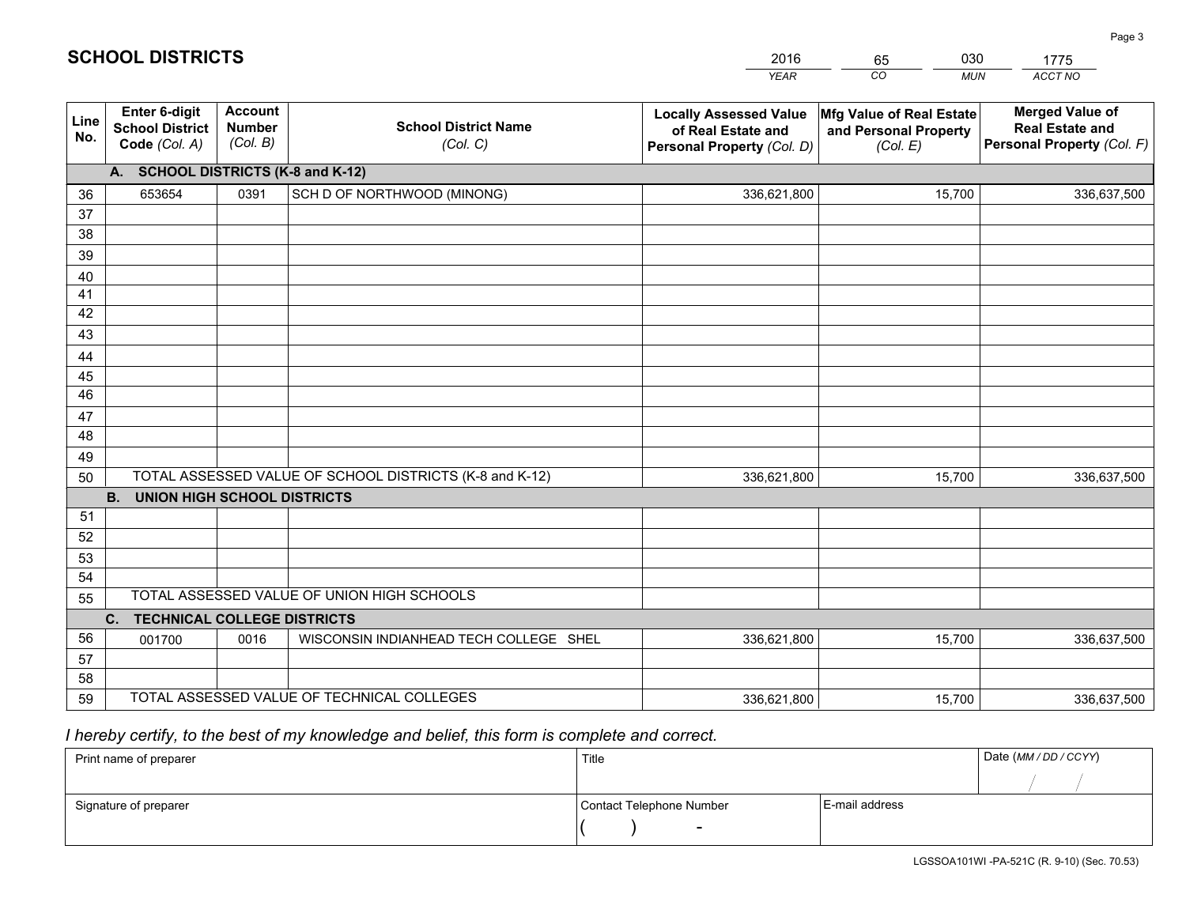# SCHOOL DISTRICTS

| 2016 | 65 | 030 | 1775 |
|---|---|---|---|
| *YEAR* | *CO* | *MUN* | *ACCT NO* |

| Line No. | Enter 6-digit School District Code *(Col. A)* | Account Number *(Col. B)* | School District Name *(Col. C)* | Locally Assessed Value of Real Estate and Personal Property *(Col. D)* | Mfg Value of Real Estate and Personal Property *(Col. E)* | Merged Value of Real Estate and Personal Property *(Col. F)* |
|---|---|---|---|---|---|---|
| **A.** | **SCHOOL DISTRICTS (K-8 and K-12)** | | | | | |
| 36 | 653654 | 0391 | SCH D OF NORTHWOOD (MINONG) | 336,621,800 | 15,700 | 336,637,500 |
| 37 | | | | | | |
| 38 | | | | | | |
| 39 | | | | | | |
| 40 | | | | | | |
| 41 | | | | | | |
| 42 | | | | | | |
| 43 | | | | | | |
| 44 | | | | | | |
| 45 | | | | | | |
| 46 | | | | | | |
| 47 | | | | | | |
| 48 | | | | | | |
| 49 | | | | | | |
| 50 | TOTAL ASSESSED VALUE OF SCHOOL DISTRICTS (K-8 and K-12) | | | 336,621,800 | 15,700 | 336,637,500 |
| **B.** | **UNION HIGH SCHOOL DISTRICTS** | | | | | |
| 51 | | | | | | |
| 52 | | | | | | |
| 53 | | | | | | |
| 54 | | | | | | |
| 55 | TOTAL ASSESSED VALUE OF UNION HIGH SCHOOLS | | | | | |
| **C.** | **TECHNICAL COLLEGE DISTRICTS** | | | | | |
| 56 | 001700 | 0016 | WISCONSIN INDIANHEAD TECH COLLEGE SHEL | 336,621,800 | 15,700 | 336,637,500 |
| 57 | | | | | | |
| 58 | | | | | | |
| 59 | TOTAL ASSESSED VALUE OF TECHNICAL COLLEGES | | | 336,621,800 | 15,700 | 336,637,500 |

*I hereby certify, to the best of my knowledge and belief, this form is complete and correct.*

| Print name of preparer | Title | | Date *(MM / DD / CCYY)* |
|---|---|---|---|
| | | | / / |
| Signature of preparer | Contact Telephone Number | E-mail address | |
| | ( ) - | | |

LGSSOA101WI -PA-521C (R. 9-10) (Sec. 70.53)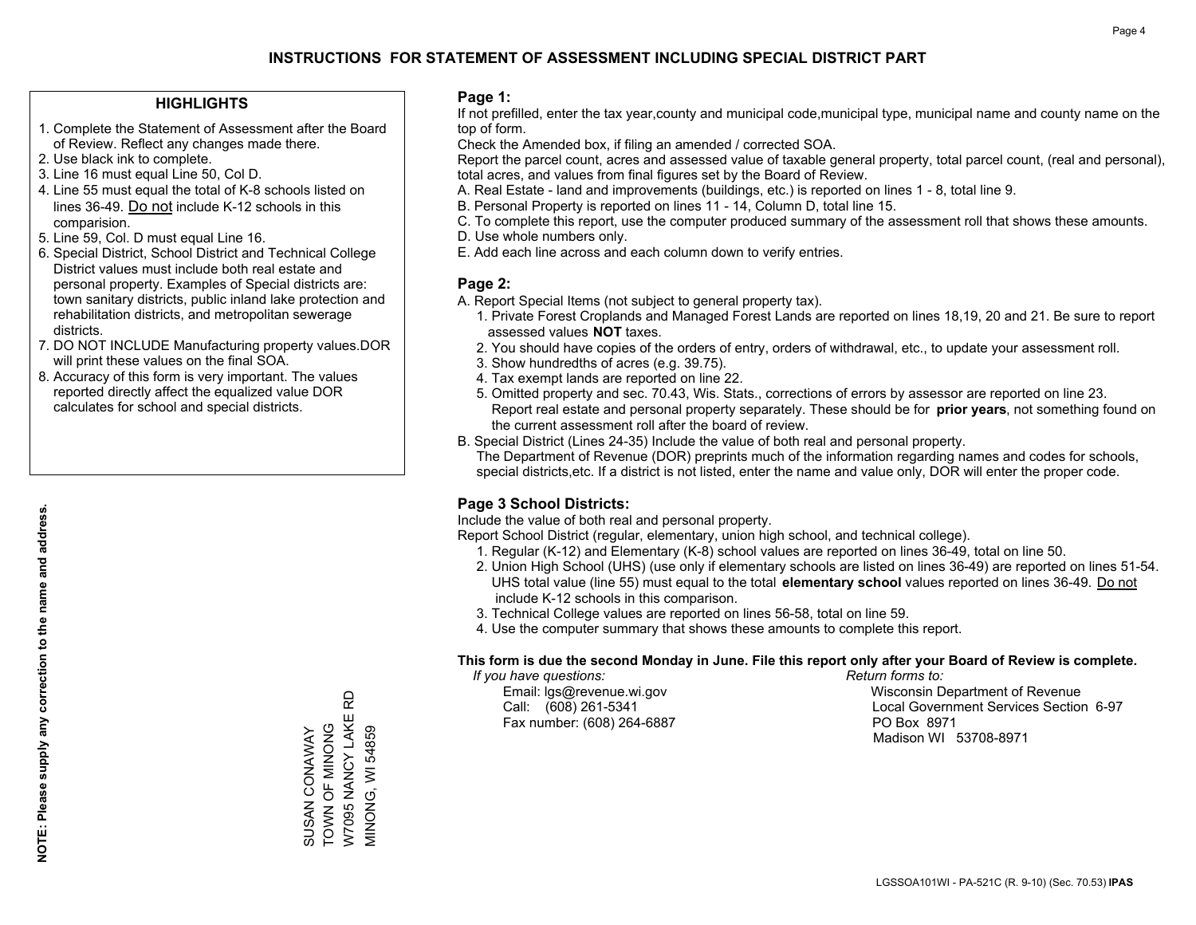# INSTRUCTIONS FOR STATEMENT OF ASSESSMENT INCLUDING SPECIAL DISTRICT PART

### HIGHLIGHTS

1. Complete the Statement of Assessment after the Board of Review. Reflect any changes made there.
2. Use black ink to complete.
3. Line 16 must equal Line 50, Col D.
4. Line 55 must equal the total of K-8 schools listed on lines 36-49. Do not include K-12 schools in this comparision.
5. Line 59, Col. D must equal Line 16.
6. Special District, School District and Technical College District values must include both real estate and personal property. Examples of Special districts are: town sanitary districts, public inland lake protection and rehabilitation districts, and metropolitan sewerage districts.
7. DO NOT INCLUDE Manufacturing property values.DOR will print these values on the final SOA.
8. Accuracy of this form is very important. The values reported directly affect the equalized value DOR calculates for school and special districts.

**NOTE: Please supply any correction to the name and address.**

SUSAN CONAWAY
TOWN OF MINONG
W7095 NANCY LAKE RD
MINONG, WI 54859

### Page 1:

If not prefilled, enter the tax year,county and municipal code,municipal type, municipal name and county name on the top of form.

Check the Amended box, if filing an amended / corrected SOA.

Report the parcel count, acres and assessed value of taxable general property, total parcel count, (real and personal), total acres, and values from final figures set by the Board of Review.

A. Real Estate - land and improvements (buildings, etc.) is reported on lines 1 - 8, total line 9.
B. Personal Property is reported on lines 11 - 14, Column D, total line 15.
C. To complete this report, use the computer produced summary of the assessment roll that shows these amounts.
D. Use whole numbers only.
E. Add each line across and each column down to verify entries.

### Page 2:

A. Report Special Items (not subject to general property tax).
   1. Private Forest Croplands and Managed Forest Lands are reported on lines 18,19, 20 and 21. Be sure to report assessed values **NOT** taxes.
   2. You should have copies of the orders of entry, orders of withdrawal, etc., to update your assessment roll.
   3. Show hundredths of acres (e.g. 39.75).
   4. Tax exempt lands are reported on line 22.
   5. Omitted property and sec. 70.43, Wis. Stats., corrections of errors by assessor are reported on line 23. Report real estate and personal property separately. These should be for **prior years**, not something found on the current assessment roll after the board of review.
B. Special District (Lines 24-35) Include the value of both real and personal property.
   The Department of Revenue (DOR) preprints much of the information regarding names and codes for schools, special districts,etc. If a district is not listed, enter the name and value only, DOR will enter the proper code.

### Page 3 School Districts:

Include the value of both real and personal property.

Report School District (regular, elementary, union high school, and technical college).

1. Regular (K-12) and Elementary (K-8) school values are reported on lines 36-49, total on line 50.
2. Union High School (UHS) (use only if elementary schools are listed on lines 36-49) are reported on lines 51-54. UHS total value (line 55) must equal to the total **elementary school** values reported on lines 36-49. Do not include K-12 schools in this comparison.
3. Technical College values are reported on lines 56-58, total on line 59.
4. Use the computer summary that shows these amounts to complete this report.

**This form is due the second Monday in June. File this report only after your Board of Review is complete.**

*If you have questions:*
Email: lgs@revenue.wi.gov
Call: (608) 261-5341
Fax number: (608) 264-6887

*Return forms to:*
Wisconsin Department of Revenue
Local Government Services Section 6-97
PO Box 8971
Madison WI 53708-8971

LGSSOA101WI - PA-521C (R. 9-10) (Sec. 70.53) **IPAS**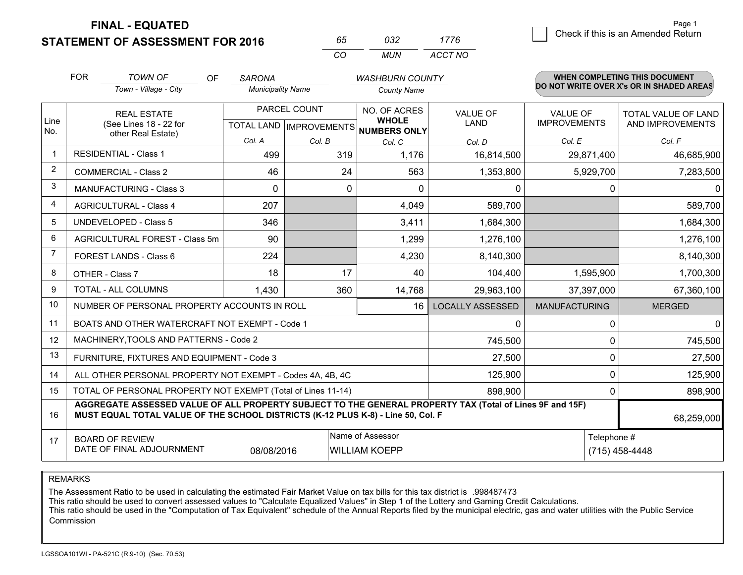# FINAL - EQUATED
# STATEMENT OF ASSESSMENT FOR 2016

| 65 | 032 | 1776 |
|---|---|---|
| CO | MUN | ACCT NO |

Page 1

☐ Check if this is an Amended Return

FOR *TOWN OF* (Town - Village - City) OF *SARONA* (Municipality Name) *WASHBURN COUNTY* (County Name)

**WHEN COMPLETING THIS DOCUMENT DO NOT WRITE OVER X's OR IN SHADED AREAS**

| Line No. | REAL ESTATE (See Lines 18 - 22 for other Real Estate) | PARCEL COUNT TOTAL LAND Col. A | PARCEL COUNT IMPROVEMENTS Col. B | NO. OF ACRES WHOLE NUMBERS ONLY Col. C | VALUE OF LAND Col. D | VALUE OF IMPROVEMENTS Col. E | TOTAL VALUE OF LAND AND IMPROVEMENTS Col. F |
|---|---|---|---|---|---|---|---|
| 1 | RESIDENTIAL - Class 1 | 499 | 319 | 1,176 | 16,814,500 | 29,871,400 | 46,685,900 |
| 2 | COMMERCIAL - Class 2 | 46 | 24 | 563 | 1,353,800 | 5,929,700 | 7,283,500 |
| 3 | MANUFACTURING - Class 3 | 0 | 0 | 0 | 0 | 0 | 0 |
| 4 | AGRICULTURAL - Class 4 | 207 | | 4,049 | 589,700 | | 589,700 |
| 5 | UNDEVELOPED - Class 5 | 346 | | 3,411 | 1,684,300 | | 1,684,300 |
| 6 | AGRICULTURAL FOREST - Class 5m | 90 | | 1,299 | 1,276,100 | | 1,276,100 |
| 7 | FOREST LANDS - Class 6 | 224 | | 4,230 | 8,140,300 | | 8,140,300 |
| 8 | OTHER - Class 7 | 18 | 17 | 40 | 104,400 | 1,595,900 | 1,700,300 |
| 9 | TOTAL - ALL COLUMNS | 1,430 | 360 | 14,768 | 29,963,100 | 37,397,000 | 67,360,100 |
| 10 | NUMBER OF PERSONAL PROPERTY ACCOUNTS IN ROLL | | | 16 | LOCALLY ASSESSED | MANUFACTURING | MERGED |
| 11 | BOATS AND OTHER WATERCRAFT NOT EXEMPT - Code 1 | | | | 0 | 0 | 0 |
| 12 | MACHINERY,TOOLS AND PATTERNS - Code 2 | | | | 745,500 | 0 | 745,500 |
| 13 | FURNITURE, FIXTURES AND EQUIPMENT - Code 3 | | | | 27,500 | 0 | 27,500 |
| 14 | ALL OTHER PERSONAL PROPERTY NOT EXEMPT - Codes 4A, 4B, 4C | | | | 125,900 | 0 | 125,900 |
| 15 | TOTAL OF PERSONAL PROPERTY NOT EXEMPT (Total of Lines 11-14) | | | | 898,900 | 0 | 898,900 |
| 16 | **AGGREGATE ASSESSED VALUE OF ALL PROPERTY SUBJECT TO THE GENERAL PROPERTY TAX (Total of Lines 9F and 15F) MUST EQUAL TOTAL VALUE OF THE SCHOOL DISTRICTS (K-12 PLUS K-8) - Line 50, Col. F** | | | | | | 68,259,000 |
| 17 | BOARD OF REVIEW DATE OF FINAL ADJOURNMENT | 08/08/2016 | Name of Assessor: WILLIAM KOEPP | | | Telephone #: (715) 458-4448 | |

REMARKS

The Assessment Ratio to be used in calculating the estimated Fair Market Value on tax bills for this tax district is .998487473
This ratio should be used to convert assessed values to "Calculate Equalized Values" in Step 1 of the Lottery and Gaming Credit Calculations.
This ratio should be used in the "Computation of Tax Equivalent" schedule of the Annual Reports filed by the municipal electric, gas and water utilities with the Public Service Commission

LGSSOA101WI - PA-521C (R.9-10) (Sec. 70.53)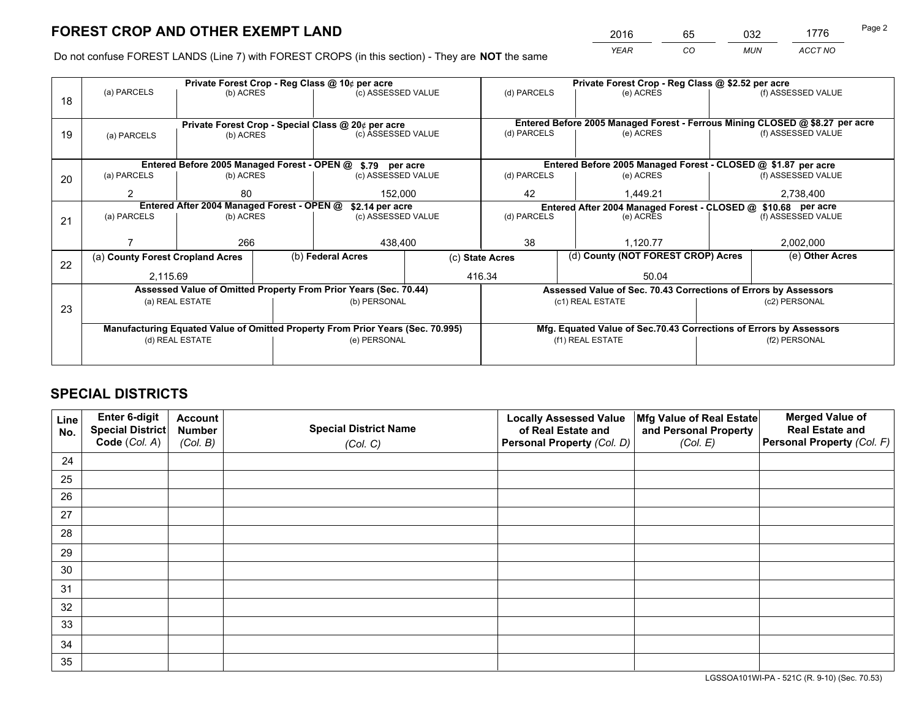# FOREST CROP AND OTHER EXEMPT LAND

| 2016 | 65 | 032 | 1776 |
|---|---|---|---|
| *YEAR* | *CO* | *MUN* | *ACCT NO* |

Do not confuse FOREST LANDS (Line 7) with FOREST CROPS (in this section) - They are **NOT** the same

| Line | Private Forest Crop - Reg Class @ 10¢ per acre | | | Private Forest Crop - Reg Class @ $2.52 per acre | | |
|---|---|---|---|---|---|---|
| 18 | (a) PARCELS | (b) ACRES | (c) ASSESSED VALUE | (d) PARCELS | (e) ACRES | (f) ASSESSED VALUE |
| | | | | | | |
| | **Private Forest Crop - Special Class @ 20¢ per acre** | | | **Entered Before 2005 Managed Forest - Ferrous Mining CLOSED @ $8.27 per acre** | | |
| 19 | (a) PARCELS | (b) ACRES | (c) ASSESSED VALUE | (d) PARCELS | (e) ACRES | (f) ASSESSED VALUE |
| | | | | | | |
| | **Entered Before 2005 Managed Forest - OPEN @ $.79 per acre** | | | **Entered Before 2005 Managed Forest - CLOSED @ $1.87 per acre** | | |
| 20 | (a) PARCELS | (b) ACRES | (c) ASSESSED VALUE | (d) PARCELS | (e) ACRES | (f) ASSESSED VALUE |
| | 2 | 80 | 152,000 | 42 | 1,449.21 | 2,738,400 |
| | **Entered After 2004 Managed Forest - OPEN @ $2.14 per acre** | | | **Entered After 2004 Managed Forest - CLOSED @ $10.68 per acre** | | |
| 21 | (a) PARCELS | (b) ACRES | (c) ASSESSED VALUE | (d) PARCELS | (e) ACRES | (f) ASSESSED VALUE |
| | 7 | 266 | 438,400 | 38 | 1,120.77 | 2,002,000 |

| Line | (a) County Forest Cropland Acres | (b) Federal Acres | (c) State Acres | (d) County (NOT FOREST CROP) Acres | (e) Other Acres |
|---|---|---|---|---|---|
| 22 | 2,115.69 | | 416.34 | 50.04 | |

| Line | Assessed Value of Omitted Property From Prior Years (Sec. 70.44) | | Assessed Value of Sec. 70.43 Corrections of Errors by Assessors | |
|---|---|---|---|---|
| 23 | (a) REAL ESTATE | (b) PERSONAL | (c1) REAL ESTATE | (c2) PERSONAL |
| | | | | |
| | **Manufacturing Equated Value of Omitted Property From Prior Years (Sec. 70.995)** | | **Mfg. Equated Value of Sec.70.43 Corrections of Errors by Assessors** | |
| | (d) REAL ESTATE | (e) PERSONAL | (f1) REAL ESTATE | (f2) PERSONAL |
| | | | | |

# SPECIAL DISTRICTS

| Line No. | Enter 6-digit Special District Code (*Col. A*) | Account Number (*Col. B*) | Special District Name (*Col. C*) | Locally Assessed Value of Real Estate and Personal Property (*Col. D*) | Mfg Value of Real Estate and Personal Property (*Col. E*) | Merged Value of Real Estate and Personal Property (*Col. F*) |
|---|---|---|---|---|---|---|
| 24 | | | | | | |
| 25 | | | | | | |
| 26 | | | | | | |
| 27 | | | | | | |
| 28 | | | | | | |
| 29 | | | | | | |
| 30 | | | | | | |
| 31 | | | | | | |
| 32 | | | | | | |
| 33 | | | | | | |
| 34 | | | | | | |
| 35 | | | | | | |

LGSSOA101WI-PA - 521C (R. 9-10) (Sec. 70.53)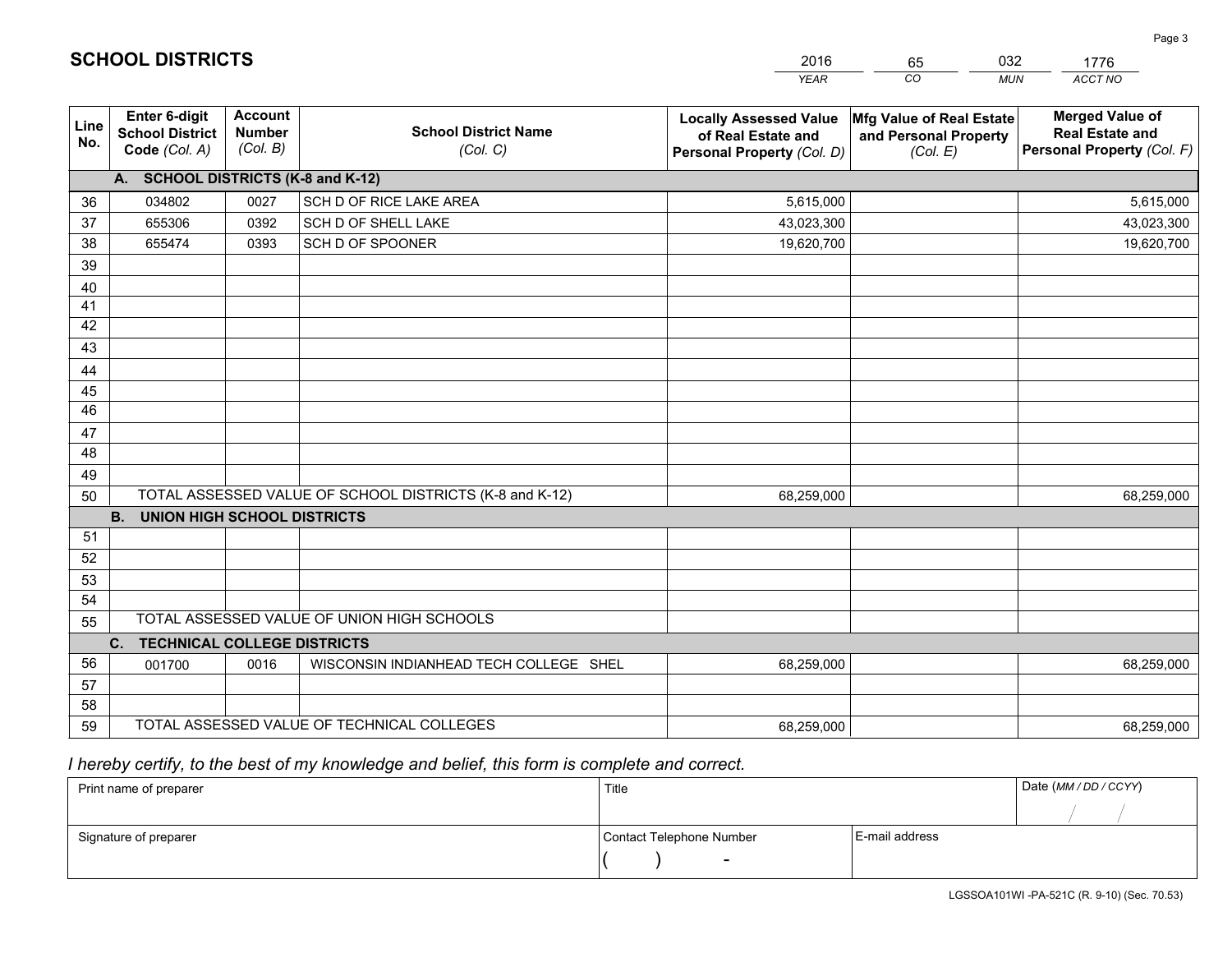# SCHOOL DISTRICTS

| 2016 | 65 | 032 | 1776 |
|---|---|---|---|
| *YEAR* | *CO* | *MUN* | *ACCT NO* |

| Line No. | Enter 6-digit School District Code *(Col. A)* | Account Number *(Col. B)* | School District Name *(Col. C)* | Locally Assessed Value of Real Estate and Personal Property *(Col. D)* | Mfg Value of Real Estate and Personal Property *(Col. E)* | Merged Value of Real Estate and Personal Property *(Col. F)* |
|---|---|---|---|---|---|---|
| **A. SCHOOL DISTRICTS (K-8 and K-12)** | | | | | | |
| 36 | 034802 | 0027 | SCH D OF RICE LAKE AREA | 5,615,000 | | 5,615,000 |
| 37 | 655306 | 0392 | SCH D OF SHELL LAKE | 43,023,300 | | 43,023,300 |
| 38 | 655474 | 0393 | SCH D OF SPOONER | 19,620,700 | | 19,620,700 |
| 39 | | | | | | |
| 40 | | | | | | |
| 41 | | | | | | |
| 42 | | | | | | |
| 43 | | | | | | |
| 44 | | | | | | |
| 45 | | | | | | |
| 46 | | | | | | |
| 47 | | | | | | |
| 48 | | | | | | |
| 49 | | | | | | |
| 50 | TOTAL ASSESSED VALUE OF SCHOOL DISTRICTS (K-8 and K-12) | | | 68,259,000 | | 68,259,000 |
| **B. UNION HIGH SCHOOL DISTRICTS** | | | | | | |
| 51 | | | | | | |
| 52 | | | | | | |
| 53 | | | | | | |
| 54 | | | | | | |
| 55 | TOTAL ASSESSED VALUE OF UNION HIGH SCHOOLS | | | | | |
| **C. TECHNICAL COLLEGE DISTRICTS** | | | | | | |
| 56 | 001700 | 0016 | WISCONSIN INDIANHEAD TECH COLLEGE SHEL | 68,259,000 | | 68,259,000 |
| 57 | | | | | | |
| 58 | | | | | | |
| 59 | TOTAL ASSESSED VALUE OF TECHNICAL COLLEGES | | | 68,259,000 | | 68,259,000 |

*I hereby certify, to the best of my knowledge and belief, this form is complete and correct.*

| Print name of preparer | Title | | Date *(MM / DD / CCYY)* |
|---|---|---|---|
| | | | / / |
| Signature of preparer | Contact Telephone Number | E-mail address | |
| | ( ) - | | |

LGSSOA101WI -PA-521C (R. 9-10) (Sec. 70.53)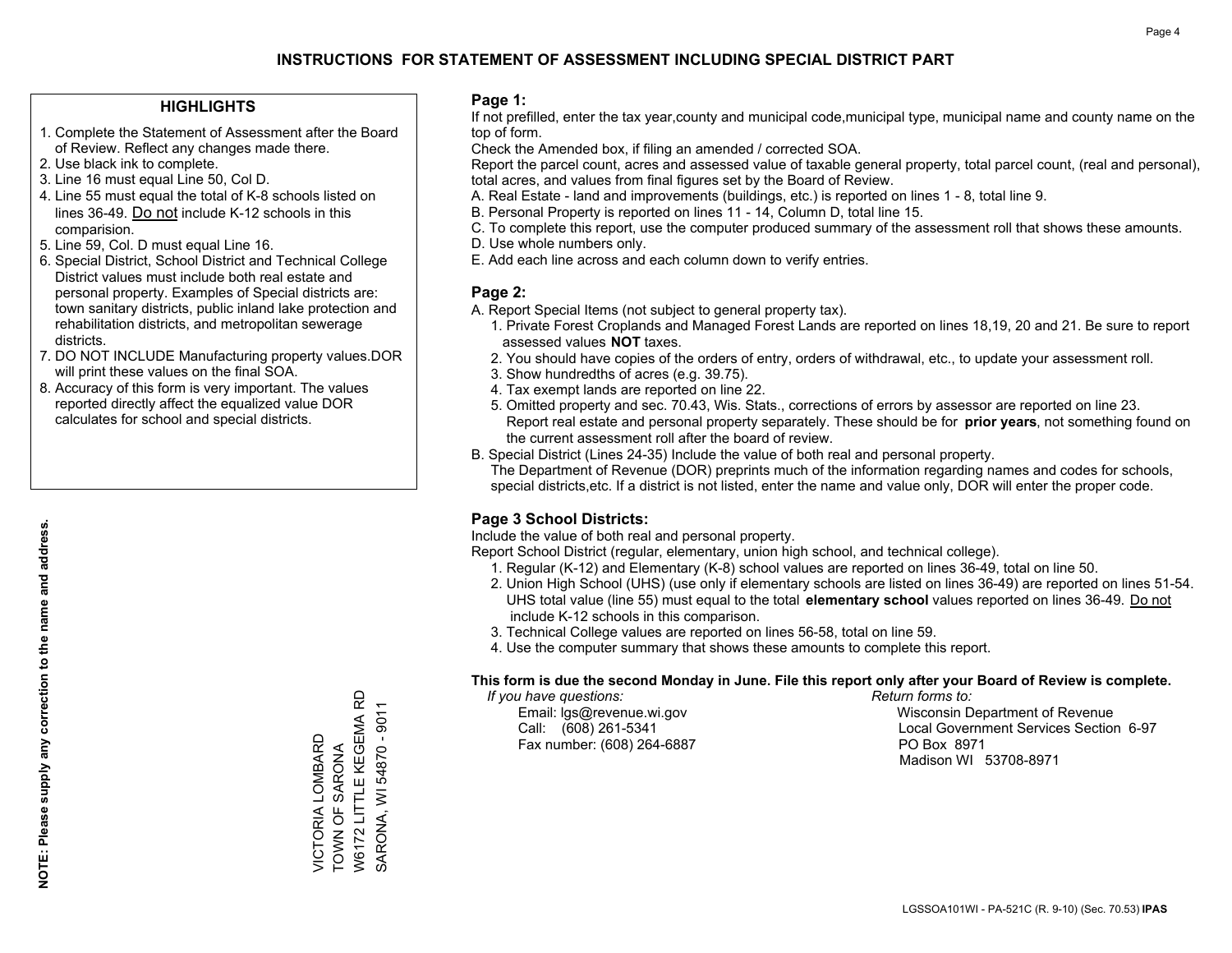# INSTRUCTIONS FOR STATEMENT OF ASSESSMENT INCLUDING SPECIAL DISTRICT PART

## HIGHLIGHTS

1. Complete the Statement of Assessment after the Board of Review. Reflect any changes made there.
2. Use black ink to complete.
3. Line 16 must equal Line 50, Col D.
4. Line 55 must equal the total of K-8 schools listed on lines 36-49. Do not include K-12 schools in this comparision.
5. Line 59, Col. D must equal Line 16.
6. Special District, School District and Technical College District values must include both real estate and personal property. Examples of Special districts are: town sanitary districts, public inland lake protection and rehabilitation districts, and metropolitan sewerage districts.
7. DO NOT INCLUDE Manufacturing property values.DOR will print these values on the final SOA.
8. Accuracy of this form is very important. The values reported directly affect the equalized value DOR calculates for school and special districts.

**NOTE: Please supply any correction to the name and address.**

VICTORIA LOMBARD
TOWN OF SARONA
W6172 LITTLE KEGEMA RD
SARONA, WI 54870 - 9011

## Page 1:

If not prefilled, enter the tax year,county and municipal code,municipal type, municipal name and county name on the top of form.

Check the Amended box, if filing an amended / corrected SOA.

Report the parcel count, acres and assessed value of taxable general property, total parcel count, (real and personal), total acres, and values from final figures set by the Board of Review.

A. Real Estate - land and improvements (buildings, etc.) is reported on lines 1 - 8, total line 9.
B. Personal Property is reported on lines 11 - 14, Column D, total line 15.
C. To complete this report, use the computer produced summary of the assessment roll that shows these amounts.
D. Use whole numbers only.
E. Add each line across and each column down to verify entries.

## Page 2:

A. Report Special Items (not subject to general property tax).
   1. Private Forest Croplands and Managed Forest Lands are reported on lines 18,19, 20 and 21. Be sure to report assessed values **NOT** taxes.
   2. You should have copies of the orders of entry, orders of withdrawal, etc., to update your assessment roll.
   3. Show hundredths of acres (e.g. 39.75).
   4. Tax exempt lands are reported on line 22.
   5. Omitted property and sec. 70.43, Wis. Stats., corrections of errors by assessor are reported on line 23. Report real estate and personal property separately. These should be for **prior years**, not something found on the current assessment roll after the board of review.
B. Special District (Lines 24-35) Include the value of both real and personal property.
   The Department of Revenue (DOR) preprints much of the information regarding names and codes for schools, special districts,etc. If a district is not listed, enter the name and value only, DOR will enter the proper code.

## Page 3 School Districts:

Include the value of both real and personal property.

Report School District (regular, elementary, union high school, and technical college).

1. Regular (K-12) and Elementary (K-8) school values are reported on lines 36-49, total on line 50.
2. Union High School (UHS) (use only if elementary schools are listed on lines 36-49) are reported on lines 51-54. UHS total value (line 55) must equal to the total **elementary school** values reported on lines 36-49. Do not include K-12 schools in this comparison.
3. Technical College values are reported on lines 56-58, total on line 59.
4. Use the computer summary that shows these amounts to complete this report.

**This form is due the second Monday in June. File this report only after your Board of Review is complete.**

*If you have questions:*
Email: lgs@revenue.wi.gov
Call: (608) 261-5341
Fax number: (608) 264-6887

*Return forms to:*
Wisconsin Department of Revenue
Local Government Services Section 6-97
PO Box 8971
Madison WI 53708-8971

LGSSOA101WI - PA-521C (R. 9-10) (Sec. 70.53) **IPAS**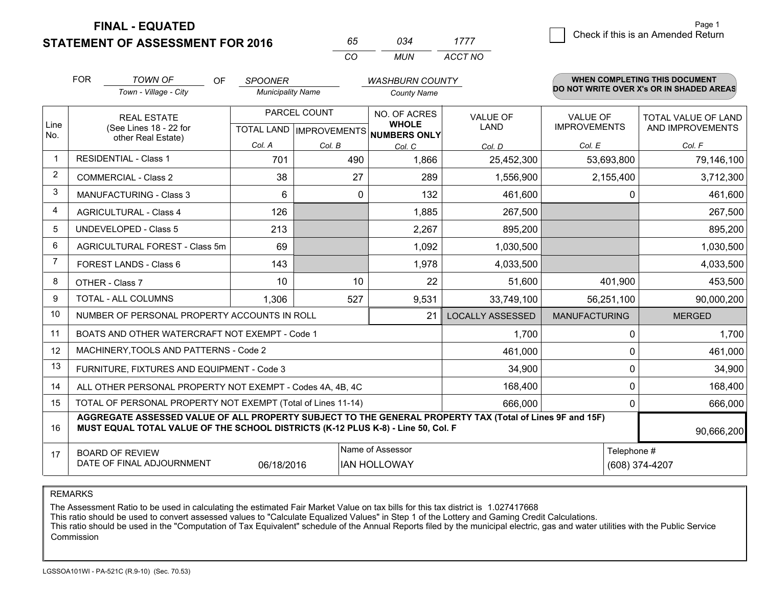# FINAL - EQUATED
# STATEMENT OF ASSESSMENT FOR 2016

| 65 | 034 | 1777 |
|---|---|---|
| CO | MUN | ACCT NO |

☐ Check if this is an Amended Return

FOR *TOWN OF* (Town - Village - City) OF *SPOONER* (Municipality Name) *WASHBURN COUNTY* (County Name)

**WHEN COMPLETING THIS DOCUMENT DO NOT WRITE OVER X's OR IN SHADED AREAS**

| Line No. | REAL ESTATE (See Lines 18 - 22 for other Real Estate) | PARCEL COUNT TOTAL LAND Col. A | PARCEL COUNT IMPROVEMENTS Col. B | NO. OF ACRES WHOLE NUMBERS ONLY Col. C | VALUE OF LAND Col. D | VALUE OF IMPROVEMENTS Col. E | TOTAL VALUE OF LAND AND IMPROVEMENTS Col. F |
|---|---|---|---|---|---|---|---|
| 1 | RESIDENTIAL - Class 1 | 701 | 490 | 1,866 | 25,452,300 | 53,693,800 | 79,146,100 |
| 2 | COMMERCIAL - Class 2 | 38 | 27 | 289 | 1,556,900 | 2,155,400 | 3,712,300 |
| 3 | MANUFACTURING - Class 3 | 6 | 0 | 132 | 461,600 | 0 | 461,600 |
| 4 | AGRICULTURAL - Class 4 | 126 | | 1,885 | 267,500 | | 267,500 |
| 5 | UNDEVELOPED - Class 5 | 213 | | 2,267 | 895,200 | | 895,200 |
| 6 | AGRICULTURAL FOREST - Class 5m | 69 | | 1,092 | 1,030,500 | | 1,030,500 |
| 7 | FOREST LANDS - Class 6 | 143 | | 1,978 | 4,033,500 | | 4,033,500 |
| 8 | OTHER - Class 7 | 10 | 10 | 22 | 51,600 | 401,900 | 453,500 |
| 9 | TOTAL - ALL COLUMNS | 1,306 | 527 | 9,531 | 33,749,100 | 56,251,100 | 90,000,200 |
| 10 | NUMBER OF PERSONAL PROPERTY ACCOUNTS IN ROLL | | | 21 | LOCALLY ASSESSED | MANUFACTURING | MERGED |
| 11 | BOATS AND OTHER WATERCRAFT NOT EXEMPT - Code 1 | | | | 1,700 | 0 | 1,700 |
| 12 | MACHINERY,TOOLS AND PATTERNS - Code 2 | | | | 461,000 | 0 | 461,000 |
| 13 | FURNITURE, FIXTURES AND EQUIPMENT - Code 3 | | | | 34,900 | 0 | 34,900 |
| 14 | ALL OTHER PERSONAL PROPERTY NOT EXEMPT - Codes 4A, 4B, 4C | | | | 168,400 | 0 | 168,400 |
| 15 | TOTAL OF PERSONAL PROPERTY NOT EXEMPT (Total of Lines 11-14) | | | | 666,000 | 0 | 666,000 |
| 16 | **AGGREGATE ASSESSED VALUE OF ALL PROPERTY SUBJECT TO THE GENERAL PROPERTY TAX (Total of Lines 9F and 15F) MUST EQUAL TOTAL VALUE OF THE SCHOOL DISTRICTS (K-12 PLUS K-8) - Line 50, Col. F** | | | | | | 90,666,200 |
| 17 | BOARD OF REVIEW DATE OF FINAL ADJOURNMENT | 06/18/2016 | | Name of Assessor: IAN HOLLOWAY | | | Telephone #: (608) 374-4207 |

REMARKS

The Assessment Ratio to be used in calculating the estimated Fair Market Value on tax bills for this tax district is 1.027417668
This ratio should be used to convert assessed values to "Calculate Equalized Values" in Step 1 of the Lottery and Gaming Credit Calculations.
This ratio should be used in the "Computation of Tax Equivalent" schedule of the Annual Reports filed by the municipal electric, gas and water utilities with the Public Service Commission

LGSSOA101WI - PA-521C (R.9-10) (Sec. 70.53)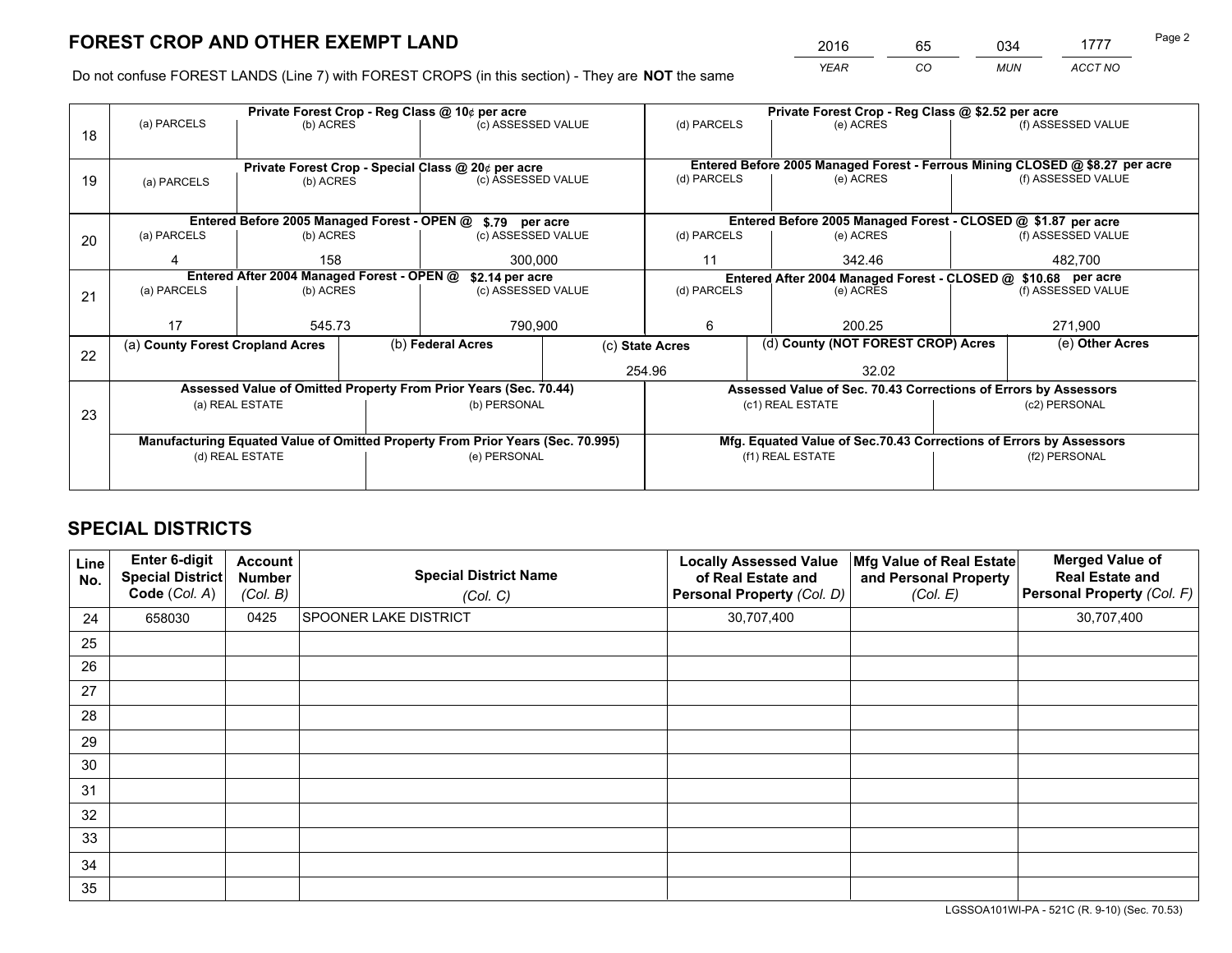# FOREST CROP AND OTHER EXEMPT LAND

| 2016 | 65 | 034 | 1777 |
|---|---|---|---|
| *YEAR* | *CO* | *MUN* | *ACCT NO* |

Do not confuse FOREST LANDS (Line 7) with FOREST CROPS (in this section) - They are **NOT** the same

| Line | Private Forest Crop - Reg Class @ 10¢ per acre | | | Private Forest Crop - Reg Class @ $2.52 per acre | | |
|---|---|---|---|---|---|---|
| 18 | (a) PARCELS | (b) ACRES | (c) ASSESSED VALUE | (d) PARCELS | (e) ACRES | (f) ASSESSED VALUE |
| | | | | | | |
| | **Private Forest Crop - Special Class @ 20¢ per acre** | | | **Entered Before 2005 Managed Forest - Ferrous Mining CLOSED @ $8.27 per acre** | | |
| 19 | (a) PARCELS | (b) ACRES | (c) ASSESSED VALUE | (d) PARCELS | (e) ACRES | (f) ASSESSED VALUE |
| | | | | | | |
| | **Entered Before 2005 Managed Forest - OPEN @ $.79 per acre** | | | **Entered Before 2005 Managed Forest - CLOSED @ $1.87 per acre** | | |
| 20 | (a) PARCELS | (b) ACRES | (c) ASSESSED VALUE | (d) PARCELS | (e) ACRES | (f) ASSESSED VALUE |
| | 4 | 158 | 300,000 | 11 | 342.46 | 482,700 |
| | **Entered After 2004 Managed Forest - OPEN @ $2.14 per acre** | | | **Entered After 2004 Managed Forest - CLOSED @ $10.68 per acre** | | |
| 21 | (a) PARCELS | (b) ACRES | (c) ASSESSED VALUE | (d) PARCELS | (e) ACRES | (f) ASSESSED VALUE |
| | 17 | 545.73 | 790,900 | 6 | 200.25 | 271,900 |

| Line | (a) County Forest Cropland Acres | (b) Federal Acres | (c) State Acres | (d) County (NOT FOREST CROP) Acres | (e) Other Acres |
|---|---|---|---|---|---|
| 22 | | | 254.96 | 32.02 | |

| Line | Assessed Value of Omitted Property From Prior Years (Sec. 70.44) | | Assessed Value of Sec. 70.43 Corrections of Errors by Assessors | |
|---|---|---|---|---|
| 23 | (a) REAL ESTATE | (b) PERSONAL | (c1) REAL ESTATE | (c2) PERSONAL |
| | | | | |
| | **Manufacturing Equated Value of Omitted Property From Prior Years (Sec. 70.995)** | | **Mfg. Equated Value of Sec.70.43 Corrections of Errors by Assessors** | |
| | (d) REAL ESTATE | (e) PERSONAL | (f1) REAL ESTATE | (f2) PERSONAL |
| | | | | |

# SPECIAL DISTRICTS

| Line No. | Enter 6-digit Special District Code (Col. A) | Account Number (Col. B) | Special District Name (Col. C) | Locally Assessed Value of Real Estate and Personal Property (Col. D) | Mfg Value of Real Estate and Personal Property (Col. E) | Merged Value of Real Estate and Personal Property (Col. F) |
|---|---|---|---|---|---|---|
| 24 | 658030 | 0425 | SPOONER LAKE DISTRICT | 30,707,400 | | 30,707,400 |
| 25 | | | | | | |
| 26 | | | | | | |
| 27 | | | | | | |
| 28 | | | | | | |
| 29 | | | | | | |
| 30 | | | | | | |
| 31 | | | | | | |
| 32 | | | | | | |
| 33 | | | | | | |
| 34 | | | | | | |
| 35 | | | | | | |

LGSSOA101WI-PA - 521C (R. 9-10) (Sec. 70.53)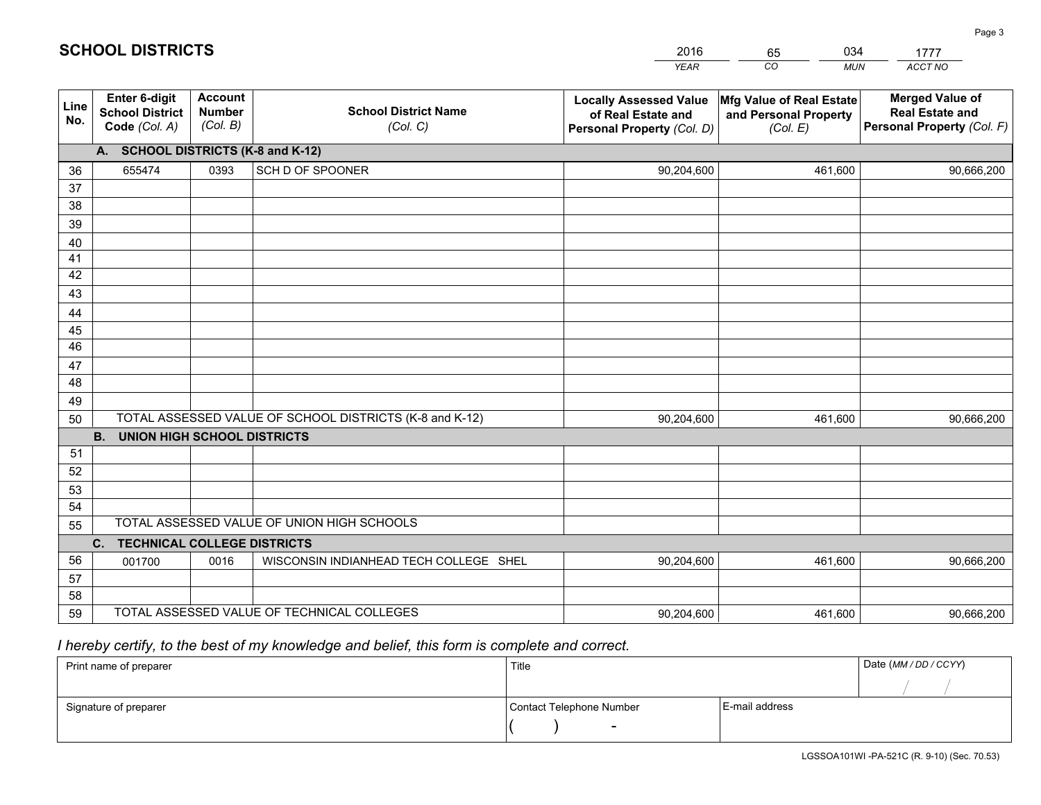# SCHOOL DISTRICTS

| 2016 | 65 | 034 | 1777 |
|---|---|---|---|
| *YEAR* | *CO* | *MUN* | *ACCT NO* |

| Line No. | Enter 6-digit School District Code *(Col. A)* | Account Number *(Col. B)* | School District Name *(Col. C)* | Locally Assessed Value of Real Estate and Personal Property *(Col. D)* | Mfg Value of Real Estate and Personal Property *(Col. E)* | Merged Value of Real Estate and Personal Property *(Col. F)* |
|---|---|---|---|---|---|---|
| | **A. SCHOOL DISTRICTS (K-8 and K-12)** | | | | | |
| 36 | 655474 | 0393 | SCH D OF SPOONER | 90,204,600 | 461,600 | 90,666,200 |
| 37 | | | | | | |
| 38 | | | | | | |
| 39 | | | | | | |
| 40 | | | | | | |
| 41 | | | | | | |
| 42 | | | | | | |
| 43 | | | | | | |
| 44 | | | | | | |
| 45 | | | | | | |
| 46 | | | | | | |
| 47 | | | | | | |
| 48 | | | | | | |
| 49 | | | | | | |
| 50 | TOTAL ASSESSED VALUE OF SCHOOL DISTRICTS (K-8 and K-12) | | | 90,204,600 | 461,600 | 90,666,200 |
| | **B. UNION HIGH SCHOOL DISTRICTS** | | | | | |
| 51 | | | | | | |
| 52 | | | | | | |
| 53 | | | | | | |
| 54 | | | | | | |
| 55 | TOTAL ASSESSED VALUE OF UNION HIGH SCHOOLS | | | | | |
| | **C. TECHNICAL COLLEGE DISTRICTS** | | | | | |
| 56 | 001700 | 0016 | WISCONSIN INDIANHEAD TECH COLLEGE SHEL | 90,204,600 | 461,600 | 90,666,200 |
| 57 | | | | | | |
| 58 | | | | | | |
| 59 | TOTAL ASSESSED VALUE OF TECHNICAL COLLEGES | | | 90,204,600 | 461,600 | 90,666,200 |

*I hereby certify, to the best of my knowledge and belief, this form is complete and correct.*

| Print name of preparer | Title | | Date *(MM / DD / CCYY)* |
|---|---|---|---|
| | | | / / |
| Signature of preparer | Contact Telephone Number | E-mail address | |
| | ( ) - | | |

LGSSOA101WI -PA-521C (R. 9-10) (Sec. 70.53)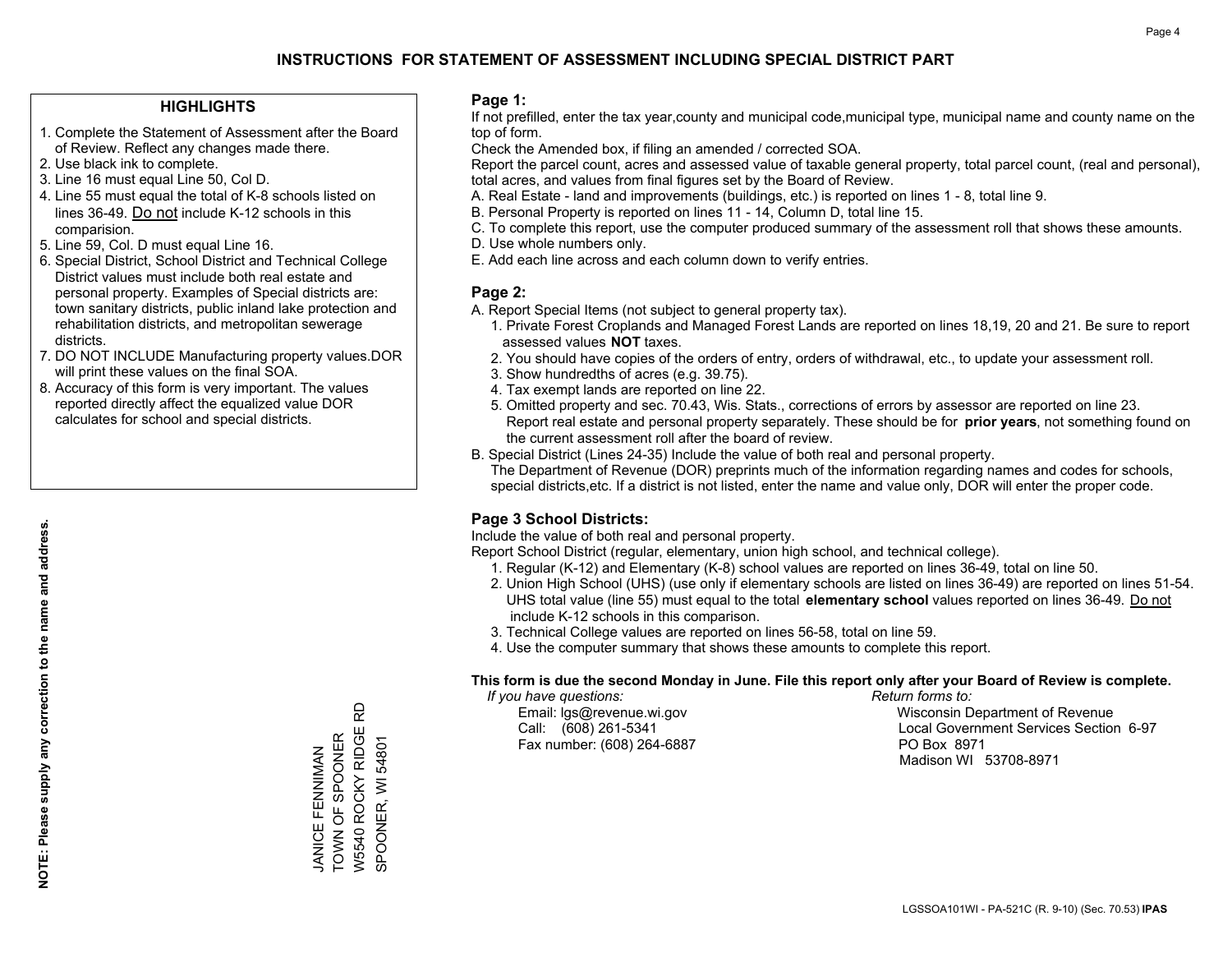# INSTRUCTIONS FOR STATEMENT OF ASSESSMENT INCLUDING SPECIAL DISTRICT PART

## HIGHLIGHTS

1. Complete the Statement of Assessment after the Board of Review. Reflect any changes made there.
2. Use black ink to complete.
3. Line 16 must equal Line 50, Col D.
4. Line 55 must equal the total of K-8 schools listed on lines 36-49. Do not include K-12 schools in this comparision.
5. Line 59, Col. D must equal Line 16.
6. Special District, School District and Technical College District values must include both real estate and personal property. Examples of Special districts are: town sanitary districts, public inland lake protection and rehabilitation districts, and metropolitan sewerage districts.
7. DO NOT INCLUDE Manufacturing property values.DOR will print these values on the final SOA.
8. Accuracy of this form is very important. The values reported directly affect the equalized value DOR calculates for school and special districts.

**NOTE: Please supply any correction to the name and address.**

JANICE FENNIMAN
TOWN OF SPOONER
W5540 ROCKY RIDGE RD
SPOONER, WI 54801

## Page 1:

If not prefilled, enter the tax year,county and municipal code,municipal type, municipal name and county name on the top of form.

Check the Amended box, if filing an amended / corrected SOA.

Report the parcel count, acres and assessed value of taxable general property, total parcel count, (real and personal), total acres, and values from final figures set by the Board of Review.

A. Real Estate - land and improvements (buildings, etc.) is reported on lines 1 - 8, total line 9.
B. Personal Property is reported on lines 11 - 14, Column D, total line 15.
C. To complete this report, use the computer produced summary of the assessment roll that shows these amounts.
D. Use whole numbers only.
E. Add each line across and each column down to verify entries.

## Page 2:

A. Report Special Items (not subject to general property tax).
   1. Private Forest Croplands and Managed Forest Lands are reported on lines 18,19, 20 and 21. Be sure to report assessed values **NOT** taxes.
   2. You should have copies of the orders of entry, orders of withdrawal, etc., to update your assessment roll.
   3. Show hundredths of acres (e.g. 39.75).
   4. Tax exempt lands are reported on line 22.
   5. Omitted property and sec. 70.43, Wis. Stats., corrections of errors by assessor are reported on line 23. Report real estate and personal property separately. These should be for **prior years**, not something found on the current assessment roll after the board of review.
B. Special District (Lines 24-35) Include the value of both real and personal property.
   The Department of Revenue (DOR) preprints much of the information regarding names and codes for schools, special districts,etc. If a district is not listed, enter the name and value only, DOR will enter the proper code.

## Page 3 School Districts:

Include the value of both real and personal property.

Report School District (regular, elementary, union high school, and technical college).

1. Regular (K-12) and Elementary (K-8) school values are reported on lines 36-49, total on line 50.
2. Union High School (UHS) (use only if elementary schools are listed on lines 36-49) are reported on lines 51-54. UHS total value (line 55) must equal to the total **elementary school** values reported on lines 36-49. Do not include K-12 schools in this comparison.
3. Technical College values are reported on lines 56-58, total on line 59.
4. Use the computer summary that shows these amounts to complete this report.

**This form is due the second Monday in June. File this report only after your Board of Review is complete.**

*If you have questions:*
Email: lgs@revenue.wi.gov
Call: (608) 261-5341
Fax number: (608) 264-6887

*Return forms to:*
Wisconsin Department of Revenue
Local Government Services Section 6-97
PO Box 8971
Madison WI 53708-8971

LGSSOA101WI - PA-521C (R. 9-10) (Sec. 70.53) **IPAS**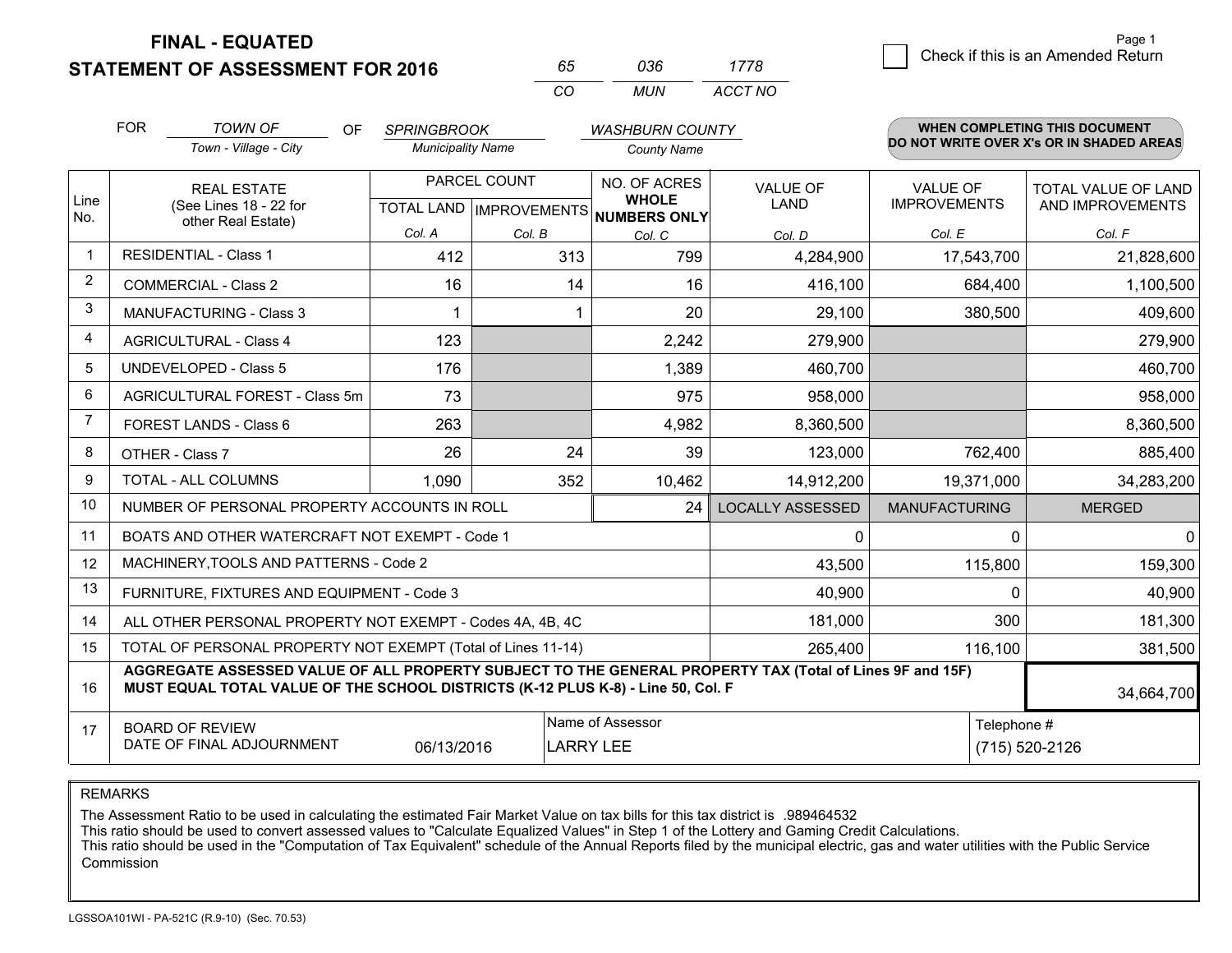# FINAL - EQUATED
## STATEMENT OF ASSESSMENT FOR 2016

| 65 | 036 | 1778 |
|---|---|---|
| CO | MUN | ACCT NO |

Page 1

☐ Check if this is an Amended Return

FOR *TOWN OF* (Town - Village - City) OF *SPRINGBROOK* (Municipality Name) *WASHBURN COUNTY* (County Name)

**WHEN COMPLETING THIS DOCUMENT DO NOT WRITE OVER X's OR IN SHADED AREAS**

| Line No. | REAL ESTATE (See Lines 18 - 22 for other Real Estate) | PARCEL COUNT TOTAL LAND Col. A | PARCEL COUNT IMPROVEMENTS Col. B | NO. OF ACRES WHOLE NUMBERS ONLY Col. C | VALUE OF LAND Col. D | VALUE OF IMPROVEMENTS Col. E | TOTAL VALUE OF LAND AND IMPROVEMENTS Col. F |
|---|---|---|---|---|---|---|---|
| 1 | RESIDENTIAL - Class 1 | 412 | 313 | 799 | 4,284,900 | 17,543,700 | 21,828,600 |
| 2 | COMMERCIAL - Class 2 | 16 | 14 | 16 | 416,100 | 684,400 | 1,100,500 |
| 3 | MANUFACTURING - Class 3 | 1 | 1 | 20 | 29,100 | 380,500 | 409,600 |
| 4 | AGRICULTURAL - Class 4 | 123 | | 2,242 | 279,900 | | 279,900 |
| 5 | UNDEVELOPED - Class 5 | 176 | | 1,389 | 460,700 | | 460,700 |
| 6 | AGRICULTURAL FOREST - Class 5m | 73 | | 975 | 958,000 | | 958,000 |
| 7 | FOREST LANDS - Class 6 | 263 | | 4,982 | 8,360,500 | | 8,360,500 |
| 8 | OTHER - Class 7 | 26 | 24 | 39 | 123,000 | 762,400 | 885,400 |
| 9 | TOTAL - ALL COLUMNS | 1,090 | 352 | 10,462 | 14,912,200 | 19,371,000 | 34,283,200 |
| 10 | NUMBER OF PERSONAL PROPERTY ACCOUNTS IN ROLL | | | 24 | LOCALLY ASSESSED | MANUFACTURING | MERGED |
| 11 | BOATS AND OTHER WATERCRAFT NOT EXEMPT - Code 1 | | | | 0 | 0 | 0 |
| 12 | MACHINERY,TOOLS AND PATTERNS - Code 2 | | | | 43,500 | 115,800 | 159,300 |
| 13 | FURNITURE, FIXTURES AND EQUIPMENT - Code 3 | | | | 40,900 | 0 | 40,900 |
| 14 | ALL OTHER PERSONAL PROPERTY NOT EXEMPT - Codes 4A, 4B, 4C | | | | 181,000 | 300 | 181,300 |
| 15 | TOTAL OF PERSONAL PROPERTY NOT EXEMPT (Total of Lines 11-14) | | | | 265,400 | 116,100 | 381,500 |
| 16 | **AGGREGATE ASSESSED VALUE OF ALL PROPERTY SUBJECT TO THE GENERAL PROPERTY TAX (Total of Lines 9F and 15F) MUST EQUAL TOTAL VALUE OF THE SCHOOL DISTRICTS (K-12 PLUS K-8) - Line 50, Col. F** | | | | | | 34,664,700 |
| 17 | BOARD OF REVIEW DATE OF FINAL ADJOURNMENT | 06/13/2016 | Name of Assessor: LARRY LEE | | | Telephone #: (715) 520-2126 | |

REMARKS

The Assessment Ratio to be used in calculating the estimated Fair Market Value on tax bills for this tax district is .989464532
This ratio should be used to convert assessed values to "Calculate Equalized Values" in Step 1 of the Lottery and Gaming Credit Calculations.
This ratio should be used in the "Computation of Tax Equivalent" schedule of the Annual Reports filed by the municipal electric, gas and water utilities with the Public Service Commission

LGSSOA101WI - PA-521C (R.9-10) (Sec. 70.53)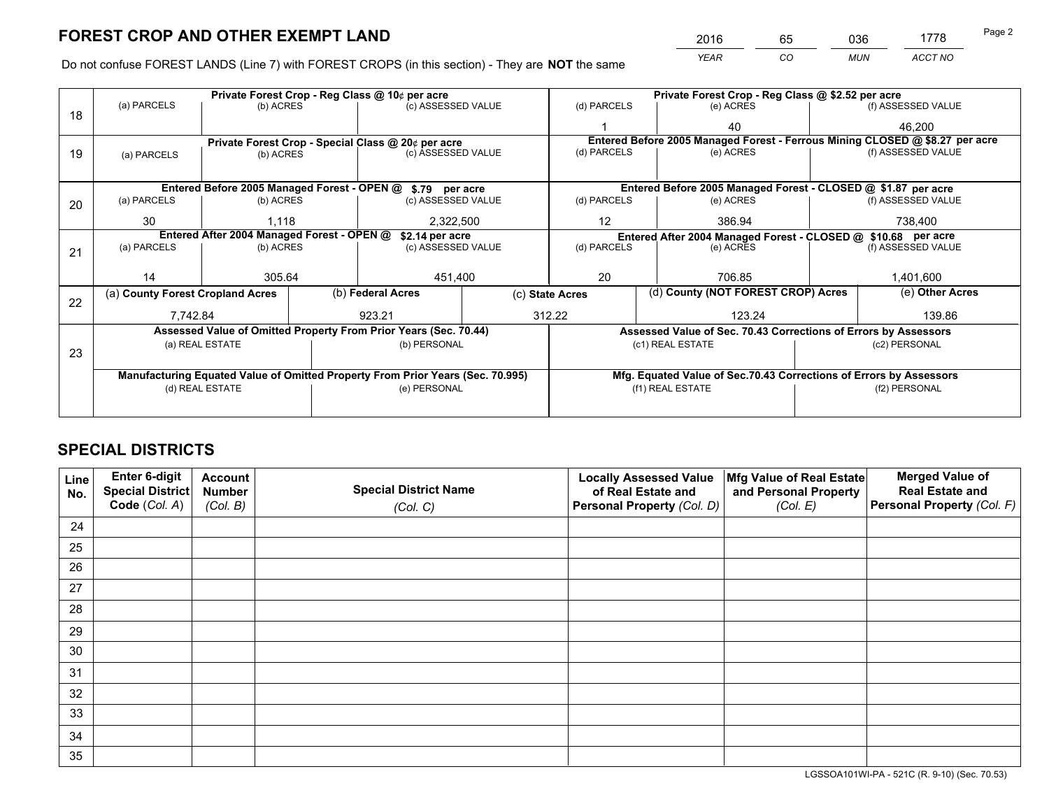# FOREST CROP AND OTHER EXEMPT LAND

| 2016 | 65 | 036 | 1778 |
|---|---|---|---|
| YEAR | CO | MUN | ACCT NO |

Do not confuse FOREST LANDS (Line 7) with FOREST CROPS (in this section) - They are **NOT** the same

| Line | Private Forest Crop - Reg Class @ 10¢ per acre | | | Private Forest Crop - Reg Class @ $2.52 per acre | | |
|---|---|---|---|---|---|---|
| 18 | (a) PARCELS | (b) ACRES | (c) ASSESSED VALUE | (d) PARCELS | (e) ACRES | (f) ASSESSED VALUE |
| | | | | 1 | 40 | 46,200 |
| | **Private Forest Crop - Special Class @ 20¢ per acre** | | | **Entered Before 2005 Managed Forest - Ferrous Mining CLOSED @ $8.27 per acre** | | |
| 19 | (a) PARCELS | (b) ACRES | (c) ASSESSED VALUE | (d) PARCELS | (e) ACRES | (f) ASSESSED VALUE |
| | | | | | | |
| | **Entered Before 2005 Managed Forest - OPEN @ $.79 per acre** | | | **Entered Before 2005 Managed Forest - CLOSED @ $1.87 per acre** | | |
| 20 | (a) PARCELS | (b) ACRES | (c) ASSESSED VALUE | (d) PARCELS | (e) ACRES | (f) ASSESSED VALUE |
| | 30 | 1,118 | 2,322,500 | 12 | 386.94 | 738,400 |
| | **Entered After 2004 Managed Forest - OPEN @ $2.14 per acre** | | | **Entered After 2004 Managed Forest - CLOSED @ $10.68 per acre** | | |
| 21 | (a) PARCELS | (b) ACRES | (c) ASSESSED VALUE | (d) PARCELS | (e) ACRES | (f) ASSESSED VALUE |
| | 14 | 305.64 | 451,400 | 20 | 706.85 | 1,401,600 |

| Line | (a) County Forest Cropland Acres | (b) Federal Acres | (c) State Acres | (d) County (NOT FOREST CROP) Acres | (e) Other Acres |
|---|---|---|---|---|---|
| 22 | 7,742.84 | 923.21 | 312.22 | 123.24 | 139.86 |

| Line | Assessed Value of Omitted Property From Prior Years (Sec. 70.44) | | Assessed Value of Sec. 70.43 Corrections of Errors by Assessors | |
|---|---|---|---|---|
| 23 | (a) REAL ESTATE | (b) PERSONAL | (c1) REAL ESTATE | (c2) PERSONAL |
| | | | | |
| | **Manufacturing Equated Value of Omitted Property From Prior Years (Sec. 70.995)** | | **Mfg. Equated Value of Sec.70.43 Corrections of Errors by Assessors** | |
| | (d) REAL ESTATE | (e) PERSONAL | (f1) REAL ESTATE | (f2) PERSONAL |
| | | | | |

# SPECIAL DISTRICTS

| Line No. | Enter 6-digit Special District Code (Col. A) | Account Number (Col. B) | Special District Name (Col. C) | Locally Assessed Value of Real Estate and Personal Property (Col. D) | Mfg Value of Real Estate and Personal Property (Col. E) | Merged Value of Real Estate and Personal Property (Col. F) |
|---|---|---|---|---|---|---|
| 24 | | | | | | |
| 25 | | | | | | |
| 26 | | | | | | |
| 27 | | | | | | |
| 28 | | | | | | |
| 29 | | | | | | |
| 30 | | | | | | |
| 31 | | | | | | |
| 32 | | | | | | |
| 33 | | | | | | |
| 34 | | | | | | |
| 35 | | | | | | |

LGSSOA101WI-PA - 521C (R. 9-10) (Sec. 70.53)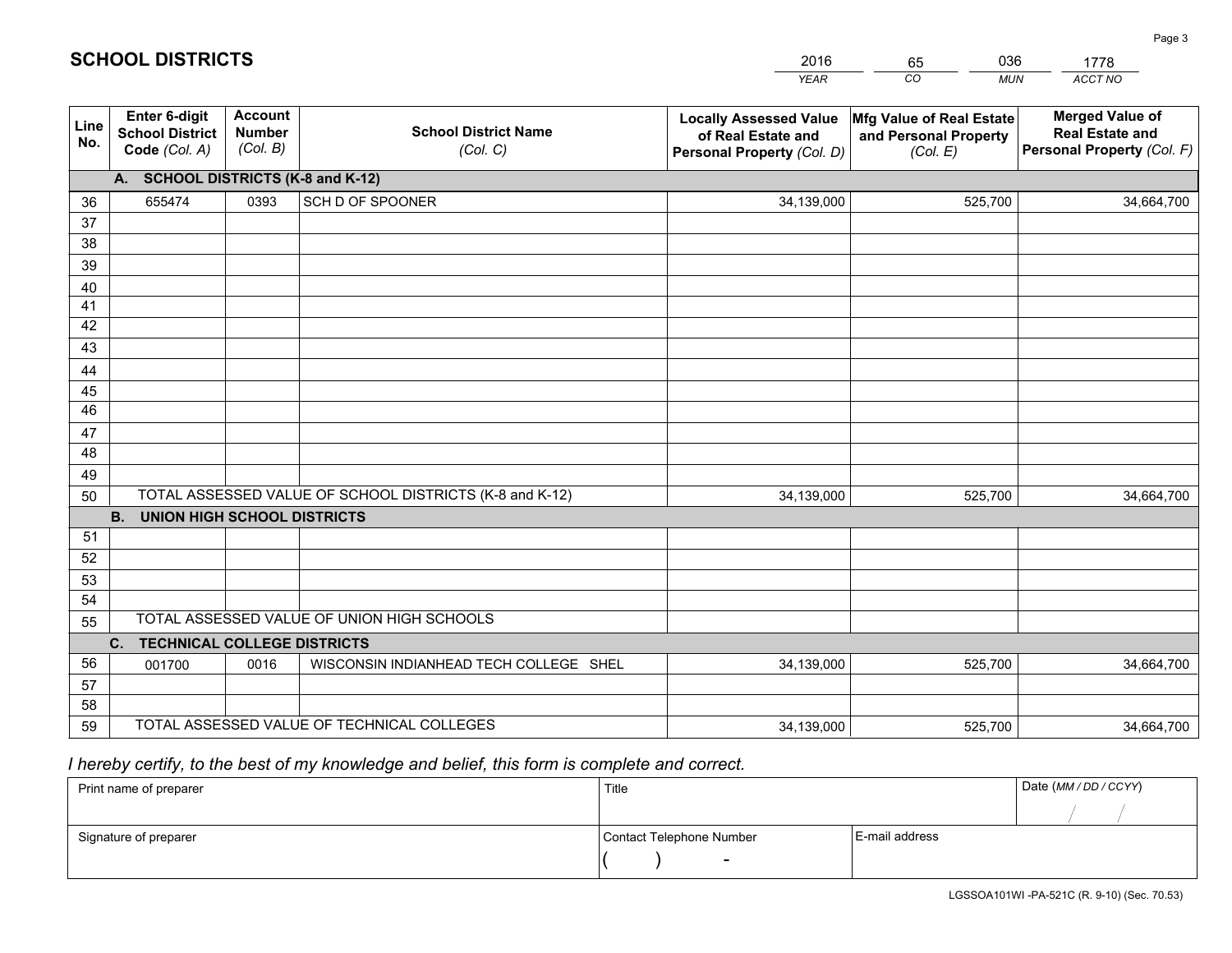# SCHOOL DISTRICTS

| 2016 | 65 | 036 | 1778 |
|---|---|---|---|
| YEAR | CO | MUN | ACCT NO |

| Line No. | Enter 6-digit School District Code (Col. A) | Account Number (Col. B) | School District Name (Col. C) | Locally Assessed Value of Real Estate and Personal Property (Col. D) | Mfg Value of Real Estate and Personal Property (Col. E) | Merged Value of Real Estate and Personal Property (Col. F) |
|---|---|---|---|---|---|---|
| **A. SCHOOL DISTRICTS (K-8 and K-12)** | | | | | | |
| 36 | 655474 | 0393 | SCH D OF SPOONER | 34,139,000 | 525,700 | 34,664,700 |
| 37 | | | | | | |
| 38 | | | | | | |
| 39 | | | | | | |
| 40 | | | | | | |
| 41 | | | | | | |
| 42 | | | | | | |
| 43 | | | | | | |
| 44 | | | | | | |
| 45 | | | | | | |
| 46 | | | | | | |
| 47 | | | | | | |
| 48 | | | | | | |
| 49 | | | | | | |
| 50 | TOTAL ASSESSED VALUE OF SCHOOL DISTRICTS (K-8 and K-12) | | | 34,139,000 | 525,700 | 34,664,700 |
| **B. UNION HIGH SCHOOL DISTRICTS** | | | | | | |
| 51 | | | | | | |
| 52 | | | | | | |
| 53 | | | | | | |
| 54 | | | | | | |
| 55 | TOTAL ASSESSED VALUE OF UNION HIGH SCHOOLS | | | | | |
| **C. TECHNICAL COLLEGE DISTRICTS** | | | | | | |
| 56 | 001700 | 0016 | WISCONSIN INDIANHEAD TECH COLLEGE SHEL | 34,139,000 | 525,700 | 34,664,700 |
| 57 | | | | | | |
| 58 | | | | | | |
| 59 | TOTAL ASSESSED VALUE OF TECHNICAL COLLEGES | | | 34,139,000 | 525,700 | 34,664,700 |

*I hereby certify, to the best of my knowledge and belief, this form is complete and correct.*

| Print name of preparer | Title | | Date (MM / DD / CCYY) |
|---|---|---|---|
| | | | / / |
| Signature of preparer | Contact Telephone Number | E-mail address | |
| | ( ) - | | |

LGSSOA101WI -PA-521C (R. 9-10) (Sec. 70.53)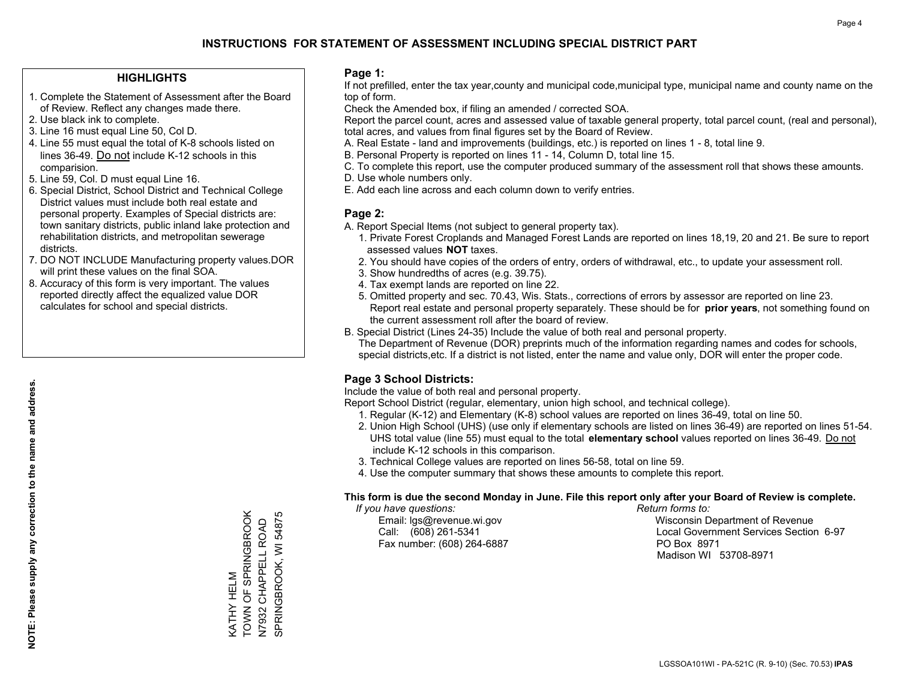# INSTRUCTIONS FOR STATEMENT OF ASSESSMENT INCLUDING SPECIAL DISTRICT PART

## HIGHLIGHTS

1. Complete the Statement of Assessment after the Board of Review. Reflect any changes made there.
2. Use black ink to complete.
3. Line 16 must equal Line 50, Col D.
4. Line 55 must equal the total of K-8 schools listed on lines 36-49. Do not include K-12 schools in this comparision.
5. Line 59, Col. D must equal Line 16.
6. Special District, School District and Technical College District values must include both real estate and personal property. Examples of Special districts are: town sanitary districts, public inland lake protection and rehabilitation districts, and metropolitan sewerage districts.
7. DO NOT INCLUDE Manufacturing property values.DOR will print these values on the final SOA.
8. Accuracy of this form is very important. The values reported directly affect the equalized value DOR calculates for school and special districts.

**NOTE: Please supply any correction to the name and address.**

KATHY HELM
TOWN OF SPRINGBROOK
N7932 CHAPPELL ROAD
SPRINGBROOK, WI 54875

## Page 1:

If not prefilled, enter the tax year,county and municipal code,municipal type, municipal name and county name on the top of form.

Check the Amended box, if filing an amended / corrected SOA.

Report the parcel count, acres and assessed value of taxable general property, total parcel count, (real and personal), total acres, and values from final figures set by the Board of Review.

A. Real Estate - land and improvements (buildings, etc.) is reported on lines 1 - 8, total line 9.
B. Personal Property is reported on lines 11 - 14, Column D, total line 15.
C. To complete this report, use the computer produced summary of the assessment roll that shows these amounts.
D. Use whole numbers only.
E. Add each line across and each column down to verify entries.

## Page 2:

A. Report Special Items (not subject to general property tax).
   1. Private Forest Croplands and Managed Forest Lands are reported on lines 18,19, 20 and 21. Be sure to report assessed values **NOT** taxes.
   2. You should have copies of the orders of entry, orders of withdrawal, etc., to update your assessment roll.
   3. Show hundredths of acres (e.g. 39.75).
   4. Tax exempt lands are reported on line 22.
   5. Omitted property and sec. 70.43, Wis. Stats., corrections of errors by assessor are reported on line 23. Report real estate and personal property separately. These should be for **prior years**, not something found on the current assessment roll after the board of review.

B. Special District (Lines 24-35) Include the value of both real and personal property.
   The Department of Revenue (DOR) preprints much of the information regarding names and codes for schools, special districts,etc. If a district is not listed, enter the name and value only, DOR will enter the proper code.

## Page 3 School Districts:

Include the value of both real and personal property.

Report School District (regular, elementary, union high school, and technical college).

1. Regular (K-12) and Elementary (K-8) school values are reported on lines 36-49, total on line 50.
2. Union High School (UHS) (use only if elementary schools are listed on lines 36-49) are reported on lines 51-54. UHS total value (line 55) must equal to the total **elementary school** values reported on lines 36-49. Do not include K-12 schools in this comparison.
3. Technical College values are reported on lines 56-58, total on line 59.
4. Use the computer summary that shows these amounts to complete this report.

**This form is due the second Monday in June. File this report only after your Board of Review is complete.**

*If you have questions:*
Email: lgs@revenue.wi.gov
Call: (608) 261-5341
Fax number: (608) 264-6887

*Return forms to:*
Wisconsin Department of Revenue
Local Government Services Section 6-97
PO Box 8971
Madison WI 53708-8971

LGSSOA101WI - PA-521C (R. 9-10) (Sec. 70.53) **IPAS**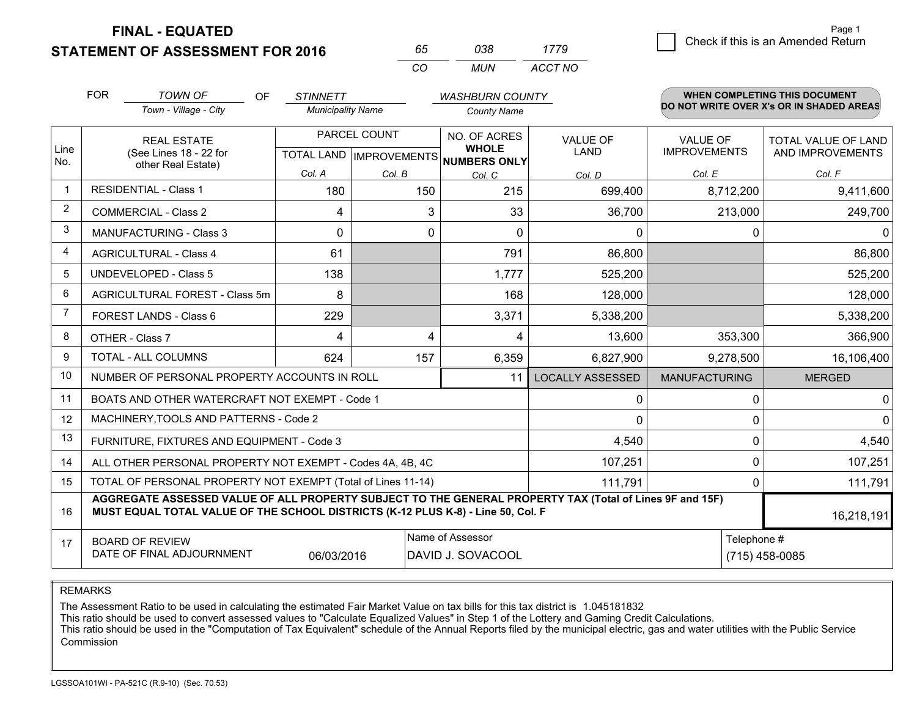# FINAL - EQUATED
## STATEMENT OF ASSESSMENT FOR 2016

| 65 | 038 | 1779 |
|---|---|---|
| CO | MUN | ACCT NO |

Page 1

☐ Check if this is an Amended Return

FOR *TOWN OF* (Town - Village - City) OF *STINNETT* (Municipality Name) *WASHBURN COUNTY* (County Name)

**WHEN COMPLETING THIS DOCUMENT DO NOT WRITE OVER X's OR IN SHADED AREAS**

| Line No. | REAL ESTATE (See Lines 18 - 22 for other Real Estate) | PARCEL COUNT TOTAL LAND Col. A | PARCEL COUNT IMPROVEMENTS Col. B | NO. OF ACRES WHOLE NUMBERS ONLY Col. C | VALUE OF LAND Col. D | VALUE OF IMPROVEMENTS Col. E | TOTAL VALUE OF LAND AND IMPROVEMENTS Col. F |
|---|---|---|---|---|---|---|---|
| 1 | RESIDENTIAL - Class 1 | 180 | 150 | 215 | 699,400 | 8,712,200 | 9,411,600 |
| 2 | COMMERCIAL - Class 2 | 4 | 3 | 33 | 36,700 | 213,000 | 249,700 |
| 3 | MANUFACTURING - Class 3 | 0 | 0 | 0 | 0 | 0 | 0 |
| 4 | AGRICULTURAL - Class 4 | 61 | | 791 | 86,800 | | 86,800 |
| 5 | UNDEVELOPED - Class 5 | 138 | | 1,777 | 525,200 | | 525,200 |
| 6 | AGRICULTURAL FOREST - Class 5m | 8 | | 168 | 128,000 | | 128,000 |
| 7 | FOREST LANDS - Class 6 | 229 | | 3,371 | 5,338,200 | | 5,338,200 |
| 8 | OTHER - Class 7 | 4 | 4 | 4 | 13,600 | 353,300 | 366,900 |
| 9 | TOTAL - ALL COLUMNS | 624 | 157 | 6,359 | 6,827,900 | 9,278,500 | 16,106,400 |
| 10 | NUMBER OF PERSONAL PROPERTY ACCOUNTS IN ROLL | | | 11 | LOCALLY ASSESSED | MANUFACTURING | MERGED |
| 11 | BOATS AND OTHER WATERCRAFT NOT EXEMPT - Code 1 | | | | 0 | 0 | 0 |
| 12 | MACHINERY,TOOLS AND PATTERNS - Code 2 | | | | 0 | 0 | 0 |
| 13 | FURNITURE, FIXTURES AND EQUIPMENT - Code 3 | | | | 4,540 | 0 | 4,540 |
| 14 | ALL OTHER PERSONAL PROPERTY NOT EXEMPT - Codes 4A, 4B, 4C | | | | 107,251 | 0 | 107,251 |
| 15 | TOTAL OF PERSONAL PROPERTY NOT EXEMPT (Total of Lines 11-14) | | | | 111,791 | 0 | 111,791 |
| 16 | **AGGREGATE ASSESSED VALUE OF ALL PROPERTY SUBJECT TO THE GENERAL PROPERTY TAX (Total of Lines 9F and 15F) MUST EQUAL TOTAL VALUE OF THE SCHOOL DISTRICTS (K-12 PLUS K-8) - Line 50, Col. F** | | | | | | 16,218,191 |
| 17 | BOARD OF REVIEW DATE OF FINAL ADJOURNMENT | 06/03/2016 | | Name of Assessor: DAVID J. SOVACOOL | | Telephone #: (715) 458-0085 | |

REMARKS

The Assessment Ratio to be used in calculating the estimated Fair Market Value on tax bills for this tax district is 1.045181832
This ratio should be used to convert assessed values to "Calculate Equalized Values" in Step 1 of the Lottery and Gaming Credit Calculations.
This ratio should be used in the "Computation of Tax Equivalent" schedule of the Annual Reports filed by the municipal electric, gas and water utilities with the Public Service Commission

LGSSOA101WI - PA-521C (R.9-10) (Sec. 70.53)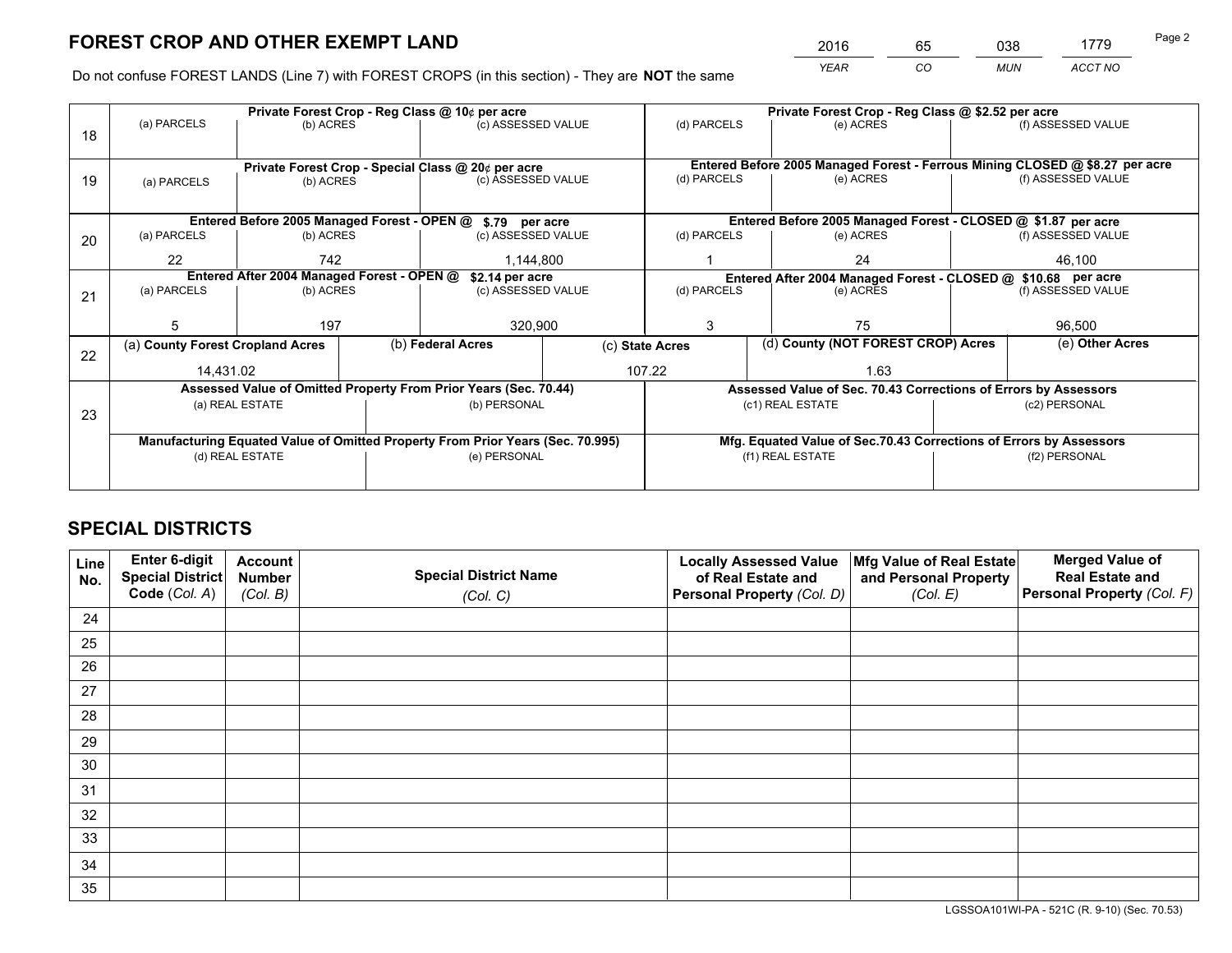# FOREST CROP AND OTHER EXEMPT LAND

| 2016 | 65 | 038 | 1779 |
|---|---|---|---|
| *YEAR* | *CO* | *MUN* | *ACCT NO* |

Do not confuse FOREST LANDS (Line 7) with FOREST CROPS (in this section) - They are **NOT** the same

| Line | Private Forest Crop - Reg Class @ 10¢ per acre | | | Private Forest Crop - Reg Class @ $2.52 per acre | | |
|---|---|---|---|---|---|---|
| 18 | (a) PARCELS | (b) ACRES | (c) ASSESSED VALUE | (d) PARCELS | (e) ACRES | (f) ASSESSED VALUE |
| | | | | | | |
| | **Private Forest Crop - Special Class @ 20¢ per acre** | | | **Entered Before 2005 Managed Forest - Ferrous Mining CLOSED @ $8.27 per acre** | | |
| 19 | (a) PARCELS | (b) ACRES | (c) ASSESSED VALUE | (d) PARCELS | (e) ACRES | (f) ASSESSED VALUE |
| | | | | | | |
| | **Entered Before 2005 Managed Forest - OPEN @ $.79 per acre** | | | **Entered Before 2005 Managed Forest - CLOSED @ $1.87 per acre** | | |
| 20 | (a) PARCELS | (b) ACRES | (c) ASSESSED VALUE | (d) PARCELS | (e) ACRES | (f) ASSESSED VALUE |
| | 22 | 742 | 1,144,800 | 1 | 24 | 46,100 |
| | **Entered After 2004 Managed Forest - OPEN @ $2.14 per acre** | | | **Entered After 2004 Managed Forest - CLOSED @ $10.68 per acre** | | |
| 21 | (a) PARCELS | (b) ACRES | (c) ASSESSED VALUE | (d) PARCELS | (e) ACRES | (f) ASSESSED VALUE |
| | 5 | 197 | 320,900 | 3 | 75 | 96,500 |

| Line | (a) County Forest Cropland Acres | (b) Federal Acres | (c) State Acres | (d) County (NOT FOREST CROP) Acres | (e) Other Acres |
|---|---|---|---|---|---|
| 22 | 14,431.02 | | 107.22 | 1.63 | |

| Line | Assessed Value of Omitted Property From Prior Years (Sec. 70.44) | | Assessed Value of Sec. 70.43 Corrections of Errors by Assessors | |
|---|---|---|---|---|
| 23 | (a) REAL ESTATE | (b) PERSONAL | (c1) REAL ESTATE | (c2) PERSONAL |
| | | | | |
| | **Manufacturing Equated Value of Omitted Property From Prior Years (Sec. 70.995)** | | **Mfg. Equated Value of Sec.70.43 Corrections of Errors by Assessors** | |
| | (d) REAL ESTATE | (e) PERSONAL | (f1) REAL ESTATE | (f2) PERSONAL |
| | | | | |

# SPECIAL DISTRICTS

| Line No. | Enter 6-digit Special District Code (*Col. A*) | Account Number (*Col. B*) | Special District Name (*Col. C*) | Locally Assessed Value of Real Estate and Personal Property (*Col. D*) | Mfg Value of Real Estate and Personal Property (*Col. E*) | Merged Value of Real Estate and Personal Property (*Col. F*) |
|---|---|---|---|---|---|---|
| 24 | | | | | | |
| 25 | | | | | | |
| 26 | | | | | | |
| 27 | | | | | | |
| 28 | | | | | | |
| 29 | | | | | | |
| 30 | | | | | | |
| 31 | | | | | | |
| 32 | | | | | | |
| 33 | | | | | | |
| 34 | | | | | | |
| 35 | | | | | | |

LGSSOA101WI-PA - 521C (R. 9-10) (Sec. 70.53)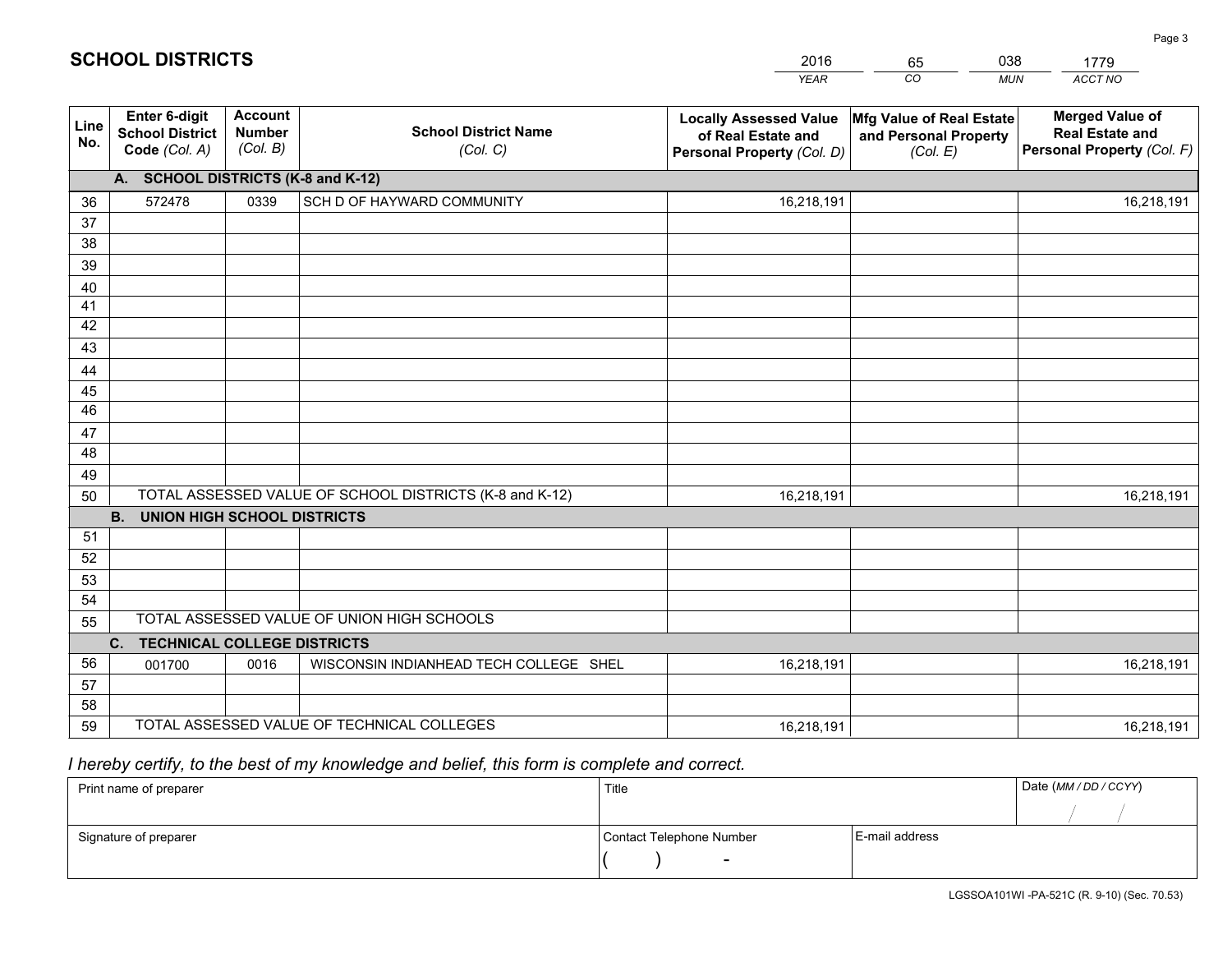# SCHOOL DISTRICTS

| 2016 | 65 | 038 | 1779 |
|---|---|---|---|
| *YEAR* | *CO* | *MUN* | *ACCT NO* |

| Line No. | Enter 6-digit School District Code *(Col. A)* | Account Number *(Col. B)* | School District Name *(Col. C)* | Locally Assessed Value of Real Estate and Personal Property *(Col. D)* | Mfg Value of Real Estate and Personal Property *(Col. E)* | Merged Value of Real Estate and Personal Property *(Col. F)* |
|---|---|---|---|---|---|---|
| | **A. SCHOOL DISTRICTS (K-8 and K-12)** | | | | | |
| 36 | 572478 | 0339 | SCH D OF HAYWARD COMMUNITY | 16,218,191 | | 16,218,191 |
| 37 | | | | | | |
| 38 | | | | | | |
| 39 | | | | | | |
| 40 | | | | | | |
| 41 | | | | | | |
| 42 | | | | | | |
| 43 | | | | | | |
| 44 | | | | | | |
| 45 | | | | | | |
| 46 | | | | | | |
| 47 | | | | | | |
| 48 | | | | | | |
| 49 | | | | | | |
| 50 | TOTAL ASSESSED VALUE OF SCHOOL DISTRICTS (K-8 and K-12) | | | 16,218,191 | | 16,218,191 |
| | **B. UNION HIGH SCHOOL DISTRICTS** | | | | | |
| 51 | | | | | | |
| 52 | | | | | | |
| 53 | | | | | | |
| 54 | | | | | | |
| 55 | TOTAL ASSESSED VALUE OF UNION HIGH SCHOOLS | | | | | |
| | **C. TECHNICAL COLLEGE DISTRICTS** | | | | | |
| 56 | 001700 | 0016 | WISCONSIN INDIANHEAD TECH COLLEGE SHEL | 16,218,191 | | 16,218,191 |
| 57 | | | | | | |
| 58 | | | | | | |
| 59 | TOTAL ASSESSED VALUE OF TECHNICAL COLLEGES | | | 16,218,191 | | 16,218,191 |

*I hereby certify, to the best of my knowledge and belief, this form is complete and correct.*

| Print name of preparer | Title | | Date *(MM / DD / CCYY)* |
|---|---|---|---|
| | | | / / |
| Signature of preparer | Contact Telephone Number | E-mail address | |
| | ( ) - | | |

LGSSOA101WI -PA-521C (R. 9-10) (Sec. 70.53)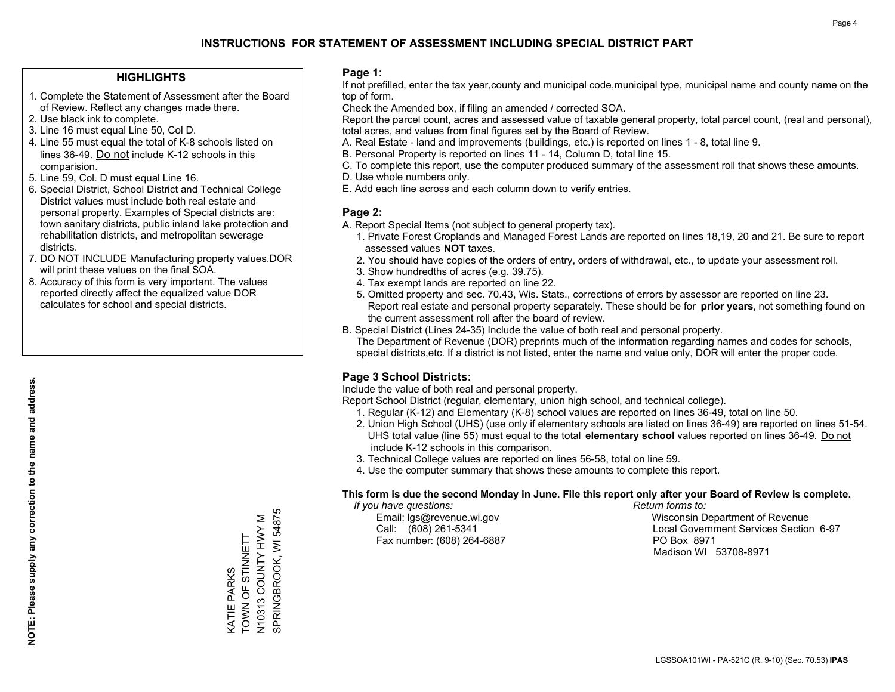# INSTRUCTIONS FOR STATEMENT OF ASSESSMENT INCLUDING SPECIAL DISTRICT PART

## HIGHLIGHTS

1. Complete the Statement of Assessment after the Board of Review. Reflect any changes made there.
2. Use black ink to complete.
3. Line 16 must equal Line 50, Col D.
4. Line 55 must equal the total of K-8 schools listed on lines 36-49. Do not include K-12 schools in this comparision.
5. Line 59, Col. D must equal Line 16.
6. Special District, School District and Technical College District values must include both real estate and personal property. Examples of Special districts are: town sanitary districts, public inland lake protection and rehabilitation districts, and metropolitan sewerage districts.
7. DO NOT INCLUDE Manufacturing property values.DOR will print these values on the final SOA.
8. Accuracy of this form is very important. The values reported directly affect the equalized value DOR calculates for school and special districts.

**NOTE: Please supply any correction to the name and address.**

KATIE PARKS
TOWN OF STINNETT
N10313 COUNTY HWY M
SPRINGBROOK, WI 54875

## Page 1:

If not prefilled, enter the tax year,county and municipal code,municipal type, municipal name and county name on the top of form.

Check the Amended box, if filing an amended / corrected SOA.

Report the parcel count, acres and assessed value of taxable general property, total parcel count, (real and personal), total acres, and values from final figures set by the Board of Review.

A. Real Estate - land and improvements (buildings, etc.) is reported on lines 1 - 8, total line 9.
B. Personal Property is reported on lines 11 - 14, Column D, total line 15.
C. To complete this report, use the computer produced summary of the assessment roll that shows these amounts.
D. Use whole numbers only.
E. Add each line across and each column down to verify entries.

## Page 2:

A. Report Special Items (not subject to general property tax).
   1. Private Forest Croplands and Managed Forest Lands are reported on lines 18,19, 20 and 21. Be sure to report assessed values **NOT** taxes.
   2. You should have copies of the orders of entry, orders of withdrawal, etc., to update your assessment roll.
   3. Show hundredths of acres (e.g. 39.75).
   4. Tax exempt lands are reported on line 22.
   5. Omitted property and sec. 70.43, Wis. Stats., corrections of errors by assessor are reported on line 23. Report real estate and personal property separately. These should be for **prior years**, not something found on the current assessment roll after the board of review.
B. Special District (Lines 24-35) Include the value of both real and personal property.
   The Department of Revenue (DOR) preprints much of the information regarding names and codes for schools, special districts,etc. If a district is not listed, enter the name and value only, DOR will enter the proper code.

## Page 3 School Districts:

Include the value of both real and personal property.

Report School District (regular, elementary, union high school, and technical college).

1. Regular (K-12) and Elementary (K-8) school values are reported on lines 36-49, total on line 50.
2. Union High School (UHS) (use only if elementary schools are listed on lines 36-49) are reported on lines 51-54. UHS total value (line 55) must equal to the total **elementary school** values reported on lines 36-49. Do not include K-12 schools in this comparison.
3. Technical College values are reported on lines 56-58, total on line 59.
4. Use the computer summary that shows these amounts to complete this report.

**This form is due the second Monday in June. File this report only after your Board of Review is complete.**

*If you have questions:*
Email: lgs@revenue.wi.gov
Call: (608) 261-5341
Fax number: (608) 264-6887

*Return forms to:*
Wisconsin Department of Revenue
Local Government Services Section 6-97
PO Box 8971
Madison WI 53708-8971

LGSSOA101WI - PA-521C (R. 9-10) (Sec. 70.53) **IPAS**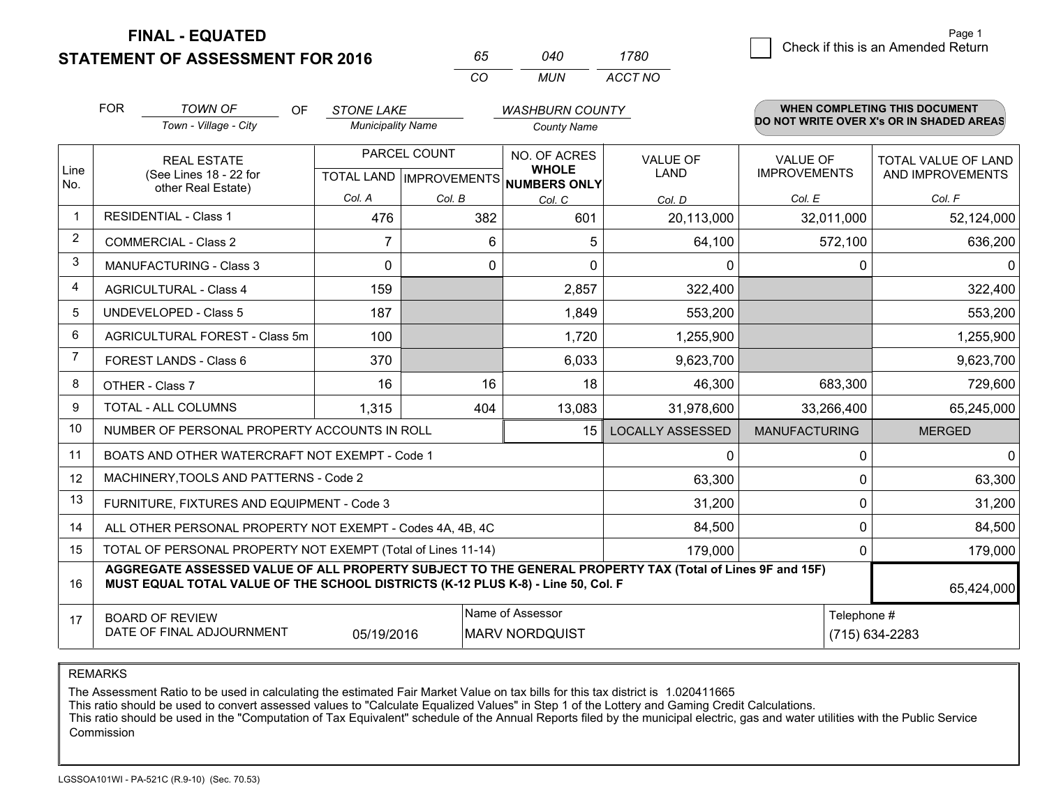# FINAL - EQUATED
# STATEMENT OF ASSESSMENT FOR 2016

| 65 | 040 | 1780 |
|---|---|---|
| CO | MUN | ACCT NO |

Page 1

☐ Check if this is an Amended Return

FOR *TOWN OF* (Town - Village - City) OF *STONE LAKE* (Municipality Name) *WASHBURN COUNTY* (County Name)

**WHEN COMPLETING THIS DOCUMENT DO NOT WRITE OVER X's OR IN SHADED AREAS**

| Line No. | REAL ESTATE (See Lines 18 - 22 for other Real Estate) | PARCEL COUNT TOTAL LAND Col. A | PARCEL COUNT IMPROVEMENTS Col. B | NO. OF ACRES WHOLE NUMBERS ONLY Col. C | VALUE OF LAND Col. D | VALUE OF IMPROVEMENTS Col. E | TOTAL VALUE OF LAND AND IMPROVEMENTS Col. F |
|---|---|---|---|---|---|---|---|
| 1 | RESIDENTIAL - Class 1 | 476 | 382 | 601 | 20,113,000 | 32,011,000 | 52,124,000 |
| 2 | COMMERCIAL - Class 2 | 7 | 6 | 5 | 64,100 | 572,100 | 636,200 |
| 3 | MANUFACTURING - Class 3 | 0 | 0 | 0 | 0 | 0 | 0 |
| 4 | AGRICULTURAL - Class 4 | 159 | | 2,857 | 322,400 | | 322,400 |
| 5 | UNDEVELOPED - Class 5 | 187 | | 1,849 | 553,200 | | 553,200 |
| 6 | AGRICULTURAL FOREST - Class 5m | 100 | | 1,720 | 1,255,900 | | 1,255,900 |
| 7 | FOREST LANDS - Class 6 | 370 | | 6,033 | 9,623,700 | | 9,623,700 |
| 8 | OTHER - Class 7 | 16 | 16 | 18 | 46,300 | 683,300 | 729,600 |
| 9 | TOTAL - ALL COLUMNS | 1,315 | 404 | 13,083 | 31,978,600 | 33,266,400 | 65,245,000 |
| 10 | NUMBER OF PERSONAL PROPERTY ACCOUNTS IN ROLL | | | 15 | LOCALLY ASSESSED | MANUFACTURING | MERGED |
| 11 | BOATS AND OTHER WATERCRAFT NOT EXEMPT - Code 1 | | | | 0 | 0 | 0 |
| 12 | MACHINERY,TOOLS AND PATTERNS - Code 2 | | | | 63,300 | 0 | 63,300 |
| 13 | FURNITURE, FIXTURES AND EQUIPMENT - Code 3 | | | | 31,200 | 0 | 31,200 |
| 14 | ALL OTHER PERSONAL PROPERTY NOT EXEMPT - Codes 4A, 4B, 4C | | | | 84,500 | 0 | 84,500 |
| 15 | TOTAL OF PERSONAL PROPERTY NOT EXEMPT (Total of Lines 11-14) | | | | 179,000 | 0 | 179,000 |
| 16 | **AGGREGATE ASSESSED VALUE OF ALL PROPERTY SUBJECT TO THE GENERAL PROPERTY TAX (Total of Lines 9F and 15F) MUST EQUAL TOTAL VALUE OF THE SCHOOL DISTRICTS (K-12 PLUS K-8) - Line 50, Col. F** | | | | | | 65,424,000 |
| 17 | BOARD OF REVIEW DATE OF FINAL ADJOURNMENT | 05/19/2016 | Name of Assessor: MARV NORDQUIST | | | Telephone #: (715) 634-2283 | |

REMARKS

The Assessment Ratio to be used in calculating the estimated Fair Market Value on tax bills for this tax district is 1.020411665
This ratio should be used to convert assessed values to "Calculate Equalized Values" in Step 1 of the Lottery and Gaming Credit Calculations.
This ratio should be used in the "Computation of Tax Equivalent" schedule of the Annual Reports filed by the municipal electric, gas and water utilities with the Public Service Commission

LGSSOA101WI - PA-521C (R.9-10) (Sec. 70.53)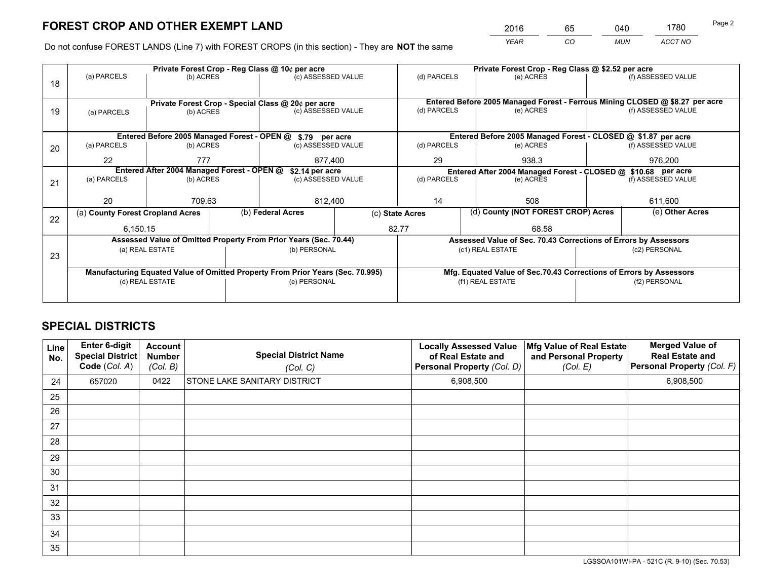# FOREST CROP AND OTHER EXEMPT LAND

| 2016 | 65 | 040 | 1780 |
|---|---|---|---|
| *YEAR* | *CO* | *MUN* | *ACCT NO* |

Do not confuse FOREST LANDS (Line 7) with FOREST CROPS (in this section) - They are **NOT** the same

| Line | Private Forest Crop - Reg Class @ 10¢ per acre | | | Private Forest Crop - Reg Class @ $2.52 per acre | | |
|---|---|---|---|---|---|---|
| 18 | (a) PARCELS | (b) ACRES | (c) ASSESSED VALUE | (d) PARCELS | (e) ACRES | (f) ASSESSED VALUE |
| | | | | | | |
| | **Private Forest Crop - Special Class @ 20¢ per acre** | | | **Entered Before 2005 Managed Forest - Ferrous Mining CLOSED @ $8.27 per acre** | | |
| 19 | (a) PARCELS | (b) ACRES | (c) ASSESSED VALUE | (d) PARCELS | (e) ACRES | (f) ASSESSED VALUE |
| | | | | | | |
| | **Entered Before 2005 Managed Forest - OPEN @ $.79 per acre** | | | **Entered Before 2005 Managed Forest - CLOSED @ $1.87 per acre** | | |
| 20 | (a) PARCELS | (b) ACRES | (c) ASSESSED VALUE | (d) PARCELS | (e) ACRES | (f) ASSESSED VALUE |
| | 22 | 777 | 877,400 | 29 | 938.3 | 976,200 |
| | **Entered After 2004 Managed Forest - OPEN @ $2.14 per acre** | | | **Entered After 2004 Managed Forest - CLOSED @ $10.68 per acre** | | |
| 21 | (a) PARCELS | (b) ACRES | (c) ASSESSED VALUE | (d) PARCELS | (e) ACRES | (f) ASSESSED VALUE |
| | 20 | 709.63 | 812,400 | 14 | 508 | 611,600 |

| Line | (a) County Forest Cropland Acres | (b) Federal Acres | (c) State Acres | (d) County (NOT FOREST CROP) Acres | (e) Other Acres |
|---|---|---|---|---|---|
| 22 | 6,150.15 | | 82.77 | 68.58 | |

| Line | Assessed Value of Omitted Property From Prior Years (Sec. 70.44) | | Assessed Value of Sec. 70.43 Corrections of Errors by Assessors | |
|---|---|---|---|---|
| 23 | (a) REAL ESTATE | (b) PERSONAL | (c1) REAL ESTATE | (c2) PERSONAL |
| | | | | |
| | **Manufacturing Equated Value of Omitted Property From Prior Years (Sec. 70.995)** | | **Mfg. Equated Value of Sec.70.43 Corrections of Errors by Assessors** | |
| | (d) REAL ESTATE | (e) PERSONAL | (f1) REAL ESTATE | (f2) PERSONAL |
| | | | | |

# SPECIAL DISTRICTS

| Line No. | Enter 6-digit Special District Code (*Col. A*) | Account Number (*Col. B*) | Special District Name (*Col. C*) | Locally Assessed Value of Real Estate and Personal Property (*Col. D*) | Mfg Value of Real Estate and Personal Property (*Col. E*) | Merged Value of Real Estate and Personal Property (*Col. F*) |
|---|---|---|---|---|---|---|
| 24 | 657020 | 0422 | STONE LAKE SANITARY DISTRICT | 6,908,500 | | 6,908,500 |
| 25 | | | | | | |
| 26 | | | | | | |
| 27 | | | | | | |
| 28 | | | | | | |
| 29 | | | | | | |
| 30 | | | | | | |
| 31 | | | | | | |
| 32 | | | | | | |
| 33 | | | | | | |
| 34 | | | | | | |
| 35 | | | | | | |

LGSSOA101WI-PA - 521C (R. 9-10) (Sec. 70.53)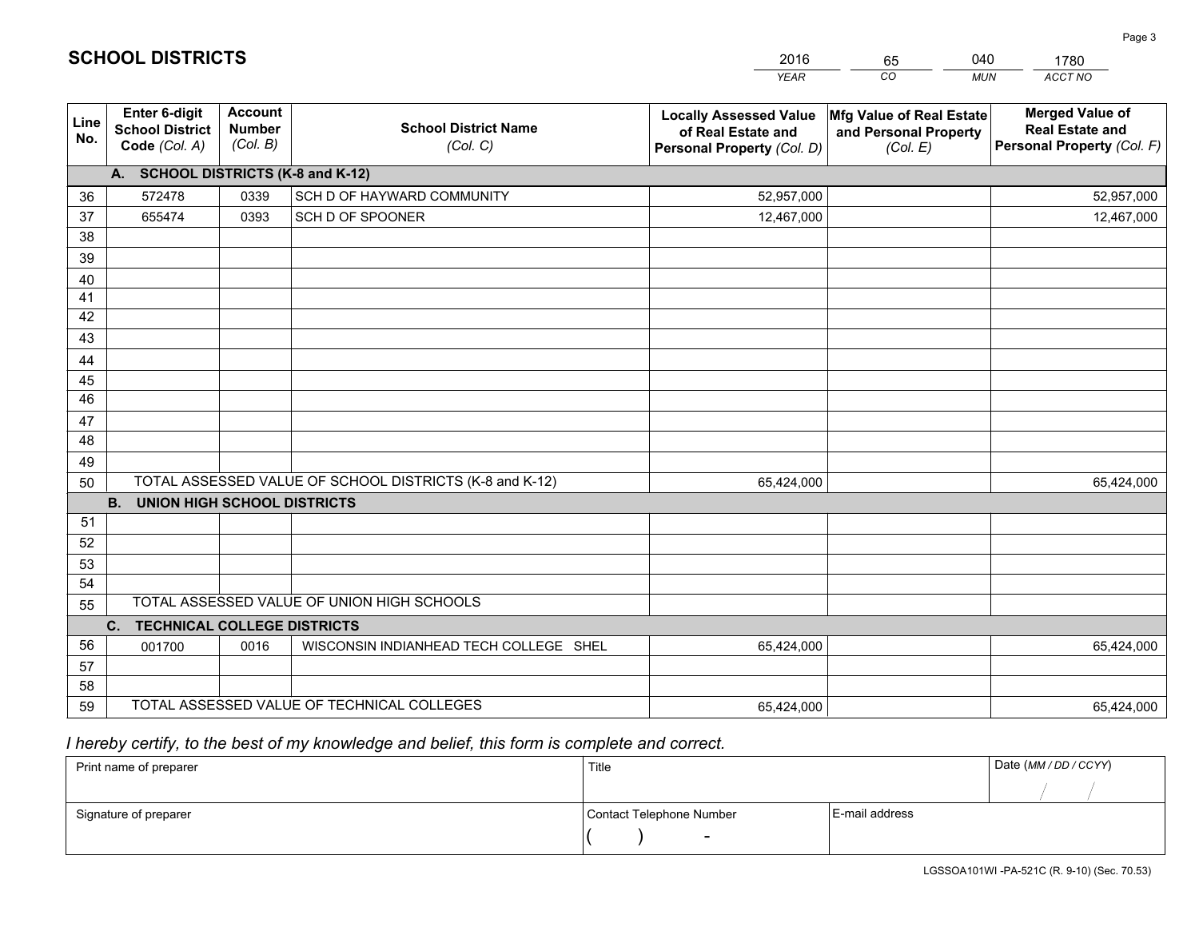# SCHOOL DISTRICTS

| 2016 | 65 | 040 | 1780 |
|---|---|---|---|
| *YEAR* | *CO* | *MUN* | *ACCT NO* |

| Line No. | Enter 6-digit School District Code *(Col. A)* | Account Number *(Col. B)* | School District Name *(Col. C)* | Locally Assessed Value of Real Estate and Personal Property *(Col. D)* | Mfg Value of Real Estate and Personal Property *(Col. E)* | Merged Value of Real Estate and Personal Property *(Col. F)* |
|---|---|---|---|---|---|---|
| **A. SCHOOL DISTRICTS (K-8 and K-12)** | | | | | | |
| 36 | 572478 | 0339 | SCH D OF HAYWARD COMMUNITY | 52,957,000 | | 52,957,000 |
| 37 | 655474 | 0393 | SCH D OF SPOONER | 12,467,000 | | 12,467,000 |
| 38 | | | | | | |
| 39 | | | | | | |
| 40 | | | | | | |
| 41 | | | | | | |
| 42 | | | | | | |
| 43 | | | | | | |
| 44 | | | | | | |
| 45 | | | | | | |
| 46 | | | | | | |
| 47 | | | | | | |
| 48 | | | | | | |
| 49 | | | | | | |
| 50 | TOTAL ASSESSED VALUE OF SCHOOL DISTRICTS (K-8 and K-12) | | | 65,424,000 | | 65,424,000 |
| **B. UNION HIGH SCHOOL DISTRICTS** | | | | | | |
| 51 | | | | | | |
| 52 | | | | | | |
| 53 | | | | | | |
| 54 | | | | | | |
| 55 | TOTAL ASSESSED VALUE OF UNION HIGH SCHOOLS | | | | | |
| **C. TECHNICAL COLLEGE DISTRICTS** | | | | | | |
| 56 | 001700 | 0016 | WISCONSIN INDIANHEAD TECH COLLEGE SHEL | 65,424,000 | | 65,424,000 |
| 57 | | | | | | |
| 58 | | | | | | |
| 59 | TOTAL ASSESSED VALUE OF TECHNICAL COLLEGES | | | 65,424,000 | | 65,424,000 |

*I hereby certify, to the best of my knowledge and belief, this form is complete and correct.*

| Print name of preparer | Title | | Date *(MM / DD / CCYY)* |
|---|---|---|---|
| | | | / / |
| Signature of preparer | Contact Telephone Number | E-mail address | |
| | ( ) - | | |

LGSSOA101WI -PA-521C (R. 9-10) (Sec. 70.53)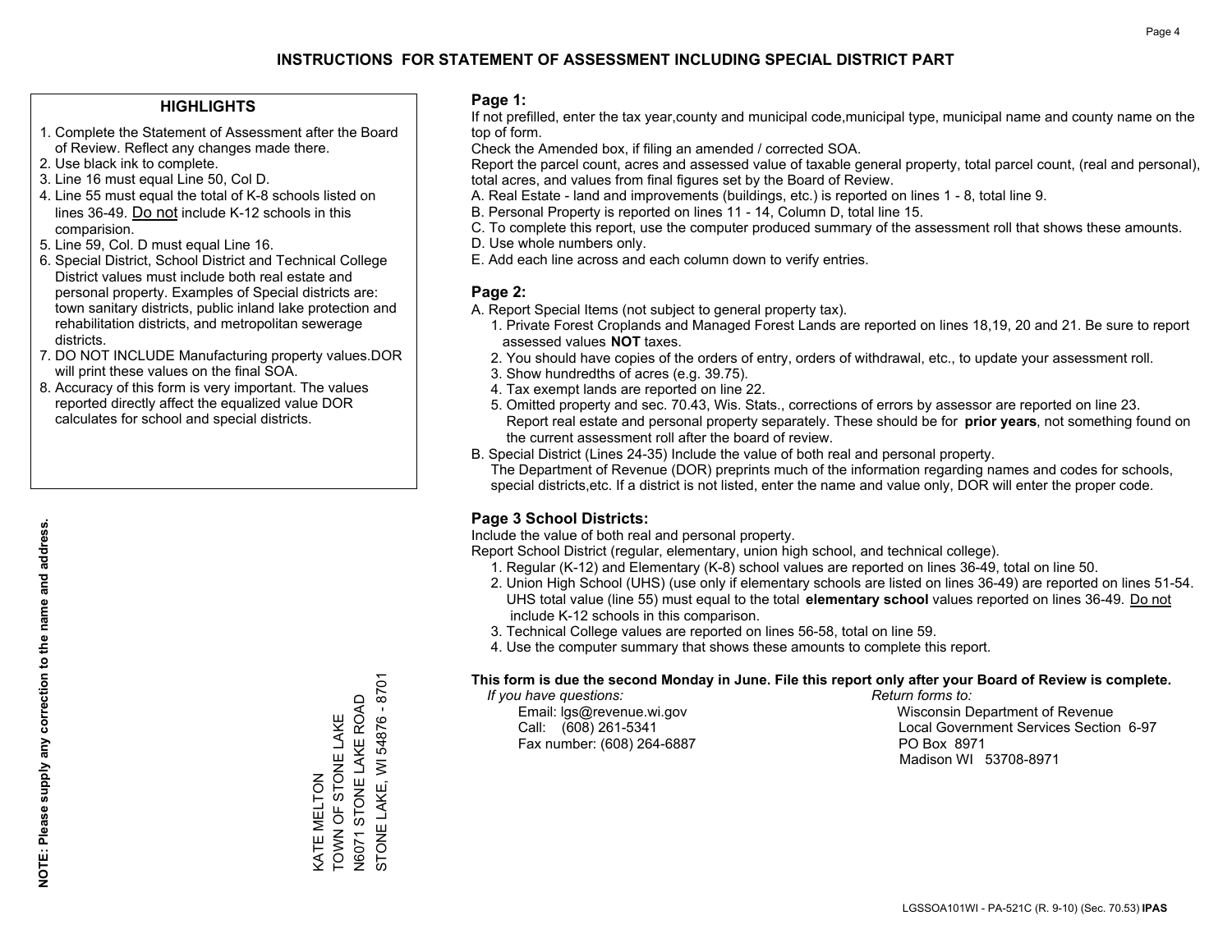# INSTRUCTIONS FOR STATEMENT OF ASSESSMENT INCLUDING SPECIAL DISTRICT PART

## HIGHLIGHTS

1. Complete the Statement of Assessment after the Board of Review. Reflect any changes made there.
2. Use black ink to complete.
3. Line 16 must equal Line 50, Col D.
4. Line 55 must equal the total of K-8 schools listed on lines 36-49. Do not include K-12 schools in this comparision.
5. Line 59, Col. D must equal Line 16.
6. Special District, School District and Technical College District values must include both real estate and personal property. Examples of Special districts are: town sanitary districts, public inland lake protection and rehabilitation districts, and metropolitan sewerage districts.
7. DO NOT INCLUDE Manufacturing property values.DOR will print these values on the final SOA.
8. Accuracy of this form is very important. The values reported directly affect the equalized value DOR calculates for school and special districts.

**NOTE: Please supply any correction to the name and address.**

KATE MELTON
TOWN OF STONE LAKE
N6071 STONE LAKE ROAD
STONE LAKE, WI 54876 - 8701

## Page 1:

If not prefilled, enter the tax year,county and municipal code,municipal type, municipal name and county name on the top of form.

Check the Amended box, if filing an amended / corrected SOA.

Report the parcel count, acres and assessed value of taxable general property, total parcel count, (real and personal), total acres, and values from final figures set by the Board of Review.

A. Real Estate - land and improvements (buildings, etc.) is reported on lines 1 - 8, total line 9.
B. Personal Property is reported on lines 11 - 14, Column D, total line 15.
C. To complete this report, use the computer produced summary of the assessment roll that shows these amounts.
D. Use whole numbers only.
E. Add each line across and each column down to verify entries.

## Page 2:

A. Report Special Items (not subject to general property tax).
   1. Private Forest Croplands and Managed Forest Lands are reported on lines 18,19, 20 and 21. Be sure to report assessed values **NOT** taxes.
   2. You should have copies of the orders of entry, orders of withdrawal, etc., to update your assessment roll.
   3. Show hundredths of acres (e.g. 39.75).
   4. Tax exempt lands are reported on line 22.
   5. Omitted property and sec. 70.43, Wis. Stats., corrections of errors by assessor are reported on line 23. Report real estate and personal property separately. These should be for **prior years**, not something found on the current assessment roll after the board of review.
B. Special District (Lines 24-35) Include the value of both real and personal property.
   The Department of Revenue (DOR) preprints much of the information regarding names and codes for schools, special districts,etc. If a district is not listed, enter the name and value only, DOR will enter the proper code.

## Page 3 School Districts:

Include the value of both real and personal property.

Report School District (regular, elementary, union high school, and technical college).

1. Regular (K-12) and Elementary (K-8) school values are reported on lines 36-49, total on line 50.
2. Union High School (UHS) (use only if elementary schools are listed on lines 36-49) are reported on lines 51-54. UHS total value (line 55) must equal to the total **elementary school** values reported on lines 36-49. Do not include K-12 schools in this comparison.
3. Technical College values are reported on lines 56-58, total on line 59.
4. Use the computer summary that shows these amounts to complete this report.

**This form is due the second Monday in June. File this report only after your Board of Review is complete.**

*If you have questions:*
Email: lgs@revenue.wi.gov
Call: (608) 261-5341
Fax number: (608) 264-6887

*Return forms to:*
Wisconsin Department of Revenue
Local Government Services Section 6-97
PO Box 8971
Madison WI 53708-8971

LGSSOA101WI - PA-521C (R. 9-10) (Sec. 70.53) **IPAS**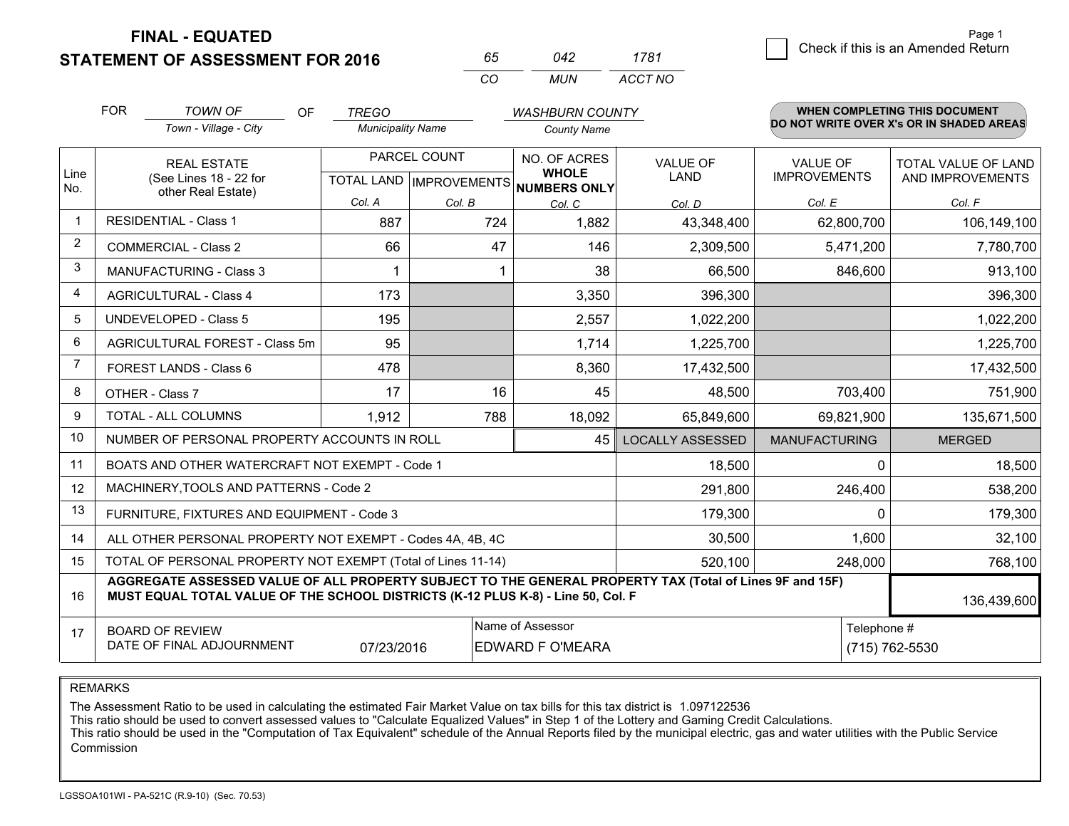**FINAL - EQUATED**
**STATEMENT OF ASSESSMENT FOR 2016**

| 65 | 042 | 1781 |
|---|---|---|
| CO | MUN | ACCT NO |

☐ Check if this is an Amended Return

FOR *TOWN OF* (Town - Village - City) OF *TREGO* (Municipality Name) *WASHBURN COUNTY* (County Name)

**WHEN COMPLETING THIS DOCUMENT DO NOT WRITE OVER X's OR IN SHADED AREAS**

| Line No. | REAL ESTATE (See Lines 18 - 22 for other Real Estate) | PARCEL COUNT TOTAL LAND Col. A | PARCEL COUNT IMPROVEMENTS Col. B | NO. OF ACRES WHOLE NUMBERS ONLY Col. C | VALUE OF LAND Col. D | VALUE OF IMPROVEMENTS Col. E | TOTAL VALUE OF LAND AND IMPROVEMENTS Col. F |
|---|---|---|---|---|---|---|---|
| 1 | RESIDENTIAL - Class 1 | 887 | 724 | 1,882 | 43,348,400 | 62,800,700 | 106,149,100 |
| 2 | COMMERCIAL - Class 2 | 66 | 47 | 146 | 2,309,500 | 5,471,200 | 7,780,700 |
| 3 | MANUFACTURING - Class 3 | 1 | 1 | 38 | 66,500 | 846,600 | 913,100 |
| 4 | AGRICULTURAL - Class 4 | 173 | | 3,350 | 396,300 | | 396,300 |
| 5 | UNDEVELOPED - Class 5 | 195 | | 2,557 | 1,022,200 | | 1,022,200 |
| 6 | AGRICULTURAL FOREST - Class 5m | 95 | | 1,714 | 1,225,700 | | 1,225,700 |
| 7 | FOREST LANDS - Class 6 | 478 | | 8,360 | 17,432,500 | | 17,432,500 |
| 8 | OTHER - Class 7 | 17 | 16 | 45 | 48,500 | 703,400 | 751,900 |
| 9 | TOTAL - ALL COLUMNS | 1,912 | 788 | 18,092 | 65,849,600 | 69,821,900 | 135,671,500 |
| 10 | NUMBER OF PERSONAL PROPERTY ACCOUNTS IN ROLL | | | 45 | LOCALLY ASSESSED | MANUFACTURING | MERGED |
| 11 | BOATS AND OTHER WATERCRAFT NOT EXEMPT - Code 1 | | | | 18,500 | 0 | 18,500 |
| 12 | MACHINERY,TOOLS AND PATTERNS - Code 2 | | | | 291,800 | 246,400 | 538,200 |
| 13 | FURNITURE, FIXTURES AND EQUIPMENT - Code 3 | | | | 179,300 | 0 | 179,300 |
| 14 | ALL OTHER PERSONAL PROPERTY NOT EXEMPT - Codes 4A, 4B, 4C | | | | 30,500 | 1,600 | 32,100 |
| 15 | TOTAL OF PERSONAL PROPERTY NOT EXEMPT (Total of Lines 11-14) | | | | 520,100 | 248,000 | 768,100 |
| 16 | **AGGREGATE ASSESSED VALUE OF ALL PROPERTY SUBJECT TO THE GENERAL PROPERTY TAX (Total of Lines 9F and 15F) MUST EQUAL TOTAL VALUE OF THE SCHOOL DISTRICTS (K-12 PLUS K-8) - Line 50, Col. F** | | | | | | 136,439,600 |
| 17 | BOARD OF REVIEW DATE OF FINAL ADJOURNMENT | 07/23/2016 | Name of Assessor: EDWARD F O'MEARA | | | | Telephone #: (715) 762-5530 |

REMARKS

The Assessment Ratio to be used in calculating the estimated Fair Market Value on tax bills for this tax district is 1.097122536
This ratio should be used to convert assessed values to "Calculate Equalized Values" in Step 1 of the Lottery and Gaming Credit Calculations.
This ratio should be used in the "Computation of Tax Equivalent" schedule of the Annual Reports filed by the municipal electric, gas and water utilities with the Public Service Commission

LGSSOA101WI - PA-521C (R.9-10) (Sec. 70.53)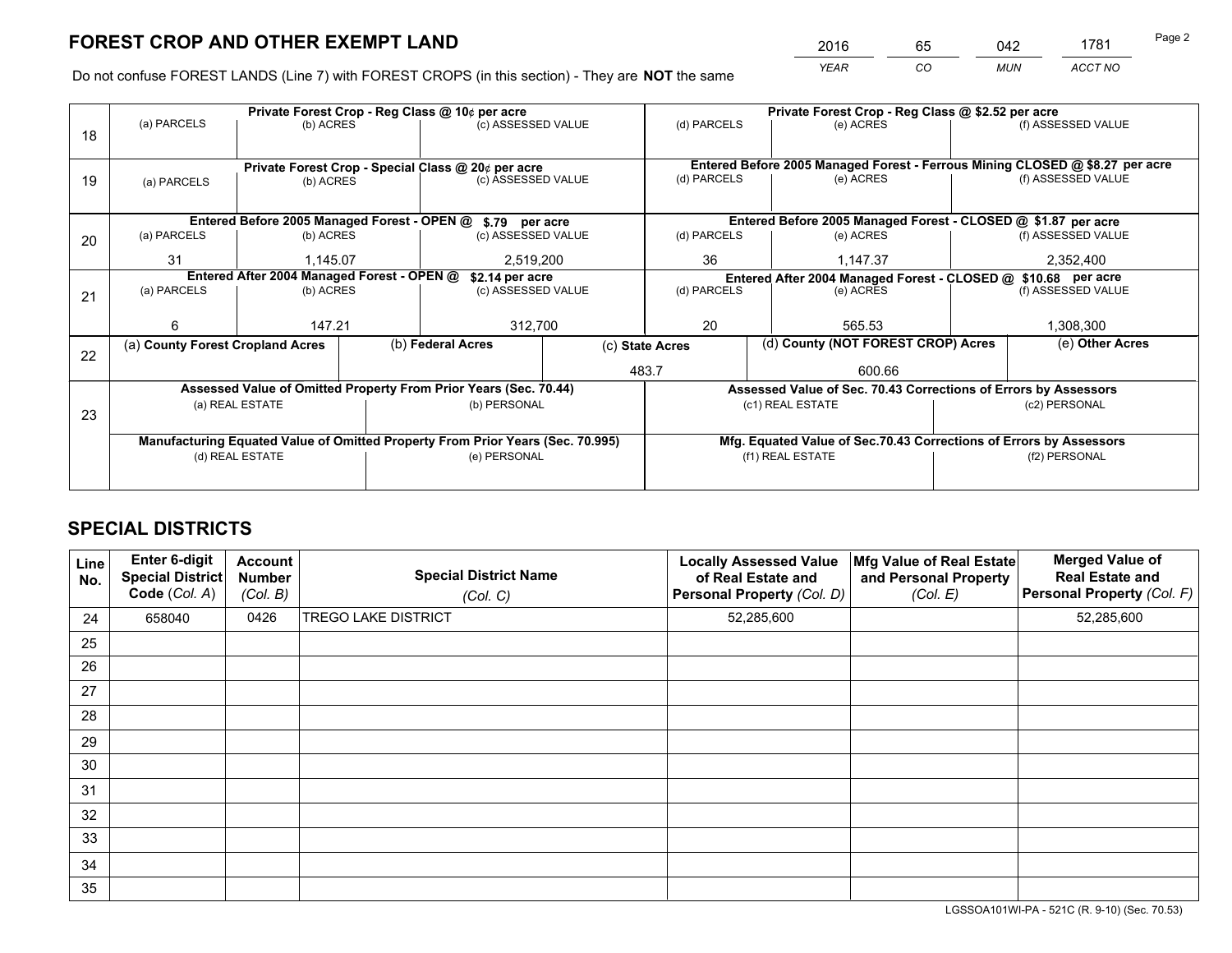# FOREST CROP AND OTHER EXEMPT LAND

| 2016 | 65 | 042 | 1781 |
|---|---|---|---|
| *YEAR* | *CO* | *MUN* | *ACCT NO* |

Do not confuse FOREST LANDS (Line 7) with FOREST CROPS (in this section) - They are **NOT** the same

| Line | Private Forest Crop - Reg Class @ 10¢ per acre | | | Private Forest Crop - Reg Class @ $2.52 per acre | | |
|---|---|---|---|---|---|---|
| | (a) PARCELS | (b) ACRES | (c) ASSESSED VALUE | (d) PARCELS | (e) ACRES | (f) ASSESSED VALUE |
| 18 | | | | | | |
| | **Private Forest Crop - Special Class @ 20¢ per acre** | | | **Entered Before 2005 Managed Forest - Ferrous Mining CLOSED @ $8.27 per acre** | | |
| | (a) PARCELS | (b) ACRES | (c) ASSESSED VALUE | (d) PARCELS | (e) ACRES | (f) ASSESSED VALUE |
| 19 | | | | | | |
| | **Entered Before 2005 Managed Forest - OPEN @ $.79 per acre** | | | **Entered Before 2005 Managed Forest - CLOSED @ $1.87 per acre** | | |
| | (a) PARCELS | (b) ACRES | (c) ASSESSED VALUE | (d) PARCELS | (e) ACRES | (f) ASSESSED VALUE |
| 20 | 31 | 1,145.07 | 2,519,200 | 36 | 1,147.37 | 2,352,400 |
| | **Entered After 2004 Managed Forest - OPEN @ $2.14 per acre** | | | **Entered After 2004 Managed Forest - CLOSED @ $10.68 per acre** | | |
| | (a) PARCELS | (b) ACRES | (c) ASSESSED VALUE | (d) PARCELS | (e) ACRES | (f) ASSESSED VALUE |
| 21 | 6 | 147.21 | 312,700 | 20 | 565.53 | 1,308,300 |

| Line | (a) County Forest Cropland Acres | (b) Federal Acres | (c) State Acres | (d) County (NOT FOREST CROP) Acres | (e) Other Acres |
|---|---|---|---|---|---|
| 22 | | | 483.7 | 600.66 | |

| Line | Assessed Value of Omitted Property From Prior Years (Sec. 70.44) | | Assessed Value of Sec. 70.43 Corrections of Errors by Assessors | |
|---|---|---|---|---|
| | (a) REAL ESTATE | (b) PERSONAL | (c1) REAL ESTATE | (c2) PERSONAL |
| 23 | | | | |
| | **Manufacturing Equated Value of Omitted Property From Prior Years (Sec. 70.995)** | | **Mfg. Equated Value of Sec.70.43 Corrections of Errors by Assessors** | |
| | (d) REAL ESTATE | (e) PERSONAL | (f1) REAL ESTATE | (f2) PERSONAL |
| | | | | |

# SPECIAL DISTRICTS

| Line No. | Enter 6-digit Special District Code (*Col. A*) | Account Number (*Col. B*) | Special District Name (*Col. C*) | Locally Assessed Value of Real Estate and Personal Property (*Col. D*) | Mfg Value of Real Estate and Personal Property (*Col. E*) | Merged Value of Real Estate and Personal Property (*Col. F*) |
|---|---|---|---|---|---|---|
| 24 | 658040 | 0426 | TREGO LAKE DISTRICT | 52,285,600 | | 52,285,600 |
| 25 | | | | | | |
| 26 | | | | | | |
| 27 | | | | | | |
| 28 | | | | | | |
| 29 | | | | | | |
| 30 | | | | | | |
| 31 | | | | | | |
| 32 | | | | | | |
| 33 | | | | | | |
| 34 | | | | | | |
| 35 | | | | | | |

LGSSOA101WI-PA - 521C (R. 9-10) (Sec. 70.53)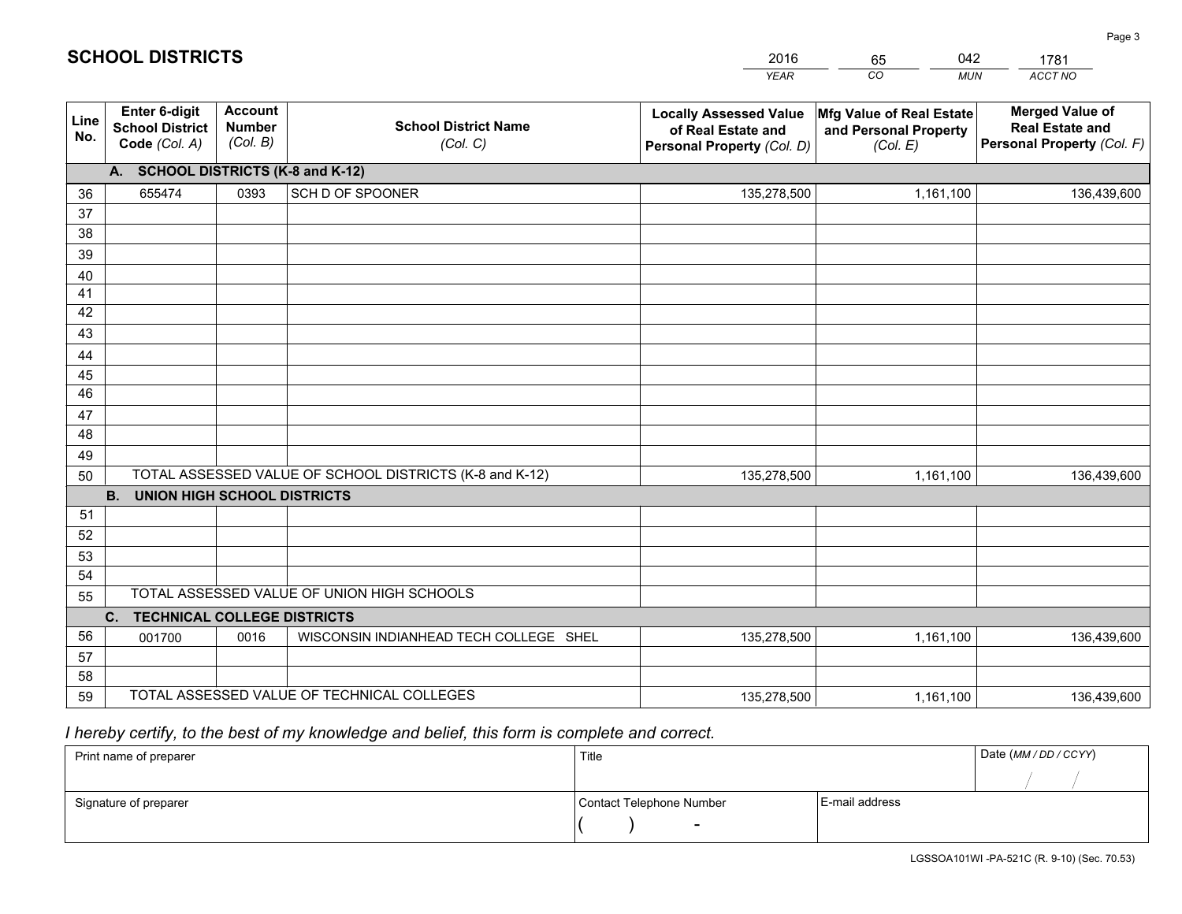# SCHOOL DISTRICTS

| 2016 | 65 | 042 | 1781 |
|---|---|---|---|
| YEAR | CO | MUN | ACCT NO |

| Line No. | Enter 6-digit School District Code (Col. A) | Account Number (Col. B) | School District Name (Col. C) | Locally Assessed Value of Real Estate and Personal Property (Col. D) | Mfg Value of Real Estate and Personal Property (Col. E) | Merged Value of Real Estate and Personal Property (Col. F) |
|---|---|---|---|---|---|---|
| | **A. SCHOOL DISTRICTS (K-8 and K-12)** | | | | | |
| 36 | 655474 | 0393 | SCH D OF SPOONER | 135,278,500 | 1,161,100 | 136,439,600 |
| 37 | | | | | | |
| 38 | | | | | | |
| 39 | | | | | | |
| 40 | | | | | | |
| 41 | | | | | | |
| 42 | | | | | | |
| 43 | | | | | | |
| 44 | | | | | | |
| 45 | | | | | | |
| 46 | | | | | | |
| 47 | | | | | | |
| 48 | | | | | | |
| 49 | | | | | | |
| 50 | TOTAL ASSESSED VALUE OF SCHOOL DISTRICTS (K-8 and K-12) | | | 135,278,500 | 1,161,100 | 136,439,600 |
| | **B. UNION HIGH SCHOOL DISTRICTS** | | | | | |
| 51 | | | | | | |
| 52 | | | | | | |
| 53 | | | | | | |
| 54 | | | | | | |
| 55 | TOTAL ASSESSED VALUE OF UNION HIGH SCHOOLS | | | | | |
| | **C. TECHNICAL COLLEGE DISTRICTS** | | | | | |
| 56 | 001700 | 0016 | WISCONSIN INDIANHEAD TECH COLLEGE SHEL | 135,278,500 | 1,161,100 | 136,439,600 |
| 57 | | | | | | |
| 58 | | | | | | |
| 59 | TOTAL ASSESSED VALUE OF TECHNICAL COLLEGES | | | 135,278,500 | 1,161,100 | 136,439,600 |

*I hereby certify, to the best of my knowledge and belief, this form is complete and correct.*

| Print name of preparer | Title | | Date (MM / DD / CCYY) |
|---|---|---|---|
| | | | / / |
| Signature of preparer | Contact Telephone Number | E-mail address | |
| | ( ) - | | |

LGSSOA101WI -PA-521C (R. 9-10) (Sec. 70.53)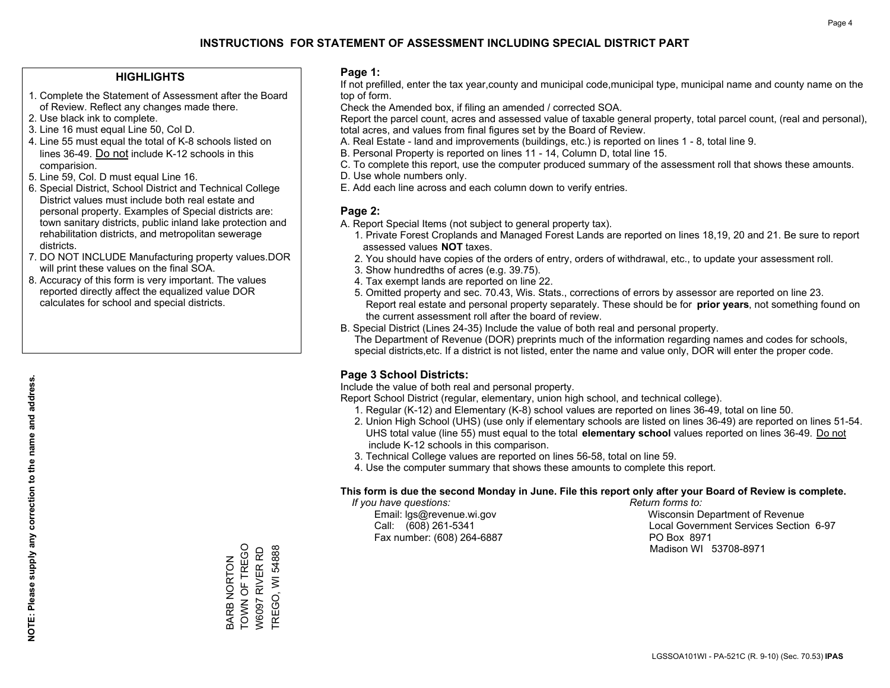# INSTRUCTIONS FOR STATEMENT OF ASSESSMENT INCLUDING SPECIAL DISTRICT PART

## HIGHLIGHTS

1. Complete the Statement of Assessment after the Board of Review. Reflect any changes made there.
2. Use black ink to complete.
3. Line 16 must equal Line 50, Col D.
4. Line 55 must equal the total of K-8 schools listed on lines 36-49. Do not include K-12 schools in this comparision.
5. Line 59, Col. D must equal Line 16.
6. Special District, School District and Technical College District values must include both real estate and personal property. Examples of Special districts are: town sanitary districts, public inland lake protection and rehabilitation districts, and metropolitan sewerage districts.
7. DO NOT INCLUDE Manufacturing property values.DOR will print these values on the final SOA.
8. Accuracy of this form is very important. The values reported directly affect the equalized value DOR calculates for school and special districts.

**NOTE: Please supply any correction to the name and address.**

BARB NORTON
TOWN OF TREGO
W6097 RIVER RD
TREGO, WI 54888

## Page 1:

If not prefilled, enter the tax year,county and municipal code,municipal type, municipal name and county name on the top of form.

Check the Amended box, if filing an amended / corrected SOA.

Report the parcel count, acres and assessed value of taxable general property, total parcel count, (real and personal), total acres, and values from final figures set by the Board of Review.

A. Real Estate - land and improvements (buildings, etc.) is reported on lines 1 - 8, total line 9.
B. Personal Property is reported on lines 11 - 14, Column D, total line 15.
C. To complete this report, use the computer produced summary of the assessment roll that shows these amounts.
D. Use whole numbers only.
E. Add each line across and each column down to verify entries.

## Page 2:

A. Report Special Items (not subject to general property tax).
   1. Private Forest Croplands and Managed Forest Lands are reported on lines 18,19, 20 and 21. Be sure to report assessed values **NOT** taxes.
   2. You should have copies of the orders of entry, orders of withdrawal, etc., to update your assessment roll.
   3. Show hundredths of acres (e.g. 39.75).
   4. Tax exempt lands are reported on line 22.
   5. Omitted property and sec. 70.43, Wis. Stats., corrections of errors by assessor are reported on line 23. Report real estate and personal property separately. These should be for **prior years**, not something found on the current assessment roll after the board of review.
B. Special District (Lines 24-35) Include the value of both real and personal property.
   The Department of Revenue (DOR) preprints much of the information regarding names and codes for schools, special districts,etc. If a district is not listed, enter the name and value only, DOR will enter the proper code.

## Page 3 School Districts:

Include the value of both real and personal property.

Report School District (regular, elementary, union high school, and technical college).

1. Regular (K-12) and Elementary (K-8) school values are reported on lines 36-49, total on line 50.
2. Union High School (UHS) (use only if elementary schools are listed on lines 36-49) are reported on lines 51-54. UHS total value (line 55) must equal to the total **elementary school** values reported on lines 36-49. Do not include K-12 schools in this comparison.
3. Technical College values are reported on lines 56-58, total on line 59.
4. Use the computer summary that shows these amounts to complete this report.

**This form is due the second Monday in June. File this report only after your Board of Review is complete.**

*If you have questions:*
Email: lgs@revenue.wi.gov
Call: (608) 261-5341
Fax number: (608) 264-6887

*Return forms to:*
Wisconsin Department of Revenue
Local Government Services Section 6-97
PO Box 8971
Madison WI 53708-8971

LGSSOA101WI - PA-521C (R. 9-10) (Sec. 70.53) **IPAS**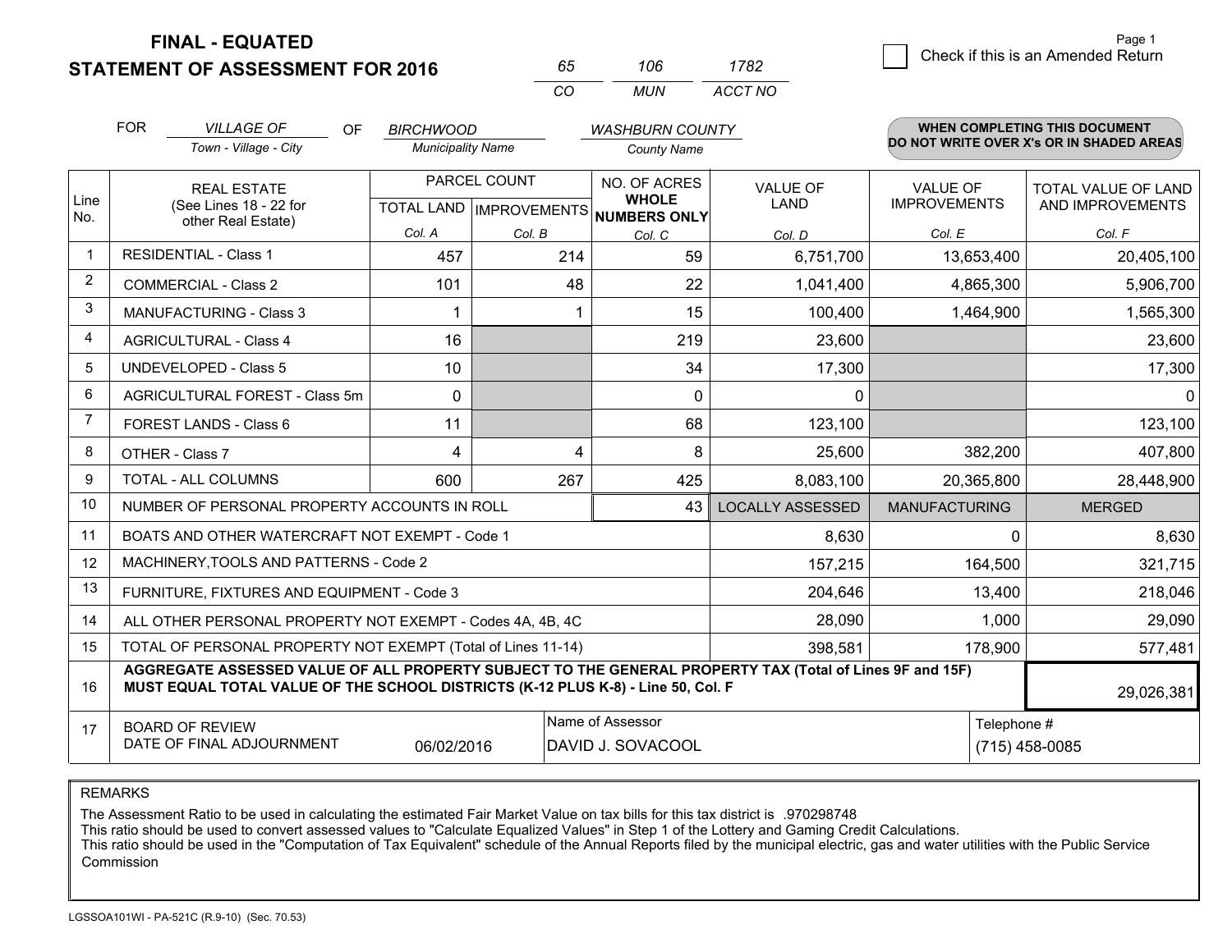# FINAL - EQUATED
## STATEMENT OF ASSESSMENT FOR 2016

| 65 | 106 | 1782 |
|---|---|---|
| CO | MUN | ACCT NO |

Page 1

☐ Check if this is an Amended Return

FOR *VILLAGE OF* (Town - Village - City) OF *BIRCHWOOD* (Municipality Name) *WASHBURN COUNTY* (County Name)

**WHEN COMPLETING THIS DOCUMENT DO NOT WRITE OVER X's OR IN SHADED AREAS**

| Line No. | REAL ESTATE (See Lines 18 - 22 for other Real Estate) | PARCEL COUNT TOTAL LAND Col. A | PARCEL COUNT IMPROVEMENTS Col. B | NO. OF ACRES WHOLE NUMBERS ONLY Col. C | VALUE OF LAND Col. D | VALUE OF IMPROVEMENTS Col. E | TOTAL VALUE OF LAND AND IMPROVEMENTS Col. F |
|---|---|---|---|---|---|---|---|
| 1 | RESIDENTIAL - Class 1 | 457 | 214 | 59 | 6,751,700 | 13,653,400 | 20,405,100 |
| 2 | COMMERCIAL - Class 2 | 101 | 48 | 22 | 1,041,400 | 4,865,300 | 5,906,700 |
| 3 | MANUFACTURING - Class 3 | 1 | 1 | 15 | 100,400 | 1,464,900 | 1,565,300 |
| 4 | AGRICULTURAL - Class 4 | 16 | | 219 | 23,600 | | 23,600 |
| 5 | UNDEVELOPED - Class 5 | 10 | | 34 | 17,300 | | 17,300 |
| 6 | AGRICULTURAL FOREST - Class 5m | 0 | | 0 | 0 | | 0 |
| 7 | FOREST LANDS - Class 6 | 11 | | 68 | 123,100 | | 123,100 |
| 8 | OTHER - Class 7 | 4 | 4 | 8 | 25,600 | 382,200 | 407,800 |
| 9 | TOTAL - ALL COLUMNS | 600 | 267 | 425 | 8,083,100 | 20,365,800 | 28,448,900 |
| 10 | NUMBER OF PERSONAL PROPERTY ACCOUNTS IN ROLL | | | 43 | LOCALLY ASSESSED | MANUFACTURING | MERGED |
| 11 | BOATS AND OTHER WATERCRAFT NOT EXEMPT - Code 1 | | | | 8,630 | 0 | 8,630 |
| 12 | MACHINERY,TOOLS AND PATTERNS - Code 2 | | | | 157,215 | 164,500 | 321,715 |
| 13 | FURNITURE, FIXTURES AND EQUIPMENT - Code 3 | | | | 204,646 | 13,400 | 218,046 |
| 14 | ALL OTHER PERSONAL PROPERTY NOT EXEMPT - Codes 4A, 4B, 4C | | | | 28,090 | 1,000 | 29,090 |
| 15 | TOTAL OF PERSONAL PROPERTY NOT EXEMPT (Total of Lines 11-14) | | | | 398,581 | 178,900 | 577,481 |
| 16 | **AGGREGATE ASSESSED VALUE OF ALL PROPERTY SUBJECT TO THE GENERAL PROPERTY TAX (Total of Lines 9F and 15F) MUST EQUAL TOTAL VALUE OF THE SCHOOL DISTRICTS (K-12 PLUS K-8) - Line 50, Col. F** | | | | | | 29,026,381 |
| 17 | BOARD OF REVIEW DATE OF FINAL ADJOURNMENT | 06/02/2016 | | Name of Assessor: DAVID J. SOVACOOL | | | Telephone #: (715) 458-0085 |

REMARKS

The Assessment Ratio to be used in calculating the estimated Fair Market Value on tax bills for this tax district is .970298748
This ratio should be used to convert assessed values to "Calculate Equalized Values" in Step 1 of the Lottery and Gaming Credit Calculations.
This ratio should be used in the "Computation of Tax Equivalent" schedule of the Annual Reports filed by the municipal electric, gas and water utilities with the Public Service Commission

LGSSOA101WI - PA-521C (R.9-10) (Sec. 70.53)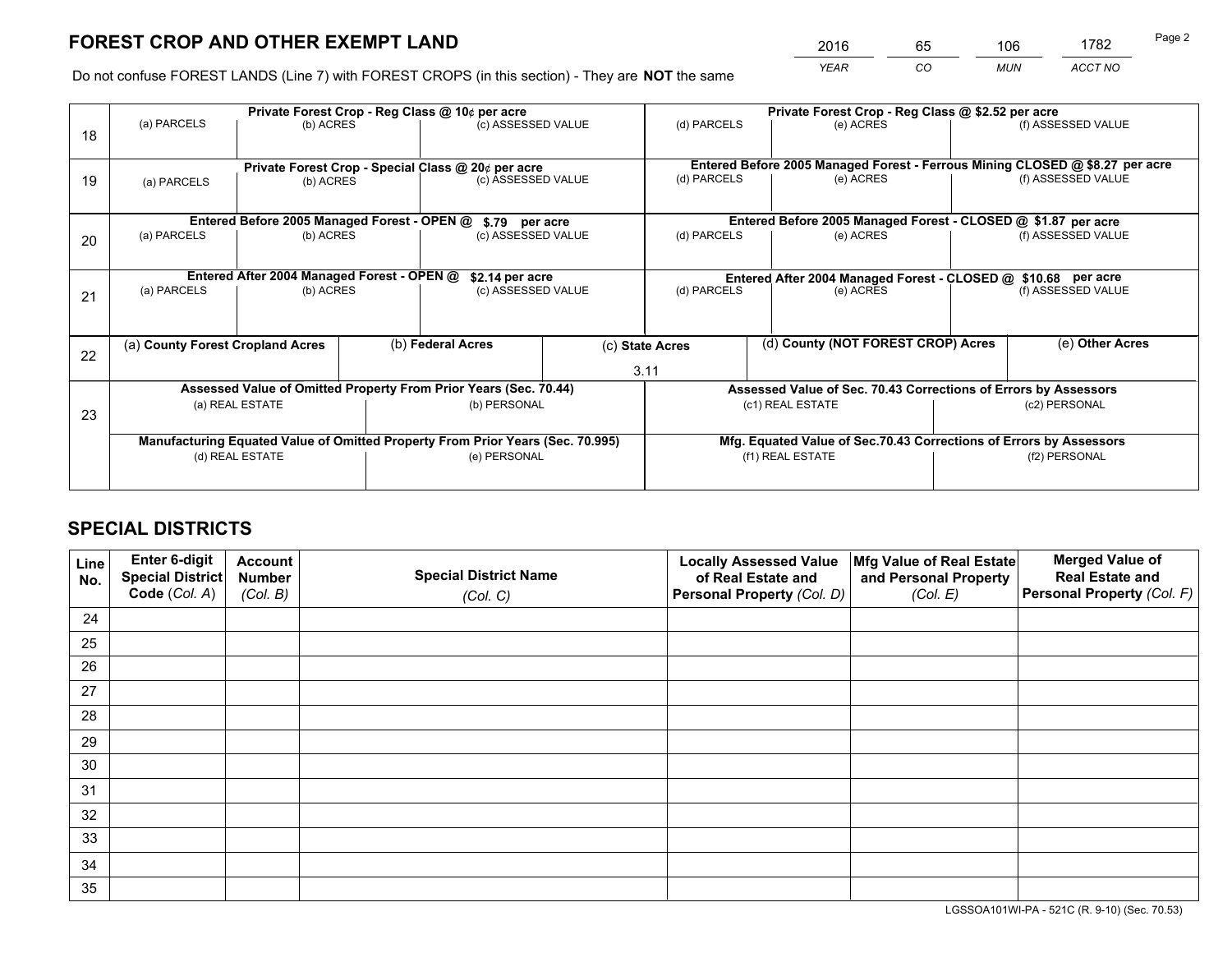# FOREST CROP AND OTHER EXEMPT LAND

| 2016 | 65 | 106 | 1782 |
|---|---|---|---|
| YEAR | CO | MUN | ACCT NO |

Do not confuse FOREST LANDS (Line 7) with FOREST CROPS (in this section) - They are **NOT** the same

| Line | Private Forest Crop - Reg Class @ 10¢ per acre | | | Private Forest Crop - Reg Class @ $2.52 per acre | | |
|---|---|---|---|---|---|---|
| 18 | (a) PARCELS | (b) ACRES | (c) ASSESSED VALUE | (d) PARCELS | (e) ACRES | (f) ASSESSED VALUE |
| | **Private Forest Crop - Special Class @ 20¢ per acre** | | | **Entered Before 2005 Managed Forest - Ferrous Mining CLOSED @ $8.27 per acre** | | |
| 19 | (a) PARCELS | (b) ACRES | (c) ASSESSED VALUE | (d) PARCELS | (e) ACRES | (f) ASSESSED VALUE |
| | **Entered Before 2005 Managed Forest - OPEN @ $.79 per acre** | | | **Entered Before 2005 Managed Forest - CLOSED @ $1.87 per acre** | | |
| 20 | (a) PARCELS | (b) ACRES | (c) ASSESSED VALUE | (d) PARCELS | (e) ACRES | (f) ASSESSED VALUE |
| | **Entered After 2004 Managed Forest - OPEN @ $2.14 per acre** | | | **Entered After 2004 Managed Forest - CLOSED @ $10.68 per acre** | | |
| 21 | (a) PARCELS | (b) ACRES | (c) ASSESSED VALUE | (d) PARCELS | (e) ACRES | (f) ASSESSED VALUE |

| Line | (a) **County Forest Cropland Acres** | (b) **Federal Acres** | (c) **State Acres** | (d) **County (NOT FOREST CROP) Acres** | (e) **Other Acres** |
|---|---|---|---|---|---|
| 22 | | | 3.11 | | |

| Line | Assessed Value of Omitted Property From Prior Years (Sec. 70.44) | | Assessed Value of Sec. 70.43 Corrections of Errors by Assessors | |
|---|---|---|---|---|
| 23 | (a) REAL ESTATE | (b) PERSONAL | (c1) REAL ESTATE | (c2) PERSONAL |
| | **Manufacturing Equated Value of Omitted Property From Prior Years (Sec. 70.995)** | | **Mfg. Equated Value of Sec.70.43 Corrections of Errors by Assessors** | |
| | (d) REAL ESTATE | (e) PERSONAL | (f1) REAL ESTATE | (f2) PERSONAL |

# SPECIAL DISTRICTS

| Line No. | Enter 6-digit Special District Code (Col. A) | Account Number (Col. B) | Special District Name (Col. C) | Locally Assessed Value of Real Estate and Personal Property (Col. D) | Mfg Value of Real Estate and Personal Property (Col. E) | Merged Value of Real Estate and Personal Property (Col. F) |
|---|---|---|---|---|---|---|
| 24 | | | | | | |
| 25 | | | | | | |
| 26 | | | | | | |
| 27 | | | | | | |
| 28 | | | | | | |
| 29 | | | | | | |
| 30 | | | | | | |
| 31 | | | | | | |
| 32 | | | | | | |
| 33 | | | | | | |
| 34 | | | | | | |
| 35 | | | | | | |

LGSSOA101WI-PA - 521C (R. 9-10) (Sec. 70.53)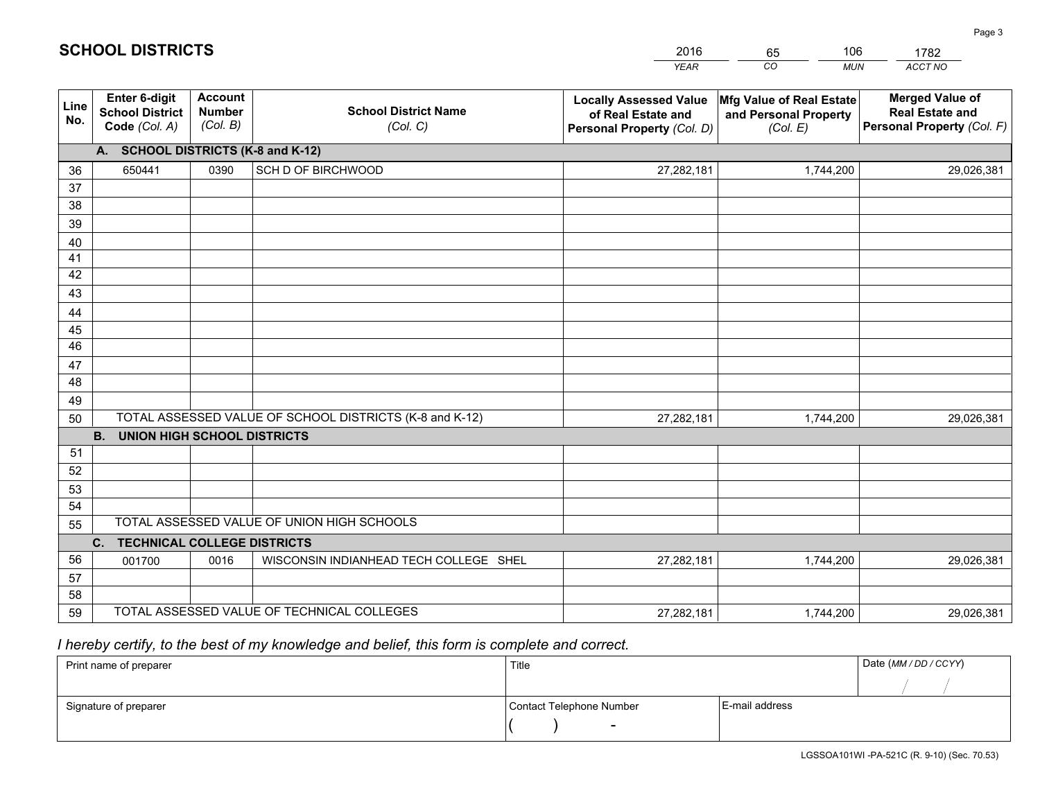# SCHOOL DISTRICTS

| 2016 | 65 | 106 | 1782 |
|---|---|---|---|
| *YEAR* | *CO* | *MUN* | *ACCT NO* |

| Line No. | Enter 6-digit School District Code *(Col. A)* | Account Number *(Col. B)* | School District Name *(Col. C)* | Locally Assessed Value of Real Estate and Personal Property *(Col. D)* | Mfg Value of Real Estate and Personal Property *(Col. E)* | Merged Value of Real Estate and Personal Property *(Col. F)* |
|---|---|---|---|---|---|---|
| **A. SCHOOL DISTRICTS (K-8 and K-12)** | | | | | | |
| 36 | 650441 | 0390 | SCH D OF BIRCHWOOD | 27,282,181 | 1,744,200 | 29,026,381 |
| 37 | | | | | | |
| 38 | | | | | | |
| 39 | | | | | | |
| 40 | | | | | | |
| 41 | | | | | | |
| 42 | | | | | | |
| 43 | | | | | | |
| 44 | | | | | | |
| 45 | | | | | | |
| 46 | | | | | | |
| 47 | | | | | | |
| 48 | | | | | | |
| 49 | | | | | | |
| 50 | TOTAL ASSESSED VALUE OF SCHOOL DISTRICTS (K-8 and K-12) | | | 27,282,181 | 1,744,200 | 29,026,381 |
| **B. UNION HIGH SCHOOL DISTRICTS** | | | | | | |
| 51 | | | | | | |
| 52 | | | | | | |
| 53 | | | | | | |
| 54 | | | | | | |
| 55 | TOTAL ASSESSED VALUE OF UNION HIGH SCHOOLS | | | | | |
| **C. TECHNICAL COLLEGE DISTRICTS** | | | | | | |
| 56 | 001700 | 0016 | WISCONSIN INDIANHEAD TECH COLLEGE SHEL | 27,282,181 | 1,744,200 | 29,026,381 |
| 57 | | | | | | |
| 58 | | | | | | |
| 59 | TOTAL ASSESSED VALUE OF TECHNICAL COLLEGES | | | 27,282,181 | 1,744,200 | 29,026,381 |

*I hereby certify, to the best of my knowledge and belief, this form is complete and correct.*

| Print name of preparer | Title | | Date *(MM / DD / CCYY)* |
|---|---|---|---|
| | | | / / |
| Signature of preparer | Contact Telephone Number | E-mail address | |
| | ( ) - | | |

LGSSOA101WI -PA-521C (R. 9-10) (Sec. 70.53)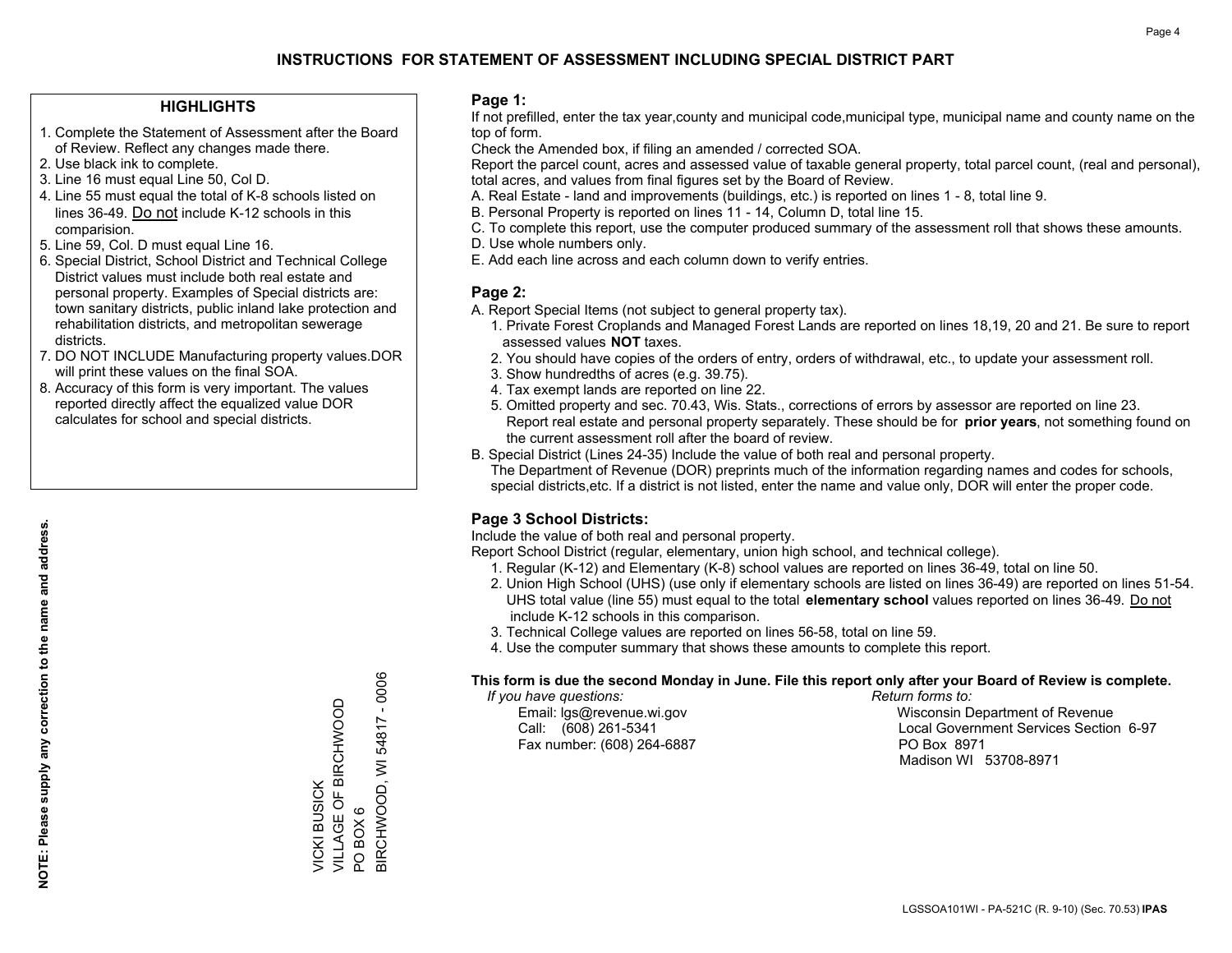# INSTRUCTIONS FOR STATEMENT OF ASSESSMENT INCLUDING SPECIAL DISTRICT PART

## HIGHLIGHTS

1. Complete the Statement of Assessment after the Board of Review. Reflect any changes made there.
2. Use black ink to complete.
3. Line 16 must equal Line 50, Col D.
4. Line 55 must equal the total of K-8 schools listed on lines 36-49. Do not include K-12 schools in this comparision.
5. Line 59, Col. D must equal Line 16.
6. Special District, School District and Technical College District values must include both real estate and personal property. Examples of Special districts are: town sanitary districts, public inland lake protection and rehabilitation districts, and metropolitan sewerage districts.
7. DO NOT INCLUDE Manufacturing property values.DOR will print these values on the final SOA.
8. Accuracy of this form is very important. The values reported directly affect the equalized value DOR calculates for school and special districts.

**NOTE: Please supply any correction to the name and address.**

VICKI BUSICK
VILLAGE OF BIRCHWOOD
PO BOX 6
BIRCHWOOD, WI 54817 - 0006

## Page 1:

If not prefilled, enter the tax year,county and municipal code,municipal type, municipal name and county name on the top of form.

Check the Amended box, if filing an amended / corrected SOA.

Report the parcel count, acres and assessed value of taxable general property, total parcel count, (real and personal), total acres, and values from final figures set by the Board of Review.

A. Real Estate - land and improvements (buildings, etc.) is reported on lines 1 - 8, total line 9.
B. Personal Property is reported on lines 11 - 14, Column D, total line 15.
C. To complete this report, use the computer produced summary of the assessment roll that shows these amounts.
D. Use whole numbers only.
E. Add each line across and each column down to verify entries.

## Page 2:

A. Report Special Items (not subject to general property tax).
   1. Private Forest Croplands and Managed Forest Lands are reported on lines 18,19, 20 and 21. Be sure to report assessed values **NOT** taxes.
   2. You should have copies of the orders of entry, orders of withdrawal, etc., to update your assessment roll.
   3. Show hundredths of acres (e.g. 39.75).
   4. Tax exempt lands are reported on line 22.
   5. Omitted property and sec. 70.43, Wis. Stats., corrections of errors by assessor are reported on line 23. Report real estate and personal property separately. These should be for **prior years**, not something found on the current assessment roll after the board of review.
B. Special District (Lines 24-35) Include the value of both real and personal property.
   The Department of Revenue (DOR) preprints much of the information regarding names and codes for schools, special districts,etc. If a district is not listed, enter the name and value only, DOR will enter the proper code.

## Page 3 School Districts:

Include the value of both real and personal property.

Report School District (regular, elementary, union high school, and technical college).

1. Regular (K-12) and Elementary (K-8) school values are reported on lines 36-49, total on line 50.
2. Union High School (UHS) (use only if elementary schools are listed on lines 36-49) are reported on lines 51-54. UHS total value (line 55) must equal to the total **elementary school** values reported on lines 36-49. Do not include K-12 schools in this comparison.
3. Technical College values are reported on lines 56-58, total on line 59.
4. Use the computer summary that shows these amounts to complete this report.

**This form is due the second Monday in June. File this report only after your Board of Review is complete.**

*If you have questions:*
Email: lgs@revenue.wi.gov
Call: (608) 261-5341
Fax number: (608) 264-6887

*Return forms to:*
Wisconsin Department of Revenue
Local Government Services Section 6-97
PO Box 8971
Madison WI 53708-8971

LGSSOA101WI - PA-521C (R. 9-10) (Sec. 70.53) **IPAS**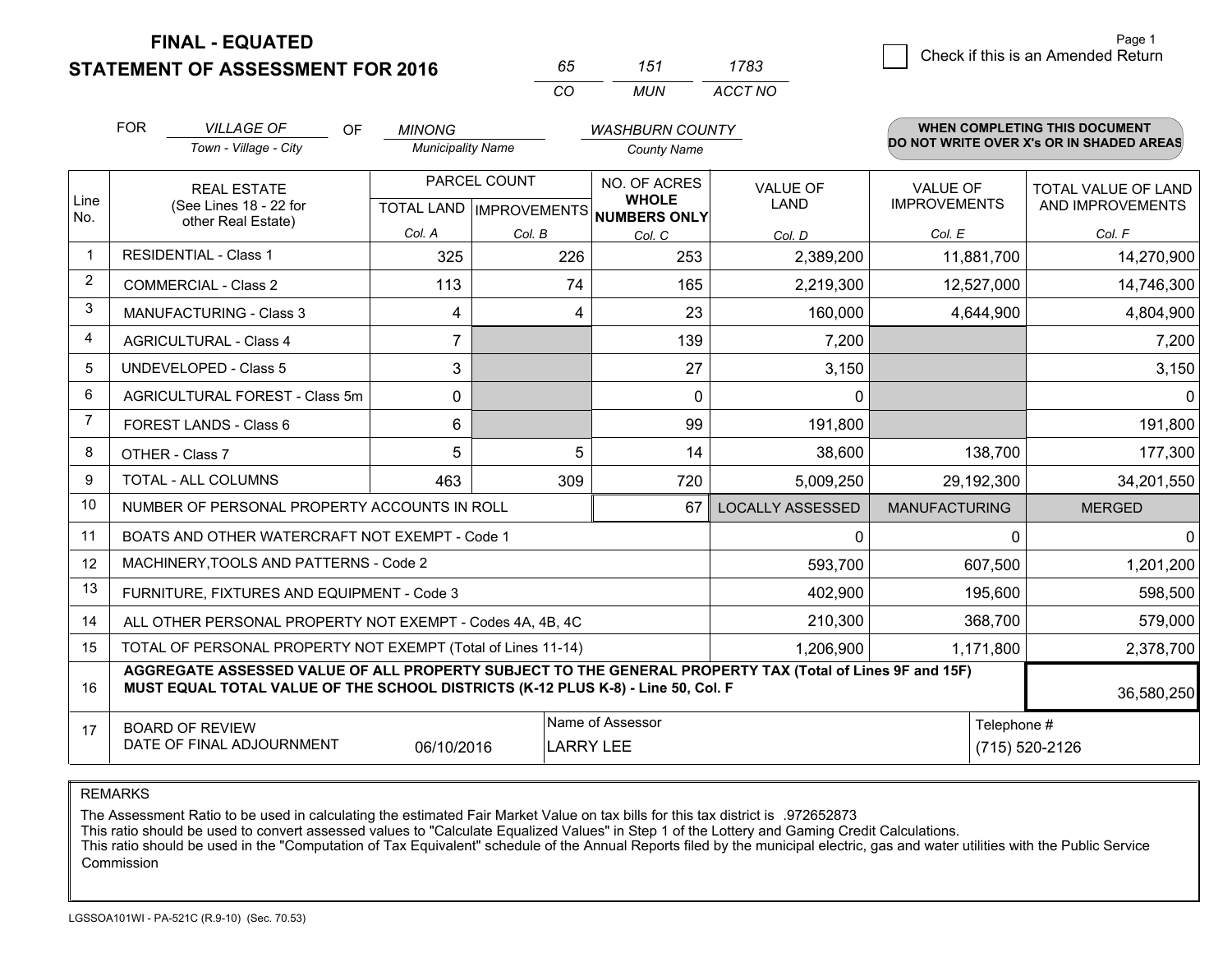# FINAL - EQUATED
## STATEMENT OF ASSESSMENT FOR 2016

| 65 | 151 | 1783 |
|---|---|---|
| CO | MUN | ACCT NO |

Page 1

☐ Check if this is an Amended Return

FOR *VILLAGE OF* (Town - Village - City) OF *MINONG* (Municipality Name) *WASHBURN COUNTY* (County Name)

**WHEN COMPLETING THIS DOCUMENT DO NOT WRITE OVER X's OR IN SHADED AREAS**

| Line No. | REAL ESTATE (See Lines 18 - 22 for other Real Estate) | PARCEL COUNT | | NO. OF ACRES WHOLE NUMBERS ONLY | VALUE OF LAND | VALUE OF IMPROVEMENTS | TOTAL VALUE OF LAND AND IMPROVEMENTS |
|---|---|---|---|---|---|---|---|
| | | TOTAL LAND | IMPROVEMENTS | | | | |
| | | Col. A | Col. B | Col. C | Col. D | Col. E | Col. F |
| 1 | RESIDENTIAL - Class 1 | 325 | 226 | 253 | 2,389,200 | 11,881,700 | 14,270,900 |
| 2 | COMMERCIAL - Class 2 | 113 | 74 | 165 | 2,219,300 | 12,527,000 | 14,746,300 |
| 3 | MANUFACTURING - Class 3 | 4 | 4 | 23 | 160,000 | 4,644,900 | 4,804,900 |
| 4 | AGRICULTURAL - Class 4 | 7 | | 139 | 7,200 | | 7,200 |
| 5 | UNDEVELOPED - Class 5 | 3 | | 27 | 3,150 | | 3,150 |
| 6 | AGRICULTURAL FOREST - Class 5m | 0 | | 0 | 0 | | 0 |
| 7 | FOREST LANDS - Class 6 | 6 | | 99 | 191,800 | | 191,800 |
| 8 | OTHER - Class 7 | 5 | 5 | 14 | 38,600 | 138,700 | 177,300 |
| 9 | TOTAL - ALL COLUMNS | 463 | 309 | 720 | 5,009,250 | 29,192,300 | 34,201,550 |
| 10 | NUMBER OF PERSONAL PROPERTY ACCOUNTS IN ROLL | | | 67 | LOCALLY ASSESSED | MANUFACTURING | MERGED |
| 11 | BOATS AND OTHER WATERCRAFT NOT EXEMPT - Code 1 | | | | 0 | 0 | 0 |
| 12 | MACHINERY,TOOLS AND PATTERNS - Code 2 | | | | 593,700 | 607,500 | 1,201,200 |
| 13 | FURNITURE, FIXTURES AND EQUIPMENT - Code 3 | | | | 402,900 | 195,600 | 598,500 |
| 14 | ALL OTHER PERSONAL PROPERTY NOT EXEMPT - Codes 4A, 4B, 4C | | | | 210,300 | 368,700 | 579,000 |
| 15 | TOTAL OF PERSONAL PROPERTY NOT EXEMPT (Total of Lines 11-14) | | | | 1,206,900 | 1,171,800 | 2,378,700 |
| 16 | **AGGREGATE ASSESSED VALUE OF ALL PROPERTY SUBJECT TO THE GENERAL PROPERTY TAX (Total of Lines 9F and 15F) MUST EQUAL TOTAL VALUE OF THE SCHOOL DISTRICTS (K-12 PLUS K-8) - Line 50, Col. F** | | | | | | 36,580,250 |
| 17 | BOARD OF REVIEW DATE OF FINAL ADJOURNMENT | 06/10/2016 | Name of Assessor: LARRY LEE | | | Telephone #: (715) 520-2126 | |

REMARKS

The Assessment Ratio to be used in calculating the estimated Fair Market Value on tax bills for this tax district is .972652873
This ratio should be used to convert assessed values to "Calculate Equalized Values" in Step 1 of the Lottery and Gaming Credit Calculations.
This ratio should be used in the "Computation of Tax Equivalent" schedule of the Annual Reports filed by the municipal electric, gas and water utilities with the Public Service Commission

LGSSOA101WI - PA-521C (R.9-10) (Sec. 70.53)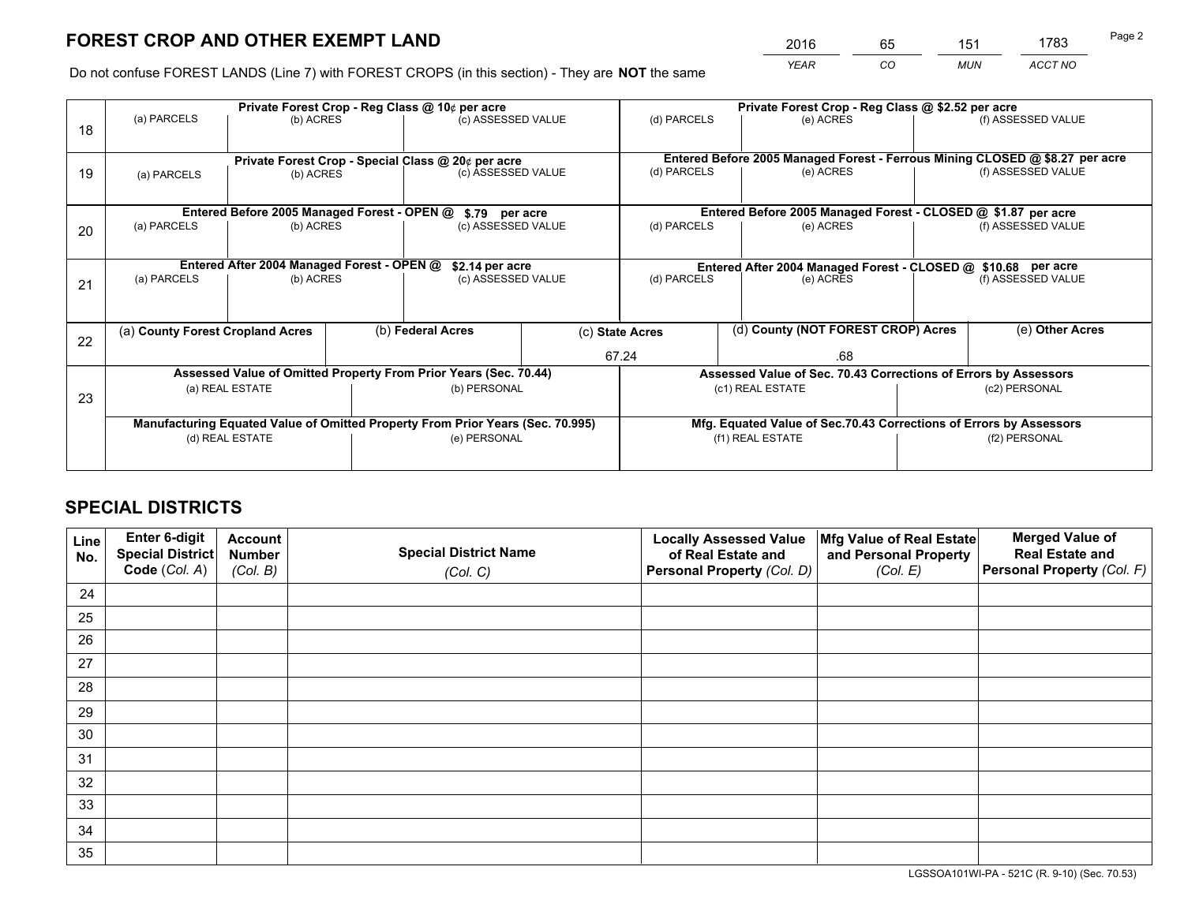## FOREST CROP AND OTHER EXEMPT LAND

| 2016 | 65 | 151 | 1783 |
|---|---|---|---|
| YEAR | CO | MUN | ACCT NO |

Do not confuse FOREST LANDS (Line 7) with FOREST CROPS (in this section) - They are **NOT** the same

| Line | Private Forest Crop - Reg Class @ 10¢ per acre | | | Private Forest Crop - Reg Class @ $2.52 per acre | | |
|---|---|---|---|---|---|---|
| 18 | (a) PARCELS | (b) ACRES | (c) ASSESSED VALUE | (d) PARCELS | (e) ACRES | (f) ASSESSED VALUE |
| | Private Forest Crop - Special Class @ 20¢ per acre | | | Entered Before 2005 Managed Forest - Ferrous Mining CLOSED @ $8.27 per acre | | |
| 19 | (a) PARCELS | (b) ACRES | (c) ASSESSED VALUE | (d) PARCELS | (e) ACRES | (f) ASSESSED VALUE |
| | Entered Before 2005 Managed Forest - OPEN @ $.79 per acre | | | Entered Before 2005 Managed Forest - CLOSED @ $1.87 per acre | | |
| 20 | (a) PARCELS | (b) ACRES | (c) ASSESSED VALUE | (d) PARCELS | (e) ACRES | (f) ASSESSED VALUE |
| | Entered After 2004 Managed Forest - OPEN @ $2.14 per acre | | | Entered After 2004 Managed Forest - CLOSED @ $10.68 per acre | | |
| 21 | (a) PARCELS | (b) ACRES | (c) ASSESSED VALUE | (d) PARCELS | (e) ACRES | (f) ASSESSED VALUE |

| Line | (a) **County Forest Cropland Acres** | (b) **Federal Acres** | (c) **State Acres** | (d) **County (NOT FOREST CROP) Acres** | (e) **Other Acres** |
|---|---|---|---|---|---|
| 22 | | | 67.24 | .68 | |

| Line | Assessed Value of Omitted Property From Prior Years (Sec. 70.44) | | Assessed Value of Sec. 70.43 Corrections of Errors by Assessors | |
|---|---|---|---|---|
| 23 | (a) REAL ESTATE | (b) PERSONAL | (c1) REAL ESTATE | (c2) PERSONAL |
| | **Manufacturing Equated Value of Omitted Property From Prior Years (Sec. 70.995)** | | **Mfg. Equated Value of Sec.70.43 Corrections of Errors by Assessors** | |
| | (d) REAL ESTATE | (e) PERSONAL | (f1) REAL ESTATE | (f2) PERSONAL |

## SPECIAL DISTRICTS

| Line No. | Enter 6-digit Special District Code (Col. A) | Account Number (Col. B) | Special District Name (Col. C) | Locally Assessed Value of Real Estate and Personal Property (Col. D) | Mfg Value of Real Estate and Personal Property (Col. E) | Merged Value of Real Estate and Personal Property (Col. F) |
|---|---|---|---|---|---|---|
| 24 | | | | | | |
| 25 | | | | | | |
| 26 | | | | | | |
| 27 | | | | | | |
| 28 | | | | | | |
| 29 | | | | | | |
| 30 | | | | | | |
| 31 | | | | | | |
| 32 | | | | | | |
| 33 | | | | | | |
| 34 | | | | | | |
| 35 | | | | | | |

LGSSOA101WI-PA - 521C (R. 9-10) (Sec. 70.53)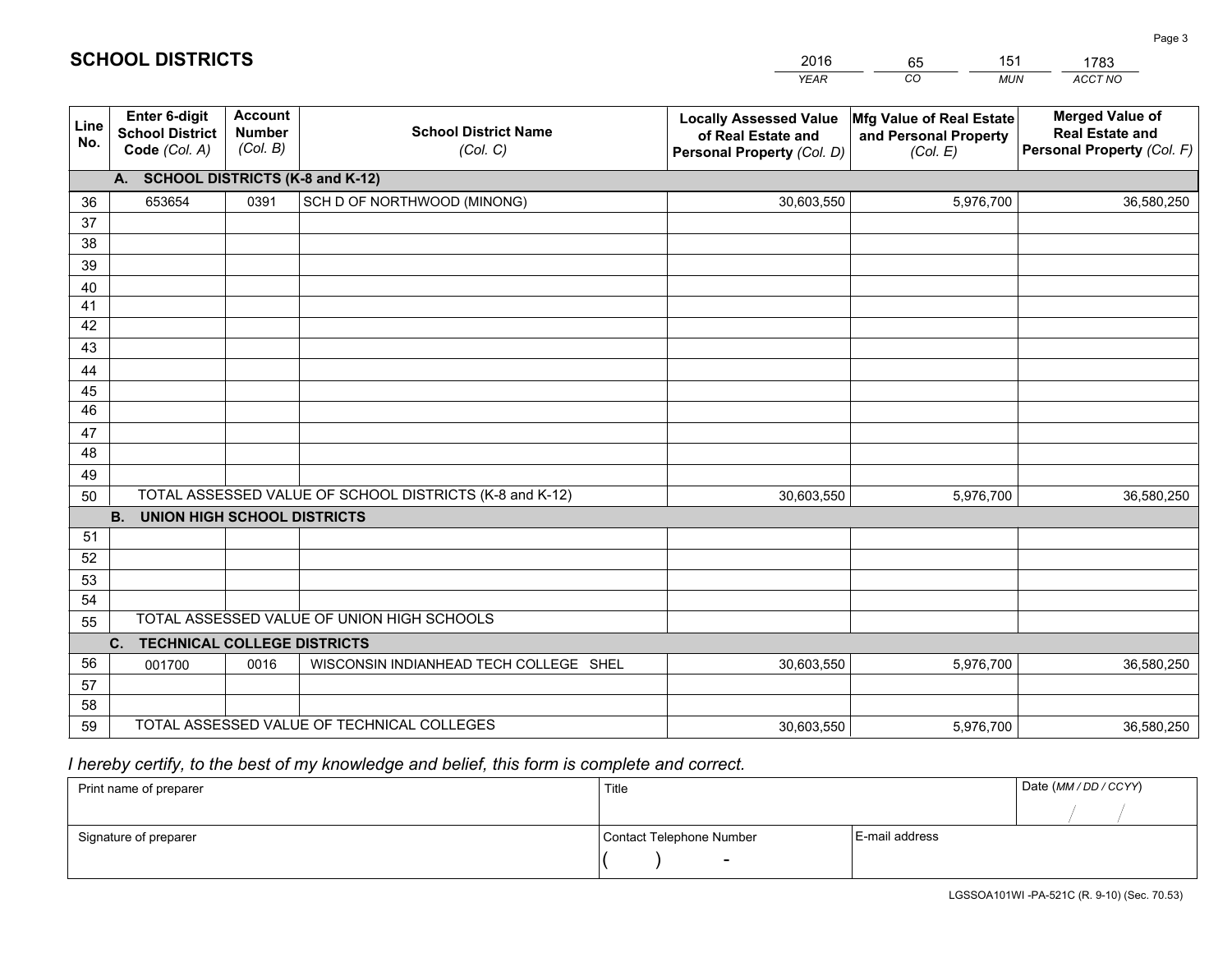# SCHOOL DISTRICTS

| 2016 | 65 | 151 | 1783 |
|---|---|---|---|
| *YEAR* | *CO* | *MUN* | *ACCT NO* |

| Line No. | Enter 6-digit School District Code *(Col. A)* | Account Number *(Col. B)* | School District Name *(Col. C)* | Locally Assessed Value of Real Estate and Personal Property *(Col. D)* | Mfg Value of Real Estate and Personal Property *(Col. E)* | Merged Value of Real Estate and Personal Property *(Col. F)* |
|---|---|---|---|---|---|---|
| | **A. SCHOOL DISTRICTS (K-8 and K-12)** | | | | | |
| 36 | 653654 | 0391 | SCH D OF NORTHWOOD (MINONG) | 30,603,550 | 5,976,700 | 36,580,250 |
| 37 | | | | | | |
| 38 | | | | | | |
| 39 | | | | | | |
| 40 | | | | | | |
| 41 | | | | | | |
| 42 | | | | | | |
| 43 | | | | | | |
| 44 | | | | | | |
| 45 | | | | | | |
| 46 | | | | | | |
| 47 | | | | | | |
| 48 | | | | | | |
| 49 | | | | | | |
| 50 | TOTAL ASSESSED VALUE OF SCHOOL DISTRICTS (K-8 and K-12) | | | 30,603,550 | 5,976,700 | 36,580,250 |
| | **B. UNION HIGH SCHOOL DISTRICTS** | | | | | |
| 51 | | | | | | |
| 52 | | | | | | |
| 53 | | | | | | |
| 54 | | | | | | |
| 55 | TOTAL ASSESSED VALUE OF UNION HIGH SCHOOLS | | | | | |
| | **C. TECHNICAL COLLEGE DISTRICTS** | | | | | |
| 56 | 001700 | 0016 | WISCONSIN INDIANHEAD TECH COLLEGE SHEL | 30,603,550 | 5,976,700 | 36,580,250 |
| 57 | | | | | | |
| 58 | | | | | | |
| 59 | TOTAL ASSESSED VALUE OF TECHNICAL COLLEGES | | | 30,603,550 | 5,976,700 | 36,580,250 |

*I hereby certify, to the best of my knowledge and belief, this form is complete and correct.*

| Print name of preparer | Title | | Date *(MM / DD / CCYY)* |
|---|---|---|---|
| | | | / / |
| Signature of preparer | Contact Telephone Number | E-mail address | |
| | ( ) - | | |

LGSSOA101WI -PA-521C (R. 9-10) (Sec. 70.53)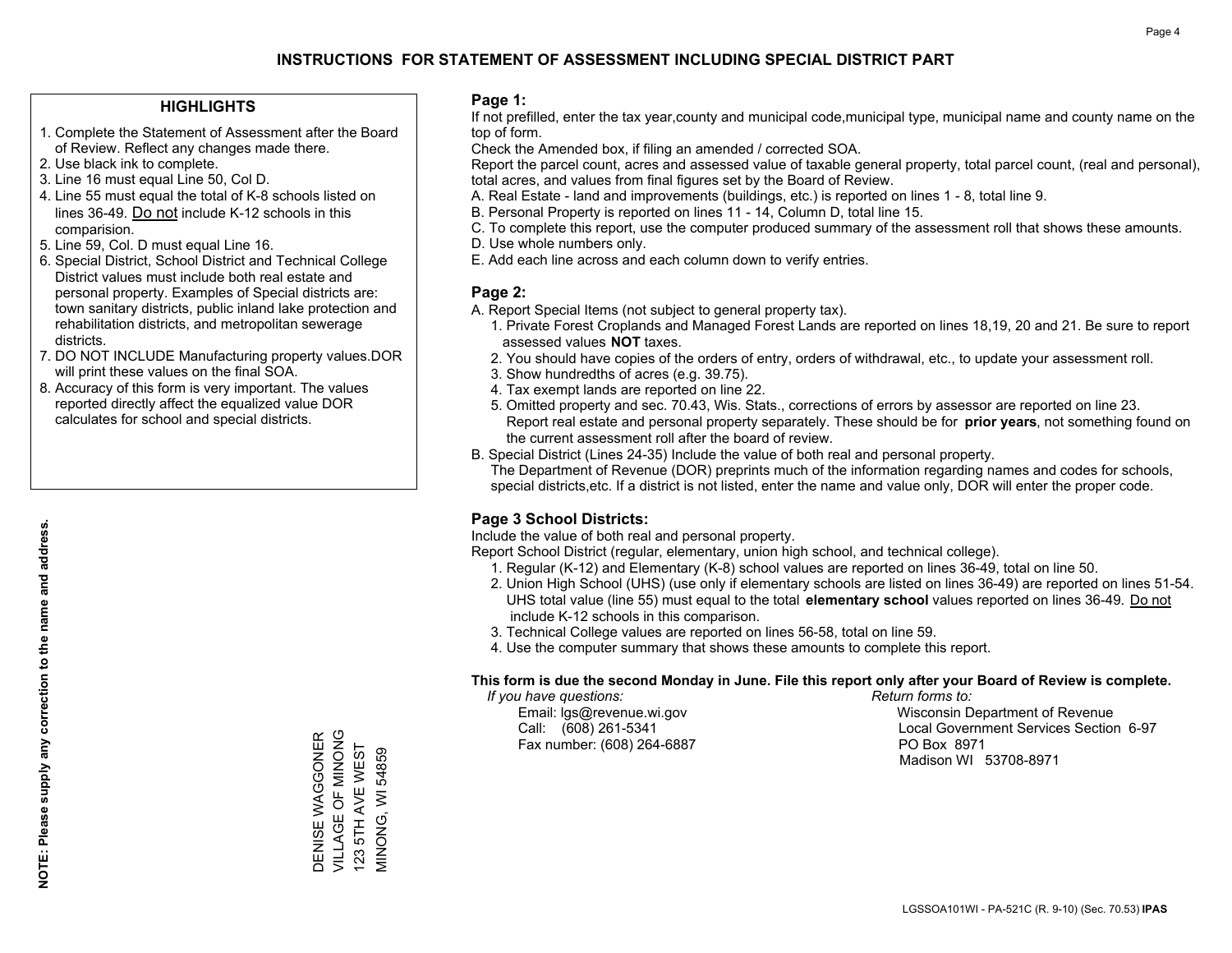# INSTRUCTIONS FOR STATEMENT OF ASSESSMENT INCLUDING SPECIAL DISTRICT PART

## HIGHLIGHTS

1. Complete the Statement of Assessment after the Board of Review. Reflect any changes made there.
2. Use black ink to complete.
3. Line 16 must equal Line 50, Col D.
4. Line 55 must equal the total of K-8 schools listed on lines 36-49. Do not include K-12 schools in this comparision.
5. Line 59, Col. D must equal Line 16.
6. Special District, School District and Technical College District values must include both real estate and personal property. Examples of Special districts are: town sanitary districts, public inland lake protection and rehabilitation districts, and metropolitan sewerage districts.
7. DO NOT INCLUDE Manufacturing property values.DOR will print these values on the final SOA.
8. Accuracy of this form is very important. The values reported directly affect the equalized value DOR calculates for school and special districts.

**NOTE: Please supply any correction to the name and address.**

DENISE WAGGONER
VILLAGE OF MINONG
123 5TH AVE WEST
MINONG, WI 54859

## Page 1:

If not prefilled, enter the tax year,county and municipal code,municipal type, municipal name and county name on the top of form.

Check the Amended box, if filing an amended / corrected SOA.

Report the parcel count, acres and assessed value of taxable general property, total parcel count, (real and personal), total acres, and values from final figures set by the Board of Review.

A. Real Estate - land and improvements (buildings, etc.) is reported on lines 1 - 8, total line 9.
B. Personal Property is reported on lines 11 - 14, Column D, total line 15.
C. To complete this report, use the computer produced summary of the assessment roll that shows these amounts.
D. Use whole numbers only.
E. Add each line across and each column down to verify entries.

## Page 2:

A. Report Special Items (not subject to general property tax).
   1. Private Forest Croplands and Managed Forest Lands are reported on lines 18,19, 20 and 21. Be sure to report assessed values **NOT** taxes.
   2. You should have copies of the orders of entry, orders of withdrawal, etc., to update your assessment roll.
   3. Show hundredths of acres (e.g. 39.75).
   4. Tax exempt lands are reported on line 22.
   5. Omitted property and sec. 70.43, Wis. Stats., corrections of errors by assessor are reported on line 23. Report real estate and personal property separately. These should be for **prior years**, not something found on the current assessment roll after the board of review.
B. Special District (Lines 24-35) Include the value of both real and personal property.
   The Department of Revenue (DOR) preprints much of the information regarding names and codes for schools, special districts,etc. If a district is not listed, enter the name and value only, DOR will enter the proper code.

## Page 3 School Districts:

Include the value of both real and personal property.

Report School District (regular, elementary, union high school, and technical college).

1. Regular (K-12) and Elementary (K-8) school values are reported on lines 36-49, total on line 50.
2. Union High School (UHS) (use only if elementary schools are listed on lines 36-49) are reported on lines 51-54. UHS total value (line 55) must equal to the total **elementary school** values reported on lines 36-49. Do not include K-12 schools in this comparison.
3. Technical College values are reported on lines 56-58, total on line 59.
4. Use the computer summary that shows these amounts to complete this report.

**This form is due the second Monday in June. File this report only after your Board of Review is complete.**

*If you have questions:*
Email: lgs@revenue.wi.gov
Call: (608) 261-5341
Fax number: (608) 264-6887

*Return forms to:*
Wisconsin Department of Revenue
Local Government Services Section 6-97
PO Box 8971
Madison WI 53708-8971

LGSSOA101WI - PA-521C (R. 9-10) (Sec. 70.53) **IPAS**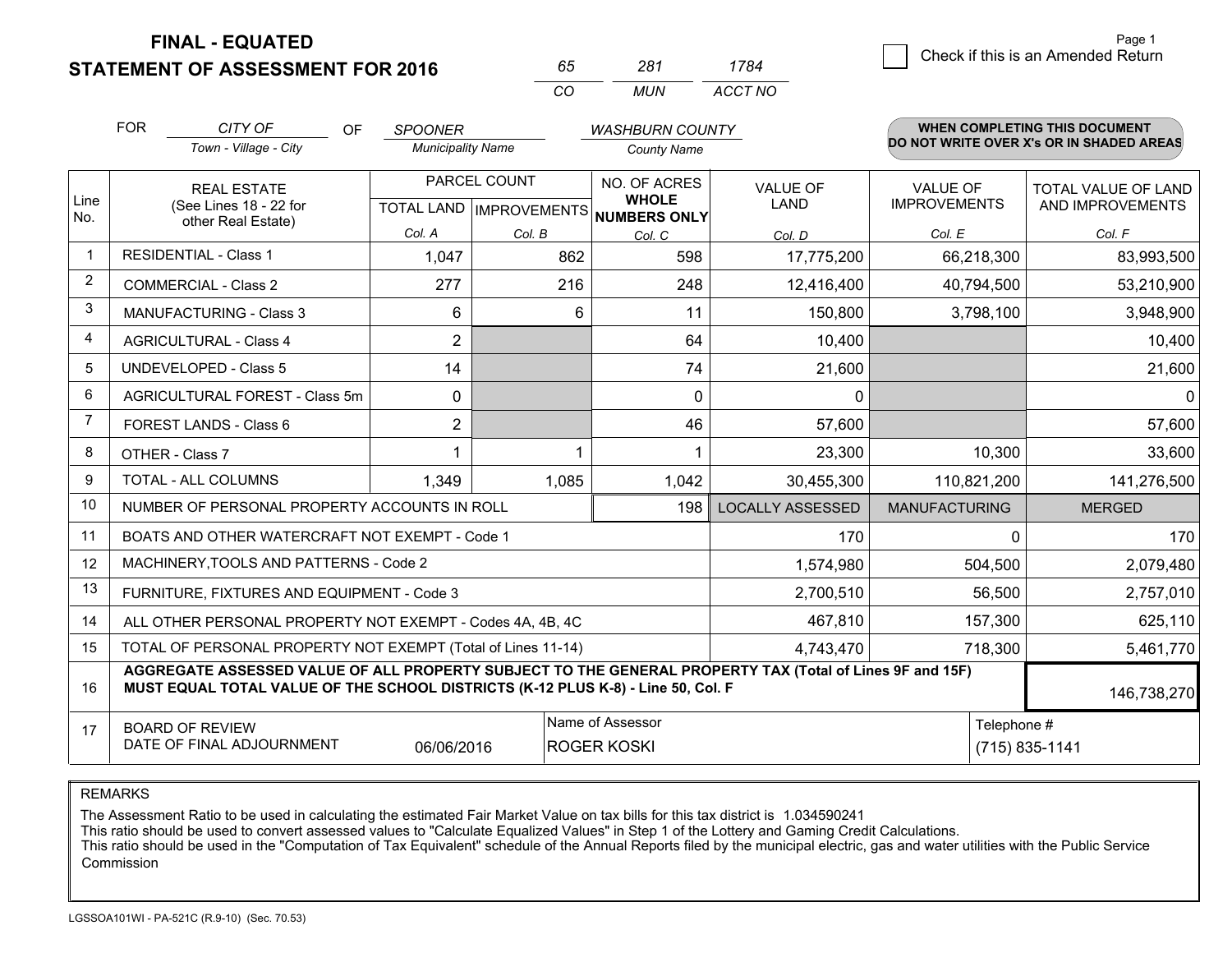**FINAL - EQUATED**
**STATEMENT OF ASSESSMENT FOR 2016**

| 65 | 281 | 1784 |
|---|---|---|
| CO | MUN | ACCT NO |

☐ Check if this is an Amended Return

FOR *CITY OF* (Town - Village - City) OF *SPOONER* (Municipality Name) *WASHBURN COUNTY* (County Name)

**WHEN COMPLETING THIS DOCUMENT DO NOT WRITE OVER X's OR IN SHADED AREAS**

| Line No. | REAL ESTATE (See Lines 18 - 22 for other Real Estate) | PARCEL COUNT | | NO. OF ACRES WHOLE NUMBERS ONLY | VALUE OF LAND | VALUE OF IMPROVEMENTS | TOTAL VALUE OF LAND AND IMPROVEMENTS |
|---|---|---|---|---|---|---|---|
| | | TOTAL LAND | IMPROVEMENTS | | | | |
| | | Col. A | Col. B | Col. C | Col. D | Col. E | Col. F |
| 1 | RESIDENTIAL - Class 1 | 1,047 | 862 | 598 | 17,775,200 | 66,218,300 | 83,993,500 |
| 2 | COMMERCIAL - Class 2 | 277 | 216 | 248 | 12,416,400 | 40,794,500 | 53,210,900 |
| 3 | MANUFACTURING - Class 3 | 6 | 6 | 11 | 150,800 | 3,798,100 | 3,948,900 |
| 4 | AGRICULTURAL - Class 4 | 2 | | 64 | 10,400 | | 10,400 |
| 5 | UNDEVELOPED - Class 5 | 14 | | 74 | 21,600 | | 21,600 |
| 6 | AGRICULTURAL FOREST - Class 5m | 0 | | 0 | 0 | | 0 |
| 7 | FOREST LANDS - Class 6 | 2 | | 46 | 57,600 | | 57,600 |
| 8 | OTHER - Class 7 | 1 | 1 | 1 | 23,300 | 10,300 | 33,600 |
| 9 | TOTAL - ALL COLUMNS | 1,349 | 1,085 | 1,042 | 30,455,300 | 110,821,200 | 141,276,500 |
| 10 | NUMBER OF PERSONAL PROPERTY ACCOUNTS IN ROLL | | | 198 | LOCALLY ASSESSED | MANUFACTURING | MERGED |
| 11 | BOATS AND OTHER WATERCRAFT NOT EXEMPT - Code 1 | | | | 170 | 0 | 170 |
| 12 | MACHINERY,TOOLS AND PATTERNS - Code 2 | | | | 1,574,980 | 504,500 | 2,079,480 |
| 13 | FURNITURE, FIXTURES AND EQUIPMENT - Code 3 | | | | 2,700,510 | 56,500 | 2,757,010 |
| 14 | ALL OTHER PERSONAL PROPERTY NOT EXEMPT - Codes 4A, 4B, 4C | | | | 467,810 | 157,300 | 625,110 |
| 15 | TOTAL OF PERSONAL PROPERTY NOT EXEMPT (Total of Lines 11-14) | | | | 4,743,470 | 718,300 | 5,461,770 |
| 16 | **AGGREGATE ASSESSED VALUE OF ALL PROPERTY SUBJECT TO THE GENERAL PROPERTY TAX (Total of Lines 9F and 15F) MUST EQUAL TOTAL VALUE OF THE SCHOOL DISTRICTS (K-12 PLUS K-8) - Line 50, Col. F** | | | | | | 146,738,270 |
| 17 | BOARD OF REVIEW DATE OF FINAL ADJOURNMENT | 06/06/2016 | | Name of Assessor: ROGER KOSKI | | | Telephone #: (715) 835-1141 |

REMARKS

The Assessment Ratio to be used in calculating the estimated Fair Market Value on tax bills for this tax district is 1.034590241
This ratio should be used to convert assessed values to "Calculate Equalized Values" in Step 1 of the Lottery and Gaming Credit Calculations.
This ratio should be used in the "Computation of Tax Equivalent" schedule of the Annual Reports filed by the municipal electric, gas and water utilities with the Public Service Commission

LGSSOA101WI - PA-521C (R.9-10) (Sec. 70.53)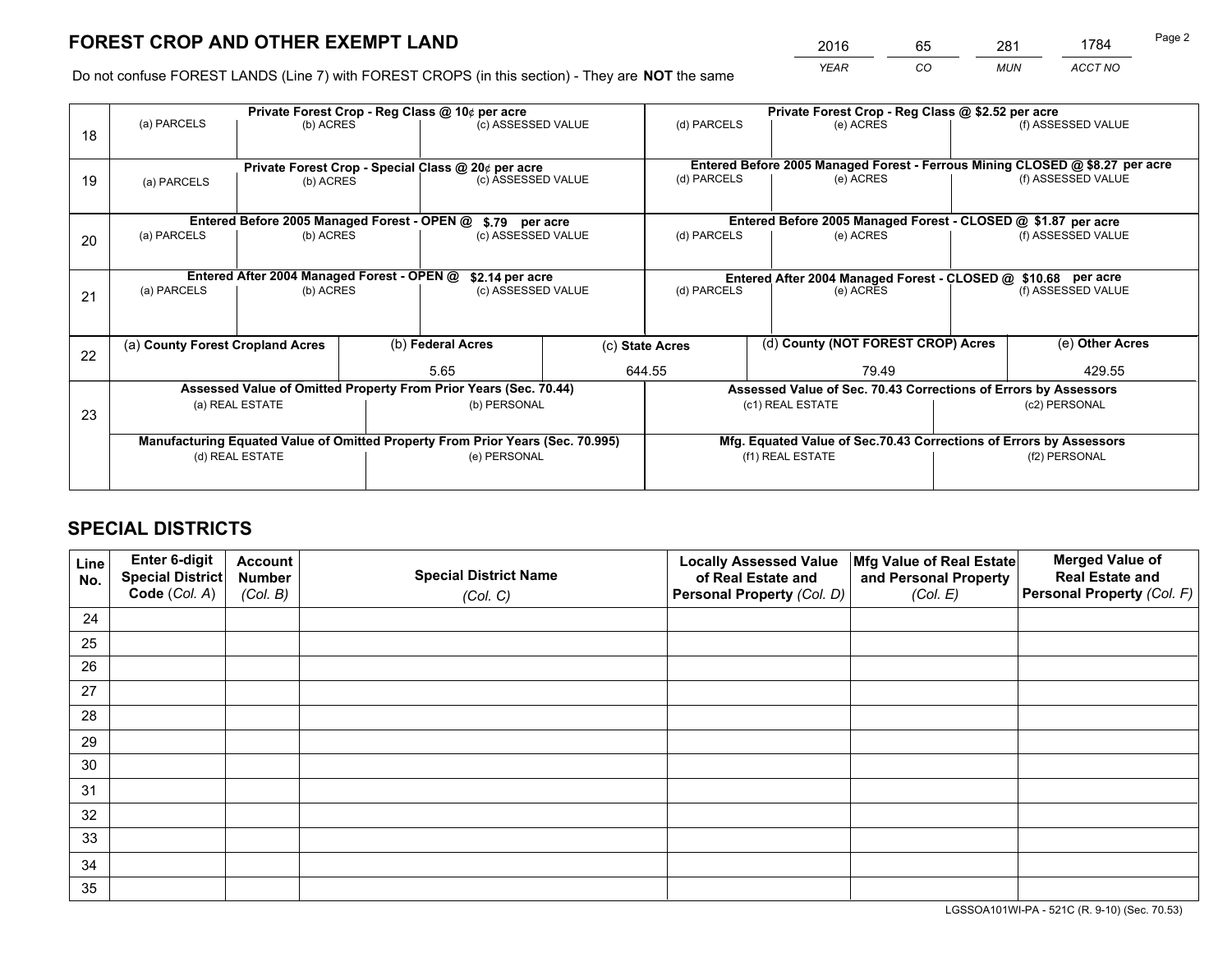# FOREST CROP AND OTHER EXEMPT LAND

| YEAR | CO | MUN | ACCT NO |
|---|---|---|---|
| 2016 | 65 | 281 | 1784 |

Do not confuse FOREST LANDS (Line 7) with FOREST CROPS (in this section) - They are **NOT** the same

| Line | Private Forest Crop - Reg Class @ 10¢ per acre | | | Private Forest Crop - Reg Class @ $2.52 per acre | | |
|---|---|---|---|---|---|---|
| | (a) PARCELS | (b) ACRES | (c) ASSESSED VALUE | (d) PARCELS | (e) ACRES | (f) ASSESSED VALUE |
| 18 | | | | | | |
| | **Private Forest Crop - Special Class @ 20¢ per acre** | | | **Entered Before 2005 Managed Forest - Ferrous Mining CLOSED @ $8.27 per acre** | | |
| | (a) PARCELS | (b) ACRES | (c) ASSESSED VALUE | (d) PARCELS | (e) ACRES | (f) ASSESSED VALUE |
| 19 | | | | | | |
| | **Entered Before 2005 Managed Forest - OPEN @ $.79 per acre** | | | **Entered Before 2005 Managed Forest - CLOSED @ $1.87 per acre** | | |
| | (a) PARCELS | (b) ACRES | (c) ASSESSED VALUE | (d) PARCELS | (e) ACRES | (f) ASSESSED VALUE |
| 20 | | | | | | |
| | **Entered After 2004 Managed Forest - OPEN @ $2.14 per acre** | | | **Entered After 2004 Managed Forest - CLOSED @ $10.68 per acre** | | |
| | (a) PARCELS | (b) ACRES | (c) ASSESSED VALUE | (d) PARCELS | (e) ACRES | (f) ASSESSED VALUE |
| 21 | | | | | | |

| Line | (a) County Forest Cropland Acres | (b) Federal Acres | (c) State Acres | (d) County (NOT FOREST CROP) Acres | (e) Other Acres |
|---|---|---|---|---|---|
| 22 | | 5.65 | 644.55 | 79.49 | 429.55 |

| Line | Assessed Value of Omitted Property From Prior Years (Sec. 70.44) | | Assessed Value of Sec. 70.43 Corrections of Errors by Assessors | |
|---|---|---|---|---|
| | (a) REAL ESTATE | (b) PERSONAL | (c1) REAL ESTATE | (c2) PERSONAL |
| 23 | | | | |
| | **Manufacturing Equated Value of Omitted Property From Prior Years (Sec. 70.995)** | | **Mfg. Equated Value of Sec.70.43 Corrections of Errors by Assessors** | |
| | (d) REAL ESTATE | (e) PERSONAL | (f1) REAL ESTATE | (f2) PERSONAL |
| | | | | |

# SPECIAL DISTRICTS

| Line No. | Enter 6-digit Special District Code (Col. A) | Account Number (Col. B) | Special District Name (Col. C) | Locally Assessed Value of Real Estate and Personal Property (Col. D) | Mfg Value of Real Estate and Personal Property (Col. E) | Merged Value of Real Estate and Personal Property (Col. F) |
|---|---|---|---|---|---|---|
| 24 | | | | | | |
| 25 | | | | | | |
| 26 | | | | | | |
| 27 | | | | | | |
| 28 | | | | | | |
| 29 | | | | | | |
| 30 | | | | | | |
| 31 | | | | | | |
| 32 | | | | | | |
| 33 | | | | | | |
| 34 | | | | | | |
| 35 | | | | | | |

LGSSOA101WI-PA - 521C (R. 9-10) (Sec. 70.53)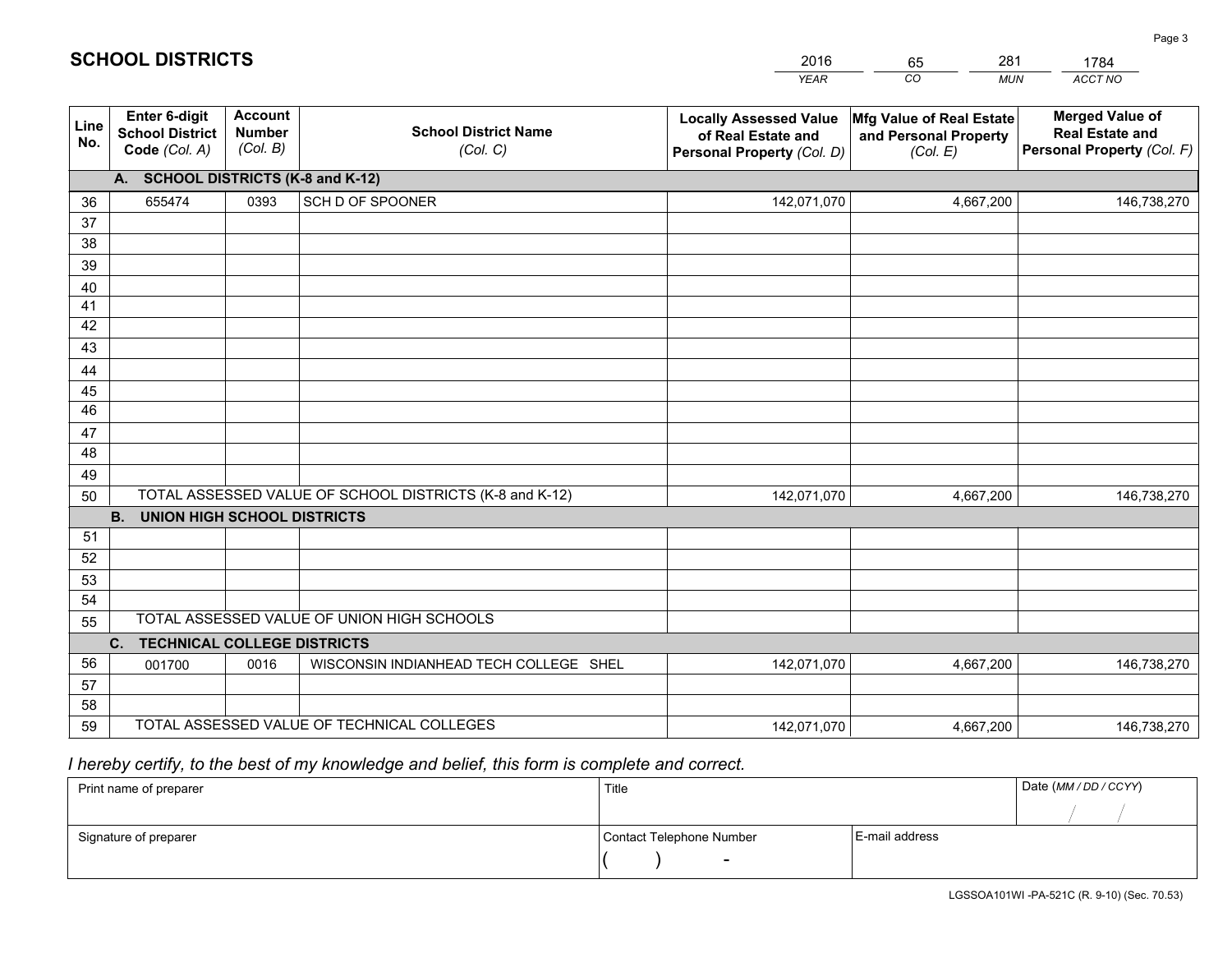# SCHOOL DISTRICTS

| 2016 | 65 | 281 | 1784 |
|---|---|---|---|
| YEAR | CO | MUN | ACCT NO |

| Line No. | Enter 6-digit School District Code (Col. A) | Account Number (Col. B) | School District Name (Col. C) | Locally Assessed Value of Real Estate and Personal Property (Col. D) | Mfg Value of Real Estate and Personal Property (Col. E) | Merged Value of Real Estate and Personal Property (Col. F) |
|---|---|---|---|---|---|---|
| **A. SCHOOL DISTRICTS (K-8 and K-12)** | | | | | | |
| 36 | 655474 | 0393 | SCH D OF SPOONER | 142,071,070 | 4,667,200 | 146,738,270 |
| 37 | | | | | | |
| 38 | | | | | | |
| 39 | | | | | | |
| 40 | | | | | | |
| 41 | | | | | | |
| 42 | | | | | | |
| 43 | | | | | | |
| 44 | | | | | | |
| 45 | | | | | | |
| 46 | | | | | | |
| 47 | | | | | | |
| 48 | | | | | | |
| 49 | | | | | | |
| 50 | TOTAL ASSESSED VALUE OF SCHOOL DISTRICTS (K-8 and K-12) | | | 142,071,070 | 4,667,200 | 146,738,270 |
| **B. UNION HIGH SCHOOL DISTRICTS** | | | | | | |
| 51 | | | | | | |
| 52 | | | | | | |
| 53 | | | | | | |
| 54 | | | | | | |
| 55 | TOTAL ASSESSED VALUE OF UNION HIGH SCHOOLS | | | | | |
| **C. TECHNICAL COLLEGE DISTRICTS** | | | | | | |
| 56 | 001700 | 0016 | WISCONSIN INDIANHEAD TECH COLLEGE SHEL | 142,071,070 | 4,667,200 | 146,738,270 |
| 57 | | | | | | |
| 58 | | | | | | |
| 59 | TOTAL ASSESSED VALUE OF TECHNICAL COLLEGES | | | 142,071,070 | 4,667,200 | 146,738,270 |

*I hereby certify, to the best of my knowledge and belief, this form is complete and correct.*

| Print name of preparer | Title | | Date (MM / DD / CCYY) |
|---|---|---|---|
| | | | / / |
| Signature of preparer | Contact Telephone Number | E-mail address | |
| | ( ) - | | |

LGSSOA101WI -PA-521C (R. 9-10) (Sec. 70.53)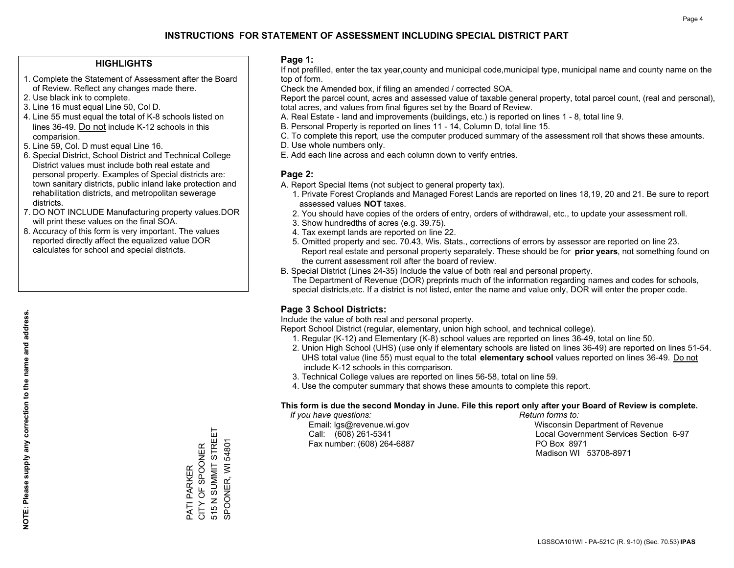# INSTRUCTIONS FOR STATEMENT OF ASSESSMENT INCLUDING SPECIAL DISTRICT PART

## HIGHLIGHTS

1. Complete the Statement of Assessment after the Board of Review. Reflect any changes made there.
2. Use black ink to complete.
3. Line 16 must equal Line 50, Col D.
4. Line 55 must equal the total of K-8 schools listed on lines 36-49. Do not include K-12 schools in this comparision.
5. Line 59, Col. D must equal Line 16.
6. Special District, School District and Technical College District values must include both real estate and personal property. Examples of Special districts are: town sanitary districts, public inland lake protection and rehabilitation districts, and metropolitan sewerage districts.
7. DO NOT INCLUDE Manufacturing property values.DOR will print these values on the final SOA.
8. Accuracy of this form is very important. The values reported directly affect the equalized value DOR calculates for school and special districts.

**NOTE: Please supply any correction to the name and address.**

PATI PARKER
CITY OF SPOONER
515 N SUMMIT STREET
SPOONER, WI 54801

## Page 1:

If not prefilled, enter the tax year,county and municipal code,municipal type, municipal name and county name on the top of form.

Check the Amended box, if filing an amended / corrected SOA.

Report the parcel count, acres and assessed value of taxable general property, total parcel count, (real and personal), total acres, and values from final figures set by the Board of Review.

A. Real Estate - land and improvements (buildings, etc.) is reported on lines 1 - 8, total line 9.
B. Personal Property is reported on lines 11 - 14, Column D, total line 15.
C. To complete this report, use the computer produced summary of the assessment roll that shows these amounts.
D. Use whole numbers only.
E. Add each line across and each column down to verify entries.

## Page 2:

A. Report Special Items (not subject to general property tax).
   1. Private Forest Croplands and Managed Forest Lands are reported on lines 18,19, 20 and 21. Be sure to report assessed values **NOT** taxes.
   2. You should have copies of the orders of entry, orders of withdrawal, etc., to update your assessment roll.
   3. Show hundredths of acres (e.g. 39.75).
   4. Tax exempt lands are reported on line 22.
   5. Omitted property and sec. 70.43, Wis. Stats., corrections of errors by assessor are reported on line 23. Report real estate and personal property separately. These should be for **prior years**, not something found on the current assessment roll after the board of review.

B. Special District (Lines 24-35) Include the value of both real and personal property.
   The Department of Revenue (DOR) preprints much of the information regarding names and codes for schools, special districts,etc. If a district is not listed, enter the name and value only, DOR will enter the proper code.

## Page 3 School Districts:

Include the value of both real and personal property.

Report School District (regular, elementary, union high school, and technical college).

1. Regular (K-12) and Elementary (K-8) school values are reported on lines 36-49, total on line 50.
2. Union High School (UHS) (use only if elementary schools are listed on lines 36-49) are reported on lines 51-54. UHS total value (line 55) must equal to the total **elementary school** values reported on lines 36-49. Do not include K-12 schools in this comparison.
3. Technical College values are reported on lines 56-58, total on line 59.
4. Use the computer summary that shows these amounts to complete this report.

**This form is due the second Monday in June. File this report only after your Board of Review is complete.**

*If you have questions:*
Email: lgs@revenue.wi.gov
Call: (608) 261-5341
Fax number: (608) 264-6887

*Return forms to:*
Wisconsin Department of Revenue
Local Government Services Section 6-97
PO Box 8971
Madison WI 53708-8971

LGSSOA101WI - PA-521C (R. 9-10) (Sec. 70.53) **IPAS**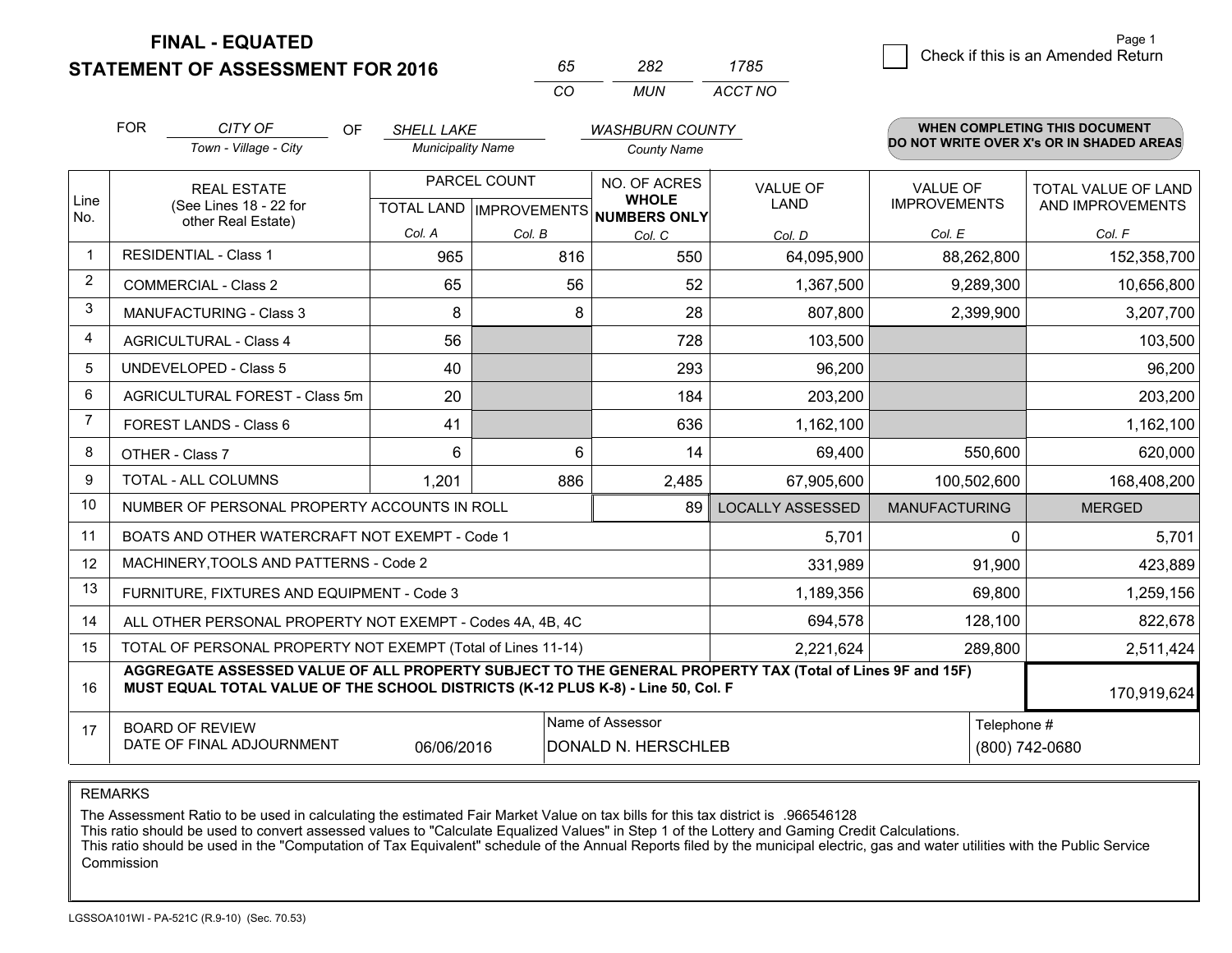**FINAL - EQUATED**
**STATEMENT OF ASSESSMENT FOR 2016**

| 65 | 282 | 1785 |
|---|---|---|
| CO | MUN | ACCT NO |

☐ Check if this is an Amended Return

| FOR | CITY OF | OF | SHELL LAKE | WASHBURN COUNTY |
|---|---|---|---|---|
| | Town - Village - City | | Municipality Name | County Name |

**WHEN COMPLETING THIS DOCUMENT DO NOT WRITE OVER X's OR IN SHADED AREAS**

| Line No. | REAL ESTATE (See Lines 18 - 22 for other Real Estate) | PARCEL COUNT TOTAL LAND Col. A | PARCEL COUNT IMPROVEMENTS Col. B | NO. OF ACRES WHOLE NUMBERS ONLY Col. C | VALUE OF LAND Col. D | VALUE OF IMPROVEMENTS Col. E | TOTAL VALUE OF LAND AND IMPROVEMENTS Col. F |
|---|---|---|---|---|---|---|---|
| 1 | RESIDENTIAL - Class 1 | 965 | 816 | 550 | 64,095,900 | 88,262,800 | 152,358,700 |
| 2 | COMMERCIAL - Class 2 | 65 | 56 | 52 | 1,367,500 | 9,289,300 | 10,656,800 |
| 3 | MANUFACTURING - Class 3 | 8 | 8 | 28 | 807,800 | 2,399,900 | 3,207,700 |
| 4 | AGRICULTURAL - Class 4 | 56 | | 728 | 103,500 | | 103,500 |
| 5 | UNDEVELOPED - Class 5 | 40 | | 293 | 96,200 | | 96,200 |
| 6 | AGRICULTURAL FOREST - Class 5m | 20 | | 184 | 203,200 | | 203,200 |
| 7 | FOREST LANDS - Class 6 | 41 | | 636 | 1,162,100 | | 1,162,100 |
| 8 | OTHER - Class 7 | 6 | 6 | 14 | 69,400 | 550,600 | 620,000 |
| 9 | TOTAL - ALL COLUMNS | 1,201 | 886 | 2,485 | 67,905,600 | 100,502,600 | 168,408,200 |
| 10 | NUMBER OF PERSONAL PROPERTY ACCOUNTS IN ROLL | | | 89 | LOCALLY ASSESSED | MANUFACTURING | MERGED |
| 11 | BOATS AND OTHER WATERCRAFT NOT EXEMPT - Code 1 | | | | 5,701 | 0 | 5,701 |
| 12 | MACHINERY,TOOLS AND PATTERNS - Code 2 | | | | 331,989 | 91,900 | 423,889 |
| 13 | FURNITURE, FIXTURES AND EQUIPMENT - Code 3 | | | | 1,189,356 | 69,800 | 1,259,156 |
| 14 | ALL OTHER PERSONAL PROPERTY NOT EXEMPT - Codes 4A, 4B, 4C | | | | 694,578 | 128,100 | 822,678 |
| 15 | TOTAL OF PERSONAL PROPERTY NOT EXEMPT (Total of Lines 11-14) | | | | 2,221,624 | 289,800 | 2,511,424 |
| 16 | **AGGREGATE ASSESSED VALUE OF ALL PROPERTY SUBJECT TO THE GENERAL PROPERTY TAX (Total of Lines 9F and 15F) MUST EQUAL TOTAL VALUE OF THE SCHOOL DISTRICTS (K-12 PLUS K-8) - Line 50, Col. F** | | | | | | 170,919,624 |
| 17 | BOARD OF REVIEW DATE OF FINAL ADJOURNMENT | 06/06/2016 | Name of Assessor: DONALD N. HERSCHLEB | | | Telephone #: (800) 742-0680 | |

REMARKS

The Assessment Ratio to be used in calculating the estimated Fair Market Value on tax bills for this tax district is .966546128
This ratio should be used to convert assessed values to "Calculate Equalized Values" in Step 1 of the Lottery and Gaming Credit Calculations.
This ratio should be used in the "Computation of Tax Equivalent" schedule of the Annual Reports filed by the municipal electric, gas and water utilities with the Public Service Commission

LGSSOA101WI - PA-521C (R.9-10) (Sec. 70.53)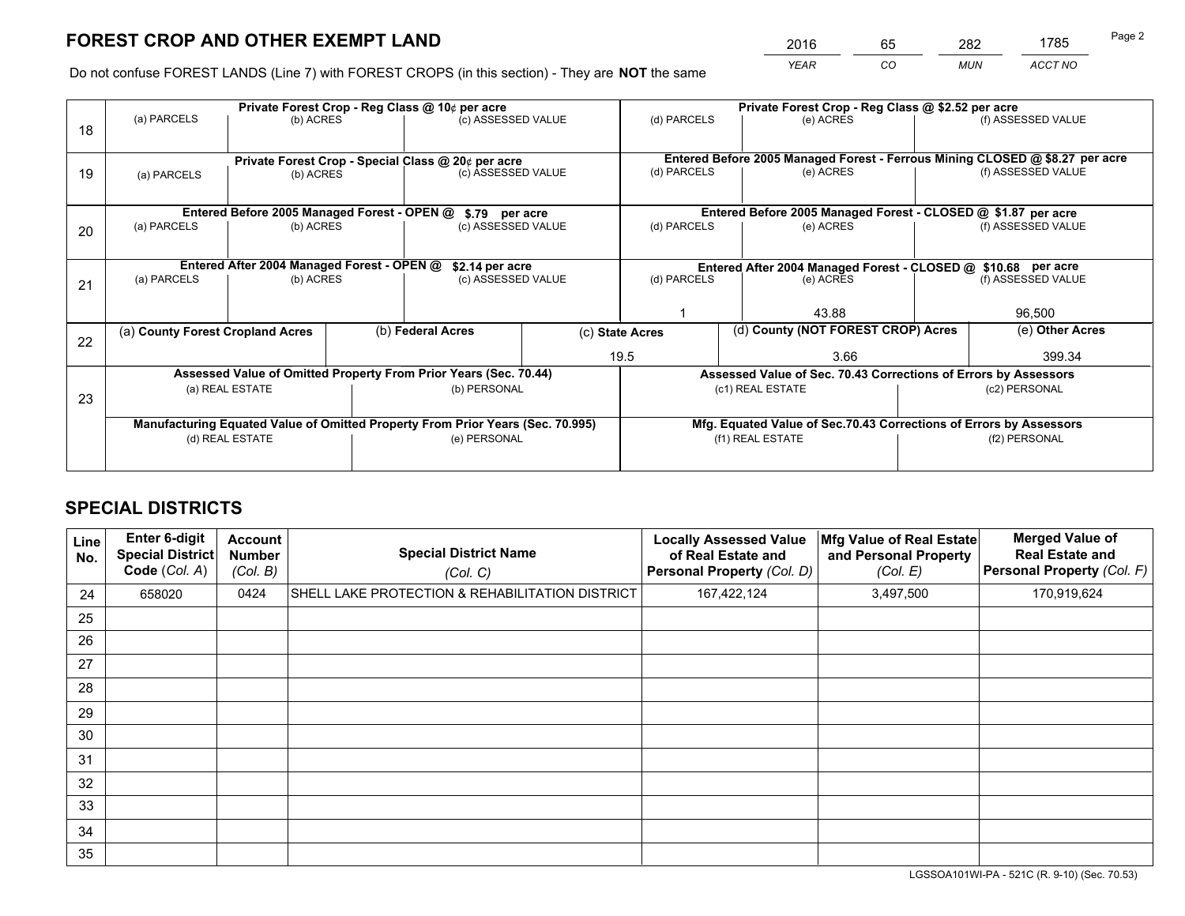# FOREST CROP AND OTHER EXEMPT LAND

| 2016 | 65 | 282 | 1785 |
|---|---|---|---|
| YEAR | CO | MUN | ACCT NO |

Do not confuse FOREST LANDS (Line 7) with FOREST CROPS (in this section) - They are **NOT** the same

| Line | Private Forest Crop - Reg Class @ 10¢ per acre | | | Private Forest Crop - Reg Class @ $2.52 per acre | | |
|---|---|---|---|---|---|---|
| 18 | (a) PARCELS | (b) ACRES | (c) ASSESSED VALUE | (d) PARCELS | (e) ACRES | (f) ASSESSED VALUE |
| | | | | | | |
| | **Private Forest Crop - Special Class @ 20¢ per acre** | | | **Entered Before 2005 Managed Forest - Ferrous Mining CLOSED @ $8.27 per acre** | | |
| 19 | (a) PARCELS | (b) ACRES | (c) ASSESSED VALUE | (d) PARCELS | (e) ACRES | (f) ASSESSED VALUE |
| | | | | | | |
| | **Entered Before 2005 Managed Forest - OPEN @ $.79 per acre** | | | **Entered Before 2005 Managed Forest - CLOSED @ $1.87 per acre** | | |
| 20 | (a) PARCELS | (b) ACRES | (c) ASSESSED VALUE | (d) PARCELS | (e) ACRES | (f) ASSESSED VALUE |
| | | | | | | |
| | **Entered After 2004 Managed Forest - OPEN @ $2.14 per acre** | | | **Entered After 2004 Managed Forest - CLOSED @ $10.68 per acre** | | |
| 21 | (a) PARCELS | (b) ACRES | (c) ASSESSED VALUE | (d) PARCELS | (e) ACRES | (f) ASSESSED VALUE |
| | | | | 1 | 43.88 | 96,500 |

| Line | (a) County Forest Cropland Acres | (b) Federal Acres | (c) State Acres | (d) County (NOT FOREST CROP) Acres | (e) Other Acres |
|---|---|---|---|---|---|
| 22 | | | 19.5 | 3.66 | 399.34 |

| Line | Assessed Value of Omitted Property From Prior Years (Sec. 70.44) | | Assessed Value of Sec. 70.43 Corrections of Errors by Assessors | |
|---|---|---|---|---|
| 23 | (a) REAL ESTATE | (b) PERSONAL | (c1) REAL ESTATE | (c2) PERSONAL |
| | | | | |
| | **Manufacturing Equated Value of Omitted Property From Prior Years (Sec. 70.995)** | | **Mfg. Equated Value of Sec.70.43 Corrections of Errors by Assessors** | |
| | (d) REAL ESTATE | (e) PERSONAL | (f1) REAL ESTATE | (f2) PERSONAL |
| | | | | |

# SPECIAL DISTRICTS

| Line No. | Enter 6-digit Special District Code (Col. A) | Account Number (Col. B) | Special District Name (Col. C) | Locally Assessed Value of Real Estate and Personal Property (Col. D) | Mfg Value of Real Estate and Personal Property (Col. E) | Merged Value of Real Estate and Personal Property (Col. F) |
|---|---|---|---|---|---|---|
| 24 | 658020 | 0424 | SHELL LAKE PROTECTION & REHABILITATION DISTRICT | 167,422,124 | 3,497,500 | 170,919,624 |
| 25 | | | | | | |
| 26 | | | | | | |
| 27 | | | | | | |
| 28 | | | | | | |
| 29 | | | | | | |
| 30 | | | | | | |
| 31 | | | | | | |
| 32 | | | | | | |
| 33 | | | | | | |
| 34 | | | | | | |
| 35 | | | | | | |

LGSSOA101WI-PA - 521C (R. 9-10) (Sec. 70.53)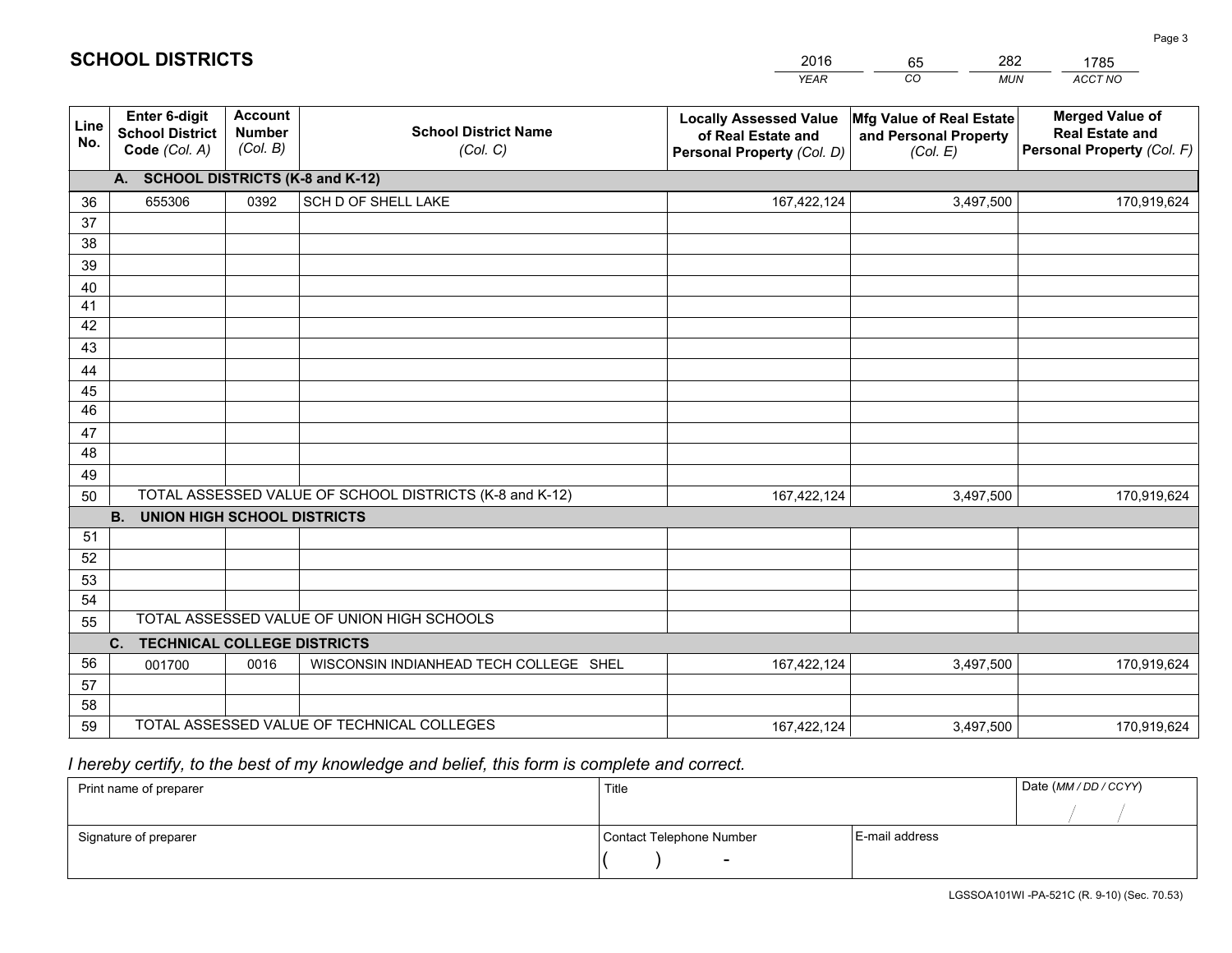# SCHOOL DISTRICTS

| 2016 | 65 | 282 | 1785 |
|---|---|---|---|
| *YEAR* | *CO* | *MUN* | *ACCT NO* |

| Line No. | Enter 6-digit School District Code *(Col. A)* | Account Number *(Col. B)* | School District Name *(Col. C)* | Locally Assessed Value of Real Estate and Personal Property *(Col. D)* | Mfg Value of Real Estate and Personal Property *(Col. E)* | Merged Value of Real Estate and Personal Property *(Col. F)* |
|---|---|---|---|---|---|---|
| | **A. SCHOOL DISTRICTS (K-8 and K-12)** | | | | | |
| 36 | 655306 | 0392 | SCH D OF SHELL LAKE | 167,422,124 | 3,497,500 | 170,919,624 |
| 37 | | | | | | |
| 38 | | | | | | |
| 39 | | | | | | |
| 40 | | | | | | |
| 41 | | | | | | |
| 42 | | | | | | |
| 43 | | | | | | |
| 44 | | | | | | |
| 45 | | | | | | |
| 46 | | | | | | |
| 47 | | | | | | |
| 48 | | | | | | |
| 49 | | | | | | |
| 50 | TOTAL ASSESSED VALUE OF SCHOOL DISTRICTS (K-8 and K-12) | | | 167,422,124 | 3,497,500 | 170,919,624 |
| | **B. UNION HIGH SCHOOL DISTRICTS** | | | | | |
| 51 | | | | | | |
| 52 | | | | | | |
| 53 | | | | | | |
| 54 | | | | | | |
| 55 | TOTAL ASSESSED VALUE OF UNION HIGH SCHOOLS | | | | | |
| | **C. TECHNICAL COLLEGE DISTRICTS** | | | | | |
| 56 | 001700 | 0016 | WISCONSIN INDIANHEAD TECH COLLEGE SHEL | 167,422,124 | 3,497,500 | 170,919,624 |
| 57 | | | | | | |
| 58 | | | | | | |
| 59 | TOTAL ASSESSED VALUE OF TECHNICAL COLLEGES | | | 167,422,124 | 3,497,500 | 170,919,624 |

*I hereby certify, to the best of my knowledge and belief, this form is complete and correct.*

| Print name of preparer | Title | | Date *(MM / DD / CCYY)* |
|---|---|---|---|
| | | | / / |
| Signature of preparer | Contact Telephone Number | E-mail address | |
| | ( ) - | | |

LGSSOA101WI -PA-521C (R. 9-10) (Sec. 70.53)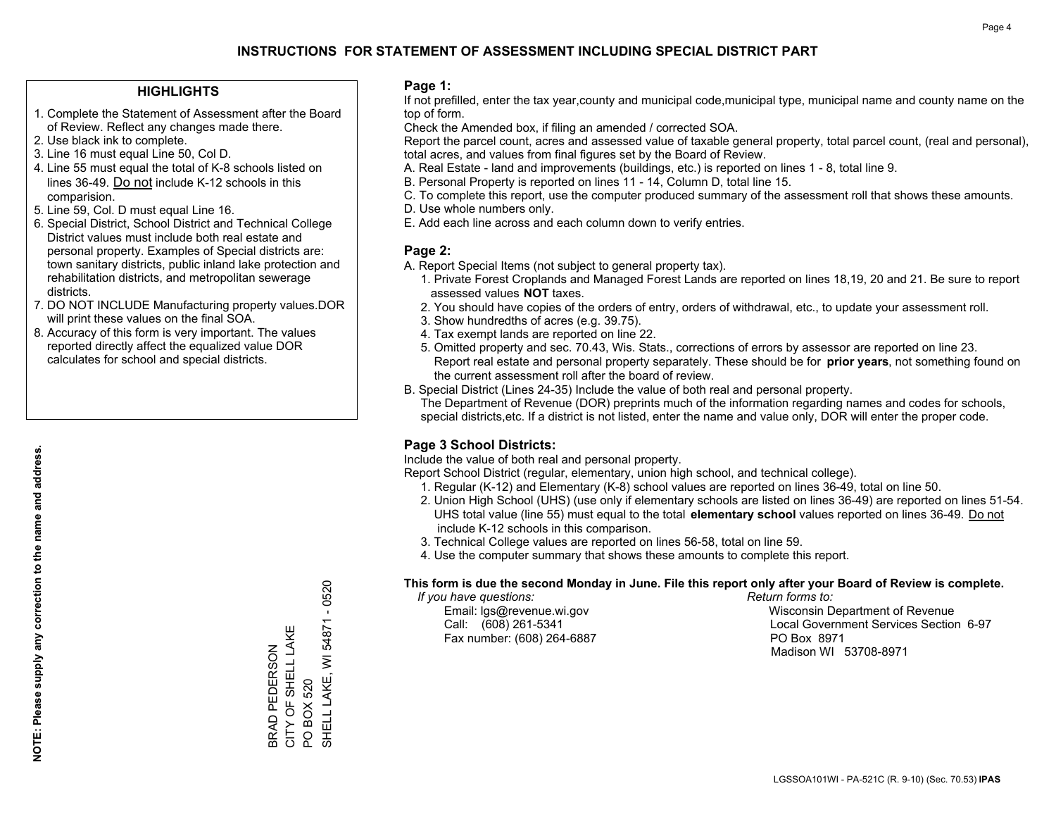# INSTRUCTIONS FOR STATEMENT OF ASSESSMENT INCLUDING SPECIAL DISTRICT PART

## HIGHLIGHTS

1. Complete the Statement of Assessment after the Board of Review. Reflect any changes made there.
2. Use black ink to complete.
3. Line 16 must equal Line 50, Col D.
4. Line 55 must equal the total of K-8 schools listed on lines 36-49. Do not include K-12 schools in this comparision.
5. Line 59, Col. D must equal Line 16.
6. Special District, School District and Technical College District values must include both real estate and personal property. Examples of Special districts are: town sanitary districts, public inland lake protection and rehabilitation districts, and metropolitan sewerage districts.
7. DO NOT INCLUDE Manufacturing property values.DOR will print these values on the final SOA.
8. Accuracy of this form is very important. The values reported directly affect the equalized value DOR calculates for school and special districts.

**NOTE: Please supply any correction to the name and address.**

BRAD PEDERSON
CITY OF SHELL LAKE
PO BOX 520
SHELL LAKE, WI 54871 - 0520

## Page 1:

If not prefilled, enter the tax year,county and municipal code,municipal type, municipal name and county name on the top of form.

Check the Amended box, if filing an amended / corrected SOA.

Report the parcel count, acres and assessed value of taxable general property, total parcel count, (real and personal), total acres, and values from final figures set by the Board of Review.

A. Real Estate - land and improvements (buildings, etc.) is reported on lines 1 - 8, total line 9.
B. Personal Property is reported on lines 11 - 14, Column D, total line 15.
C. To complete this report, use the computer produced summary of the assessment roll that shows these amounts.
D. Use whole numbers only.
E. Add each line across and each column down to verify entries.

## Page 2:

A. Report Special Items (not subject to general property tax).
   1. Private Forest Croplands and Managed Forest Lands are reported on lines 18,19, 20 and 21. Be sure to report assessed values **NOT** taxes.
   2. You should have copies of the orders of entry, orders of withdrawal, etc., to update your assessment roll.
   3. Show hundredths of acres (e.g. 39.75).
   4. Tax exempt lands are reported on line 22.
   5. Omitted property and sec. 70.43, Wis. Stats., corrections of errors by assessor are reported on line 23. Report real estate and personal property separately. These should be for **prior years**, not something found on the current assessment roll after the board of review.
B. Special District (Lines 24-35) Include the value of both real and personal property.
   The Department of Revenue (DOR) preprints much of the information regarding names and codes for schools, special districts,etc. If a district is not listed, enter the name and value only, DOR will enter the proper code.

## Page 3 School Districts:

Include the value of both real and personal property.

Report School District (regular, elementary, union high school, and technical college).

1. Regular (K-12) and Elementary (K-8) school values are reported on lines 36-49, total on line 50.
2. Union High School (UHS) (use only if elementary schools are listed on lines 36-49) are reported on lines 51-54. UHS total value (line 55) must equal to the total **elementary school** values reported on lines 36-49. Do not include K-12 schools in this comparison.
3. Technical College values are reported on lines 56-58, total on line 59.
4. Use the computer summary that shows these amounts to complete this report.

**This form is due the second Monday in June. File this report only after your Board of Review is complete.**

*If you have questions:*
Email: lgs@revenue.wi.gov
Call: (608) 261-5341
Fax number: (608) 264-6887

*Return forms to:*
Wisconsin Department of Revenue
Local Government Services Section 6-97
PO Box 8971
Madison WI 53708-8971

LGSSOA101WI - PA-521C (R. 9-10) (Sec. 70.53) **IPAS**